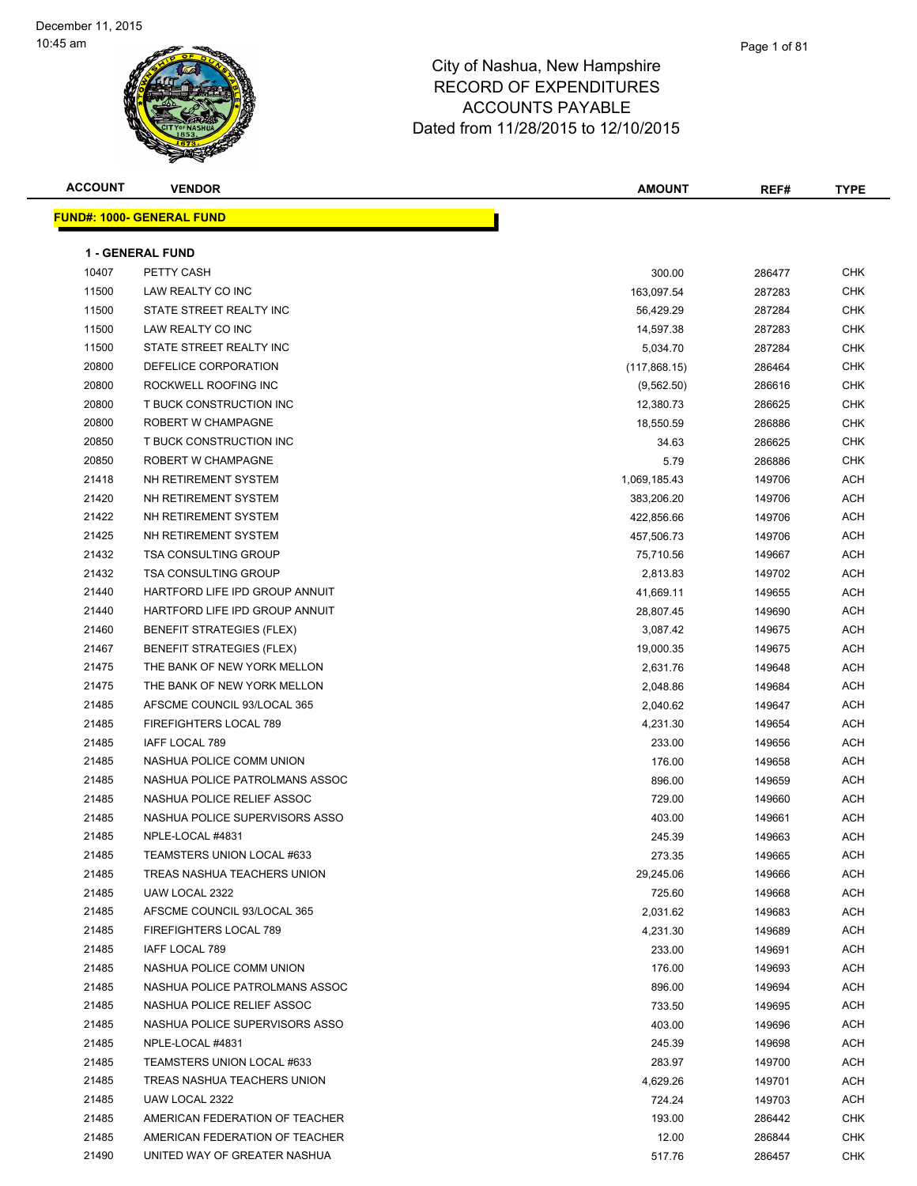December 11, 2015
10:45 am

# City of Nashua, New Hampshire
## RECORD OF EXPENDITURES
## ACCOUNTS PAYABLE
## Dated from 11/28/2015 to 12/10/2015

**FUND#: 1000- GENERAL FUND**

**1 - GENERAL FUND**

| ACCOUNT | VENDOR | AMOUNT | REF# | TYPE |
|---|---|---|---|---|
| 10407 | PETTY CASH | 300.00 | 286477 | CHK |
| 11500 | LAW REALTY CO INC | 163,097.54 | 287283 | CHK |
| 11500 | STATE STREET REALTY INC | 56,429.29 | 287284 | CHK |
| 11500 | LAW REALTY CO INC | 14,597.38 | 287283 | CHK |
| 11500 | STATE STREET REALTY INC | 5,034.70 | 287284 | CHK |
| 20800 | DEFELICE CORPORATION | (117,868.15) | 286464 | CHK |
| 20800 | ROCKWELL ROOFING INC | (9,562.50) | 286616 | CHK |
| 20800 | T BUCK CONSTRUCTION INC | 12,380.73 | 286625 | CHK |
| 20800 | ROBERT W CHAMPAGNE | 18,550.59 | 286886 | CHK |
| 20850 | T BUCK CONSTRUCTION INC | 34.63 | 286625 | CHK |
| 20850 | ROBERT W CHAMPAGNE | 5.79 | 286886 | CHK |
| 21418 | NH RETIREMENT SYSTEM | 1,069,185.43 | 149706 | ACH |
| 21420 | NH RETIREMENT SYSTEM | 383,206.20 | 149706 | ACH |
| 21422 | NH RETIREMENT SYSTEM | 422,856.66 | 149706 | ACH |
| 21425 | NH RETIREMENT SYSTEM | 457,506.73 | 149706 | ACH |
| 21432 | TSA CONSULTING GROUP | 75,710.56 | 149667 | ACH |
| 21432 | TSA CONSULTING GROUP | 2,813.83 | 149702 | ACH |
| 21440 | HARTFORD LIFE IPD GROUP ANNUIT | 41,669.11 | 149655 | ACH |
| 21440 | HARTFORD LIFE IPD GROUP ANNUIT | 28,807.45 | 149690 | ACH |
| 21460 | BENEFIT STRATEGIES (FLEX) | 3,087.42 | 149675 | ACH |
| 21467 | BENEFIT STRATEGIES (FLEX) | 19,000.35 | 149675 | ACH |
| 21475 | THE BANK OF NEW YORK MELLON | 2,631.76 | 149648 | ACH |
| 21475 | THE BANK OF NEW YORK MELLON | 2,048.86 | 149684 | ACH |
| 21485 | AFSCME COUNCIL 93/LOCAL 365 | 2,040.62 | 149647 | ACH |
| 21485 | FIREFIGHTERS LOCAL 789 | 4,231.30 | 149654 | ACH |
| 21485 | IAFF LOCAL 789 | 233.00 | 149656 | ACH |
| 21485 | NASHUA POLICE COMM UNION | 176.00 | 149658 | ACH |
| 21485 | NASHUA POLICE PATROLMANS ASSOC | 896.00 | 149659 | ACH |
| 21485 | NASHUA POLICE RELIEF ASSOC | 729.00 | 149660 | ACH |
| 21485 | NASHUA POLICE SUPERVISORS ASSO | 403.00 | 149661 | ACH |
| 21485 | NPLE-LOCAL #4831 | 245.39 | 149663 | ACH |
| 21485 | TEAMSTERS UNION LOCAL #633 | 273.35 | 149665 | ACH |
| 21485 | TREAS NASHUA TEACHERS UNION | 29,245.06 | 149666 | ACH |
| 21485 | UAW LOCAL 2322 | 725.60 | 149668 | ACH |
| 21485 | AFSCME COUNCIL 93/LOCAL 365 | 2,031.62 | 149683 | ACH |
| 21485 | FIREFIGHTERS LOCAL 789 | 4,231.30 | 149689 | ACH |
| 21485 | IAFF LOCAL 789 | 233.00 | 149691 | ACH |
| 21485 | NASHUA POLICE COMM UNION | 176.00 | 149693 | ACH |
| 21485 | NASHUA POLICE PATROLMANS ASSOC | 896.00 | 149694 | ACH |
| 21485 | NASHUA POLICE RELIEF ASSOC | 733.50 | 149695 | ACH |
| 21485 | NASHUA POLICE SUPERVISORS ASSO | 403.00 | 149696 | ACH |
| 21485 | NPLE-LOCAL #4831 | 245.39 | 149698 | ACH |
| 21485 | TEAMSTERS UNION LOCAL #633 | 283.97 | 149700 | ACH |
| 21485 | TREAS NASHUA TEACHERS UNION | 4,629.26 | 149701 | ACH |
| 21485 | UAW LOCAL 2322 | 724.24 | 149703 | ACH |
| 21485 | AMERICAN FEDERATION OF TEACHER | 193.00 | 286442 | CHK |
| 21485 | AMERICAN FEDERATION OF TEACHER | 12.00 | 286844 | CHK |
| 21490 | UNITED WAY OF GREATER NASHUA | 517.76 | 286457 | CHK |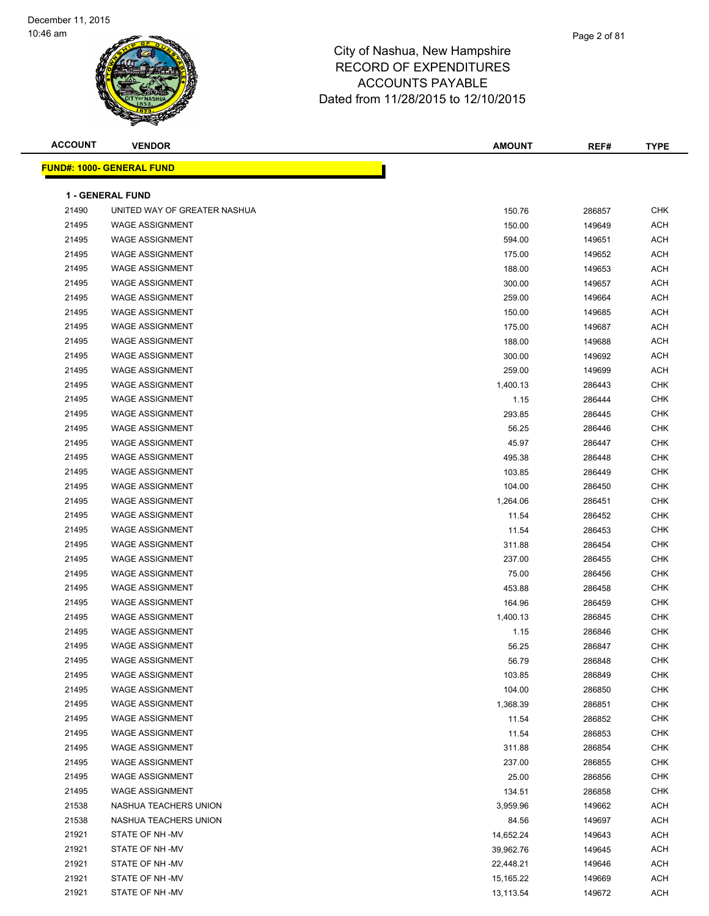# City of Nashua, New Hampshire
## RECORD OF EXPENDITURES
## ACCOUNTS PAYABLE
## Dated from 11/28/2015 to 12/10/2015

December 11, 2015
10:46 am

| ACCOUNT | VENDOR | AMOUNT | REF# | TYPE |
|---|---|---|---|---|

**FUND#: 1000- GENERAL FUND**

**1 - GENERAL FUND**

| ACCOUNT | VENDOR | AMOUNT | REF# | TYPE |
|---|---|---|---|---|
| 21490 | UNITED WAY OF GREATER NASHUA | 150.76 | 286857 | CHK |
| 21495 | WAGE ASSIGNMENT | 150.00 | 149649 | ACH |
| 21495 | WAGE ASSIGNMENT | 594.00 | 149651 | ACH |
| 21495 | WAGE ASSIGNMENT | 175.00 | 149652 | ACH |
| 21495 | WAGE ASSIGNMENT | 188.00 | 149653 | ACH |
| 21495 | WAGE ASSIGNMENT | 300.00 | 149657 | ACH |
| 21495 | WAGE ASSIGNMENT | 259.00 | 149664 | ACH |
| 21495 | WAGE ASSIGNMENT | 150.00 | 149685 | ACH |
| 21495 | WAGE ASSIGNMENT | 175.00 | 149687 | ACH |
| 21495 | WAGE ASSIGNMENT | 188.00 | 149688 | ACH |
| 21495 | WAGE ASSIGNMENT | 300.00 | 149692 | ACH |
| 21495 | WAGE ASSIGNMENT | 259.00 | 149699 | ACH |
| 21495 | WAGE ASSIGNMENT | 1,400.13 | 286443 | CHK |
| 21495 | WAGE ASSIGNMENT | 1.15 | 286444 | CHK |
| 21495 | WAGE ASSIGNMENT | 293.85 | 286445 | CHK |
| 21495 | WAGE ASSIGNMENT | 56.25 | 286446 | CHK |
| 21495 | WAGE ASSIGNMENT | 45.97 | 286447 | CHK |
| 21495 | WAGE ASSIGNMENT | 495.38 | 286448 | CHK |
| 21495 | WAGE ASSIGNMENT | 103.85 | 286449 | CHK |
| 21495 | WAGE ASSIGNMENT | 104.00 | 286450 | CHK |
| 21495 | WAGE ASSIGNMENT | 1,264.06 | 286451 | CHK |
| 21495 | WAGE ASSIGNMENT | 11.54 | 286452 | CHK |
| 21495 | WAGE ASSIGNMENT | 11.54 | 286453 | CHK |
| 21495 | WAGE ASSIGNMENT | 311.88 | 286454 | CHK |
| 21495 | WAGE ASSIGNMENT | 237.00 | 286455 | CHK |
| 21495 | WAGE ASSIGNMENT | 75.00 | 286456 | CHK |
| 21495 | WAGE ASSIGNMENT | 453.88 | 286458 | CHK |
| 21495 | WAGE ASSIGNMENT | 164.96 | 286459 | CHK |
| 21495 | WAGE ASSIGNMENT | 1,400.13 | 286845 | CHK |
| 21495 | WAGE ASSIGNMENT | 1.15 | 286846 | CHK |
| 21495 | WAGE ASSIGNMENT | 56.25 | 286847 | CHK |
| 21495 | WAGE ASSIGNMENT | 56.79 | 286848 | CHK |
| 21495 | WAGE ASSIGNMENT | 103.85 | 286849 | CHK |
| 21495 | WAGE ASSIGNMENT | 104.00 | 286850 | CHK |
| 21495 | WAGE ASSIGNMENT | 1,368.39 | 286851 | CHK |
| 21495 | WAGE ASSIGNMENT | 11.54 | 286852 | CHK |
| 21495 | WAGE ASSIGNMENT | 11.54 | 286853 | CHK |
| 21495 | WAGE ASSIGNMENT | 311.88 | 286854 | CHK |
| 21495 | WAGE ASSIGNMENT | 237.00 | 286855 | CHK |
| 21495 | WAGE ASSIGNMENT | 25.00 | 286856 | CHK |
| 21495 | WAGE ASSIGNMENT | 134.51 | 286858 | CHK |
| 21538 | NASHUA TEACHERS UNION | 3,959.96 | 149662 | ACH |
| 21538 | NASHUA TEACHERS UNION | 84.56 | 149697 | ACH |
| 21921 | STATE OF NH -MV | 14,652.24 | 149643 | ACH |
| 21921 | STATE OF NH -MV | 39,962.76 | 149645 | ACH |
| 21921 | STATE OF NH -MV | 22,448.21 | 149646 | ACH |
| 21921 | STATE OF NH -MV | 15,165.22 | 149669 | ACH |
| 21921 | STATE OF NH -MV | 13,113.54 | 149672 | ACH |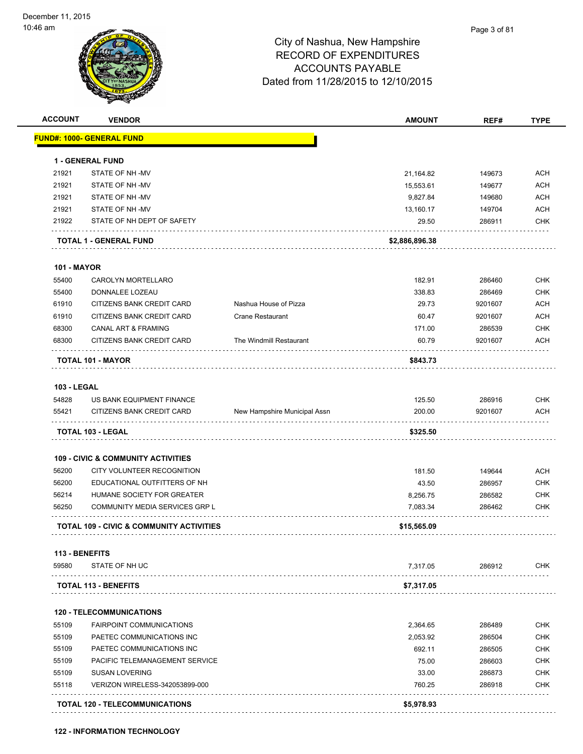# City of Nashua, New Hampshire
## RECORD OF EXPENDITURES
## ACCOUNTS PAYABLE
### Dated from 11/28/2015 to 12/10/2015

December 11, 2015
10:46 am

| ACCOUNT | VENDOR | | AMOUNT | REF# | TYPE |
|---|---|---|---|---|---|
| **FUND#: 1000- GENERAL FUND** | | | | | |
| **1 - GENERAL FUND** | | | | | |
| 21921 | STATE OF NH -MV | | 21,164.82 | 149673 | ACH |
| 21921 | STATE OF NH -MV | | 15,553.61 | 149677 | ACH |
| 21921 | STATE OF NH -MV | | 9,827.84 | 149680 | ACH |
| 21921 | STATE OF NH -MV | | 13,160.17 | 149704 | ACH |
| 21922 | STATE OF NH DEPT OF SAFETY | | 29.50 | 286911 | CHK |
| | **TOTAL 1 - GENERAL FUND** | | **$2,886,896.38** | | |
| **101 - MAYOR** | | | | | |
| 55400 | CAROLYN MORTELLARO | | 182.91 | 286460 | CHK |
| 55400 | DONNALEE LOZEAU | | 338.83 | 286469 | CHK |
| 61910 | CITIZENS BANK CREDIT CARD | Nashua House of Pizza | 29.73 | 9201607 | ACH |
| 61910 | CITIZENS BANK CREDIT CARD | Crane Restaurant | 60.47 | 9201607 | ACH |
| 68300 | CANAL ART & FRAMING | | 171.00 | 286539 | CHK |
| 68300 | CITIZENS BANK CREDIT CARD | The Windmill Restaurant | 60.79 | 9201607 | ACH |
| | **TOTAL 101 - MAYOR** | | **$843.73** | | |
| **103 - LEGAL** | | | | | |
| 54828 | US BANK EQUIPMENT FINANCE | | 125.50 | 286916 | CHK |
| 55421 | CITIZENS BANK CREDIT CARD | New Hampshire Municipal Assn | 200.00 | 9201607 | ACH |
| | **TOTAL 103 - LEGAL** | | **$325.50** | | |
| **109 - CIVIC & COMMUNITY ACTIVITIES** | | | | | |
| 56200 | CITY VOLUNTEER RECOGNITION | | 181.50 | 149644 | ACH |
| 56200 | EDUCATIONAL OUTFITTERS OF NH | | 43.50 | 286957 | CHK |
| 56214 | HUMANE SOCIETY FOR GREATER | | 8,256.75 | 286582 | CHK |
| 56250 | COMMUNITY MEDIA SERVICES GRP L | | 7,083.34 | 286462 | CHK |
| | **TOTAL 109 - CIVIC & COMMUNITY ACTIVITIES** | | **$15,565.09** | | |
| **113 - BENEFITS** | | | | | |
| 59580 | STATE OF NH UC | | 7,317.05 | 286912 | CHK |
| | **TOTAL 113 - BENEFITS** | | **$7,317.05** | | |
| **120 - TELECOMMUNICATIONS** | | | | | |
| 55109 | FAIRPOINT COMMUNICATIONS | | 2,364.65 | 286489 | CHK |
| 55109 | PAETEC COMMUNICATIONS INC | | 2,053.92 | 286504 | CHK |
| 55109 | PAETEC COMMUNICATIONS INC | | 692.11 | 286505 | CHK |
| 55109 | PACIFIC TELEMANAGEMENT SERVICE | | 75.00 | 286603 | CHK |
| 55109 | SUSAN LOVERING | | 33.00 | 286873 | CHK |
| 55118 | VERIZON WIRELESS-342053899-000 | | 760.25 | 286918 | CHK |
| | **TOTAL 120 - TELECOMMUNICATIONS** | | **$5,978.93** | | |

**122 - INFORMATION TECHNOLOGY**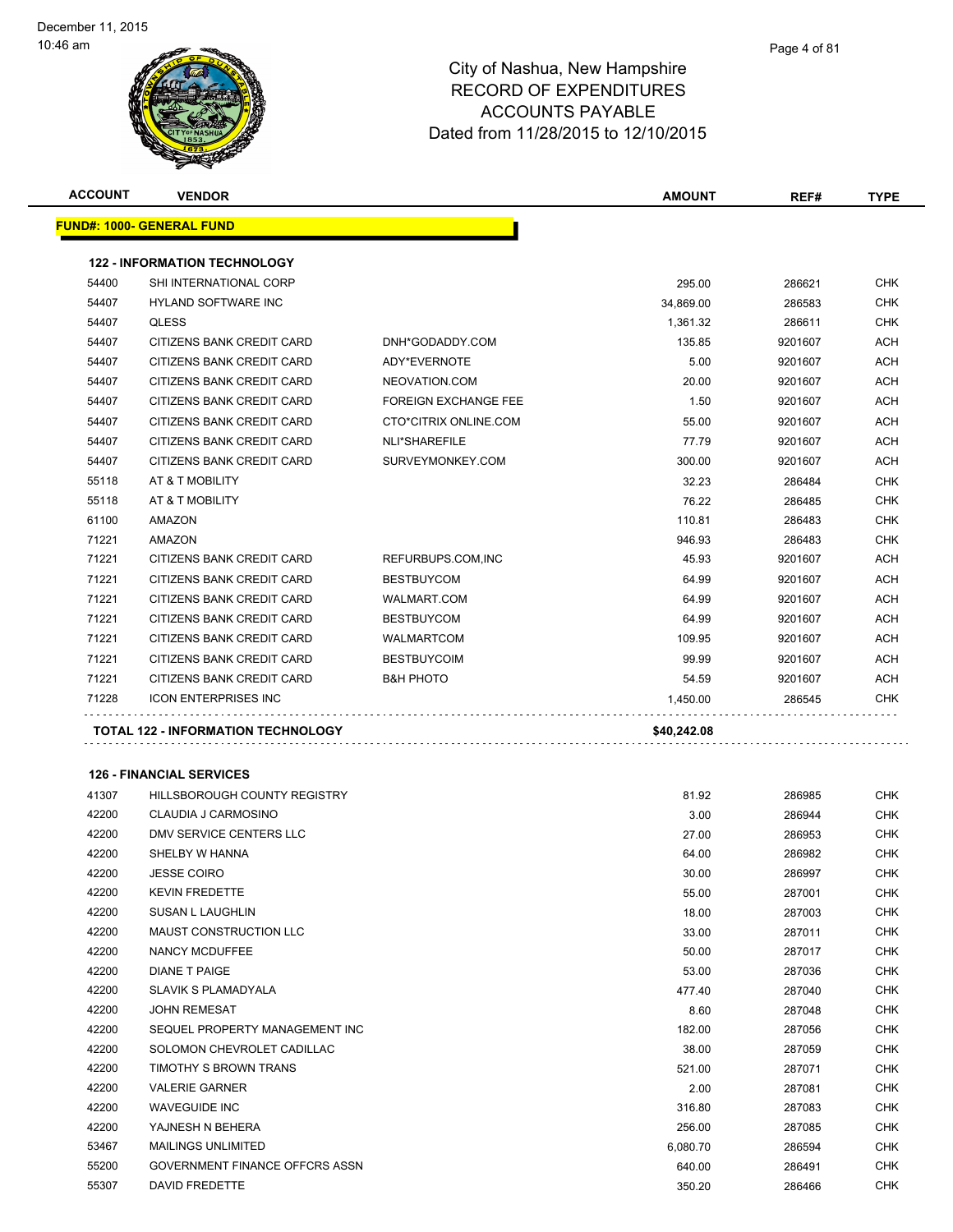# City of Nashua, New Hampshire
# RECORD OF EXPENDITURES
# ACCOUNTS PAYABLE
# Dated from 11/28/2015 to 12/10/2015

| ACCOUNT | VENDOR | | AMOUNT | REF# | TYPE |
|---|---|---|---|---|---|
| **FUND#: 1000- GENERAL FUND** | | | | | |
| **122 - INFORMATION TECHNOLOGY** | | | | | |
| 54400 | SHI INTERNATIONAL CORP | | 295.00 | 286621 | CHK |
| 54407 | HYLAND SOFTWARE INC | | 34,869.00 | 286583 | CHK |
| 54407 | QLESS | | 1,361.32 | 286611 | CHK |
| 54407 | CITIZENS BANK CREDIT CARD | DNH*GODADDY.COM | 135.85 | 9201607 | ACH |
| 54407 | CITIZENS BANK CREDIT CARD | ADY*EVERNOTE | 5.00 | 9201607 | ACH |
| 54407 | CITIZENS BANK CREDIT CARD | NEOVATION.COM | 20.00 | 9201607 | ACH |
| 54407 | CITIZENS BANK CREDIT CARD | FOREIGN EXCHANGE FEE | 1.50 | 9201607 | ACH |
| 54407 | CITIZENS BANK CREDIT CARD | CTO*CITRIX ONLINE.COM | 55.00 | 9201607 | ACH |
| 54407 | CITIZENS BANK CREDIT CARD | NLI*SHAREFILE | 77.79 | 9201607 | ACH |
| 54407 | CITIZENS BANK CREDIT CARD | SURVEYMONKEY.COM | 300.00 | 9201607 | ACH |
| 55118 | AT & T MOBILITY | | 32.23 | 286484 | CHK |
| 55118 | AT & T MOBILITY | | 76.22 | 286485 | CHK |
| 61100 | AMAZON | | 110.81 | 286483 | CHK |
| 71221 | AMAZON | | 946.93 | 286483 | CHK |
| 71221 | CITIZENS BANK CREDIT CARD | REFURBUPS.COM,INC | 45.93 | 9201607 | ACH |
| 71221 | CITIZENS BANK CREDIT CARD | BESTBUYCOM | 64.99 | 9201607 | ACH |
| 71221 | CITIZENS BANK CREDIT CARD | WALMART.COM | 64.99 | 9201607 | ACH |
| 71221 | CITIZENS BANK CREDIT CARD | BESTBUYCOM | 64.99 | 9201607 | ACH |
| 71221 | CITIZENS BANK CREDIT CARD | WALMARTCOM | 109.95 | 9201607 | ACH |
| 71221 | CITIZENS BANK CREDIT CARD | BESTBUYCOIM | 99.99 | 9201607 | ACH |
| 71221 | CITIZENS BANK CREDIT CARD | B&H PHOTO | 54.59 | 9201607 | ACH |
| 71228 | ICON ENTERPRISES INC | | 1,450.00 | 286545 | CHK |
| **TOTAL 122 - INFORMATION TECHNOLOGY** | | | **$40,242.08** | | |
| **126 - FINANCIAL SERVICES** | | | | | |
| 41307 | HILLSBOROUGH COUNTY REGISTRY | | 81.92 | 286985 | CHK |
| 42200 | CLAUDIA J CARMOSINO | | 3.00 | 286944 | CHK |
| 42200 | DMV SERVICE CENTERS LLC | | 27.00 | 286953 | CHK |
| 42200 | SHELBY W HANNA | | 64.00 | 286982 | CHK |
| 42200 | JESSE COIRO | | 30.00 | 286997 | CHK |
| 42200 | KEVIN FREDETTE | | 55.00 | 287001 | CHK |
| 42200 | SUSAN L LAUGHLIN | | 18.00 | 287003 | CHK |
| 42200 | MAUST CONSTRUCTION LLC | | 33.00 | 287011 | CHK |
| 42200 | NANCY MCDUFFEE | | 50.00 | 287017 | CHK |
| 42200 | DIANE T PAIGE | | 53.00 | 287036 | CHK |
| 42200 | SLAVIK S PLAMADYALA | | 477.40 | 287040 | CHK |
| 42200 | JOHN REMESAT | | 8.60 | 287048 | CHK |
| 42200 | SEQUEL PROPERTY MANAGEMENT INC | | 182.00 | 287056 | CHK |
| 42200 | SOLOMON CHEVROLET CADILLAC | | 38.00 | 287059 | CHK |
| 42200 | TIMOTHY S BROWN TRANS | | 521.00 | 287071 | CHK |
| 42200 | VALERIE GARNER | | 2.00 | 287081 | CHK |
| 42200 | WAVEGUIDE INC | | 316.80 | 287083 | CHK |
| 42200 | YAJNESH N BEHERA | | 256.00 | 287085 | CHK |
| 53467 | MAILINGS UNLIMITED | | 6,080.70 | 286594 | CHK |
| 55200 | GOVERNMENT FINANCE OFFCRS ASSN | | 640.00 | 286491 | CHK |
| 55307 | DAVID FREDETTE | | 350.20 | 286466 | CHK |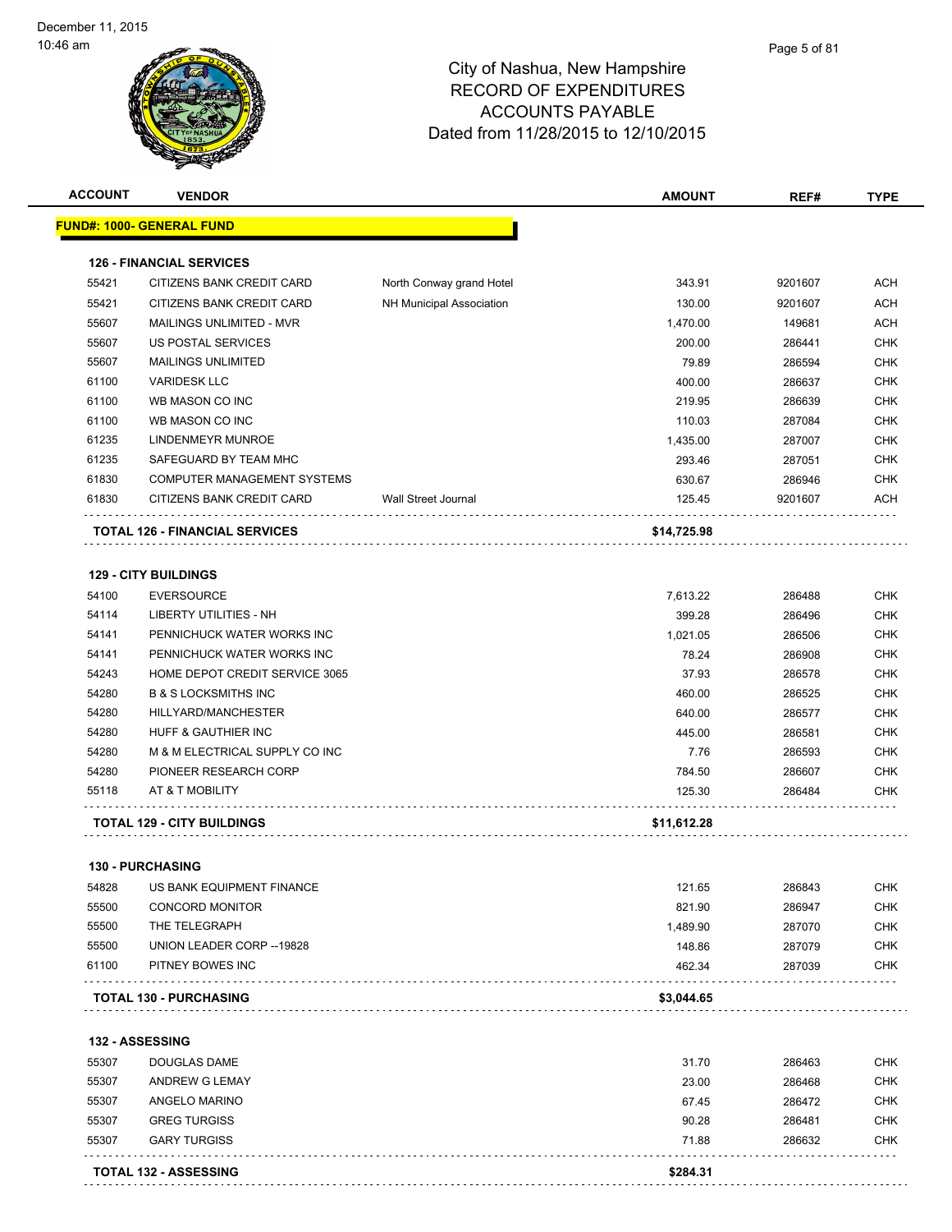# City of Nashua, New Hampshire
## RECORD OF EXPENDITURES
## ACCOUNTS PAYABLE
## Dated from 11/28/2015 to 12/10/2015

December 11, 2015
10:46 am

**FUND#: 1000- GENERAL FUND**

### 126 - FINANCIAL SERVICES

| ACCOUNT | VENDOR | | AMOUNT | REF# | TYPE |
|---|---|---|---|---|---|
| 55421 | CITIZENS BANK CREDIT CARD | North Conway grand Hotel | 343.91 | 9201607 | ACH |
| 55421 | CITIZENS BANK CREDIT CARD | NH Municipal Association | 130.00 | 9201607 | ACH |
| 55607 | MAILINGS UNLIMITED - MVR | | 1,470.00 | 149681 | ACH |
| 55607 | US POSTAL SERVICES | | 200.00 | 286441 | CHK |
| 55607 | MAILINGS UNLIMITED | | 79.89 | 286594 | CHK |
| 61100 | VARIDESK LLC | | 400.00 | 286637 | CHK |
| 61100 | WB MASON CO INC | | 219.95 | 286639 | CHK |
| 61100 | WB MASON CO INC | | 110.03 | 287084 | CHK |
| 61235 | LINDENMEYR MUNROE | | 1,435.00 | 287007 | CHK |
| 61235 | SAFEGUARD BY TEAM MHC | | 293.46 | 287051 | CHK |
| 61830 | COMPUTER MANAGEMENT SYSTEMS | | 630.67 | 286946 | CHK |
| 61830 | CITIZENS BANK CREDIT CARD | Wall Street Journal | 125.45 | 9201607 | ACH |
| | **TOTAL 126 - FINANCIAL SERVICES** | | **$14,725.98** | | |

### 129 - CITY BUILDINGS

| ACCOUNT | VENDOR | | AMOUNT | REF# | TYPE |
|---|---|---|---|---|---|
| 54100 | EVERSOURCE | | 7,613.22 | 286488 | CHK |
| 54114 | LIBERTY UTILITIES - NH | | 399.28 | 286496 | CHK |
| 54141 | PENNICHUCK WATER WORKS INC | | 1,021.05 | 286506 | CHK |
| 54141 | PENNICHUCK WATER WORKS INC | | 78.24 | 286908 | CHK |
| 54243 | HOME DEPOT CREDIT SERVICE 3065 | | 37.93 | 286578 | CHK |
| 54280 | B & S LOCKSMITHS INC | | 460.00 | 286525 | CHK |
| 54280 | HILLYARD/MANCHESTER | | 640.00 | 286577 | CHK |
| 54280 | HUFF & GAUTHIER INC | | 445.00 | 286581 | CHK |
| 54280 | M & M ELECTRICAL SUPPLY CO INC | | 7.76 | 286593 | CHK |
| 54280 | PIONEER RESEARCH CORP | | 784.50 | 286607 | CHK |
| 55118 | AT & T MOBILITY | | 125.30 | 286484 | CHK |
| | **TOTAL 129 - CITY BUILDINGS** | | **$11,612.28** | | |

### 130 - PURCHASING

| ACCOUNT | VENDOR | | AMOUNT | REF# | TYPE |
|---|---|---|---|---|---|
| 54828 | US BANK EQUIPMENT FINANCE | | 121.65 | 286843 | CHK |
| 55500 | CONCORD MONITOR | | 821.90 | 286947 | CHK |
| 55500 | THE TELEGRAPH | | 1,489.90 | 287070 | CHK |
| 55500 | UNION LEADER CORP --19828 | | 148.86 | 287079 | CHK |
| 61100 | PITNEY BOWES INC | | 462.34 | 287039 | CHK |
| | **TOTAL 130 - PURCHASING** | | **$3,044.65** | | |

### 132 - ASSESSING

| ACCOUNT | VENDOR | | AMOUNT | REF# | TYPE |
|---|---|---|---|---|---|
| 55307 | DOUGLAS DAME | | 31.70 | 286463 | CHK |
| 55307 | ANDREW G LEMAY | | 23.00 | 286468 | CHK |
| 55307 | ANGELO MARINO | | 67.45 | 286472 | CHK |
| 55307 | GREG TURGISS | | 90.28 | 286481 | CHK |
| 55307 | GARY TURGISS | | 71.88 | 286632 | CHK |
| | **TOTAL 132 - ASSESSING** | | **$284.31** | | |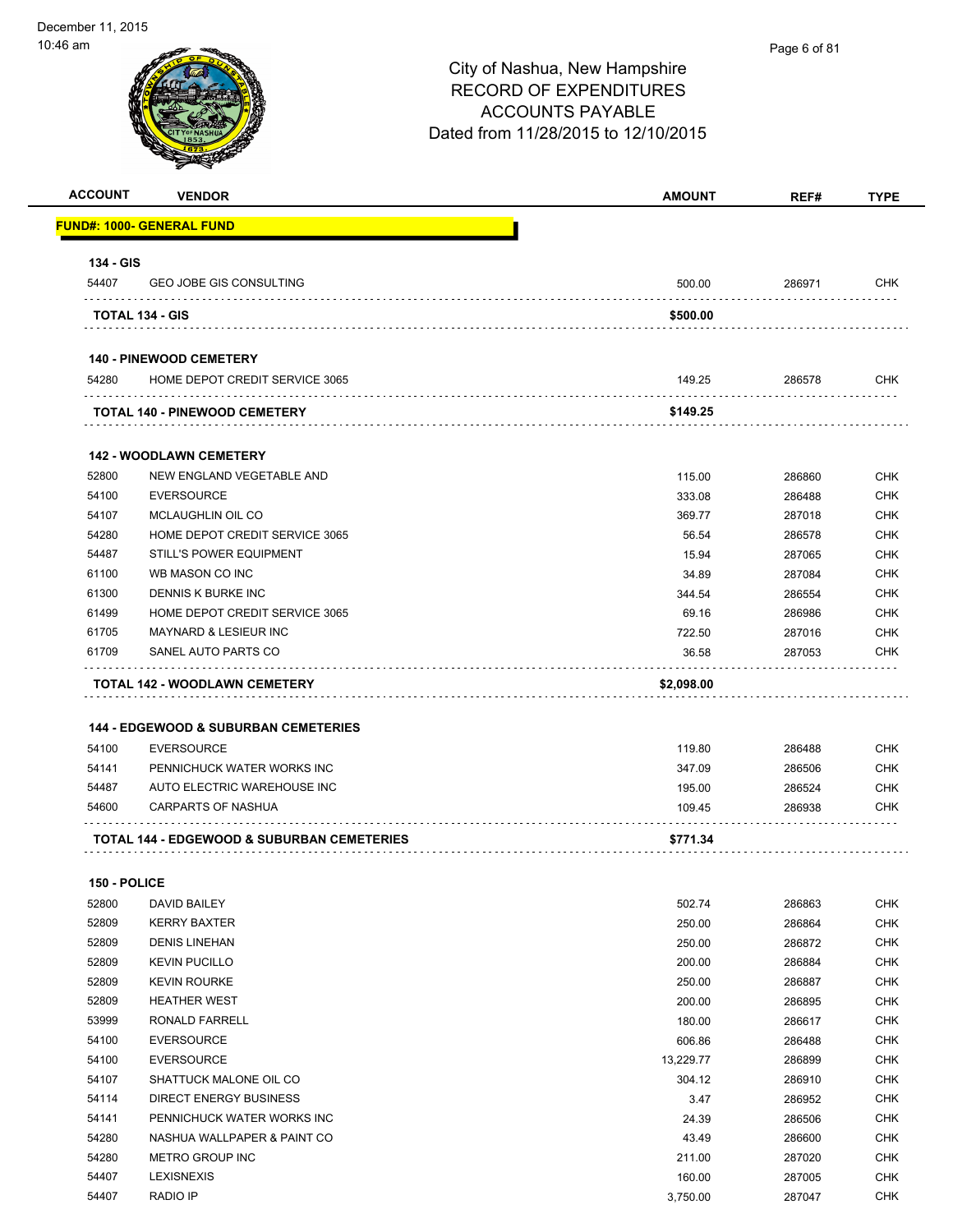December 11, 2015
10:46 am

# City of Nashua, New Hampshire
## RECORD OF EXPENDITURES
## ACCOUNTS PAYABLE
### Dated from 11/28/2015 to 12/10/2015

| ACCOUNT | VENDOR | AMOUNT | REF# | TYPE |
|---|---|---|---|---|
| **FUND#: 1000- GENERAL FUND** | | | | |
| **134 - GIS** | | | | |
| 54407 | GEO JOBE GIS CONSULTING | 500.00 | 286971 | CHK |
| **TOTAL 134 - GIS** | | **$500.00** | | |
| **140 - PINEWOOD CEMETERY** | | | | |
| 54280 | HOME DEPOT CREDIT SERVICE 3065 | 149.25 | 286578 | CHK |
| **TOTAL 140 - PINEWOOD CEMETERY** | | **$149.25** | | |
| **142 - WOODLAWN CEMETERY** | | | | |
| 52800 | NEW ENGLAND VEGETABLE AND | 115.00 | 286860 | CHK |
| 54100 | EVERSOURCE | 333.08 | 286488 | CHK |
| 54107 | MCLAUGHLIN OIL CO | 369.77 | 287018 | CHK |
| 54280 | HOME DEPOT CREDIT SERVICE 3065 | 56.54 | 286578 | CHK |
| 54487 | STILL'S POWER EQUIPMENT | 15.94 | 287065 | CHK |
| 61100 | WB MASON CO INC | 34.89 | 287084 | CHK |
| 61300 | DENNIS K BURKE INC | 344.54 | 286554 | CHK |
| 61499 | HOME DEPOT CREDIT SERVICE 3065 | 69.16 | 286986 | CHK |
| 61705 | MAYNARD & LESIEUR INC | 722.50 | 287016 | CHK |
| 61709 | SANEL AUTO PARTS CO | 36.58 | 287053 | CHK |
| **TOTAL 142 - WOODLAWN CEMETERY** | | **$2,098.00** | | |
| **144 - EDGEWOOD & SUBURBAN CEMETERIES** | | | | |
| 54100 | EVERSOURCE | 119.80 | 286488 | CHK |
| 54141 | PENNICHUCK WATER WORKS INC | 347.09 | 286506 | CHK |
| 54487 | AUTO ELECTRIC WAREHOUSE INC | 195.00 | 286524 | CHK |
| 54600 | CARPARTS OF NASHUA | 109.45 | 286938 | CHK |
| **TOTAL 144 - EDGEWOOD & SUBURBAN CEMETERIES** | | **$771.34** | | |
| **150 - POLICE** | | | | |
| 52800 | DAVID BAILEY | 502.74 | 286863 | CHK |
| 52809 | KERRY BAXTER | 250.00 | 286864 | CHK |
| 52809 | DENIS LINEHAN | 250.00 | 286872 | CHK |
| 52809 | KEVIN PUCILLO | 200.00 | 286884 | CHK |
| 52809 | KEVIN ROURKE | 250.00 | 286887 | CHK |
| 52809 | HEATHER WEST | 200.00 | 286895 | CHK |
| 53999 | RONALD FARRELL | 180.00 | 286617 | CHK |
| 54100 | EVERSOURCE | 606.86 | 286488 | CHK |
| 54100 | EVERSOURCE | 13,229.77 | 286899 | CHK |
| 54107 | SHATTUCK MALONE OIL CO | 304.12 | 286910 | CHK |
| 54114 | DIRECT ENERGY BUSINESS | 3.47 | 286952 | CHK |
| 54141 | PENNICHUCK WATER WORKS INC | 24.39 | 286506 | CHK |
| 54280 | NASHUA WALLPAPER & PAINT CO | 43.49 | 286600 | CHK |
| 54280 | METRO GROUP INC | 211.00 | 287020 | CHK |
| 54407 | LEXISNEXIS | 160.00 | 287005 | CHK |
| 54407 | RADIO IP | 3,750.00 | 287047 | CHK |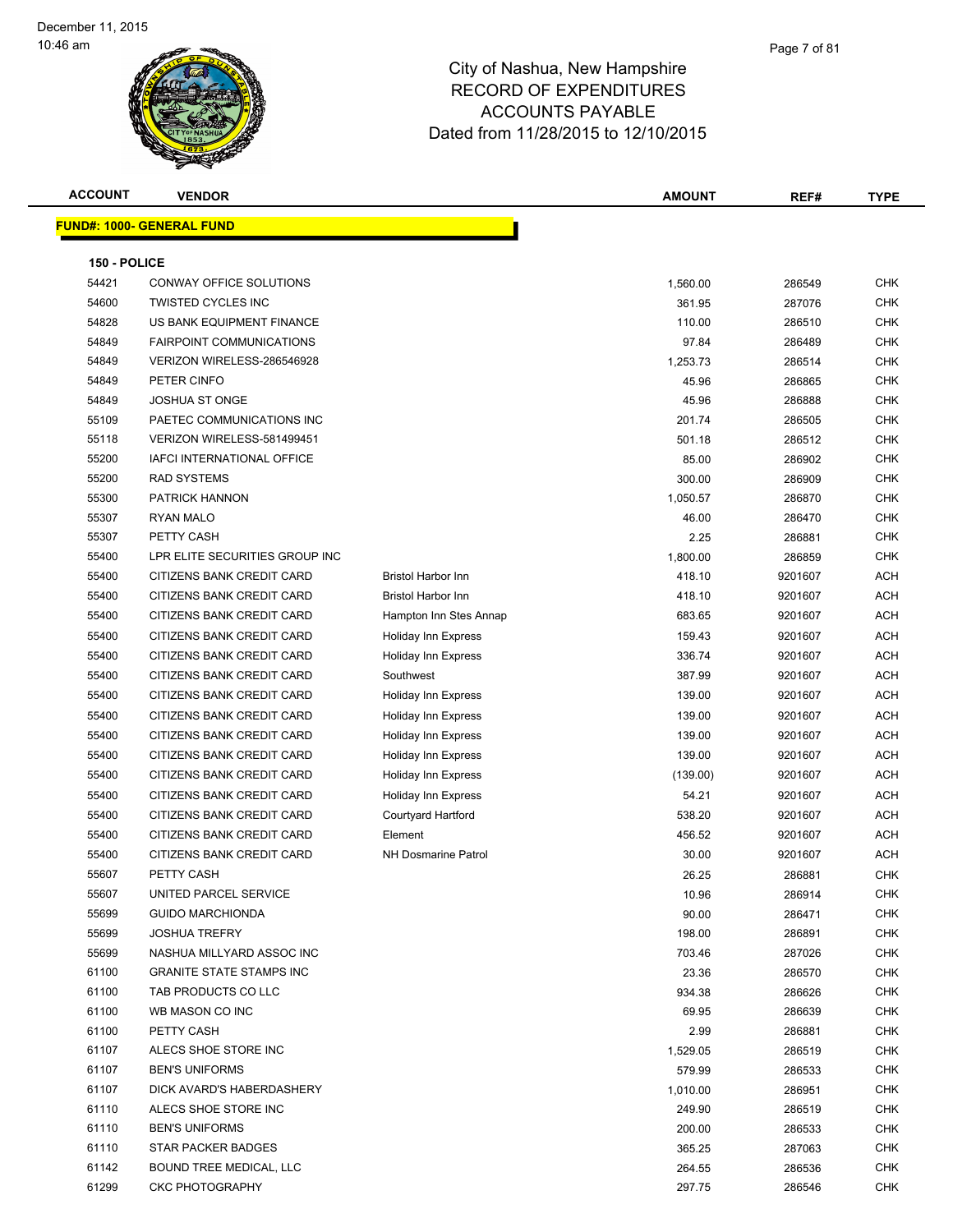December 11, 2015
10:46 am

# City of Nashua, New Hampshire
## RECORD OF EXPENDITURES
## ACCOUNTS PAYABLE
## Dated from 11/28/2015 to 12/10/2015

| ACCOUNT | VENDOR | | AMOUNT | REF# | TYPE |
|---|---|---|---|---|---|
| **FUND#: 1000- GENERAL FUND** | | | | | |
| **150 - POLICE** | | | | | |
| 54421 | CONWAY OFFICE SOLUTIONS | | 1,560.00 | 286549 | CHK |
| 54600 | TWISTED CYCLES INC | | 361.95 | 287076 | CHK |
| 54828 | US BANK EQUIPMENT FINANCE | | 110.00 | 286510 | CHK |
| 54849 | FAIRPOINT COMMUNICATIONS | | 97.84 | 286489 | CHK |
| 54849 | VERIZON WIRELESS-286546928 | | 1,253.73 | 286514 | CHK |
| 54849 | PETER CINFO | | 45.96 | 286865 | CHK |
| 54849 | JOSHUA ST ONGE | | 45.96 | 286888 | CHK |
| 55109 | PAETEC COMMUNICATIONS INC | | 201.74 | 286505 | CHK |
| 55118 | VERIZON WIRELESS-581499451 | | 501.18 | 286512 | CHK |
| 55200 | IAFCI INTERNATIONAL OFFICE | | 85.00 | 286902 | CHK |
| 55200 | RAD SYSTEMS | | 300.00 | 286909 | CHK |
| 55300 | PATRICK HANNON | | 1,050.57 | 286870 | CHK |
| 55307 | RYAN MALO | | 46.00 | 286470 | CHK |
| 55307 | PETTY CASH | | 2.25 | 286881 | CHK |
| 55400 | LPR ELITE SECURITIES GROUP INC | | 1,800.00 | 286859 | CHK |
| 55400 | CITIZENS BANK CREDIT CARD | Bristol Harbor Inn | 418.10 | 9201607 | ACH |
| 55400 | CITIZENS BANK CREDIT CARD | Bristol Harbor Inn | 418.10 | 9201607 | ACH |
| 55400 | CITIZENS BANK CREDIT CARD | Hampton Inn Stes Annap | 683.65 | 9201607 | ACH |
| 55400 | CITIZENS BANK CREDIT CARD | Holiday Inn Express | 159.43 | 9201607 | ACH |
| 55400 | CITIZENS BANK CREDIT CARD | Holiday Inn Express | 336.74 | 9201607 | ACH |
| 55400 | CITIZENS BANK CREDIT CARD | Southwest | 387.99 | 9201607 | ACH |
| 55400 | CITIZENS BANK CREDIT CARD | Holiday Inn Express | 139.00 | 9201607 | ACH |
| 55400 | CITIZENS BANK CREDIT CARD | Holiday Inn Express | 139.00 | 9201607 | ACH |
| 55400 | CITIZENS BANK CREDIT CARD | Holiday Inn Express | 139.00 | 9201607 | ACH |
| 55400 | CITIZENS BANK CREDIT CARD | Holiday Inn Express | 139.00 | 9201607 | ACH |
| 55400 | CITIZENS BANK CREDIT CARD | Holiday Inn Express | (139.00) | 9201607 | ACH |
| 55400 | CITIZENS BANK CREDIT CARD | Holiday Inn Express | 54.21 | 9201607 | ACH |
| 55400 | CITIZENS BANK CREDIT CARD | Courtyard Hartford | 538.20 | 9201607 | ACH |
| 55400 | CITIZENS BANK CREDIT CARD | Element | 456.52 | 9201607 | ACH |
| 55400 | CITIZENS BANK CREDIT CARD | NH Dosmarine Patrol | 30.00 | 9201607 | ACH |
| 55607 | PETTY CASH | | 26.25 | 286881 | CHK |
| 55607 | UNITED PARCEL SERVICE | | 10.96 | 286914 | CHK |
| 55699 | GUIDO MARCHIONDA | | 90.00 | 286471 | CHK |
| 55699 | JOSHUA TREFRY | | 198.00 | 286891 | CHK |
| 55699 | NASHUA MILLYARD ASSOC INC | | 703.46 | 287026 | CHK |
| 61100 | GRANITE STATE STAMPS INC | | 23.36 | 286570 | CHK |
| 61100 | TAB PRODUCTS CO LLC | | 934.38 | 286626 | CHK |
| 61100 | WB MASON CO INC | | 69.95 | 286639 | CHK |
| 61100 | PETTY CASH | | 2.99 | 286881 | CHK |
| 61107 | ALECS SHOE STORE INC | | 1,529.05 | 286519 | CHK |
| 61107 | BEN'S UNIFORMS | | 579.99 | 286533 | CHK |
| 61107 | DICK AVARD'S HABERDASHERY | | 1,010.00 | 286951 | CHK |
| 61110 | ALECS SHOE STORE INC | | 249.90 | 286519 | CHK |
| 61110 | BEN'S UNIFORMS | | 200.00 | 286533 | CHK |
| 61110 | STAR PACKER BADGES | | 365.25 | 287063 | CHK |
| 61142 | BOUND TREE MEDICAL, LLC | | 264.55 | 286536 | CHK |
| 61299 | CKC PHOTOGRAPHY | | 297.75 | 286546 | CHK |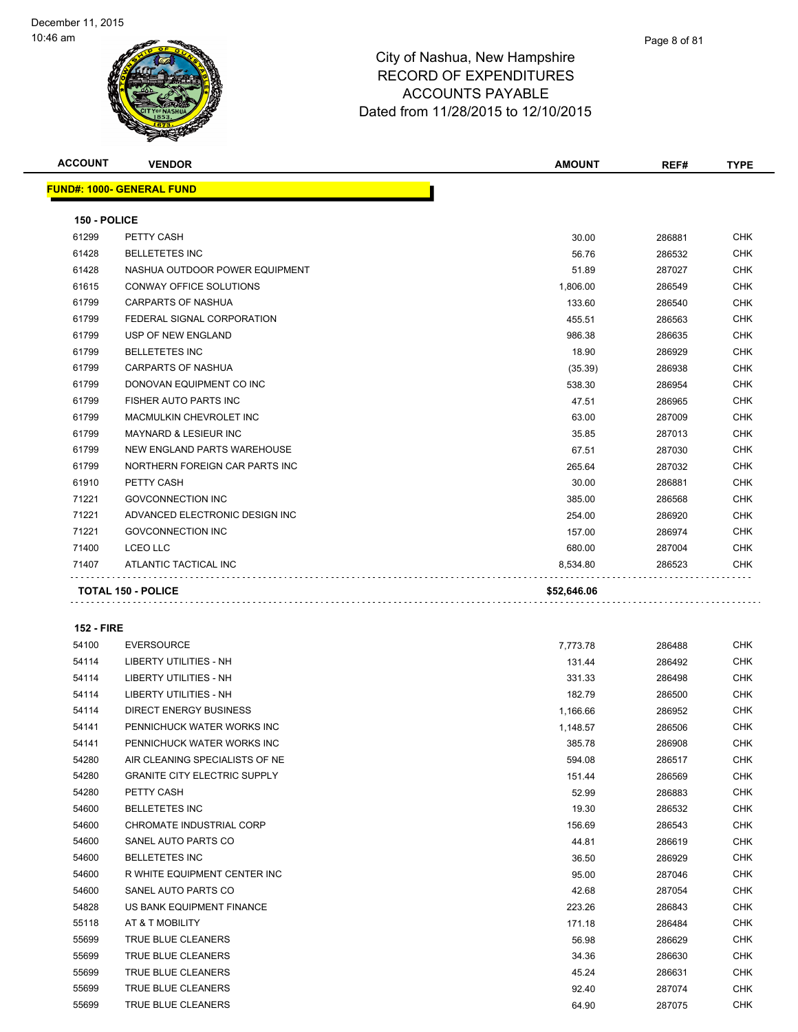# City of Nashua, New Hampshire
# RECORD OF EXPENDITURES
# ACCOUNTS PAYABLE
# Dated from 11/28/2015 to 12/10/2015

| ACCOUNT | VENDOR | AMOUNT | REF# | TYPE |
|---|---|---|---|---|
| **FUND#: 1000- GENERAL FUND** | | | | |
| **150 - POLICE** | | | | |
| 61299 | PETTY CASH | 30.00 | 286881 | CHK |
| 61428 | BELLETETES INC | 56.76 | 286532 | CHK |
| 61428 | NASHUA OUTDOOR POWER EQUIPMENT | 51.89 | 287027 | CHK |
| 61615 | CONWAY OFFICE SOLUTIONS | 1,806.00 | 286549 | CHK |
| 61799 | CARPARTS OF NASHUA | 133.60 | 286540 | CHK |
| 61799 | FEDERAL SIGNAL CORPORATION | 455.51 | 286563 | CHK |
| 61799 | USP OF NEW ENGLAND | 986.38 | 286635 | CHK |
| 61799 | BELLETETES INC | 18.90 | 286929 | CHK |
| 61799 | CARPARTS OF NASHUA | (35.39) | 286938 | CHK |
| 61799 | DONOVAN EQUIPMENT CO INC | 538.30 | 286954 | CHK |
| 61799 | FISHER AUTO PARTS INC | 47.51 | 286965 | CHK |
| 61799 | MACMULKIN CHEVROLET INC | 63.00 | 287009 | CHK |
| 61799 | MAYNARD & LESIEUR INC | 35.85 | 287013 | CHK |
| 61799 | NEW ENGLAND PARTS WAREHOUSE | 67.51 | 287030 | CHK |
| 61799 | NORTHERN FOREIGN CAR PARTS INC | 265.64 | 287032 | CHK |
| 61910 | PETTY CASH | 30.00 | 286881 | CHK |
| 71221 | GOVCONNECTION INC | 385.00 | 286568 | CHK |
| 71221 | ADVANCED ELECTRONIC DESIGN INC | 254.00 | 286920 | CHK |
| 71221 | GOVCONNECTION INC | 157.00 | 286974 | CHK |
| 71400 | LCEO LLC | 680.00 | 287004 | CHK |
| 71407 | ATLANTIC TACTICAL INC | 8,534.80 | 286523 | CHK |
| **TOTAL 150 - POLICE** | | **$52,646.06** | | |
| **152 - FIRE** | | | | |
| 54100 | EVERSOURCE | 7,773.78 | 286488 | CHK |
| 54114 | LIBERTY UTILITIES - NH | 131.44 | 286492 | CHK |
| 54114 | LIBERTY UTILITIES - NH | 331.33 | 286498 | CHK |
| 54114 | LIBERTY UTILITIES - NH | 182.79 | 286500 | CHK |
| 54114 | DIRECT ENERGY BUSINESS | 1,166.66 | 286952 | CHK |
| 54141 | PENNICHUCK WATER WORKS INC | 1,148.57 | 286506 | CHK |
| 54141 | PENNICHUCK WATER WORKS INC | 385.78 | 286908 | CHK |
| 54280 | AIR CLEANING SPECIALISTS OF NE | 594.08 | 286517 | CHK |
| 54280 | GRANITE CITY ELECTRIC SUPPLY | 151.44 | 286569 | CHK |
| 54280 | PETTY CASH | 52.99 | 286883 | CHK |
| 54600 | BELLETETES INC | 19.30 | 286532 | CHK |
| 54600 | CHROMATE INDUSTRIAL CORP | 156.69 | 286543 | CHK |
| 54600 | SANEL AUTO PARTS CO | 44.81 | 286619 | CHK |
| 54600 | BELLETETES INC | 36.50 | 286929 | CHK |
| 54600 | R WHITE EQUIPMENT CENTER INC | 95.00 | 287046 | CHK |
| 54600 | SANEL AUTO PARTS CO | 42.68 | 287054 | CHK |
| 54828 | US BANK EQUIPMENT FINANCE | 223.26 | 286843 | CHK |
| 55118 | AT & T MOBILITY | 171.18 | 286484 | CHK |
| 55699 | TRUE BLUE CLEANERS | 56.98 | 286629 | CHK |
| 55699 | TRUE BLUE CLEANERS | 34.36 | 286630 | CHK |
| 55699 | TRUE BLUE CLEANERS | 45.24 | 286631 | CHK |
| 55699 | TRUE BLUE CLEANERS | 92.40 | 287074 | CHK |
| 55699 | TRUE BLUE CLEANERS | 64.90 | 287075 | CHK |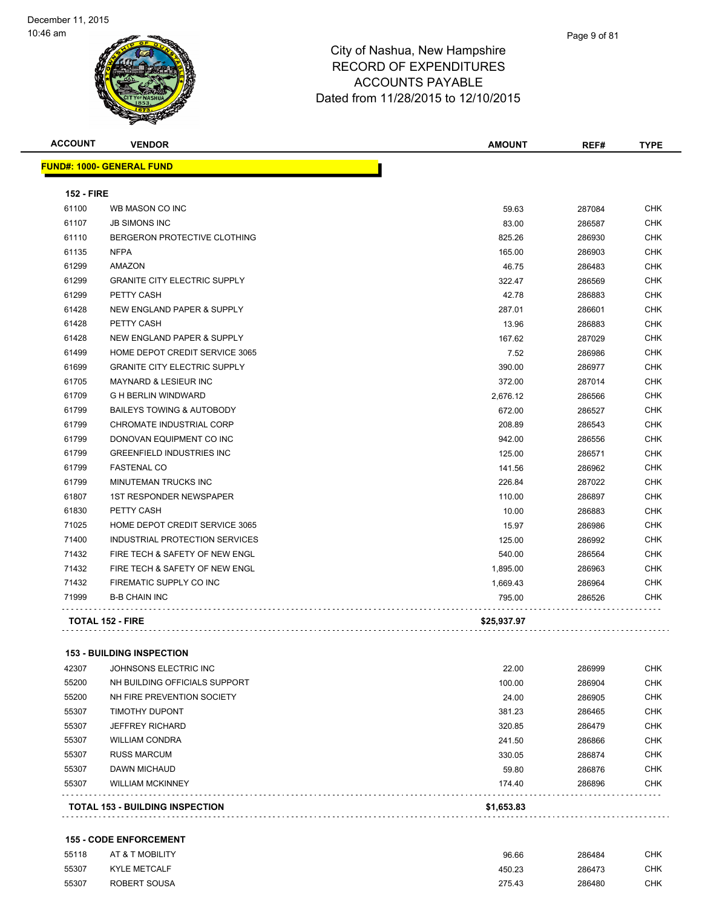December 11, 2015
10:46 am

# City of Nashua, New Hampshire
## RECORD OF EXPENDITURES
## ACCOUNTS PAYABLE
## Dated from 11/28/2015 to 12/10/2015

| ACCOUNT | VENDOR | AMOUNT | REF# | TYPE |
|---|---|---|---|---|
| **FUND#: 1000- GENERAL FUND** | | | | |
| **152 - FIRE** | | | | |
| 61100 | WB MASON CO INC | 59.63 | 287084 | CHK |
| 61107 | JB SIMONS INC | 83.00 | 286587 | CHK |
| 61110 | BERGERON PROTECTIVE CLOTHING | 825.26 | 286930 | CHK |
| 61135 | NFPA | 165.00 | 286903 | CHK |
| 61299 | AMAZON | 46.75 | 286483 | CHK |
| 61299 | GRANITE CITY ELECTRIC SUPPLY | 322.47 | 286569 | CHK |
| 61299 | PETTY CASH | 42.78 | 286883 | CHK |
| 61428 | NEW ENGLAND PAPER & SUPPLY | 287.01 | 286601 | CHK |
| 61428 | PETTY CASH | 13.96 | 286883 | CHK |
| 61428 | NEW ENGLAND PAPER & SUPPLY | 167.62 | 287029 | CHK |
| 61499 | HOME DEPOT CREDIT SERVICE 3065 | 7.52 | 286986 | CHK |
| 61699 | GRANITE CITY ELECTRIC SUPPLY | 390.00 | 286977 | CHK |
| 61705 | MAYNARD & LESIEUR INC | 372.00 | 287014 | CHK |
| 61709 | G H BERLIN WINDWARD | 2,676.12 | 286566 | CHK |
| 61799 | BAILEYS TOWING & AUTOBODY | 672.00 | 286527 | CHK |
| 61799 | CHROMATE INDUSTRIAL CORP | 208.89 | 286543 | CHK |
| 61799 | DONOVAN EQUIPMENT CO INC | 942.00 | 286556 | CHK |
| 61799 | GREENFIELD INDUSTRIES INC | 125.00 | 286571 | CHK |
| 61799 | FASTENAL CO | 141.56 | 286962 | CHK |
| 61799 | MINUTEMAN TRUCKS INC | 226.84 | 287022 | CHK |
| 61807 | 1ST RESPONDER NEWSPAPER | 110.00 | 286897 | CHK |
| 61830 | PETTY CASH | 10.00 | 286883 | CHK |
| 71025 | HOME DEPOT CREDIT SERVICE 3065 | 15.97 | 286986 | CHK |
| 71400 | INDUSTRIAL PROTECTION SERVICES | 125.00 | 286992 | CHK |
| 71432 | FIRE TECH & SAFETY OF NEW ENGL | 540.00 | 286564 | CHK |
| 71432 | FIRE TECH & SAFETY OF NEW ENGL | 1,895.00 | 286963 | CHK |
| 71432 | FIREMATIC SUPPLY CO INC | 1,669.43 | 286964 | CHK |
| 71999 | B-B CHAIN INC | 795.00 | 286526 | CHK |
| **TOTAL 152 - FIRE** | | **$25,937.97** | | |
| **153 - BUILDING INSPECTION** | | | | |
| 42307 | JOHNSONS ELECTRIC INC | 22.00 | 286999 | CHK |
| 55200 | NH BUILDING OFFICIALS SUPPORT | 100.00 | 286904 | CHK |
| 55200 | NH FIRE PREVENTION SOCIETY | 24.00 | 286905 | CHK |
| 55307 | TIMOTHY DUPONT | 381.23 | 286465 | CHK |
| 55307 | JEFFREY RICHARD | 320.85 | 286479 | CHK |
| 55307 | WILLIAM CONDRA | 241.50 | 286866 | CHK |
| 55307 | RUSS MARCUM | 330.05 | 286874 | CHK |
| 55307 | DAWN MICHAUD | 59.80 | 286876 | CHK |
| 55307 | WILLIAM MCKINNEY | 174.40 | 286896 | CHK |
| **TOTAL 153 - BUILDING INSPECTION** | | **$1,653.83** | | |
| **155 - CODE ENFORCEMENT** | | | | |
| 55118 | AT & T MOBILITY | 96.66 | 286484 | CHK |
| 55307 | KYLE METCALF | 450.23 | 286473 | CHK |
| 55307 | ROBERT SOUSA | 275.43 | 286480 | CHK |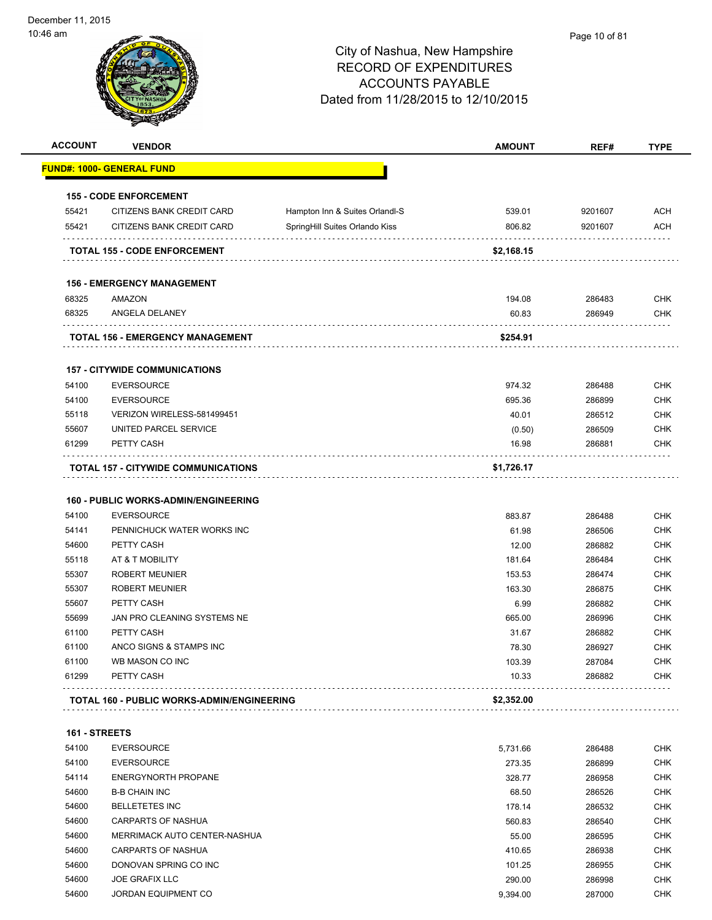City of Nashua, New Hampshire
RECORD OF EXPENDITURES
ACCOUNTS PAYABLE
Dated from 11/28/2015 to 12/10/2015

| ACCOUNT | VENDOR | | AMOUNT | REF# | TYPE |
|---|---|---|---|---|---|
| **FUND#: 1000- GENERAL FUND** | | | | | |
| **155 - CODE ENFORCEMENT** | | | | | |
| 55421 | CITIZENS BANK CREDIT CARD | Hampton Inn & Suites Orlandl-S | 539.01 | 9201607 | ACH |
| 55421 | CITIZENS BANK CREDIT CARD | SpringHill Suites Orlando Kiss | 806.82 | 9201607 | ACH |
| **TOTAL 155 - CODE ENFORCEMENT** | | | **$2,168.15** | | |
| **156 - EMERGENCY MANAGEMENT** | | | | | |
| 68325 | AMAZON | | 194.08 | 286483 | CHK |
| 68325 | ANGELA DELANEY | | 60.83 | 286949 | CHK |
| **TOTAL 156 - EMERGENCY MANAGEMENT** | | | **$254.91** | | |
| **157 - CITYWIDE COMMUNICATIONS** | | | | | |
| 54100 | EVERSOURCE | | 974.32 | 286488 | CHK |
| 54100 | EVERSOURCE | | 695.36 | 286899 | CHK |
| 55118 | VERIZON WIRELESS-581499451 | | 40.01 | 286512 | CHK |
| 55607 | UNITED PARCEL SERVICE | | (0.50) | 286509 | CHK |
| 61299 | PETTY CASH | | 16.98 | 286881 | CHK |
| **TOTAL 157 - CITYWIDE COMMUNICATIONS** | | | **$1,726.17** | | |
| **160 - PUBLIC WORKS-ADMIN/ENGINEERING** | | | | | |
| 54100 | EVERSOURCE | | 883.87 | 286488 | CHK |
| 54141 | PENNICHUCK WATER WORKS INC | | 61.98 | 286506 | CHK |
| 54600 | PETTY CASH | | 12.00 | 286882 | CHK |
| 55118 | AT & T MOBILITY | | 181.64 | 286484 | CHK |
| 55307 | ROBERT MEUNIER | | 153.53 | 286474 | CHK |
| 55307 | ROBERT MEUNIER | | 163.30 | 286875 | CHK |
| 55607 | PETTY CASH | | 6.99 | 286882 | CHK |
| 55699 | JAN PRO CLEANING SYSTEMS NE | | 665.00 | 286996 | CHK |
| 61100 | PETTY CASH | | 31.67 | 286882 | CHK |
| 61100 | ANCO SIGNS & STAMPS INC | | 78.30 | 286927 | CHK |
| 61100 | WB MASON CO INC | | 103.39 | 287084 | CHK |
| 61299 | PETTY CASH | | 10.33 | 286882 | CHK |
| **TOTAL 160 - PUBLIC WORKS-ADMIN/ENGINEERING** | | | **$2,352.00** | | |
| **161 - STREETS** | | | | | |
| 54100 | EVERSOURCE | | 5,731.66 | 286488 | CHK |
| 54100 | EVERSOURCE | | 273.35 | 286899 | CHK |
| 54114 | ENERGYNORTH PROPANE | | 328.77 | 286958 | CHK |
| 54600 | B-B CHAIN INC | | 68.50 | 286526 | CHK |
| 54600 | BELLETETES INC | | 178.14 | 286532 | CHK |
| 54600 | CARPARTS OF NASHUA | | 560.83 | 286540 | CHK |
| 54600 | MERRIMACK AUTO CENTER-NASHUA | | 55.00 | 286595 | CHK |
| 54600 | CARPARTS OF NASHUA | | 410.65 | 286938 | CHK |
| 54600 | DONOVAN SPRING CO INC | | 101.25 | 286955 | CHK |
| 54600 | JOE GRAFIX LLC | | 290.00 | 286998 | CHK |
| 54600 | JORDAN EQUIPMENT CO | | 9,394.00 | 287000 | CHK |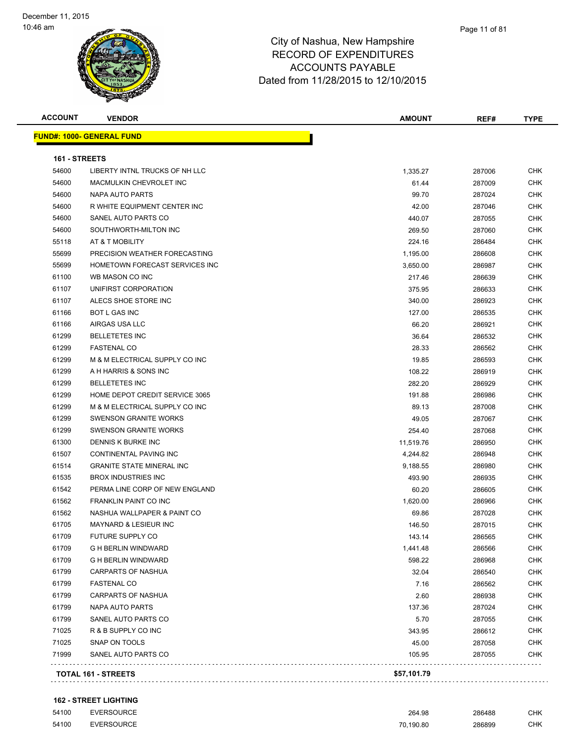# City of Nashua, New Hampshire
# RECORD OF EXPENDITURES
# ACCOUNTS PAYABLE
# Dated from 11/28/2015 to 12/10/2015

| ACCOUNT | VENDOR | AMOUNT | REF# | TYPE |
|---|---|---|---|---|

**FUND#: 1000- GENERAL FUND**

**161 - STREETS**

| ACCOUNT | VENDOR | AMOUNT | REF# | TYPE |
|---|---|---|---|---|
| 54600 | LIBERTY INTNL TRUCKS OF NH LLC | 1,335.27 | 287006 | CHK |
| 54600 | MACMULKIN CHEVROLET INC | 61.44 | 287009 | CHK |
| 54600 | NAPA AUTO PARTS | 99.70 | 287024 | CHK |
| 54600 | R WHITE EQUIPMENT CENTER INC | 42.00 | 287046 | CHK |
| 54600 | SANEL AUTO PARTS CO | 440.07 | 287055 | CHK |
| 54600 | SOUTHWORTH-MILTON INC | 269.50 | 287060 | CHK |
| 55118 | AT & T MOBILITY | 224.16 | 286484 | CHK |
| 55699 | PRECISION WEATHER FORECASTING | 1,195.00 | 286608 | CHK |
| 55699 | HOMETOWN FORECAST SERVICES INC | 3,650.00 | 286987 | CHK |
| 61100 | WB MASON CO INC | 217.46 | 286639 | CHK |
| 61107 | UNIFIRST CORPORATION | 375.95 | 286633 | CHK |
| 61107 | ALECS SHOE STORE INC | 340.00 | 286923 | CHK |
| 61166 | BOT L GAS INC | 127.00 | 286535 | CHK |
| 61166 | AIRGAS USA LLC | 66.20 | 286921 | CHK |
| 61299 | BELLETETES INC | 36.64 | 286532 | CHK |
| 61299 | FASTENAL CO | 28.33 | 286562 | CHK |
| 61299 | M & M ELECTRICAL SUPPLY CO INC | 19.85 | 286593 | CHK |
| 61299 | A H HARRIS & SONS INC | 108.22 | 286919 | CHK |
| 61299 | BELLETETES INC | 282.20 | 286929 | CHK |
| 61299 | HOME DEPOT CREDIT SERVICE 3065 | 191.88 | 286986 | CHK |
| 61299 | M & M ELECTRICAL SUPPLY CO INC | 89.13 | 287008 | CHK |
| 61299 | SWENSON GRANITE WORKS | 49.05 | 287067 | CHK |
| 61299 | SWENSON GRANITE WORKS | 254.40 | 287068 | CHK |
| 61300 | DENNIS K BURKE INC | 11,519.76 | 286950 | CHK |
| 61507 | CONTINENTAL PAVING INC | 4,244.82 | 286948 | CHK |
| 61514 | GRANITE STATE MINERAL INC | 9,188.55 | 286980 | CHK |
| 61535 | BROX INDUSTRIES INC | 493.90 | 286935 | CHK |
| 61542 | PERMA LINE CORP OF NEW ENGLAND | 60.20 | 286605 | CHK |
| 61562 | FRANKLIN PAINT CO INC | 1,620.00 | 286966 | CHK |
| 61562 | NASHUA WALLPAPER & PAINT CO | 69.86 | 287028 | CHK |
| 61705 | MAYNARD & LESIEUR INC | 146.50 | 287015 | CHK |
| 61709 | FUTURE SUPPLY CO | 143.14 | 286565 | CHK |
| 61709 | G H BERLIN WINDWARD | 1,441.48 | 286566 | CHK |
| 61709 | G H BERLIN WINDWARD | 598.22 | 286968 | CHK |
| 61799 | CARPARTS OF NASHUA | 32.04 | 286540 | CHK |
| 61799 | FASTENAL CO | 7.16 | 286562 | CHK |
| 61799 | CARPARTS OF NASHUA | 2.60 | 286938 | CHK |
| 61799 | NAPA AUTO PARTS | 137.36 | 287024 | CHK |
| 61799 | SANEL AUTO PARTS CO | 5.70 | 287055 | CHK |
| 71025 | R & B SUPPLY CO INC | 343.95 | 286612 | CHK |
| 71025 | SNAP ON TOOLS | 45.00 | 287058 | CHK |
| 71999 | SANEL AUTO PARTS CO | 105.95 | 287055 | CHK |
| | **TOTAL 161 - STREETS** | **$57,101.79** | | |

**162 - STREET LIGHTING**

| ACCOUNT | VENDOR | AMOUNT | REF# | TYPE |
|---|---|---|---|---|
| 54100 | EVERSOURCE | 264.98 | 286488 | CHK |
| 54100 | EVERSOURCE | 70,190.80 | 286899 | CHK |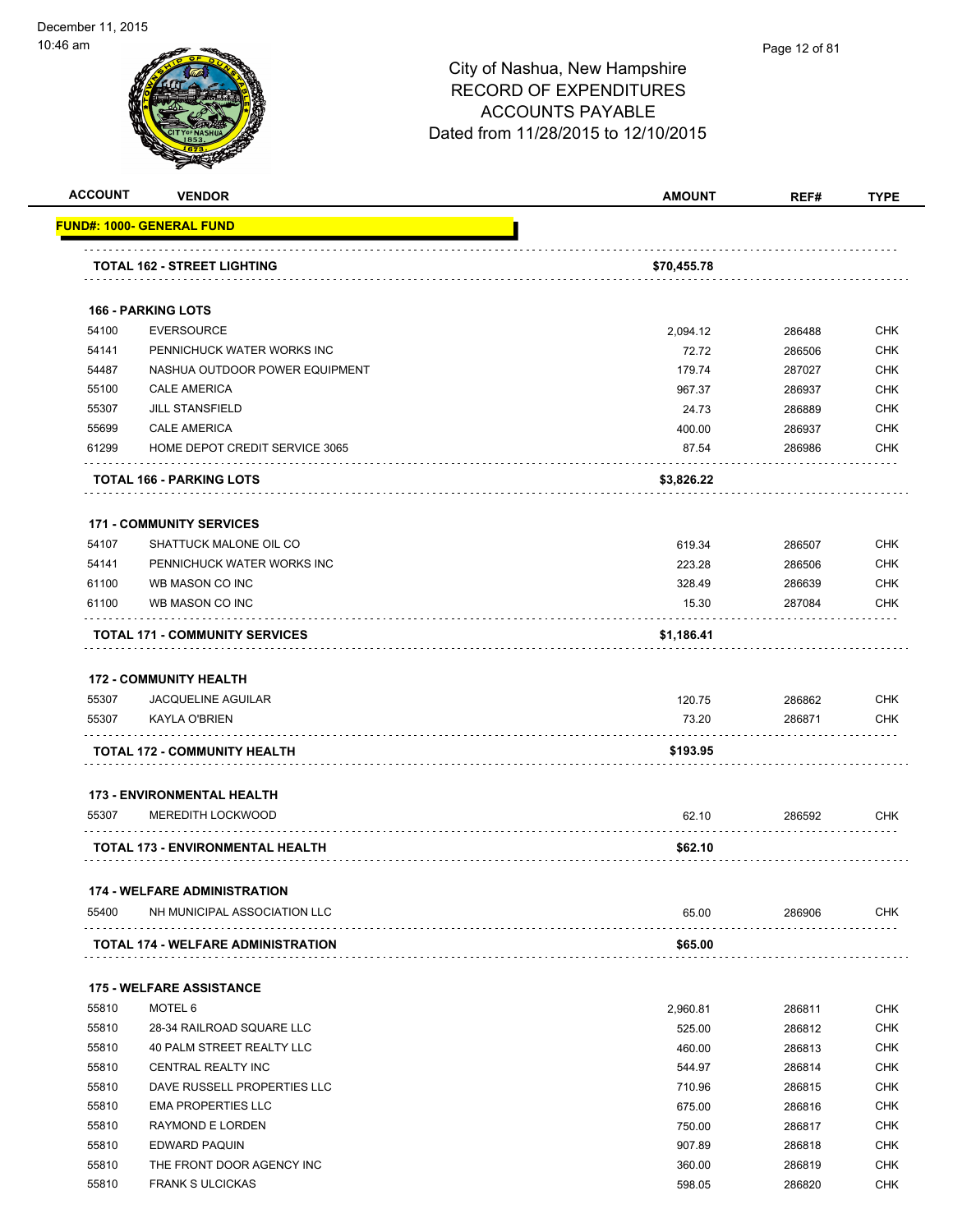City of Nashua, New Hampshire
RECORD OF EXPENDITURES
ACCOUNTS PAYABLE
Dated from 11/28/2015 to 12/10/2015

| ACCOUNT | VENDOR | AMOUNT | REF# | TYPE |
|---|---|---|---|---|
| **FUND#: 1000- GENERAL FUND** | | | | |
| | **TOTAL 162 - STREET LIGHTING** | **$70,455.78** | | |
| **166 - PARKING LOTS** | | | | |
| 54100 | EVERSOURCE | 2,094.12 | 286488 | CHK |
| 54141 | PENNICHUCK WATER WORKS INC | 72.72 | 286506 | CHK |
| 54487 | NASHUA OUTDOOR POWER EQUIPMENT | 179.74 | 287027 | CHK |
| 55100 | CALE AMERICA | 967.37 | 286937 | CHK |
| 55307 | JILL STANSFIELD | 24.73 | 286889 | CHK |
| 55699 | CALE AMERICA | 400.00 | 286937 | CHK |
| 61299 | HOME DEPOT CREDIT SERVICE 3065 | 87.54 | 286986 | CHK |
| | **TOTAL 166 - PARKING LOTS** | **$3,826.22** | | |
| **171 - COMMUNITY SERVICES** | | | | |
| 54107 | SHATTUCK MALONE OIL CO | 619.34 | 286507 | CHK |
| 54141 | PENNICHUCK WATER WORKS INC | 223.28 | 286506 | CHK |
| 61100 | WB MASON CO INC | 328.49 | 286639 | CHK |
| 61100 | WB MASON CO INC | 15.30 | 287084 | CHK |
| | **TOTAL 171 - COMMUNITY SERVICES** | **$1,186.41** | | |
| **172 - COMMUNITY HEALTH** | | | | |
| 55307 | JACQUELINE AGUILAR | 120.75 | 286862 | CHK |
| 55307 | KAYLA O'BRIEN | 73.20 | 286871 | CHK |
| | **TOTAL 172 - COMMUNITY HEALTH** | **$193.95** | | |
| **173 - ENVIRONMENTAL HEALTH** | | | | |
| 55307 | MEREDITH LOCKWOOD | 62.10 | 286592 | CHK |
| | **TOTAL 173 - ENVIRONMENTAL HEALTH** | **$62.10** | | |
| **174 - WELFARE ADMINISTRATION** | | | | |
| 55400 | NH MUNICIPAL ASSOCIATION LLC | 65.00 | 286906 | CHK |
| | **TOTAL 174 - WELFARE ADMINISTRATION** | **$65.00** | | |
| **175 - WELFARE ASSISTANCE** | | | | |
| 55810 | MOTEL 6 | 2,960.81 | 286811 | CHK |
| 55810 | 28-34 RAILROAD SQUARE LLC | 525.00 | 286812 | CHK |
| 55810 | 40 PALM STREET REALTY LLC | 460.00 | 286813 | CHK |
| 55810 | CENTRAL REALTY INC | 544.97 | 286814 | CHK |
| 55810 | DAVE RUSSELL PROPERTIES LLC | 710.96 | 286815 | CHK |
| 55810 | EMA PROPERTIES LLC | 675.00 | 286816 | CHK |
| 55810 | RAYMOND E LORDEN | 750.00 | 286817 | CHK |
| 55810 | EDWARD PAQUIN | 907.89 | 286818 | CHK |
| 55810 | THE FRONT DOOR AGENCY INC | 360.00 | 286819 | CHK |
| 55810 | FRANK S ULCICKAS | 598.05 | 286820 | CHK |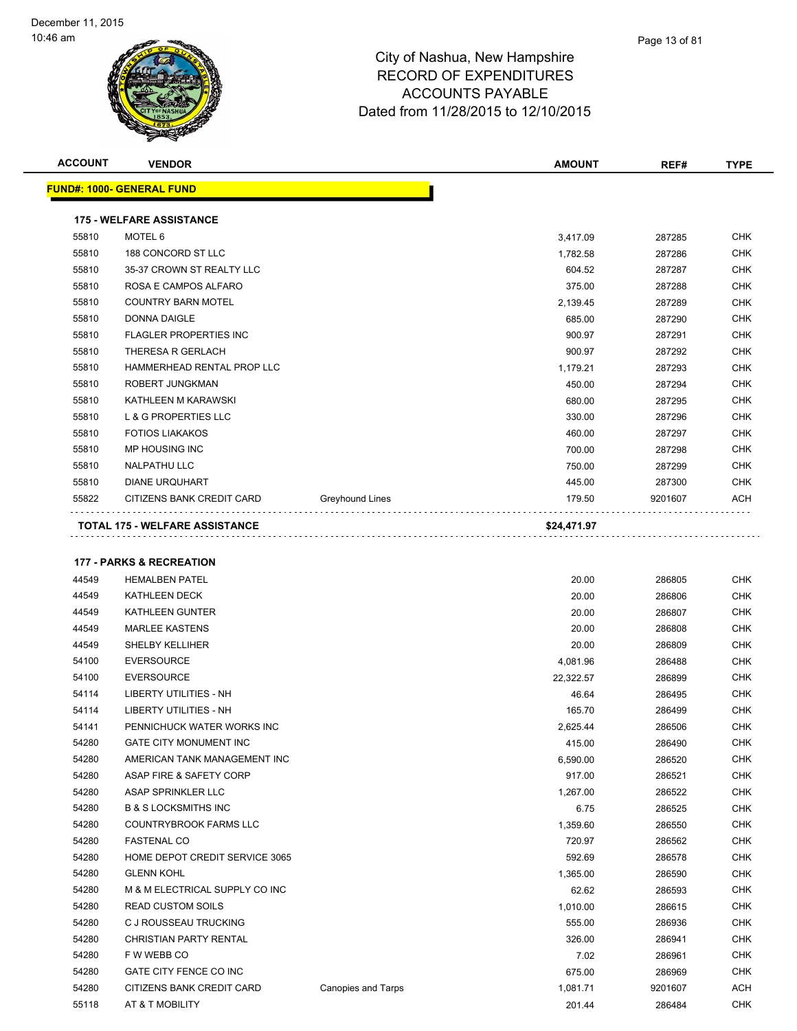City of Nashua, New Hampshire
RECORD OF EXPENDITURES
ACCOUNTS PAYABLE
Dated from 11/28/2015 to 12/10/2015

| ACCOUNT | VENDOR | | AMOUNT | REF# | TYPE |
|---|---|---|---|---|---|
| **FUND#: 1000- GENERAL FUND** | | | | | |
| **175 - WELFARE ASSISTANCE** | | | | | |
| 55810 | MOTEL 6 | | 3,417.09 | 287285 | CHK |
| 55810 | 188 CONCORD ST LLC | | 1,782.58 | 287286 | CHK |
| 55810 | 35-37 CROWN ST REALTY LLC | | 604.52 | 287287 | CHK |
| 55810 | ROSA E CAMPOS ALFARO | | 375.00 | 287288 | CHK |
| 55810 | COUNTRY BARN MOTEL | | 2,139.45 | 287289 | CHK |
| 55810 | DONNA DAIGLE | | 685.00 | 287290 | CHK |
| 55810 | FLAGLER PROPERTIES INC | | 900.97 | 287291 | CHK |
| 55810 | THERESA R GERLACH | | 900.97 | 287292 | CHK |
| 55810 | HAMMERHEAD RENTAL PROP LLC | | 1,179.21 | 287293 | CHK |
| 55810 | ROBERT JUNGKMAN | | 450.00 | 287294 | CHK |
| 55810 | KATHLEEN M KARAWSKI | | 680.00 | 287295 | CHK |
| 55810 | L & G PROPERTIES LLC | | 330.00 | 287296 | CHK |
| 55810 | FOTIOS LIAKAKOS | | 460.00 | 287297 | CHK |
| 55810 | MP HOUSING INC | | 700.00 | 287298 | CHK |
| 55810 | NALPATHU LLC | | 750.00 | 287299 | CHK |
| 55810 | DIANE URQUHART | | 445.00 | 287300 | CHK |
| 55822 | CITIZENS BANK CREDIT CARD | Greyhound Lines | 179.50 | 9201607 | ACH |
| **TOTAL 175 - WELFARE ASSISTANCE** | | | **$24,471.97** | | |
| **177 - PARKS & RECREATION** | | | | | |
| 44549 | HEMALBEN PATEL | | 20.00 | 286805 | CHK |
| 44549 | KATHLEEN DECK | | 20.00 | 286806 | CHK |
| 44549 | KATHLEEN GUNTER | | 20.00 | 286807 | CHK |
| 44549 | MARLEE KASTENS | | 20.00 | 286808 | CHK |
| 44549 | SHELBY KELLIHER | | 20.00 | 286809 | CHK |
| 54100 | EVERSOURCE | | 4,081.96 | 286488 | CHK |
| 54100 | EVERSOURCE | | 22,322.57 | 286899 | CHK |
| 54114 | LIBERTY UTILITIES - NH | | 46.64 | 286495 | CHK |
| 54114 | LIBERTY UTILITIES - NH | | 165.70 | 286499 | CHK |
| 54141 | PENNICHUCK WATER WORKS INC | | 2,625.44 | 286506 | CHK |
| 54280 | GATE CITY MONUMENT INC | | 415.00 | 286490 | CHK |
| 54280 | AMERICAN TANK MANAGEMENT INC | | 6,590.00 | 286520 | CHK |
| 54280 | ASAP FIRE & SAFETY CORP | | 917.00 | 286521 | CHK |
| 54280 | ASAP SPRINKLER LLC | | 1,267.00 | 286522 | CHK |
| 54280 | B & S LOCKSMITHS INC | | 6.75 | 286525 | CHK |
| 54280 | COUNTRYBROOK FARMS LLC | | 1,359.60 | 286550 | CHK |
| 54280 | FASTENAL CO | | 720.97 | 286562 | CHK |
| 54280 | HOME DEPOT CREDIT SERVICE 3065 | | 592.69 | 286578 | CHK |
| 54280 | GLENN KOHL | | 1,365.00 | 286590 | CHK |
| 54280 | M & M ELECTRICAL SUPPLY CO INC | | 62.62 | 286593 | CHK |
| 54280 | READ CUSTOM SOILS | | 1,010.00 | 286615 | CHK |
| 54280 | C J ROUSSEAU TRUCKING | | 555.00 | 286936 | CHK |
| 54280 | CHRISTIAN PARTY RENTAL | | 326.00 | 286941 | CHK |
| 54280 | F W WEBB CO | | 7.02 | 286961 | CHK |
| 54280 | GATE CITY FENCE CO INC | | 675.00 | 286969 | CHK |
| 54280 | CITIZENS BANK CREDIT CARD | Canopies and Tarps | 1,081.71 | 9201607 | ACH |
| 55118 | AT & T MOBILITY | | 201.44 | 286484 | CHK |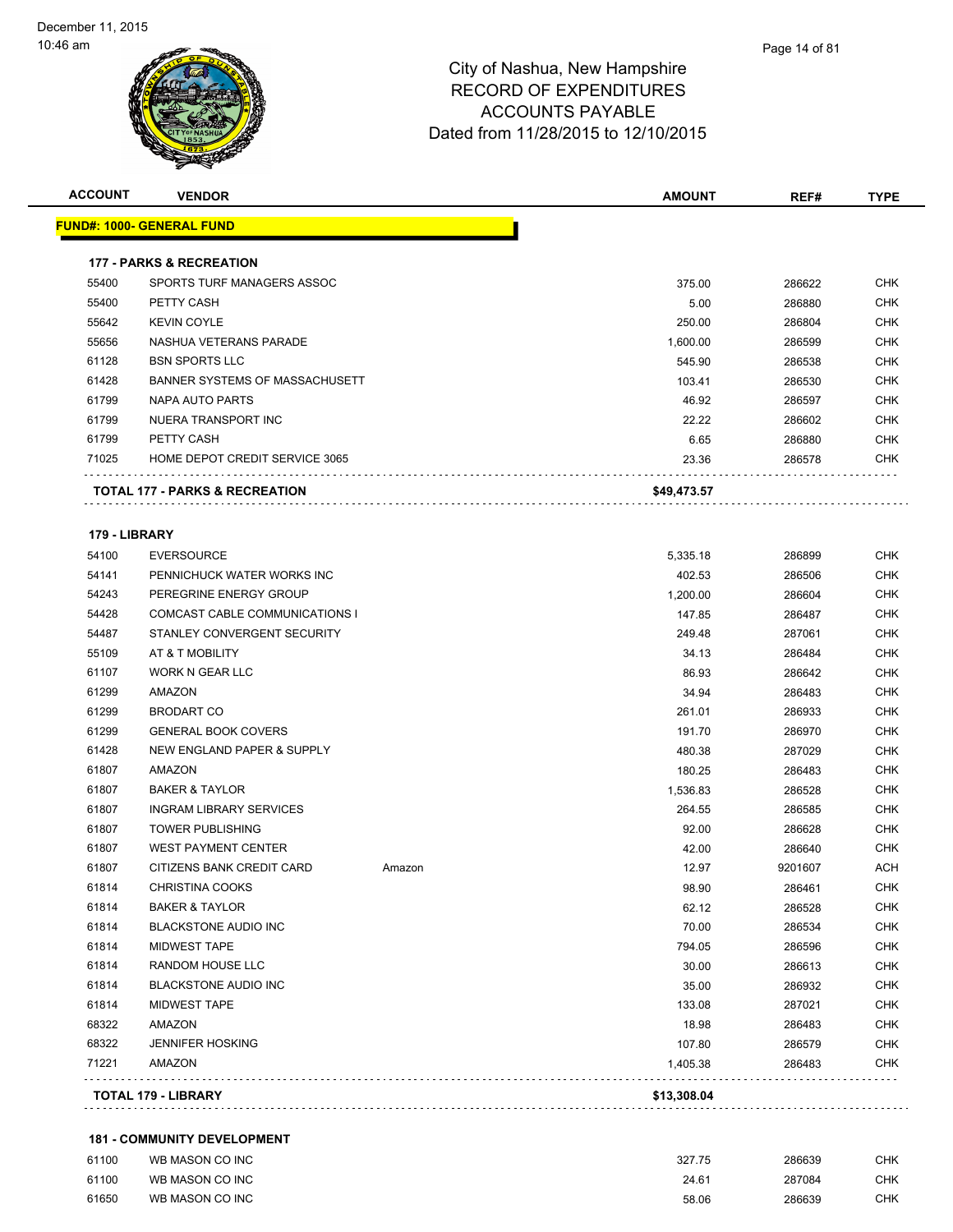# City of Nashua, New Hampshire
## RECORD OF EXPENDITURES
## ACCOUNTS PAYABLE
## Dated from 11/28/2015 to 12/10/2015

December 11, 2015
10:46 am

| ACCOUNT | VENDOR | | AMOUNT | REF# | TYPE |
|---|---|---|---|---|---|
| **FUND#: 1000- GENERAL FUND** | | | | | |
| **177 - PARKS & RECREATION** | | | | | |
| 55400 | SPORTS TURF MANAGERS ASSOC | | 375.00 | 286622 | CHK |
| 55400 | PETTY CASH | | 5.00 | 286880 | CHK |
| 55642 | KEVIN COYLE | | 250.00 | 286804 | CHK |
| 55656 | NASHUA VETERANS PARADE | | 1,600.00 | 286599 | CHK |
| 61128 | BSN SPORTS LLC | | 545.90 | 286538 | CHK |
| 61428 | BANNER SYSTEMS OF MASSACHUSETT | | 103.41 | 286530 | CHK |
| 61799 | NAPA AUTO PARTS | | 46.92 | 286597 | CHK |
| 61799 | NUERA TRANSPORT INC | | 22.22 | 286602 | CHK |
| 61799 | PETTY CASH | | 6.65 | 286880 | CHK |
| 71025 | HOME DEPOT CREDIT SERVICE 3065 | | 23.36 | 286578 | CHK |
| **TOTAL 177 - PARKS & RECREATION** | | | **$49,473.57** | | |
| **179 - LIBRARY** | | | | | |
| 54100 | EVERSOURCE | | 5,335.18 | 286899 | CHK |
| 54141 | PENNICHUCK WATER WORKS INC | | 402.53 | 286506 | CHK |
| 54243 | PEREGRINE ENERGY GROUP | | 1,200.00 | 286604 | CHK |
| 54428 | COMCAST CABLE COMMUNICATIONS I | | 147.85 | 286487 | CHK |
| 54487 | STANLEY CONVERGENT SECURITY | | 249.48 | 287061 | CHK |
| 55109 | AT & T MOBILITY | | 34.13 | 286484 | CHK |
| 61107 | WORK N GEAR LLC | | 86.93 | 286642 | CHK |
| 61299 | AMAZON | | 34.94 | 286483 | CHK |
| 61299 | BRODART CO | | 261.01 | 286933 | CHK |
| 61299 | GENERAL BOOK COVERS | | 191.70 | 286970 | CHK |
| 61428 | NEW ENGLAND PAPER & SUPPLY | | 480.38 | 287029 | CHK |
| 61807 | AMAZON | | 180.25 | 286483 | CHK |
| 61807 | BAKER & TAYLOR | | 1,536.83 | 286528 | CHK |
| 61807 | INGRAM LIBRARY SERVICES | | 264.55 | 286585 | CHK |
| 61807 | TOWER PUBLISHING | | 92.00 | 286628 | CHK |
| 61807 | WEST PAYMENT CENTER | | 42.00 | 286640 | CHK |
| 61807 | CITIZENS BANK CREDIT CARD | Amazon | 12.97 | 9201607 | ACH |
| 61814 | CHRISTINA COOKS | | 98.90 | 286461 | CHK |
| 61814 | BAKER & TAYLOR | | 62.12 | 286528 | CHK |
| 61814 | BLACKSTONE AUDIO INC | | 70.00 | 286534 | CHK |
| 61814 | MIDWEST TAPE | | 794.05 | 286596 | CHK |
| 61814 | RANDOM HOUSE LLC | | 30.00 | 286613 | CHK |
| 61814 | BLACKSTONE AUDIO INC | | 35.00 | 286932 | CHK |
| 61814 | MIDWEST TAPE | | 133.08 | 287021 | CHK |
| 68322 | AMAZON | | 18.98 | 286483 | CHK |
| 68322 | JENNIFER HOSKING | | 107.80 | 286579 | CHK |
| 71221 | AMAZON | | 1,405.38 | 286483 | CHK |
| **TOTAL 179 - LIBRARY** | | | **$13,308.04** | | |
| **181 - COMMUNITY DEVELOPMENT** | | | | | |
| 61100 | WB MASON CO INC | | 327.75 | 286639 | CHK |
| 61100 | WB MASON CO INC | | 24.61 | 287084 | CHK |
| 61650 | WB MASON CO INC | | 58.06 | 286639 | CHK |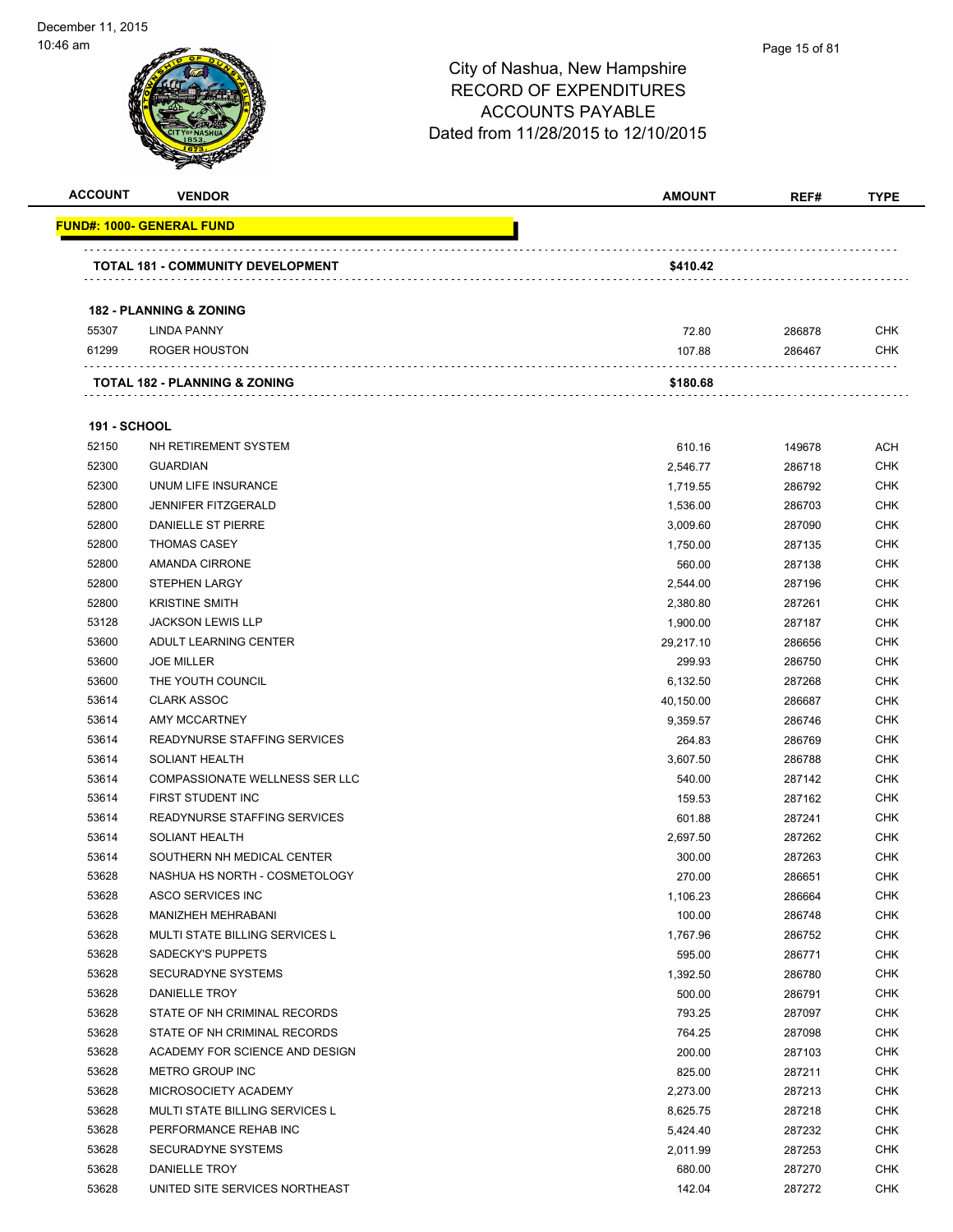# City of Nashua, New Hampshire
# RECORD OF EXPENDITURES
# ACCOUNTS PAYABLE
# Dated from 11/28/2015 to 12/10/2015

December 11, 2015
10:46 am

| ACCOUNT | VENDOR | AMOUNT | REF# | TYPE |
|---|---|---|---|---|
| **FUND#: 1000- GENERAL FUND** | | | | |
| | **TOTAL 181 - COMMUNITY DEVELOPMENT** | **$410.42** | | |
| **182 - PLANNING & ZONING** | | | | |
| 55307 | LINDA PANNY | 72.80 | 286878 | CHK |
| 61299 | ROGER HOUSTON | 107.88 | 286467 | CHK |
| | **TOTAL 182 - PLANNING & ZONING** | **$180.68** | | |
| **191 - SCHOOL** | | | | |
| 52150 | NH RETIREMENT SYSTEM | 610.16 | 149678 | ACH |
| 52300 | GUARDIAN | 2,546.77 | 286718 | CHK |
| 52300 | UNUM LIFE INSURANCE | 1,719.55 | 286792 | CHK |
| 52800 | JENNIFER FITZGERALD | 1,536.00 | 286703 | CHK |
| 52800 | DANIELLE ST PIERRE | 3,009.60 | 287090 | CHK |
| 52800 | THOMAS CASEY | 1,750.00 | 287135 | CHK |
| 52800 | AMANDA CIRRONE | 560.00 | 287138 | CHK |
| 52800 | STEPHEN LARGY | 2,544.00 | 287196 | CHK |
| 52800 | KRISTINE SMITH | 2,380.80 | 287261 | CHK |
| 53128 | JACKSON LEWIS LLP | 1,900.00 | 287187 | CHK |
| 53600 | ADULT LEARNING CENTER | 29,217.10 | 286656 | CHK |
| 53600 | JOE MILLER | 299.93 | 286750 | CHK |
| 53600 | THE YOUTH COUNCIL | 6,132.50 | 287268 | CHK |
| 53614 | CLARK ASSOC | 40,150.00 | 286687 | CHK |
| 53614 | AMY MCCARTNEY | 9,359.57 | 286746 | CHK |
| 53614 | READYNURSE STAFFING SERVICES | 264.83 | 286769 | CHK |
| 53614 | SOLIANT HEALTH | 3,607.50 | 286788 | CHK |
| 53614 | COMPASSIONATE WELLNESS SER LLC | 540.00 | 287142 | CHK |
| 53614 | FIRST STUDENT INC | 159.53 | 287162 | CHK |
| 53614 | READYNURSE STAFFING SERVICES | 601.88 | 287241 | CHK |
| 53614 | SOLIANT HEALTH | 2,697.50 | 287262 | CHK |
| 53614 | SOUTHERN NH MEDICAL CENTER | 300.00 | 287263 | CHK |
| 53628 | NASHUA HS NORTH - COSMETOLOGY | 270.00 | 286651 | CHK |
| 53628 | ASCO SERVICES INC | 1,106.23 | 286664 | CHK |
| 53628 | MANIZHEH MEHRABANI | 100.00 | 286748 | CHK |
| 53628 | MULTI STATE BILLING SERVICES L | 1,767.96 | 286752 | CHK |
| 53628 | SADECKY'S PUPPETS | 595.00 | 286771 | CHK |
| 53628 | SECURADYNE SYSTEMS | 1,392.50 | 286780 | CHK |
| 53628 | DANIELLE TROY | 500.00 | 286791 | CHK |
| 53628 | STATE OF NH CRIMINAL RECORDS | 793.25 | 287097 | CHK |
| 53628 | STATE OF NH CRIMINAL RECORDS | 764.25 | 287098 | CHK |
| 53628 | ACADEMY FOR SCIENCE AND DESIGN | 200.00 | 287103 | CHK |
| 53628 | METRO GROUP INC | 825.00 | 287211 | CHK |
| 53628 | MICROSOCIETY ACADEMY | 2,273.00 | 287213 | CHK |
| 53628 | MULTI STATE BILLING SERVICES L | 8,625.75 | 287218 | CHK |
| 53628 | PERFORMANCE REHAB INC | 5,424.40 | 287232 | CHK |
| 53628 | SECURADYNE SYSTEMS | 2,011.99 | 287253 | CHK |
| 53628 | DANIELLE TROY | 680.00 | 287270 | CHK |
| 53628 | UNITED SITE SERVICES NORTHEAST | 142.04 | 287272 | CHK |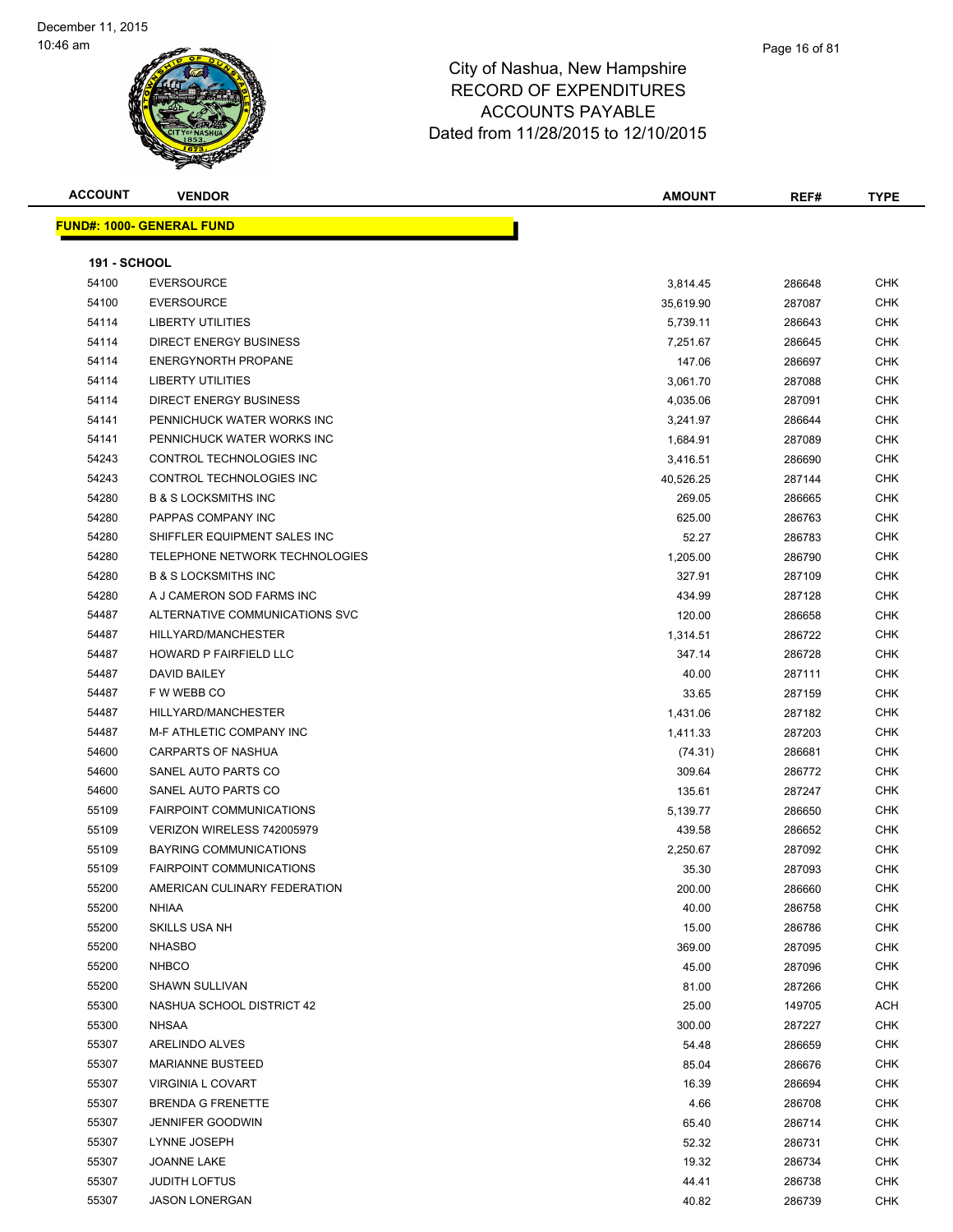# City of Nashua, New Hampshire
## RECORD OF EXPENDITURES
## ACCOUNTS PAYABLE
## Dated from 11/28/2015 to 12/10/2015

December 11, 2015
10:46 am

**FUND#: 1000- GENERAL FUND**

**191 - SCHOOL**

| ACCOUNT | VENDOR | AMOUNT | REF# | TYPE |
|---|---|---|---|---|
| 54100 | EVERSOURCE | 3,814.45 | 286648 | CHK |
| 54100 | EVERSOURCE | 35,619.90 | 287087 | CHK |
| 54114 | LIBERTY UTILITIES | 5,739.11 | 286643 | CHK |
| 54114 | DIRECT ENERGY BUSINESS | 7,251.67 | 286645 | CHK |
| 54114 | ENERGYNORTH PROPANE | 147.06 | 286697 | CHK |
| 54114 | LIBERTY UTILITIES | 3,061.70 | 287088 | CHK |
| 54114 | DIRECT ENERGY BUSINESS | 4,035.06 | 287091 | CHK |
| 54141 | PENNICHUCK WATER WORKS INC | 3,241.97 | 286644 | CHK |
| 54141 | PENNICHUCK WATER WORKS INC | 1,684.91 | 287089 | CHK |
| 54243 | CONTROL TECHNOLOGIES INC | 3,416.51 | 286690 | CHK |
| 54243 | CONTROL TECHNOLOGIES INC | 40,526.25 | 287144 | CHK |
| 54280 | B & S LOCKSMITHS INC | 269.05 | 286665 | CHK |
| 54280 | PAPPAS COMPANY INC | 625.00 | 286763 | CHK |
| 54280 | SHIFFLER EQUIPMENT SALES INC | 52.27 | 286783 | CHK |
| 54280 | TELEPHONE NETWORK TECHNOLOGIES | 1,205.00 | 286790 | CHK |
| 54280 | B & S LOCKSMITHS INC | 327.91 | 287109 | CHK |
| 54280 | A J CAMERON SOD FARMS INC | 434.99 | 287128 | CHK |
| 54487 | ALTERNATIVE COMMUNICATIONS SVC | 120.00 | 286658 | CHK |
| 54487 | HILLYARD/MANCHESTER | 1,314.51 | 286722 | CHK |
| 54487 | HOWARD P FAIRFIELD LLC | 347.14 | 286728 | CHK |
| 54487 | DAVID BAILEY | 40.00 | 287111 | CHK |
| 54487 | F W WEBB CO | 33.65 | 287159 | CHK |
| 54487 | HILLYARD/MANCHESTER | 1,431.06 | 287182 | CHK |
| 54487 | M-F ATHLETIC COMPANY INC | 1,411.33 | 287203 | CHK |
| 54600 | CARPARTS OF NASHUA | (74.31) | 286681 | CHK |
| 54600 | SANEL AUTO PARTS CO | 309.64 | 286772 | CHK |
| 54600 | SANEL AUTO PARTS CO | 135.61 | 287247 | CHK |
| 55109 | FAIRPOINT COMMUNICATIONS | 5,139.77 | 286650 | CHK |
| 55109 | VERIZON WIRELESS 742005979 | 439.58 | 286652 | CHK |
| 55109 | BAYRING COMMUNICATIONS | 2,250.67 | 287092 | CHK |
| 55109 | FAIRPOINT COMMUNICATIONS | 35.30 | 287093 | CHK |
| 55200 | AMERICAN CULINARY FEDERATION | 200.00 | 286660 | CHK |
| 55200 | NHIAA | 40.00 | 286758 | CHK |
| 55200 | SKILLS USA NH | 15.00 | 286786 | CHK |
| 55200 | NHASBO | 369.00 | 287095 | CHK |
| 55200 | NHBCO | 45.00 | 287096 | CHK |
| 55200 | SHAWN SULLIVAN | 81.00 | 287266 | CHK |
| 55300 | NASHUA SCHOOL DISTRICT 42 | 25.00 | 149705 | ACH |
| 55300 | NHSAA | 300.00 | 287227 | CHK |
| 55307 | ARELINDO ALVES | 54.48 | 286659 | CHK |
| 55307 | MARIANNE BUSTEED | 85.04 | 286676 | CHK |
| 55307 | VIRGINIA L COVART | 16.39 | 286694 | CHK |
| 55307 | BRENDA G FRENETTE | 4.66 | 286708 | CHK |
| 55307 | JENNIFER GOODWIN | 65.40 | 286714 | CHK |
| 55307 | LYNNE JOSEPH | 52.32 | 286731 | CHK |
| 55307 | JOANNE LAKE | 19.32 | 286734 | CHK |
| 55307 | JUDITH LOFTUS | 44.41 | 286738 | CHK |
| 55307 | JASON LONERGAN | 40.82 | 286739 | CHK |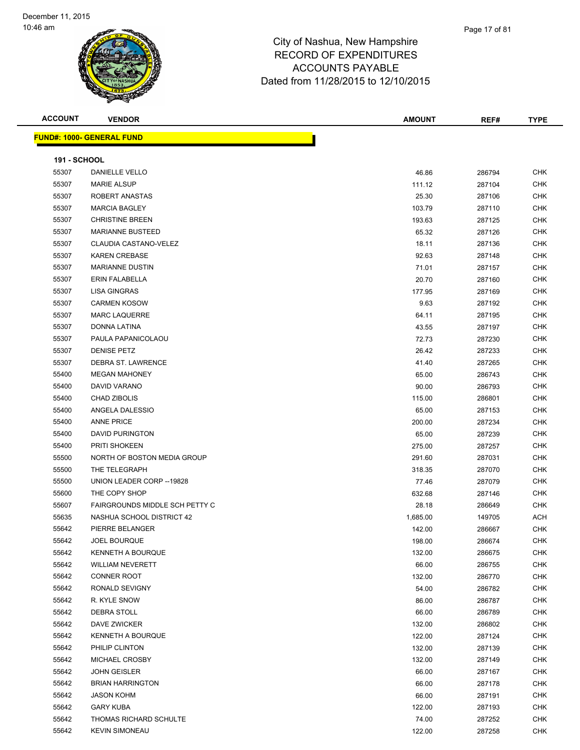City of Nashua, New Hampshire
RECORD OF EXPENDITURES
ACCOUNTS PAYABLE
Dated from 11/28/2015 to 12/10/2015

| ACCOUNT | VENDOR | AMOUNT | REF# | TYPE |
|---|---|---|---|---|

**FUND#: 1000- GENERAL FUND**

**191 - SCHOOL**

| ACCOUNT | VENDOR | AMOUNT | REF# | TYPE |
|---|---|---|---|---|
| 55307 | DANIELLE VELLO | 46.86 | 286794 | CHK |
| 55307 | MARIE ALSUP | 111.12 | 287104 | CHK |
| 55307 | ROBERT ANASTAS | 25.30 | 287106 | CHK |
| 55307 | MARCIA BAGLEY | 103.79 | 287110 | CHK |
| 55307 | CHRISTINE BREEN | 193.63 | 287125 | CHK |
| 55307 | MARIANNE BUSTEED | 65.32 | 287126 | CHK |
| 55307 | CLAUDIA CASTANO-VELEZ | 18.11 | 287136 | CHK |
| 55307 | KAREN CREBASE | 92.63 | 287148 | CHK |
| 55307 | MARIANNE DUSTIN | 71.01 | 287157 | CHK |
| 55307 | ERIN FALABELLA | 20.70 | 287160 | CHK |
| 55307 | LISA GINGRAS | 177.95 | 287169 | CHK |
| 55307 | CARMEN KOSOW | 9.63 | 287192 | CHK |
| 55307 | MARC LAQUERRE | 64.11 | 287195 | CHK |
| 55307 | DONNA LATINA | 43.55 | 287197 | CHK |
| 55307 | PAULA PAPANICOLAOU | 72.73 | 287230 | CHK |
| 55307 | DENISE PETZ | 26.42 | 287233 | CHK |
| 55307 | DEBRA ST. LAWRENCE | 41.40 | 287265 | CHK |
| 55400 | MEGAN MAHONEY | 65.00 | 286743 | CHK |
| 55400 | DAVID VARANO | 90.00 | 286793 | CHK |
| 55400 | CHAD ZIBOLIS | 115.00 | 286801 | CHK |
| 55400 | ANGELA DALESSIO | 65.00 | 287153 | CHK |
| 55400 | ANNE PRICE | 200.00 | 287234 | CHK |
| 55400 | DAVID PURINGTON | 65.00 | 287239 | CHK |
| 55400 | PRITI SHOKEEN | 275.00 | 287257 | CHK |
| 55500 | NORTH OF BOSTON MEDIA GROUP | 291.60 | 287031 | CHK |
| 55500 | THE TELEGRAPH | 318.35 | 287070 | CHK |
| 55500 | UNION LEADER CORP --19828 | 77.46 | 287079 | CHK |
| 55600 | THE COPY SHOP | 632.68 | 287146 | CHK |
| 55607 | FAIRGROUNDS MIDDLE SCH PETTY C | 28.18 | 286649 | CHK |
| 55635 | NASHUA SCHOOL DISTRICT 42 | 1,685.00 | 149705 | ACH |
| 55642 | PIERRE BELANGER | 142.00 | 286667 | CHK |
| 55642 | JOEL BOURQUE | 198.00 | 286674 | CHK |
| 55642 | KENNETH A BOURQUE | 132.00 | 286675 | CHK |
| 55642 | WILLIAM NEVERETT | 66.00 | 286755 | CHK |
| 55642 | CONNER ROOT | 132.00 | 286770 | CHK |
| 55642 | RONALD SEVIGNY | 54.00 | 286782 | CHK |
| 55642 | R. KYLE SNOW | 86.00 | 286787 | CHK |
| 55642 | DEBRA STOLL | 66.00 | 286789 | CHK |
| 55642 | DAVE ZWICKER | 132.00 | 286802 | CHK |
| 55642 | KENNETH A BOURQUE | 122.00 | 287124 | CHK |
| 55642 | PHILIP CLINTON | 132.00 | 287139 | CHK |
| 55642 | MICHAEL CROSBY | 132.00 | 287149 | CHK |
| 55642 | JOHN GEISLER | 66.00 | 287167 | CHK |
| 55642 | BRIAN HARRINGTON | 66.00 | 287178 | CHK |
| 55642 | JASON KOHM | 66.00 | 287191 | CHK |
| 55642 | GARY KUBA | 122.00 | 287193 | CHK |
| 55642 | THOMAS RICHARD SCHULTE | 74.00 | 287252 | CHK |
| 55642 | KEVIN SIMONEAU | 122.00 | 287258 | CHK |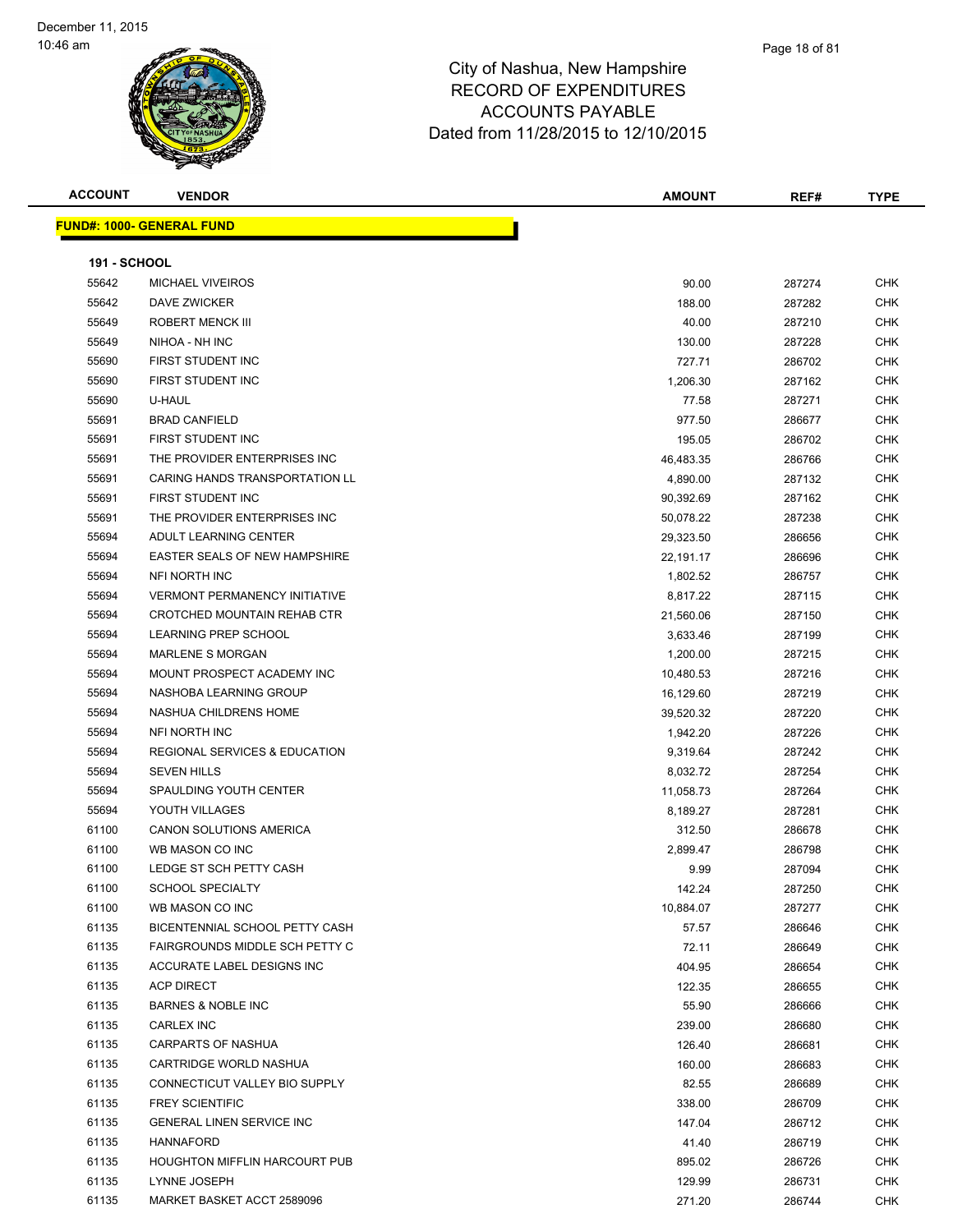City of Nashua, New Hampshire
RECORD OF EXPENDITURES
ACCOUNTS PAYABLE
Dated from 11/28/2015 to 12/10/2015

December 11, 2015
10:46 am

**FUND#: 1000- GENERAL FUND**

**191 - SCHOOL**

| ACCOUNT | VENDOR | AMOUNT | REF# | TYPE |
|---|---|---|---|---|
| 55642 | MICHAEL VIVEIROS | 90.00 | 287274 | CHK |
| 55642 | DAVE ZWICKER | 188.00 | 287282 | CHK |
| 55649 | ROBERT MENCK III | 40.00 | 287210 | CHK |
| 55649 | NIHOA - NH INC | 130.00 | 287228 | CHK |
| 55690 | FIRST STUDENT INC | 727.71 | 286702 | CHK |
| 55690 | FIRST STUDENT INC | 1,206.30 | 287162 | CHK |
| 55690 | U-HAUL | 77.58 | 287271 | CHK |
| 55691 | BRAD CANFIELD | 977.50 | 286677 | CHK |
| 55691 | FIRST STUDENT INC | 195.05 | 286702 | CHK |
| 55691 | THE PROVIDER ENTERPRISES INC | 46,483.35 | 286766 | CHK |
| 55691 | CARING HANDS TRANSPORTATION LL | 4,890.00 | 287132 | CHK |
| 55691 | FIRST STUDENT INC | 90,392.69 | 287162 | CHK |
| 55691 | THE PROVIDER ENTERPRISES INC | 50,078.22 | 287238 | CHK |
| 55694 | ADULT LEARNING CENTER | 29,323.50 | 286656 | CHK |
| 55694 | EASTER SEALS OF NEW HAMPSHIRE | 22,191.17 | 286696 | CHK |
| 55694 | NFI NORTH INC | 1,802.52 | 286757 | CHK |
| 55694 | VERMONT PERMANENCY INITIATIVE | 8,817.22 | 287115 | CHK |
| 55694 | CROTCHED MOUNTAIN REHAB CTR | 21,560.06 | 287150 | CHK |
| 55694 | LEARNING PREP SCHOOL | 3,633.46 | 287199 | CHK |
| 55694 | MARLENE S MORGAN | 1,200.00 | 287215 | CHK |
| 55694 | MOUNT PROSPECT ACADEMY INC | 10,480.53 | 287216 | CHK |
| 55694 | NASHOBA LEARNING GROUP | 16,129.60 | 287219 | CHK |
| 55694 | NASHUA CHILDRENS HOME | 39,520.32 | 287220 | CHK |
| 55694 | NFI NORTH INC | 1,942.20 | 287226 | CHK |
| 55694 | REGIONAL SERVICES & EDUCATION | 9,319.64 | 287242 | CHK |
| 55694 | SEVEN HILLS | 8,032.72 | 287254 | CHK |
| 55694 | SPAULDING YOUTH CENTER | 11,058.73 | 287264 | CHK |
| 55694 | YOUTH VILLAGES | 8,189.27 | 287281 | CHK |
| 61100 | CANON SOLUTIONS AMERICA | 312.50 | 286678 | CHK |
| 61100 | WB MASON CO INC | 2,899.47 | 286798 | CHK |
| 61100 | LEDGE ST SCH PETTY CASH | 9.99 | 287094 | CHK |
| 61100 | SCHOOL SPECIALTY | 142.24 | 287250 | CHK |
| 61100 | WB MASON CO INC | 10,884.07 | 287277 | CHK |
| 61135 | BICENTENNIAL SCHOOL PETTY CASH | 57.57 | 286646 | CHK |
| 61135 | FAIRGROUNDS MIDDLE SCH PETTY C | 72.11 | 286649 | CHK |
| 61135 | ACCURATE LABEL DESIGNS INC | 404.95 | 286654 | CHK |
| 61135 | ACP DIRECT | 122.35 | 286655 | CHK |
| 61135 | BARNES & NOBLE INC | 55.90 | 286666 | CHK |
| 61135 | CARLEX INC | 239.00 | 286680 | CHK |
| 61135 | CARPARTS OF NASHUA | 126.40 | 286681 | CHK |
| 61135 | CARTRIDGE WORLD NASHUA | 160.00 | 286683 | CHK |
| 61135 | CONNECTICUT VALLEY BIO SUPPLY | 82.55 | 286689 | CHK |
| 61135 | FREY SCIENTIFIC | 338.00 | 286709 | CHK |
| 61135 | GENERAL LINEN SERVICE INC | 147.04 | 286712 | CHK |
| 61135 | HANNAFORD | 41.40 | 286719 | CHK |
| 61135 | HOUGHTON MIFFLIN HARCOURT PUB | 895.02 | 286726 | CHK |
| 61135 | LYNNE JOSEPH | 129.99 | 286731 | CHK |
| 61135 | MARKET BASKET ACCT 2589096 | 271.20 | 286744 | CHK |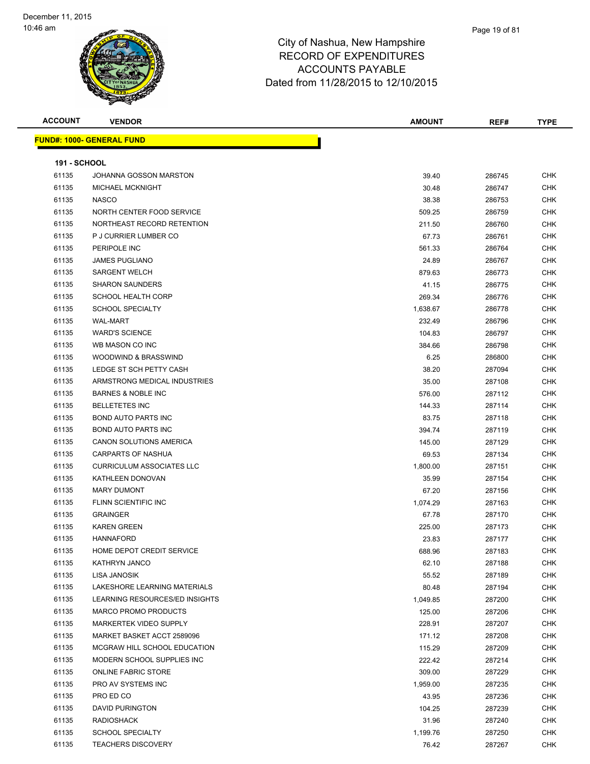# City of Nashua, New Hampshire
## RECORD OF EXPENDITURES
## ACCOUNTS PAYABLE
## Dated from 11/28/2015 to 12/10/2015

December 11, 2015
10:46 am

**FUND#: 1000- GENERAL FUND**

**191 - SCHOOL**

| ACCOUNT | VENDOR | AMOUNT | REF# | TYPE |
|---|---|---|---|---|
| 61135 | JOHANNA GOSSON MARSTON | 39.40 | 286745 | CHK |
| 61135 | MICHAEL MCKNIGHT | 30.48 | 286747 | CHK |
| 61135 | NASCO | 38.38 | 286753 | CHK |
| 61135 | NORTH CENTER FOOD SERVICE | 509.25 | 286759 | CHK |
| 61135 | NORTHEAST RECORD RETENTION | 211.50 | 286760 | CHK |
| 61135 | P J CURRIER LUMBER CO | 67.73 | 286761 | CHK |
| 61135 | PERIPOLE INC | 561.33 | 286764 | CHK |
| 61135 | JAMES PUGLIANO | 24.89 | 286767 | CHK |
| 61135 | SARGENT WELCH | 879.63 | 286773 | CHK |
| 61135 | SHARON SAUNDERS | 41.15 | 286775 | CHK |
| 61135 | SCHOOL HEALTH CORP | 269.34 | 286776 | CHK |
| 61135 | SCHOOL SPECIALTY | 1,638.67 | 286778 | CHK |
| 61135 | WAL-MART | 232.49 | 286796 | CHK |
| 61135 | WARD'S SCIENCE | 104.83 | 286797 | CHK |
| 61135 | WB MASON CO INC | 384.66 | 286798 | CHK |
| 61135 | WOODWIND & BRASSWIND | 6.25 | 286800 | CHK |
| 61135 | LEDGE ST SCH PETTY CASH | 38.20 | 287094 | CHK |
| 61135 | ARMSTRONG MEDICAL INDUSTRIES | 35.00 | 287108 | CHK |
| 61135 | BARNES & NOBLE INC | 576.00 | 287112 | CHK |
| 61135 | BELLETETES INC | 144.33 | 287114 | CHK |
| 61135 | BOND AUTO PARTS INC | 83.75 | 287118 | CHK |
| 61135 | BOND AUTO PARTS INC | 394.74 | 287119 | CHK |
| 61135 | CANON SOLUTIONS AMERICA | 145.00 | 287129 | CHK |
| 61135 | CARPARTS OF NASHUA | 69.53 | 287134 | CHK |
| 61135 | CURRICULUM ASSOCIATES LLC | 1,800.00 | 287151 | CHK |
| 61135 | KATHLEEN DONOVAN | 35.99 | 287154 | CHK |
| 61135 | MARY DUMONT | 67.20 | 287156 | CHK |
| 61135 | FLINN SCIENTIFIC INC | 1,074.29 | 287163 | CHK |
| 61135 | GRAINGER | 67.78 | 287170 | CHK |
| 61135 | KAREN GREEN | 225.00 | 287173 | CHK |
| 61135 | HANNAFORD | 23.83 | 287177 | CHK |
| 61135 | HOME DEPOT CREDIT SERVICE | 688.96 | 287183 | CHK |
| 61135 | KATHRYN JANCO | 62.10 | 287188 | CHK |
| 61135 | LISA JANOSIK | 55.52 | 287189 | CHK |
| 61135 | LAKESHORE LEARNING MATERIALS | 80.48 | 287194 | CHK |
| 61135 | LEARNING RESOURCES/ED INSIGHTS | 1,049.85 | 287200 | CHK |
| 61135 | MARCO PROMO PRODUCTS | 125.00 | 287206 | CHK |
| 61135 | MARKERTEK VIDEO SUPPLY | 228.91 | 287207 | CHK |
| 61135 | MARKET BASKET ACCT 2589096 | 171.12 | 287208 | CHK |
| 61135 | MCGRAW HILL SCHOOL EDUCATION | 115.29 | 287209 | CHK |
| 61135 | MODERN SCHOOL SUPPLIES INC | 222.42 | 287214 | CHK |
| 61135 | ONLINE FABRIC STORE | 309.00 | 287229 | CHK |
| 61135 | PRO AV SYSTEMS INC | 1,959.00 | 287235 | CHK |
| 61135 | PRO ED CO | 43.95 | 287236 | CHK |
| 61135 | DAVID PURINGTON | 104.25 | 287239 | CHK |
| 61135 | RADIOSHACK | 31.96 | 287240 | CHK |
| 61135 | SCHOOL SPECIALTY | 1,199.76 | 287250 | CHK |
| 61135 | TEACHERS DISCOVERY | 76.42 | 287267 | CHK |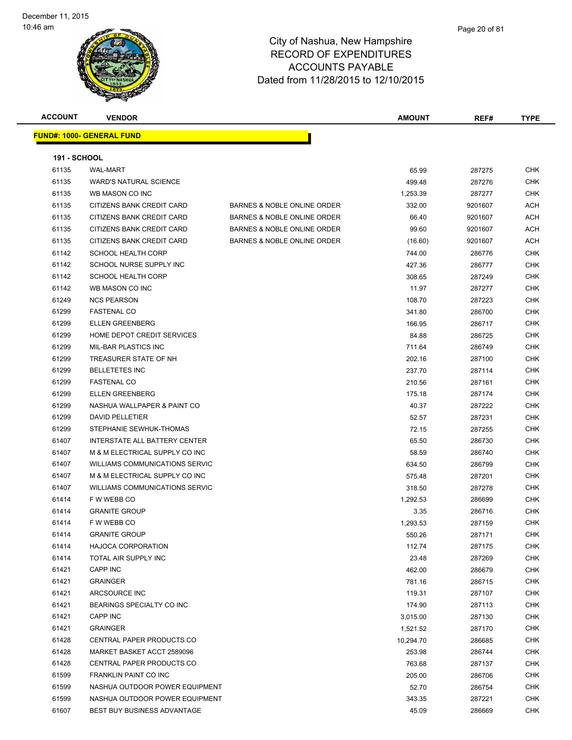December 11, 2015
10:46 am

# City of Nashua, New Hampshire
## RECORD OF EXPENDITURES
## ACCOUNTS PAYABLE
## Dated from 11/28/2015 to 12/10/2015

**FUND#: 1000- GENERAL FUND**

**191 - SCHOOL**

| ACCOUNT | VENDOR | | AMOUNT | REF# | TYPE |
|---|---|---|---|---|---|
| 61135 | WAL-MART | | 65.99 | 287275 | CHK |
| 61135 | WARD'S NATURAL SCIENCE | | 499.48 | 287276 | CHK |
| 61135 | WB MASON CO INC | | 1,253.39 | 287277 | CHK |
| 61135 | CITIZENS BANK CREDIT CARD | BARNES & NOBLE ONLINE ORDER | 332.00 | 9201607 | ACH |
| 61135 | CITIZENS BANK CREDIT CARD | BARNES & NOBLE ONLINE ORDER | 66.40 | 9201607 | ACH |
| 61135 | CITIZENS BANK CREDIT CARD | BARNES & NOBLE ONLINE ORDER | 99.60 | 9201607 | ACH |
| 61135 | CITIZENS BANK CREDIT CARD | BARNES & NOBLE ONLINE ORDER | (16.60) | 9201607 | ACH |
| 61142 | SCHOOL HEALTH CORP | | 744.00 | 286776 | CHK |
| 61142 | SCHOOL NURSE SUPPLY INC | | 427.36 | 286777 | CHK |
| 61142 | SCHOOL HEALTH CORP | | 308.65 | 287249 | CHK |
| 61142 | WB MASON CO INC | | 11.97 | 287277 | CHK |
| 61249 | NCS PEARSON | | 108.70 | 287223 | CHK |
| 61299 | FASTENAL CO | | 341.80 | 286700 | CHK |
| 61299 | ELLEN GREENBERG | | 166.95 | 286717 | CHK |
| 61299 | HOME DEPOT CREDIT SERVICES | | 84.88 | 286725 | CHK |
| 61299 | MIL-BAR PLASTICS INC | | 711.64 | 286749 | CHK |
| 61299 | TREASURER STATE OF NH | | 202.16 | 287100 | CHK |
| 61299 | BELLETETES INC | | 237.70 | 287114 | CHK |
| 61299 | FASTENAL CO | | 210.56 | 287161 | CHK |
| 61299 | ELLEN GREENBERG | | 175.18 | 287174 | CHK |
| 61299 | NASHUA WALLPAPER & PAINT CO | | 40.37 | 287222 | CHK |
| 61299 | DAVID PELLETIER | | 52.57 | 287231 | CHK |
| 61299 | STEPHANIE SEWHUK-THOMAS | | 72.15 | 287255 | CHK |
| 61407 | INTERSTATE ALL BATTERY CENTER | | 65.50 | 286730 | CHK |
| 61407 | M & M ELECTRICAL SUPPLY CO INC | | 58.59 | 286740 | CHK |
| 61407 | WILLIAMS COMMUNICATIONS SERVIC | | 634.50 | 286799 | CHK |
| 61407 | M & M ELECTRICAL SUPPLY CO INC | | 575.48 | 287201 | CHK |
| 61407 | WILLIAMS COMMUNICATIONS SERVIC | | 318.50 | 287278 | CHK |
| 61414 | F W WEBB CO | | 1,292.53 | 286699 | CHK |
| 61414 | GRANITE GROUP | | 3.35 | 286716 | CHK |
| 61414 | F W WEBB CO | | 1,293.53 | 287159 | CHK |
| 61414 | GRANITE GROUP | | 550.26 | 287171 | CHK |
| 61414 | HAJOCA CORPORATION | | 112.74 | 287175 | CHK |
| 61414 | TOTAL AIR SUPPLY INC | | 23.48 | 287269 | CHK |
| 61421 | CAPP INC | | 462.00 | 286679 | CHK |
| 61421 | GRAINGER | | 781.16 | 286715 | CHK |
| 61421 | ARCSOURCE INC | | 119.31 | 287107 | CHK |
| 61421 | BEARINGS SPECIALTY CO INC | | 174.90 | 287113 | CHK |
| 61421 | CAPP INC | | 3,015.00 | 287130 | CHK |
| 61421 | GRAINGER | | 1,521.52 | 287170 | CHK |
| 61428 | CENTRAL PAPER PRODUCTS CO | | 10,294.70 | 286685 | CHK |
| 61428 | MARKET BASKET ACCT 2589096 | | 253.98 | 286744 | CHK |
| 61428 | CENTRAL PAPER PRODUCTS CO | | 763.68 | 287137 | CHK |
| 61599 | FRANKLIN PAINT CO INC | | 205.00 | 286706 | CHK |
| 61599 | NASHUA OUTDOOR POWER EQUIPMENT | | 52.70 | 286754 | CHK |
| 61599 | NASHUA OUTDOOR POWER EQUIPMENT | | 343.35 | 287221 | CHK |
| 61607 | BEST BUY BUSINESS ADVANTAGE | | 45.09 | 286669 | CHK |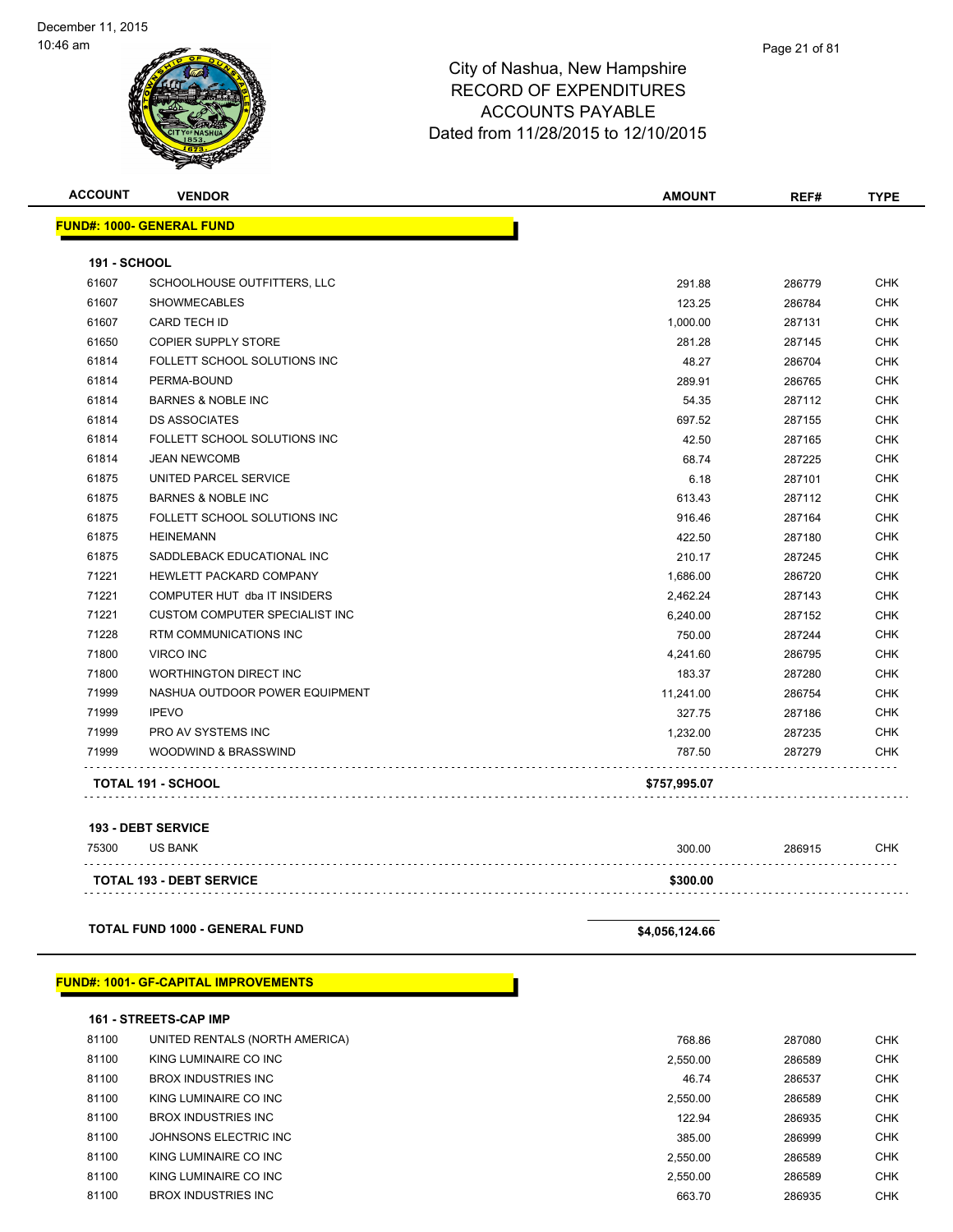City of Nashua, New Hampshire
RECORD OF EXPENDITURES
ACCOUNTS PAYABLE
Dated from 11/28/2015 to 12/10/2015

| ACCOUNT | VENDOR | AMOUNT | REF# | TYPE |
|---|---|---|---|---|
| **FUND#: 1000- GENERAL FUND** | | | | |
| **191 - SCHOOL** | | | | |
| 61607 | SCHOOLHOUSE OUTFITTERS, LLC | 291.88 | 286779 | CHK |
| 61607 | SHOWMECABLES | 123.25 | 286784 | CHK |
| 61607 | CARD TECH ID | 1,000.00 | 287131 | CHK |
| 61650 | COPIER SUPPLY STORE | 281.28 | 287145 | CHK |
| 61814 | FOLLETT SCHOOL SOLUTIONS INC | 48.27 | 286704 | CHK |
| 61814 | PERMA-BOUND | 289.91 | 286765 | CHK |
| 61814 | BARNES & NOBLE INC | 54.35 | 287112 | CHK |
| 61814 | DS ASSOCIATES | 697.52 | 287155 | CHK |
| 61814 | FOLLETT SCHOOL SOLUTIONS INC | 42.50 | 287165 | CHK |
| 61814 | JEAN NEWCOMB | 68.74 | 287225 | CHK |
| 61875 | UNITED PARCEL SERVICE | 6.18 | 287101 | CHK |
| 61875 | BARNES & NOBLE INC | 613.43 | 287112 | CHK |
| 61875 | FOLLETT SCHOOL SOLUTIONS INC | 916.46 | 287164 | CHK |
| 61875 | HEINEMANN | 422.50 | 287180 | CHK |
| 61875 | SADDLEBACK EDUCATIONAL INC | 210.17 | 287245 | CHK |
| 71221 | HEWLETT PACKARD COMPANY | 1,686.00 | 286720 | CHK |
| 71221 | COMPUTER HUT dba IT INSIDERS | 2,462.24 | 287143 | CHK |
| 71221 | CUSTOM COMPUTER SPECIALIST INC | 6,240.00 | 287152 | CHK |
| 71228 | RTM COMMUNICATIONS INC | 750.00 | 287244 | CHK |
| 71800 | VIRCO INC | 4,241.60 | 286795 | CHK |
| 71800 | WORTHINGTON DIRECT INC | 183.37 | 287280 | CHK |
| 71999 | NASHUA OUTDOOR POWER EQUIPMENT | 11,241.00 | 286754 | CHK |
| 71999 | IPEVO | 327.75 | 287186 | CHK |
| 71999 | PRO AV SYSTEMS INC | 1,232.00 | 287235 | CHK |
| 71999 | WOODWIND & BRASSWIND | 787.50 | 287279 | CHK |
| **TOTAL 191 - SCHOOL** | | **$757,995.07** | | |
| **193 - DEBT SERVICE** | | | | |
| 75300 | US BANK | 300.00 | 286915 | CHK |
| **TOTAL 193 - DEBT SERVICE** | | **$300.00** | | |
| **TOTAL FUND 1000 - GENERAL FUND** | | **$4,056,124.66** | | |
| **FUND#: 1001- GF-CAPITAL IMPROVEMENTS** | | | | |
| **161 - STREETS-CAP IMP** | | | | |
| 81100 | UNITED RENTALS (NORTH AMERICA) | 768.86 | 287080 | CHK |
| 81100 | KING LUMINAIRE CO INC | 2,550.00 | 286589 | CHK |
| 81100 | BROX INDUSTRIES INC | 46.74 | 286537 | CHK |
| 81100 | KING LUMINAIRE CO INC | 2,550.00 | 286589 | CHK |
| 81100 | BROX INDUSTRIES INC | 122.94 | 286935 | CHK |
| 81100 | JOHNSONS ELECTRIC INC | 385.00 | 286999 | CHK |
| 81100 | KING LUMINAIRE CO INC | 2,550.00 | 286589 | CHK |
| 81100 | KING LUMINAIRE CO INC | 2,550.00 | 286589 | CHK |
| 81100 | BROX INDUSTRIES INC | 663.70 | 286935 | CHK |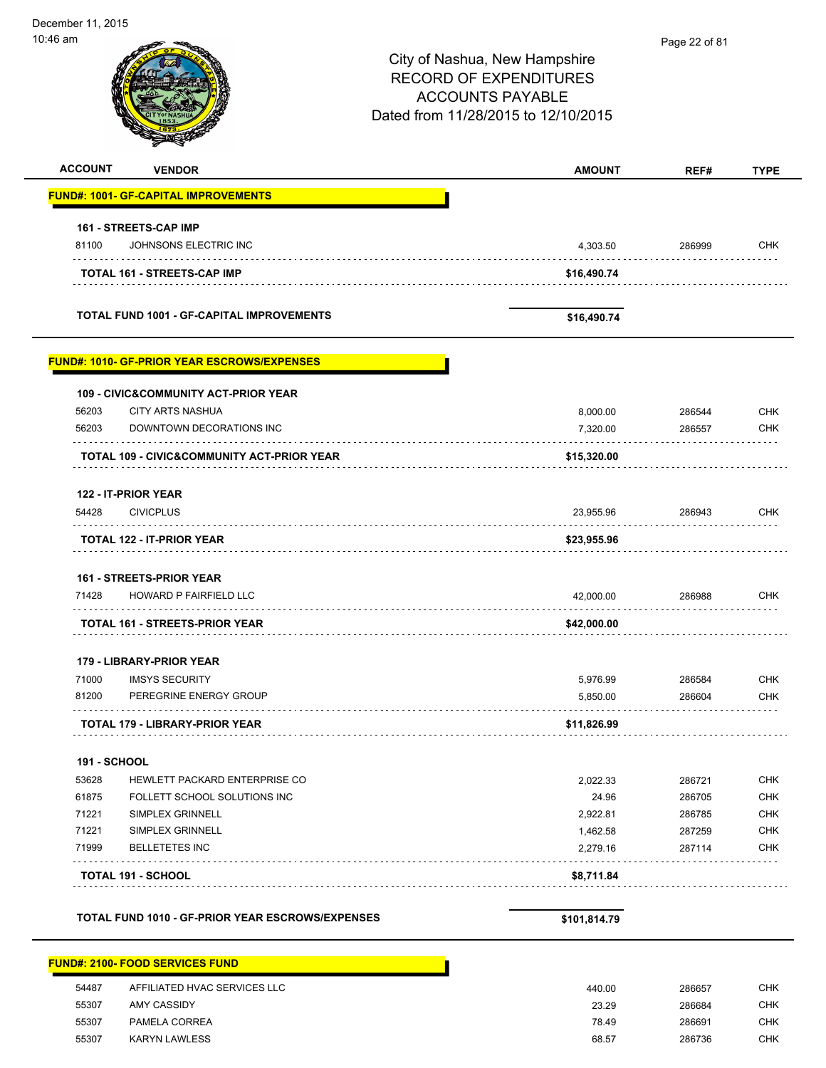City of Nashua, New Hampshire
RECORD OF EXPENDITURES
ACCOUNTS PAYABLE
Dated from 11/28/2015 to 12/10/2015

| ACCOUNT | VENDOR | AMOUNT | REF# | TYPE |
|---|---|---|---|---|
| **FUND#: 1001- GF-CAPITAL IMPROVEMENTS** | | | | |
| **161 - STREETS-CAP IMP** | | | | |
| 81100 | JOHNSONS ELECTRIC INC | 4,303.50 | 286999 | CHK |
| | **TOTAL 161 - STREETS-CAP IMP** | **$16,490.74** | | |
| | **TOTAL FUND 1001 - GF-CAPITAL IMPROVEMENTS** | **$16,490.74** | | |
| **FUND#: 1010- GF-PRIOR YEAR ESCROWS/EXPENSES** | | | | |
| **109 - CIVIC&COMMUNITY ACT-PRIOR YEAR** | | | | |
| 56203 | CITY ARTS NASHUA | 8,000.00 | 286544 | CHK |
| 56203 | DOWNTOWN DECORATIONS INC | 7,320.00 | 286557 | CHK |
| | **TOTAL 109 - CIVIC&COMMUNITY ACT-PRIOR YEAR** | **$15,320.00** | | |
| **122 - IT-PRIOR YEAR** | | | | |
| 54428 | CIVICPLUS | 23,955.96 | 286943 | CHK |
| | **TOTAL 122 - IT-PRIOR YEAR** | **$23,955.96** | | |
| **161 - STREETS-PRIOR YEAR** | | | | |
| 71428 | HOWARD P FAIRFIELD LLC | 42,000.00 | 286988 | CHK |
| | **TOTAL 161 - STREETS-PRIOR YEAR** | **$42,000.00** | | |
| **179 - LIBRARY-PRIOR YEAR** | | | | |
| 71000 | IMSYS SECURITY | 5,976.99 | 286584 | CHK |
| 81200 | PEREGRINE ENERGY GROUP | 5,850.00 | 286604 | CHK |
| | **TOTAL 179 - LIBRARY-PRIOR YEAR** | **$11,826.99** | | |
| **191 - SCHOOL** | | | | |
| 53628 | HEWLETT PACKARD ENTERPRISE CO | 2,022.33 | 286721 | CHK |
| 61875 | FOLLETT SCHOOL SOLUTIONS INC | 24.96 | 286705 | CHK |
| 71221 | SIMPLEX GRINNELL | 2,922.81 | 286785 | CHK |
| 71221 | SIMPLEX GRINNELL | 1,462.58 | 287259 | CHK |
| 71999 | BELLETETES INC | 2,279.16 | 287114 | CHK |
| | **TOTAL 191 - SCHOOL** | **$8,711.84** | | |
| | **TOTAL FUND 1010 - GF-PRIOR YEAR ESCROWS/EXPENSES** | **$101,814.79** | | |
| **FUND#: 2100- FOOD SERVICES FUND** | | | | |
| 54487 | AFFILIATED HVAC SERVICES LLC | 440.00 | 286657 | CHK |
| 55307 | AMY CASSIDY | 23.29 | 286684 | CHK |
| 55307 | PAMELA CORREA | 78.49 | 286691 | CHK |
| 55307 | KARYN LAWLESS | 68.57 | 286736 | CHK |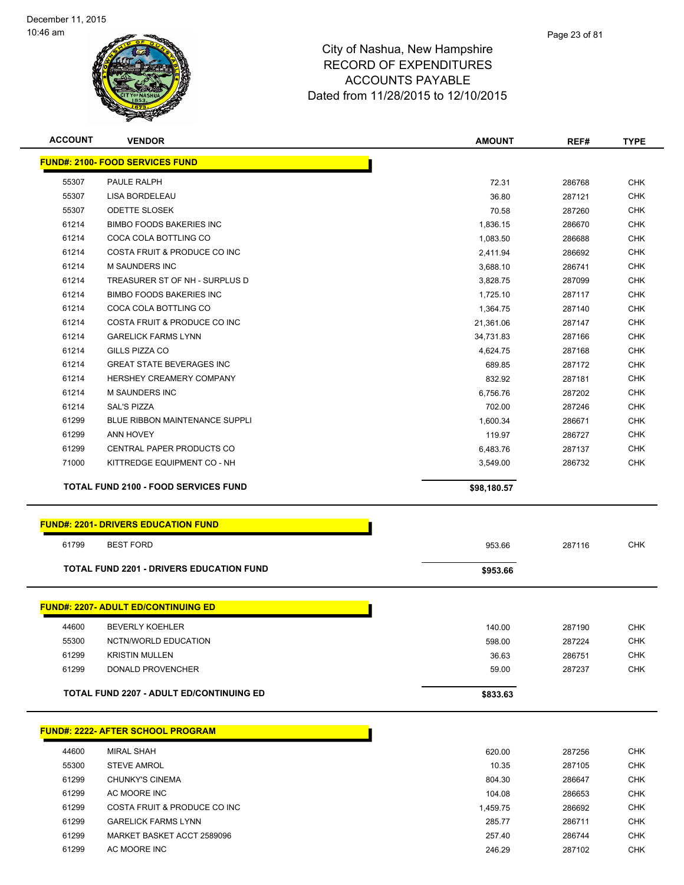City of Nashua, New Hampshire
RECORD OF EXPENDITURES
ACCOUNTS PAYABLE
Dated from 11/28/2015 to 12/10/2015

December 11, 2015
10:46 am

| ACCOUNT | VENDOR | AMOUNT | REF# | TYPE |
|---|---|---|---|---|
| **FUND#: 2100- FOOD SERVICES FUND** | | | | |
| 55307 | PAULE RALPH | 72.31 | 286768 | CHK |
| 55307 | LISA BORDELEAU | 36.80 | 287121 | CHK |
| 55307 | ODETTE SLOSEK | 70.58 | 287260 | CHK |
| 61214 | BIMBO FOODS BAKERIES INC | 1,836.15 | 286670 | CHK |
| 61214 | COCA COLA BOTTLING CO | 1,083.50 | 286688 | CHK |
| 61214 | COSTA FRUIT & PRODUCE CO INC | 2,411.94 | 286692 | CHK |
| 61214 | M SAUNDERS INC | 3,688.10 | 286741 | CHK |
| 61214 | TREASURER ST OF NH - SURPLUS D | 3,828.75 | 287099 | CHK |
| 61214 | BIMBO FOODS BAKERIES INC | 1,725.10 | 287117 | CHK |
| 61214 | COCA COLA BOTTLING CO | 1,364.75 | 287140 | CHK |
| 61214 | COSTA FRUIT & PRODUCE CO INC | 21,361.06 | 287147 | CHK |
| 61214 | GARELICK FARMS LYNN | 34,731.83 | 287166 | CHK |
| 61214 | GILLS PIZZA CO | 4,624.75 | 287168 | CHK |
| 61214 | GREAT STATE BEVERAGES INC | 689.85 | 287172 | CHK |
| 61214 | HERSHEY CREAMERY COMPANY | 832.92 | 287181 | CHK |
| 61214 | M SAUNDERS INC | 6,756.76 | 287202 | CHK |
| 61214 | SAL'S PIZZA | 702.00 | 287246 | CHK |
| 61299 | BLUE RIBBON MAINTENANCE SUPPLI | 1,600.34 | 286671 | CHK |
| 61299 | ANN HOVEY | 119.97 | 286727 | CHK |
| 61299 | CENTRAL PAPER PRODUCTS CO | 6,483.76 | 287137 | CHK |
| 71000 | KITTREDGE EQUIPMENT CO - NH | 3,549.00 | 286732 | CHK |
| | **TOTAL FUND 2100 - FOOD SERVICES FUND** | **$98,180.57** | | |
| **FUND#: 2201- DRIVERS EDUCATION FUND** | | | | |
| 61799 | BEST FORD | 953.66 | 287116 | CHK |
| | **TOTAL FUND 2201 - DRIVERS EDUCATION FUND** | **$953.66** | | |
| **FUND#: 2207- ADULT ED/CONTINUING ED** | | | | |
| 44600 | BEVERLY KOEHLER | 140.00 | 287190 | CHK |
| 55300 | NCTN/WORLD EDUCATION | 598.00 | 287224 | CHK |
| 61299 | KRISTIN MULLEN | 36.63 | 286751 | CHK |
| 61299 | DONALD PROVENCHER | 59.00 | 287237 | CHK |
| | **TOTAL FUND 2207 - ADULT ED/CONTINUING ED** | **$833.63** | | |
| **FUND#: 2222- AFTER SCHOOL PROGRAM** | | | | |
| 44600 | MIRAL SHAH | 620.00 | 287256 | CHK |
| 55300 | STEVE AMROL | 10.35 | 287105 | CHK |
| 61299 | CHUNKY'S CINEMA | 804.30 | 286647 | CHK |
| 61299 | AC MOORE INC | 104.08 | 286653 | CHK |
| 61299 | COSTA FRUIT & PRODUCE CO INC | 1,459.75 | 286692 | CHK |
| 61299 | GARELICK FARMS LYNN | 285.77 | 286711 | CHK |
| 61299 | MARKET BASKET ACCT 2589096 | 257.40 | 286744 | CHK |
| 61299 | AC MOORE INC | 246.29 | 287102 | CHK |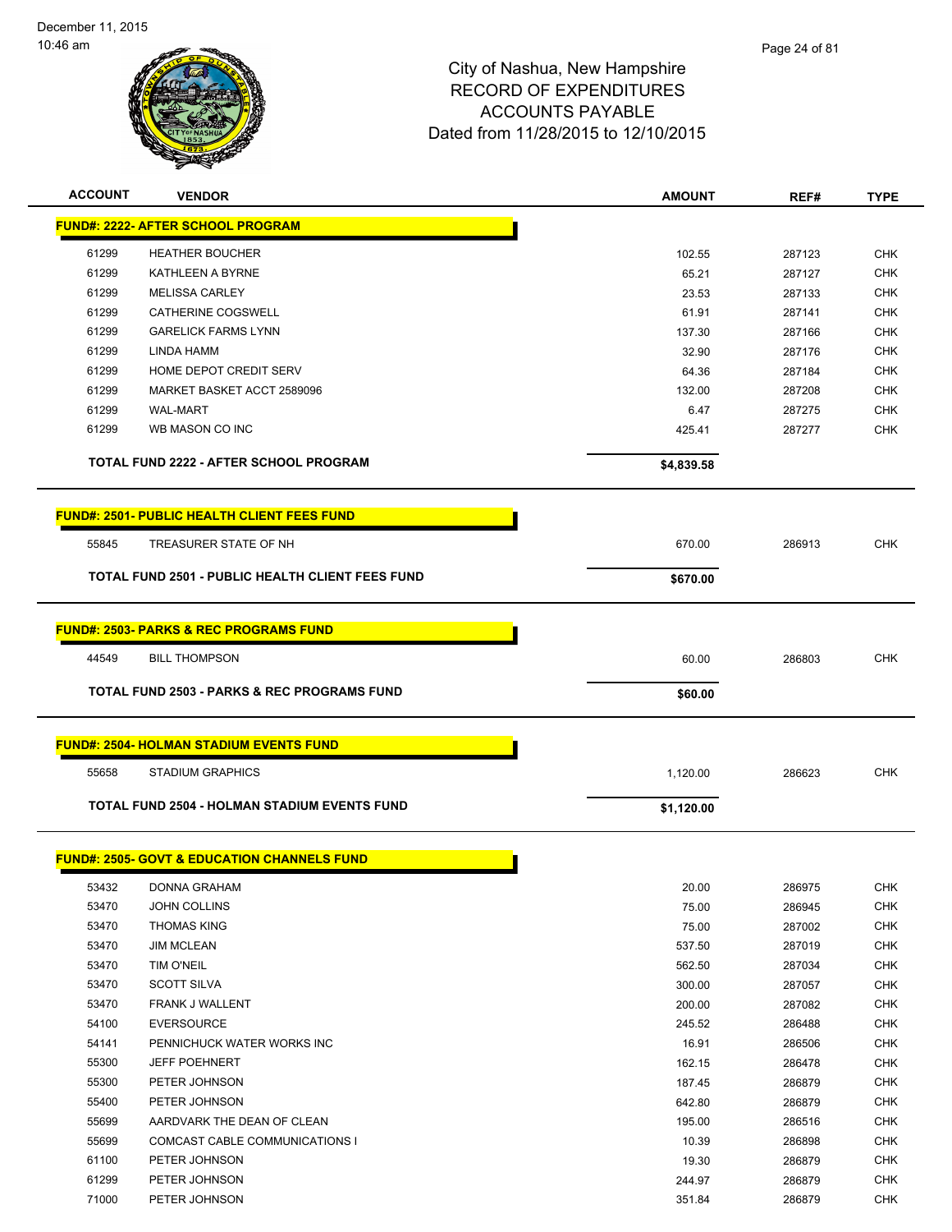# City of Nashua, New Hampshire
## RECORD OF EXPENDITURES
## ACCOUNTS PAYABLE
## Dated from 11/28/2015 to 12/10/2015

December 11, 2015
10:46 am

| ACCOUNT | VENDOR | AMOUNT | REF# | TYPE |
|---|---|---|---|---|
| **FUND#: 2222- AFTER SCHOOL PROGRAM** | | | | |
| 61299 | HEATHER BOUCHER | 102.55 | 287123 | CHK |
| 61299 | KATHLEEN A BYRNE | 65.21 | 287127 | CHK |
| 61299 | MELISSA CARLEY | 23.53 | 287133 | CHK |
| 61299 | CATHERINE COGSWELL | 61.91 | 287141 | CHK |
| 61299 | GARELICK FARMS LYNN | 137.30 | 287166 | CHK |
| 61299 | LINDA HAMM | 32.90 | 287176 | CHK |
| 61299 | HOME DEPOT CREDIT SERV | 64.36 | 287184 | CHK |
| 61299 | MARKET BASKET ACCT 2589096 | 132.00 | 287208 | CHK |
| 61299 | WAL-MART | 6.47 | 287275 | CHK |
| 61299 | WB MASON CO INC | 425.41 | 287277 | CHK |
| | **TOTAL FUND 2222 - AFTER SCHOOL PROGRAM** | **$4,839.58** | | |
| **FUND#: 2501- PUBLIC HEALTH CLIENT FEES FUND** | | | | |
| 55845 | TREASURER STATE OF NH | 670.00 | 286913 | CHK |
| | **TOTAL FUND 2501 - PUBLIC HEALTH CLIENT FEES FUND** | **$670.00** | | |
| **FUND#: 2503- PARKS & REC PROGRAMS FUND** | | | | |
| 44549 | BILL THOMPSON | 60.00 | 286803 | CHK |
| | **TOTAL FUND 2503 - PARKS & REC PROGRAMS FUND** | **$60.00** | | |
| **FUND#: 2504- HOLMAN STADIUM EVENTS FUND** | | | | |
| 55658 | STADIUM GRAPHICS | 1,120.00 | 286623 | CHK |
| | **TOTAL FUND 2504 - HOLMAN STADIUM EVENTS FUND** | **$1,120.00** | | |
| **FUND#: 2505- GOVT & EDUCATION CHANNELS FUND** | | | | |
| 53432 | DONNA GRAHAM | 20.00 | 286975 | CHK |
| 53470 | JOHN COLLINS | 75.00 | 286945 | CHK |
| 53470 | THOMAS KING | 75.00 | 287002 | CHK |
| 53470 | JIM MCLEAN | 537.50 | 287019 | CHK |
| 53470 | TIM O'NEIL | 562.50 | 287034 | CHK |
| 53470 | SCOTT SILVA | 300.00 | 287057 | CHK |
| 53470 | FRANK J WALLENT | 200.00 | 287082 | CHK |
| 54100 | EVERSOURCE | 245.52 | 286488 | CHK |
| 54141 | PENNICHUCK WATER WORKS INC | 16.91 | 286506 | CHK |
| 55300 | JEFF POEHNERT | 162.15 | 286478 | CHK |
| 55300 | PETER JOHNSON | 187.45 | 286879 | CHK |
| 55400 | PETER JOHNSON | 642.80 | 286879 | CHK |
| 55699 | AARDVARK THE DEAN OF CLEAN | 195.00 | 286516 | CHK |
| 55699 | COMCAST CABLE COMMUNICATIONS I | 10.39 | 286898 | CHK |
| 61100 | PETER JOHNSON | 19.30 | 286879 | CHK |
| 61299 | PETER JOHNSON | 244.97 | 286879 | CHK |
| 71000 | PETER JOHNSON | 351.84 | 286879 | CHK |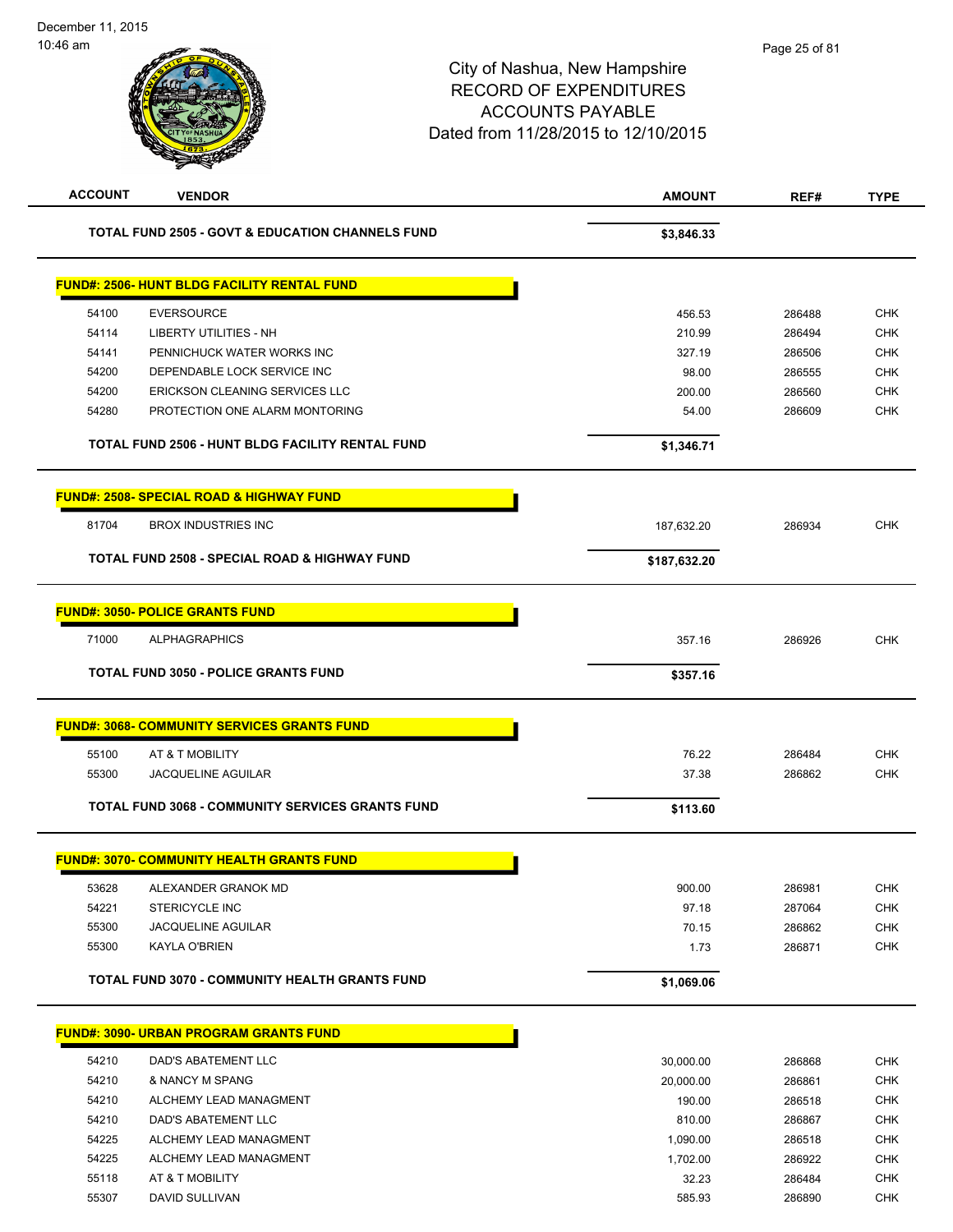City of Nashua, New Hampshire
RECORD OF EXPENDITURES
ACCOUNTS PAYABLE
Dated from 11/28/2015 to 12/10/2015

| ACCOUNT | VENDOR | AMOUNT | REF# | TYPE |
|---|---|---|---|---|
| | **TOTAL FUND 2505 - GOVT & EDUCATION CHANNELS FUND** | **$3,846.33** | | |
| | **FUND#: 2506- HUNT BLDG FACILITY RENTAL FUND** | | | |
| 54100 | EVERSOURCE | 456.53 | 286488 | CHK |
| 54114 | LIBERTY UTILITIES - NH | 210.99 | 286494 | CHK |
| 54141 | PENNICHUCK WATER WORKS INC | 327.19 | 286506 | CHK |
| 54200 | DEPENDABLE LOCK SERVICE INC | 98.00 | 286555 | CHK |
| 54200 | ERICKSON CLEANING SERVICES LLC | 200.00 | 286560 | CHK |
| 54280 | PROTECTION ONE ALARM MONTORING | 54.00 | 286609 | CHK |
| | **TOTAL FUND 2506 - HUNT BLDG FACILITY RENTAL FUND** | **$1,346.71** | | |
| | **FUND#: 2508- SPECIAL ROAD & HIGHWAY FUND** | | | |
| 81704 | BROX INDUSTRIES INC | 187,632.20 | 286934 | CHK |
| | **TOTAL FUND 2508 - SPECIAL ROAD & HIGHWAY FUND** | **$187,632.20** | | |
| | **FUND#: 3050- POLICE GRANTS FUND** | | | |
| 71000 | ALPHAGRAPHICS | 357.16 | 286926 | CHK |
| | **TOTAL FUND 3050 - POLICE GRANTS FUND** | **$357.16** | | |
| | **FUND#: 3068- COMMUNITY SERVICES GRANTS FUND** | | | |
| 55100 | AT & T MOBILITY | 76.22 | 286484 | CHK |
| 55300 | JACQUELINE AGUILAR | 37.38 | 286862 | CHK |
| | **TOTAL FUND 3068 - COMMUNITY SERVICES GRANTS FUND** | **$113.60** | | |
| | **FUND#: 3070- COMMUNITY HEALTH GRANTS FUND** | | | |
| 53628 | ALEXANDER GRANOK MD | 900.00 | 286981 | CHK |
| 54221 | STERICYCLE INC | 97.18 | 287064 | CHK |
| 55300 | JACQUELINE AGUILAR | 70.15 | 286862 | CHK |
| 55300 | KAYLA O'BRIEN | 1.73 | 286871 | CHK |
| | **TOTAL FUND 3070 - COMMUNITY HEALTH GRANTS FUND** | **$1,069.06** | | |
| | **FUND#: 3090- URBAN PROGRAM GRANTS FUND** | | | |
| 54210 | DAD'S ABATEMENT LLC | 30,000.00 | 286868 | CHK |
| 54210 | & NANCY M SPANG | 20,000.00 | 286861 | CHK |
| 54210 | ALCHEMY LEAD MANAGMENT | 190.00 | 286518 | CHK |
| 54210 | DAD'S ABATEMENT LLC | 810.00 | 286867 | CHK |
| 54225 | ALCHEMY LEAD MANAGMENT | 1,090.00 | 286518 | CHK |
| 54225 | ALCHEMY LEAD MANAGMENT | 1,702.00 | 286922 | CHK |
| 55118 | AT & T MOBILITY | 32.23 | 286484 | CHK |
| 55307 | DAVID SULLIVAN | 585.93 | 286890 | CHK |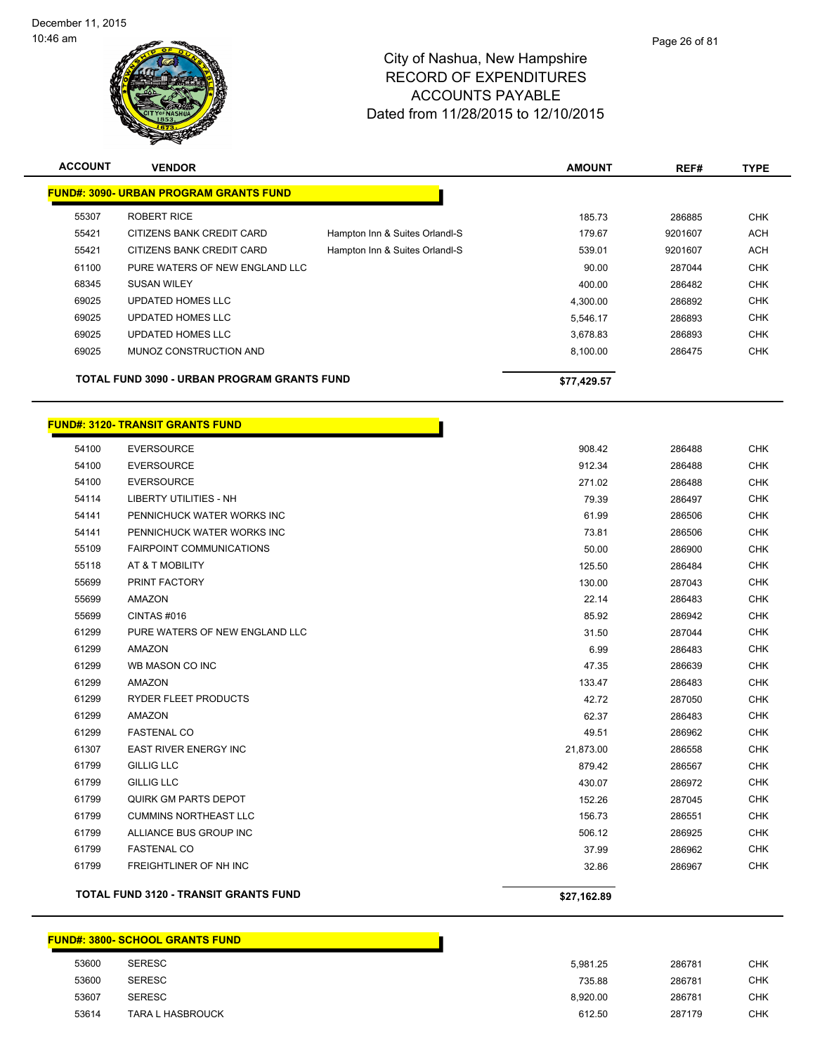# City of Nashua, New Hampshire
## RECORD OF EXPENDITURES
## ACCOUNTS PAYABLE
## Dated from 11/28/2015 to 12/10/2015

| ACCOUNT | VENDOR | | AMOUNT | REF# | TYPE |
|---|---|---|---|---|---|
| **FUND#: 3090- URBAN PROGRAM GRANTS FUND** | | | | | |
| 55307 | ROBERT RICE | | 185.73 | 286885 | CHK |
| 55421 | CITIZENS BANK CREDIT CARD | Hampton Inn & Suites Orlandl-S | 179.67 | 9201607 | ACH |
| 55421 | CITIZENS BANK CREDIT CARD | Hampton Inn & Suites Orlandl-S | 539.01 | 9201607 | ACH |
| 61100 | PURE WATERS OF NEW ENGLAND LLC | | 90.00 | 287044 | CHK |
| 68345 | SUSAN WILEY | | 400.00 | 286482 | CHK |
| 69025 | UPDATED HOMES LLC | | 4,300.00 | 286892 | CHK |
| 69025 | UPDATED HOMES LLC | | 5,546.17 | 286893 | CHK |
| 69025 | UPDATED HOMES LLC | | 3,678.83 | 286893 | CHK |
| 69025 | MUNOZ CONSTRUCTION AND | | 8,100.00 | 286475 | CHK |
| **TOTAL FUND 3090 - URBAN PROGRAM GRANTS FUND** | | | **$77,429.57** | | |

| ACCOUNT | VENDOR | AMOUNT | REF# | TYPE |
|---|---|---|---|---|
| **FUND#: 3120- TRANSIT GRANTS FUND** | | | | |
| 54100 | EVERSOURCE | 908.42 | 286488 | CHK |
| 54100 | EVERSOURCE | 912.34 | 286488 | CHK |
| 54100 | EVERSOURCE | 271.02 | 286488 | CHK |
| 54114 | LIBERTY UTILITIES - NH | 79.39 | 286497 | CHK |
| 54141 | PENNICHUCK WATER WORKS INC | 61.99 | 286506 | CHK |
| 54141 | PENNICHUCK WATER WORKS INC | 73.81 | 286506 | CHK |
| 55109 | FAIRPOINT COMMUNICATIONS | 50.00 | 286900 | CHK |
| 55118 | AT & T MOBILITY | 125.50 | 286484 | CHK |
| 55699 | PRINT FACTORY | 130.00 | 287043 | CHK |
| 55699 | AMAZON | 22.14 | 286483 | CHK |
| 55699 | CINTAS #016 | 85.92 | 286942 | CHK |
| 61299 | PURE WATERS OF NEW ENGLAND LLC | 31.50 | 287044 | CHK |
| 61299 | AMAZON | 6.99 | 286483 | CHK |
| 61299 | WB MASON CO INC | 47.35 | 286639 | CHK |
| 61299 | AMAZON | 133.47 | 286483 | CHK |
| 61299 | RYDER FLEET PRODUCTS | 42.72 | 287050 | CHK |
| 61299 | AMAZON | 62.37 | 286483 | CHK |
| 61299 | FASTENAL CO | 49.51 | 286962 | CHK |
| 61307 | EAST RIVER ENERGY INC | 21,873.00 | 286558 | CHK |
| 61799 | GILLIG LLC | 879.42 | 286567 | CHK |
| 61799 | GILLIG LLC | 430.07 | 286972 | CHK |
| 61799 | QUIRK GM PARTS DEPOT | 152.26 | 287045 | CHK |
| 61799 | CUMMINS NORTHEAST LLC | 156.73 | 286551 | CHK |
| 61799 | ALLIANCE BUS GROUP INC | 506.12 | 286925 | CHK |
| 61799 | FASTENAL CO | 37.99 | 286962 | CHK |
| 61799 | FREIGHTLINER OF NH INC | 32.86 | 286967 | CHK |
| **TOTAL FUND 3120 - TRANSIT GRANTS FUND** | | **$27,162.89** | | |

| ACCOUNT | VENDOR | AMOUNT | REF# | TYPE |
|---|---|---|---|---|
| **FUND#: 3800- SCHOOL GRANTS FUND** | | | | |
| 53600 | SERESC | 5,981.25 | 286781 | CHK |
| 53600 | SERESC | 735.88 | 286781 | CHK |
| 53607 | SERESC | 8,920.00 | 286781 | CHK |
| 53614 | TARA L HASBROUCK | 612.50 | 287179 | CHK |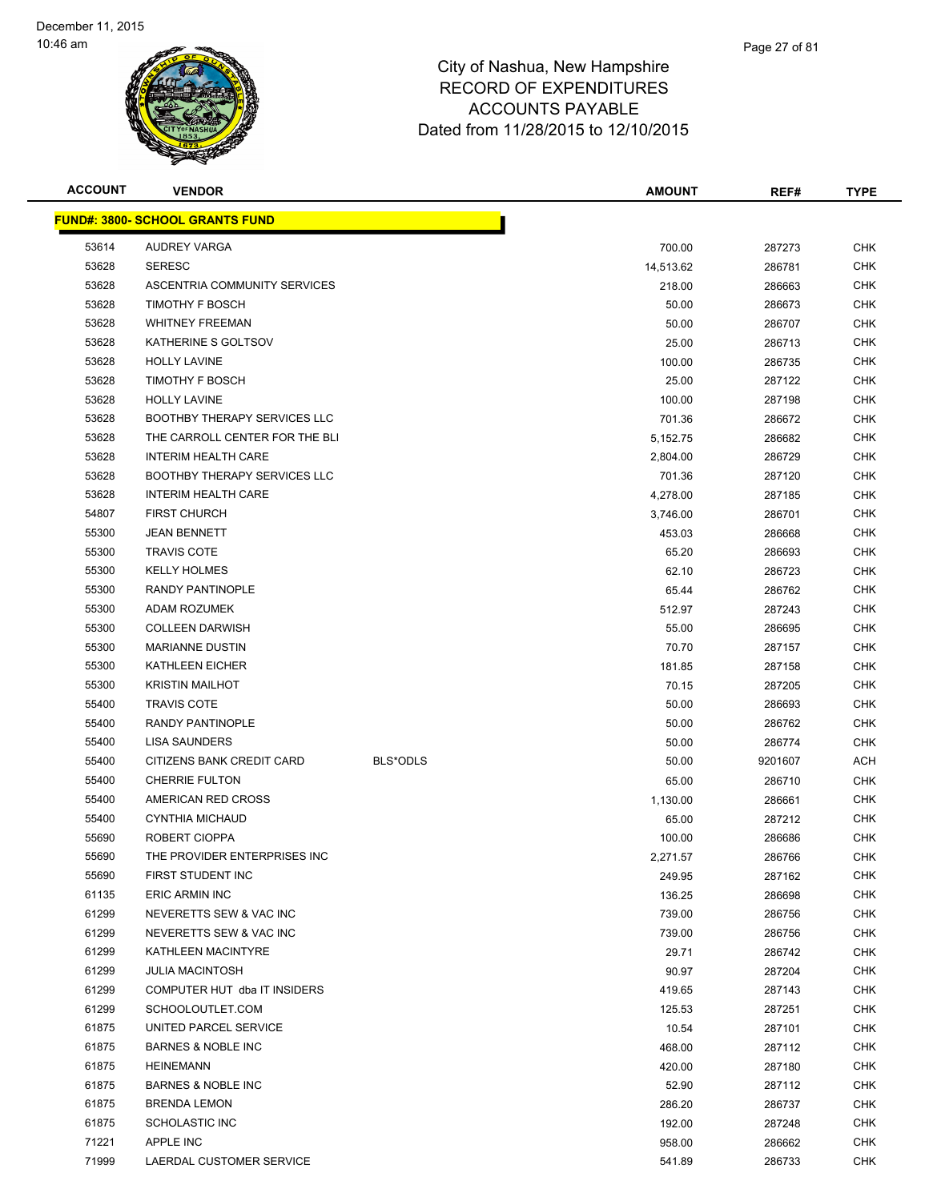December 11, 2015
10:46 am

# City of Nashua, New Hampshire
## RECORD OF EXPENDITURES
## ACCOUNTS PAYABLE
## Dated from 11/28/2015 to 12/10/2015

| ACCOUNT | VENDOR | | AMOUNT | REF# | TYPE |
|---|---|---|---|---|---|
| **FUND#: 3800- SCHOOL GRANTS FUND** | | | | | |
| 53614 | AUDREY VARGA | | 700.00 | 287273 | CHK |
| 53628 | SERESC | | 14,513.62 | 286781 | CHK |
| 53628 | ASCENTRIA COMMUNITY SERVICES | | 218.00 | 286663 | CHK |
| 53628 | TIMOTHY F BOSCH | | 50.00 | 286673 | CHK |
| 53628 | WHITNEY FREEMAN | | 50.00 | 286707 | CHK |
| 53628 | KATHERINE S GOLTSOV | | 25.00 | 286713 | CHK |
| 53628 | HOLLY LAVINE | | 100.00 | 286735 | CHK |
| 53628 | TIMOTHY F BOSCH | | 25.00 | 287122 | CHK |
| 53628 | HOLLY LAVINE | | 100.00 | 287198 | CHK |
| 53628 | BOOTHBY THERAPY SERVICES LLC | | 701.36 | 286672 | CHK |
| 53628 | THE CARROLL CENTER FOR THE BLI | | 5,152.75 | 286682 | CHK |
| 53628 | INTERIM HEALTH CARE | | 2,804.00 | 286729 | CHK |
| 53628 | BOOTHBY THERAPY SERVICES LLC | | 701.36 | 287120 | CHK |
| 53628 | INTERIM HEALTH CARE | | 4,278.00 | 287185 | CHK |
| 54807 | FIRST CHURCH | | 3,746.00 | 286701 | CHK |
| 55300 | JEAN BENNETT | | 453.03 | 286668 | CHK |
| 55300 | TRAVIS COTE | | 65.20 | 286693 | CHK |
| 55300 | KELLY HOLMES | | 62.10 | 286723 | CHK |
| 55300 | RANDY PANTINOPLE | | 65.44 | 286762 | CHK |
| 55300 | ADAM ROZUMEK | | 512.97 | 287243 | CHK |
| 55300 | COLLEEN DARWISH | | 55.00 | 286695 | CHK |
| 55300 | MARIANNE DUSTIN | | 70.70 | 287157 | CHK |
| 55300 | KATHLEEN EICHER | | 181.85 | 287158 | CHK |
| 55300 | KRISTIN MAILHOT | | 70.15 | 287205 | CHK |
| 55400 | TRAVIS COTE | | 50.00 | 286693 | CHK |
| 55400 | RANDY PANTINOPLE | | 50.00 | 286762 | CHK |
| 55400 | LISA SAUNDERS | | 50.00 | 286774 | CHK |
| 55400 | CITIZENS BANK CREDIT CARD | BLS*ODLS | 50.00 | 9201607 | ACH |
| 55400 | CHERRIE FULTON | | 65.00 | 286710 | CHK |
| 55400 | AMERICAN RED CROSS | | 1,130.00 | 286661 | CHK |
| 55400 | CYNTHIA MICHAUD | | 65.00 | 287212 | CHK |
| 55690 | ROBERT CIOPPA | | 100.00 | 286686 | CHK |
| 55690 | THE PROVIDER ENTERPRISES INC | | 2,271.57 | 286766 | CHK |
| 55690 | FIRST STUDENT INC | | 249.95 | 287162 | CHK |
| 61135 | ERIC ARMIN INC | | 136.25 | 286698 | CHK |
| 61299 | NEVERETTS SEW & VAC INC | | 739.00 | 286756 | CHK |
| 61299 | NEVERETTS SEW & VAC INC | | 739.00 | 286756 | CHK |
| 61299 | KATHLEEN MACINTYRE | | 29.71 | 286742 | CHK |
| 61299 | JULIA MACINTOSH | | 90.97 | 287204 | CHK |
| 61299 | COMPUTER HUT dba IT INSIDERS | | 419.65 | 287143 | CHK |
| 61299 | SCHOOLOUTLET.COM | | 125.53 | 287251 | CHK |
| 61875 | UNITED PARCEL SERVICE | | 10.54 | 287101 | CHK |
| 61875 | BARNES & NOBLE INC | | 468.00 | 287112 | CHK |
| 61875 | HEINEMANN | | 420.00 | 287180 | CHK |
| 61875 | BARNES & NOBLE INC | | 52.90 | 287112 | CHK |
| 61875 | BRENDA LEMON | | 286.20 | 286737 | CHK |
| 61875 | SCHOLASTIC INC | | 192.00 | 287248 | CHK |
| 71221 | APPLE INC | | 958.00 | 286662 | CHK |
| 71999 | LAERDAL CUSTOMER SERVICE | | 541.89 | 286733 | CHK |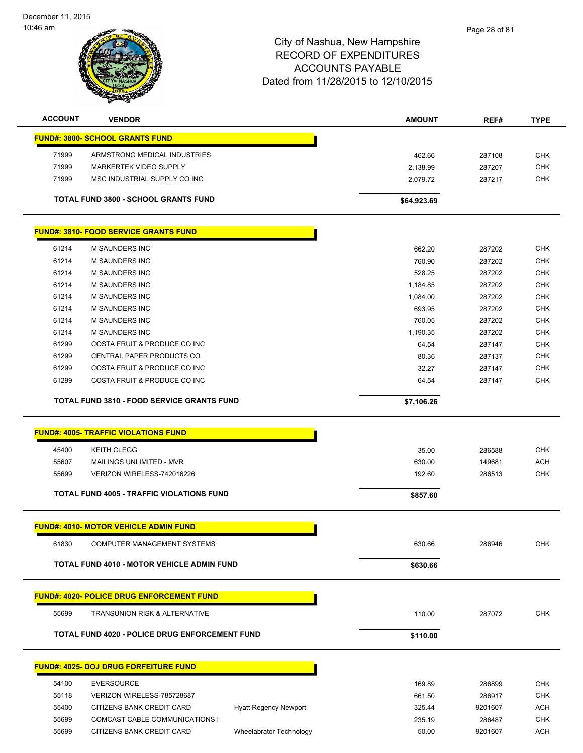December 11, 2015
10:46 am

# City of Nashua, New Hampshire
## RECORD OF EXPENDITURES
## ACCOUNTS PAYABLE
## Dated from 11/28/2015 to 12/10/2015

| ACCOUNT | VENDOR | | AMOUNT | REF# | TYPE |
|---|---|---|---|---|---|
| **FUND#: 3800- SCHOOL GRANTS FUND** | | | | | |
| 71999 | ARMSTRONG MEDICAL INDUSTRIES | | 462.66 | 287108 | CHK |
| 71999 | MARKERTEK VIDEO SUPPLY | | 2,138.99 | 287207 | CHK |
| 71999 | MSC INDUSTRIAL SUPPLY CO INC | | 2,079.72 | 287217 | CHK |
| **TOTAL FUND 3800 - SCHOOL GRANTS FUND** | | | **$64,923.69** | | |
| **FUND#: 3810- FOOD SERVICE GRANTS FUND** | | | | | |
| 61214 | M SAUNDERS INC | | 662.20 | 287202 | CHK |
| 61214 | M SAUNDERS INC | | 760.90 | 287202 | CHK |
| 61214 | M SAUNDERS INC | | 528.25 | 287202 | CHK |
| 61214 | M SAUNDERS INC | | 1,184.85 | 287202 | CHK |
| 61214 | M SAUNDERS INC | | 1,084.00 | 287202 | CHK |
| 61214 | M SAUNDERS INC | | 693.95 | 287202 | CHK |
| 61214 | M SAUNDERS INC | | 760.05 | 287202 | CHK |
| 61214 | M SAUNDERS INC | | 1,190.35 | 287202 | CHK |
| 61299 | COSTA FRUIT & PRODUCE CO INC | | 64.54 | 287147 | CHK |
| 61299 | CENTRAL PAPER PRODUCTS CO | | 80.36 | 287137 | CHK |
| 61299 | COSTA FRUIT & PRODUCE CO INC | | 32.27 | 287147 | CHK |
| 61299 | COSTA FRUIT & PRODUCE CO INC | | 64.54 | 287147 | CHK |
| **TOTAL FUND 3810 - FOOD SERVICE GRANTS FUND** | | | **$7,106.26** | | |
| **FUND#: 4005- TRAFFIC VIOLATIONS FUND** | | | | | |
| 45400 | KEITH CLEGG | | 35.00 | 286588 | CHK |
| 55607 | MAILINGS UNLIMITED - MVR | | 630.00 | 149681 | ACH |
| 55699 | VERIZON WIRELESS-742016226 | | 192.60 | 286513 | CHK |
| **TOTAL FUND 4005 - TRAFFIC VIOLATIONS FUND** | | | **$857.60** | | |
| **FUND#: 4010- MOTOR VEHICLE ADMIN FUND** | | | | | |
| 61830 | COMPUTER MANAGEMENT SYSTEMS | | 630.66 | 286946 | CHK |
| **TOTAL FUND 4010 - MOTOR VEHICLE ADMIN FUND** | | | **$630.66** | | |
| **FUND#: 4020- POLICE DRUG ENFORCEMENT FUND** | | | | | |
| 55699 | TRANSUNION RISK & ALTERNATIVE | | 110.00 | 287072 | CHK |
| **TOTAL FUND 4020 - POLICE DRUG ENFORCEMENT FUND** | | | **$110.00** | | |
| **FUND#: 4025- DOJ DRUG FORFEITURE FUND** | | | | | |
| 54100 | EVERSOURCE | | 169.89 | 286899 | CHK |
| 55118 | VERIZON WIRELESS-785728687 | | 661.50 | 286917 | CHK |
| 55400 | CITIZENS BANK CREDIT CARD | Hyatt Regency Newport | 325.44 | 9201607 | ACH |
| 55699 | COMCAST CABLE COMMUNICATIONS I | | 235.19 | 286487 | CHK |
| 55699 | CITIZENS BANK CREDIT CARD | Wheelabrator Technology | 50.00 | 9201607 | ACH |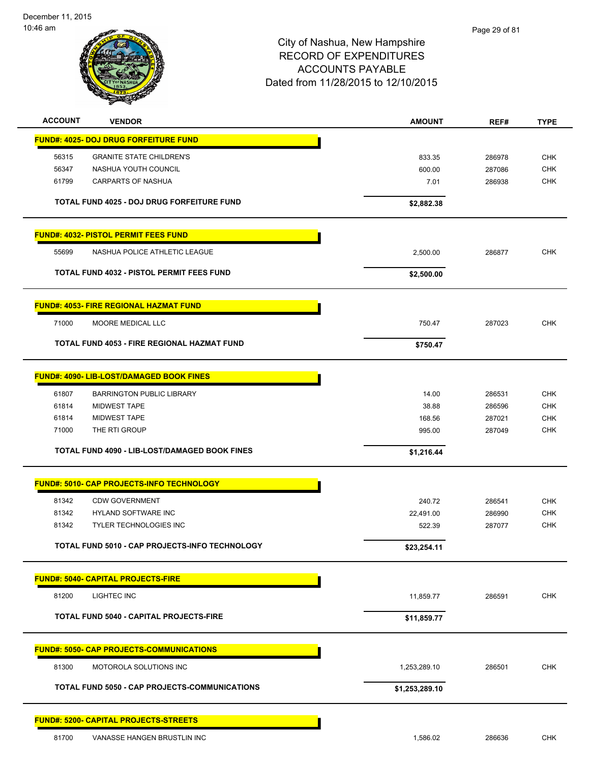December 11, 2015
10:46 am

City of Nashua, New Hampshire
RECORD OF EXPENDITURES
ACCOUNTS PAYABLE
Dated from 11/28/2015 to 12/10/2015

| ACCOUNT | VENDOR | AMOUNT | REF# | TYPE |
|---|---|---|---|---|
| **FUND#: 4025- DOJ DRUG FORFEITURE FUND** | | | | |
| 56315 | GRANITE STATE CHILDREN'S | 833.35 | 286978 | CHK |
| 56347 | NASHUA YOUTH COUNCIL | 600.00 | 287086 | CHK |
| 61799 | CARPARTS OF NASHUA | 7.01 | 286938 | CHK |
| | **TOTAL FUND 4025 - DOJ DRUG FORFEITURE FUND** | **$2,882.38** | | |
| **FUND#: 4032- PISTOL PERMIT FEES FUND** | | | | |
| 55699 | NASHUA POLICE ATHLETIC LEAGUE | 2,500.00 | 286877 | CHK |
| | **TOTAL FUND 4032 - PISTOL PERMIT FEES FUND** | **$2,500.00** | | |
| **FUND#: 4053- FIRE REGIONAL HAZMAT FUND** | | | | |
| 71000 | MOORE MEDICAL LLC | 750.47 | 287023 | CHK |
| | **TOTAL FUND 4053 - FIRE REGIONAL HAZMAT FUND** | **$750.47** | | |
| **FUND#: 4090- LIB-LOST/DAMAGED BOOK FINES** | | | | |
| 61807 | BARRINGTON PUBLIC LIBRARY | 14.00 | 286531 | CHK |
| 61814 | MIDWEST TAPE | 38.88 | 286596 | CHK |
| 61814 | MIDWEST TAPE | 168.56 | 287021 | CHK |
| 71000 | THE RTI GROUP | 995.00 | 287049 | CHK |
| | **TOTAL FUND 4090 - LIB-LOST/DAMAGED BOOK FINES** | **$1,216.44** | | |
| **FUND#: 5010- CAP PROJECTS-INFO TECHNOLOGY** | | | | |
| 81342 | CDW GOVERNMENT | 240.72 | 286541 | CHK |
| 81342 | HYLAND SOFTWARE INC | 22,491.00 | 286990 | CHK |
| 81342 | TYLER TECHNOLOGIES INC | 522.39 | 287077 | CHK |
| | **TOTAL FUND 5010 - CAP PROJECTS-INFO TECHNOLOGY** | **$23,254.11** | | |
| **FUND#: 5040- CAPITAL PROJECTS-FIRE** | | | | |
| 81200 | LIGHTEC INC | 11,859.77 | 286591 | CHK |
| | **TOTAL FUND 5040 - CAPITAL PROJECTS-FIRE** | **$11,859.77** | | |
| **FUND#: 5050- CAP PROJECTS-COMMUNICATIONS** | | | | |
| 81300 | MOTOROLA SOLUTIONS INC | 1,253,289.10 | 286501 | CHK |
| | **TOTAL FUND 5050 - CAP PROJECTS-COMMUNICATIONS** | **$1,253,289.10** | | |
| **FUND#: 5200- CAPITAL PROJECTS-STREETS** | | | | |
| 81700 | VANASSE HANGEN BRUSTLIN INC | 1,586.02 | 286636 | CHK |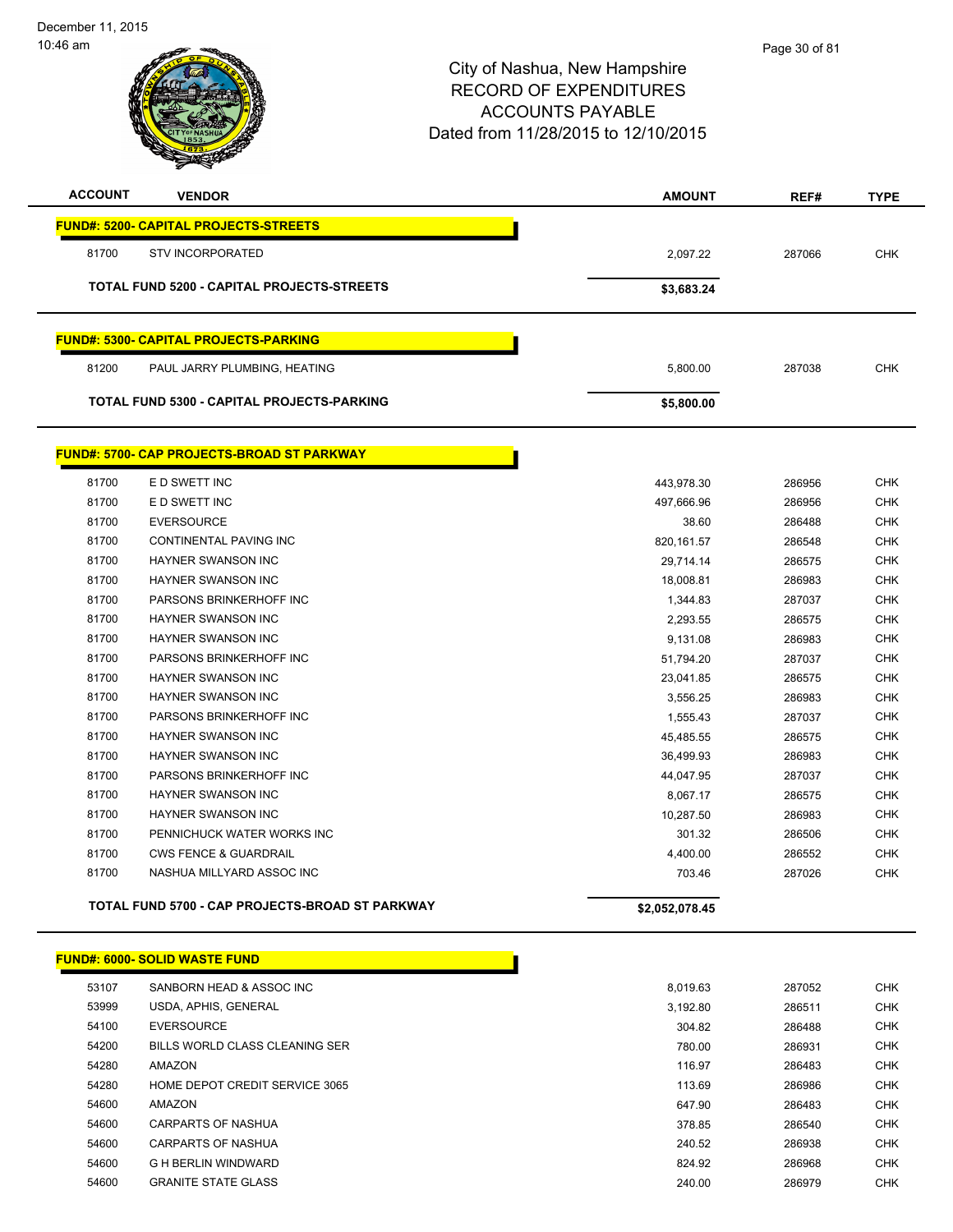City of Nashua, New Hampshire
RECORD OF EXPENDITURES
ACCOUNTS PAYABLE
Dated from 11/28/2015 to 12/10/2015

December 11, 2015
10:46 am

| ACCOUNT | VENDOR | AMOUNT | REF# | TYPE |
|---|---|---|---|---|
| **FUND#: 5200- CAPITAL PROJECTS-STREETS** | | | | |
| 81700 | STV INCORPORATED | 2,097.22 | 287066 | CHK |
| **TOTAL FUND 5200 - CAPITAL PROJECTS-STREETS** | | **$3,683.24** | | |
| **FUND#: 5300- CAPITAL PROJECTS-PARKING** | | | | |
| 81200 | PAUL JARRY PLUMBING, HEATING | 5,800.00 | 287038 | CHK |
| **TOTAL FUND 5300 - CAPITAL PROJECTS-PARKING** | | **$5,800.00** | | |
| **FUND#: 5700- CAP PROJECTS-BROAD ST PARKWAY** | | | | |
| 81700 | E D SWETT INC | 443,978.30 | 286956 | CHK |
| 81700 | E D SWETT INC | 497,666.96 | 286956 | CHK |
| 81700 | EVERSOURCE | 38.60 | 286488 | CHK |
| 81700 | CONTINENTAL PAVING INC | 820,161.57 | 286548 | CHK |
| 81700 | HAYNER SWANSON INC | 29,714.14 | 286575 | CHK |
| 81700 | HAYNER SWANSON INC | 18,008.81 | 286983 | CHK |
| 81700 | PARSONS BRINKERHOFF INC | 1,344.83 | 287037 | CHK |
| 81700 | HAYNER SWANSON INC | 2,293.55 | 286575 | CHK |
| 81700 | HAYNER SWANSON INC | 9,131.08 | 286983 | CHK |
| 81700 | PARSONS BRINKERHOFF INC | 51,794.20 | 287037 | CHK |
| 81700 | HAYNER SWANSON INC | 23,041.85 | 286575 | CHK |
| 81700 | HAYNER SWANSON INC | 3,556.25 | 286983 | CHK |
| 81700 | PARSONS BRINKERHOFF INC | 1,555.43 | 287037 | CHK |
| 81700 | HAYNER SWANSON INC | 45,485.55 | 286575 | CHK |
| 81700 | HAYNER SWANSON INC | 36,499.93 | 286983 | CHK |
| 81700 | PARSONS BRINKERHOFF INC | 44,047.95 | 287037 | CHK |
| 81700 | HAYNER SWANSON INC | 8,067.17 | 286575 | CHK |
| 81700 | HAYNER SWANSON INC | 10,287.50 | 286983 | CHK |
| 81700 | PENNICHUCK WATER WORKS INC | 301.32 | 286506 | CHK |
| 81700 | CWS FENCE & GUARDRAIL | 4,400.00 | 286552 | CHK |
| 81700 | NASHUA MILLYARD ASSOC INC | 703.46 | 287026 | CHK |
| **TOTAL FUND 5700 - CAP PROJECTS-BROAD ST PARKWAY** | | **$2,052,078.45** | | |
| **FUND#: 6000- SOLID WASTE FUND** | | | | |
| 53107 | SANBORN HEAD & ASSOC INC | 8,019.63 | 287052 | CHK |
| 53999 | USDA, APHIS, GENERAL | 3,192.80 | 286511 | CHK |
| 54100 | EVERSOURCE | 304.82 | 286488 | CHK |
| 54200 | BILLS WORLD CLASS CLEANING SER | 780.00 | 286931 | CHK |
| 54280 | AMAZON | 116.97 | 286483 | CHK |
| 54280 | HOME DEPOT CREDIT SERVICE 3065 | 113.69 | 286986 | CHK |
| 54600 | AMAZON | 647.90 | 286483 | CHK |
| 54600 | CARPARTS OF NASHUA | 378.85 | 286540 | CHK |
| 54600 | CARPARTS OF NASHUA | 240.52 | 286938 | CHK |
| 54600 | G H BERLIN WINDWARD | 824.92 | 286968 | CHK |
| 54600 | GRANITE STATE GLASS | 240.00 | 286979 | CHK |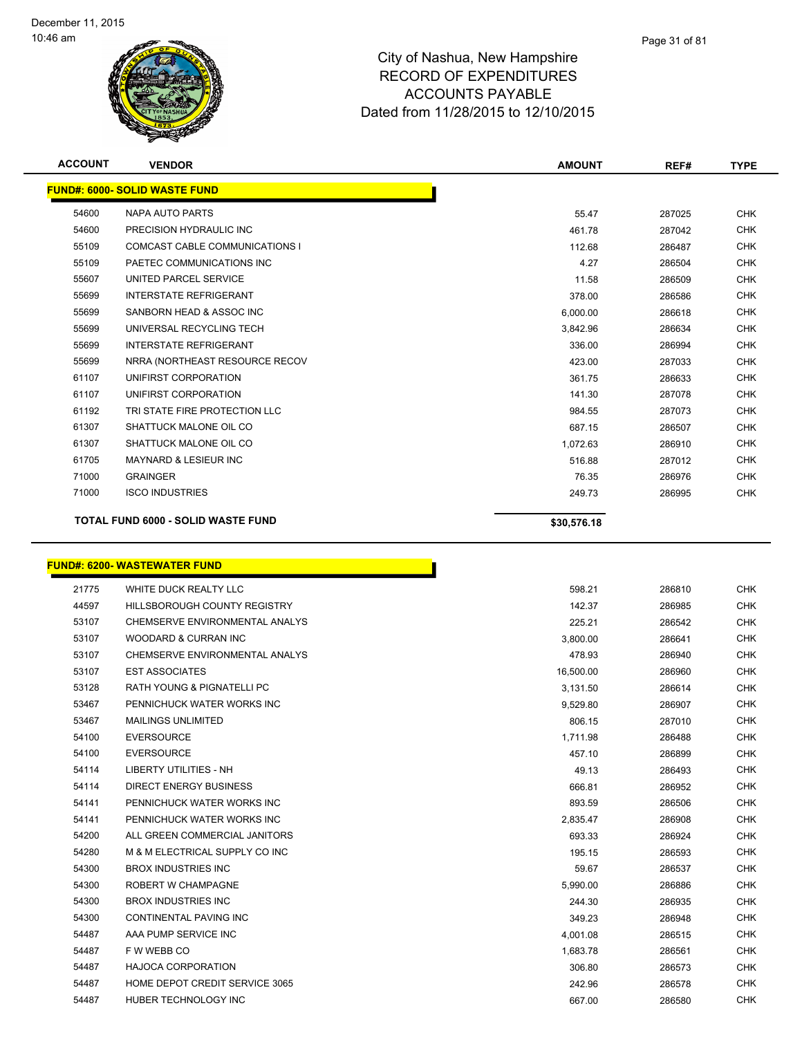# City of Nashua, New Hampshire
## RECORD OF EXPENDITURES
## ACCOUNTS PAYABLE
## Dated from 11/28/2015 to 12/10/2015

| ACCOUNT | VENDOR | AMOUNT | REF# | TYPE |
|---|---|---|---|---|
| **FUND#: 6000- SOLID WASTE FUND** | | | | |
| 54600 | NAPA AUTO PARTS | 55.47 | 287025 | CHK |
| 54600 | PRECISION HYDRAULIC INC | 461.78 | 287042 | CHK |
| 55109 | COMCAST CABLE COMMUNICATIONS I | 112.68 | 286487 | CHK |
| 55109 | PAETEC COMMUNICATIONS INC | 4.27 | 286504 | CHK |
| 55607 | UNITED PARCEL SERVICE | 11.58 | 286509 | CHK |
| 55699 | INTERSTATE REFRIGERANT | 378.00 | 286586 | CHK |
| 55699 | SANBORN HEAD & ASSOC INC | 6,000.00 | 286618 | CHK |
| 55699 | UNIVERSAL RECYCLING TECH | 3,842.96 | 286634 | CHK |
| 55699 | INTERSTATE REFRIGERANT | 336.00 | 286994 | CHK |
| 55699 | NRRA (NORTHEAST RESOURCE RECOV | 423.00 | 287033 | CHK |
| 61107 | UNIFIRST CORPORATION | 361.75 | 286633 | CHK |
| 61107 | UNIFIRST CORPORATION | 141.30 | 287078 | CHK |
| 61192 | TRI STATE FIRE PROTECTION LLC | 984.55 | 287073 | CHK |
| 61307 | SHATTUCK MALONE OIL CO | 687.15 | 286507 | CHK |
| 61307 | SHATTUCK MALONE OIL CO | 1,072.63 | 286910 | CHK |
| 61705 | MAYNARD & LESIEUR INC | 516.88 | 287012 | CHK |
| 71000 | GRAINGER | 76.35 | 286976 | CHK |
| 71000 | ISCO INDUSTRIES | 249.73 | 286995 | CHK |
| **TOTAL FUND 6000 - SOLID WASTE FUND** | | **$30,576.18** | | |

| ACCOUNT | VENDOR | AMOUNT | REF# | TYPE |
|---|---|---|---|---|
| **FUND#: 6200- WASTEWATER FUND** | | | | |
| 21775 | WHITE DUCK REALTY LLC | 598.21 | 286810 | CHK |
| 44597 | HILLSBOROUGH COUNTY REGISTRY | 142.37 | 286985 | CHK |
| 53107 | CHEMSERVE ENVIRONMENTAL ANALYS | 225.21 | 286542 | CHK |
| 53107 | WOODARD & CURRAN INC | 3,800.00 | 286641 | CHK |
| 53107 | CHEMSERVE ENVIRONMENTAL ANALYS | 478.93 | 286940 | CHK |
| 53107 | EST ASSOCIATES | 16,500.00 | 286960 | CHK |
| 53128 | RATH YOUNG & PIGNATELLI PC | 3,131.50 | 286614 | CHK |
| 53467 | PENNICHUCK WATER WORKS INC | 9,529.80 | 286907 | CHK |
| 53467 | MAILINGS UNLIMITED | 806.15 | 287010 | CHK |
| 54100 | EVERSOURCE | 1,711.98 | 286488 | CHK |
| 54100 | EVERSOURCE | 457.10 | 286899 | CHK |
| 54114 | LIBERTY UTILITIES - NH | 49.13 | 286493 | CHK |
| 54114 | DIRECT ENERGY BUSINESS | 666.81 | 286952 | CHK |
| 54141 | PENNICHUCK WATER WORKS INC | 893.59 | 286506 | CHK |
| 54141 | PENNICHUCK WATER WORKS INC | 2,835.47 | 286908 | CHK |
| 54200 | ALL GREEN COMMERCIAL JANITORS | 693.33 | 286924 | CHK |
| 54280 | M & M ELECTRICAL SUPPLY CO INC | 195.15 | 286593 | CHK |
| 54300 | BROX INDUSTRIES INC | 59.67 | 286537 | CHK |
| 54300 | ROBERT W CHAMPAGNE | 5,990.00 | 286886 | CHK |
| 54300 | BROX INDUSTRIES INC | 244.30 | 286935 | CHK |
| 54300 | CONTINENTAL PAVING INC | 349.23 | 286948 | CHK |
| 54487 | AAA PUMP SERVICE INC | 4,001.08 | 286515 | CHK |
| 54487 | F W WEBB CO | 1,683.78 | 286561 | CHK |
| 54487 | HAJOCA CORPORATION | 306.80 | 286573 | CHK |
| 54487 | HOME DEPOT CREDIT SERVICE 3065 | 242.96 | 286578 | CHK |
| 54487 | HUBER TECHNOLOGY INC | 667.00 | 286580 | CHK |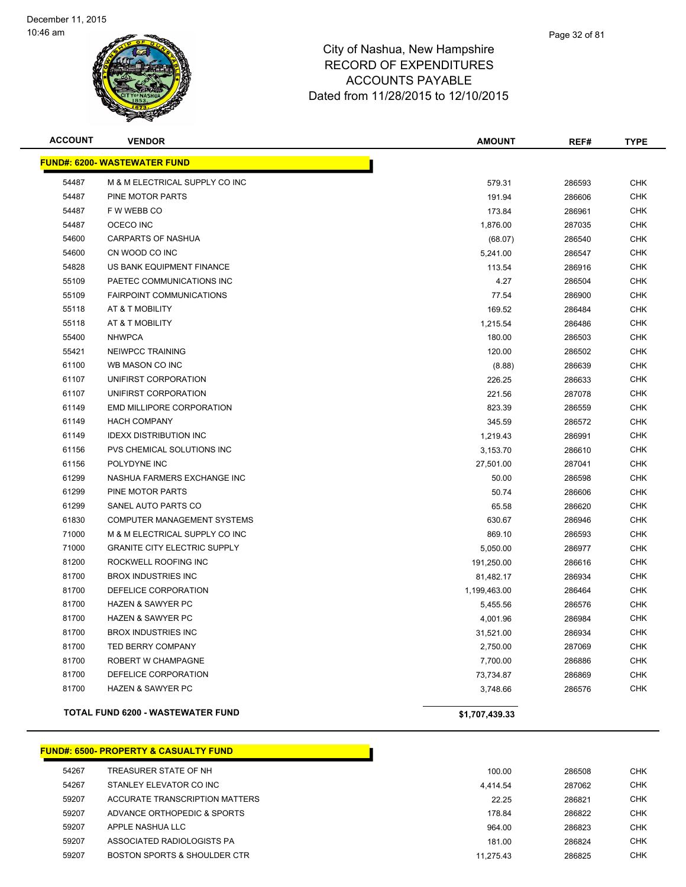# City of Nashua, New Hampshire
# RECORD OF EXPENDITURES
# ACCOUNTS PAYABLE
# Dated from 11/28/2015 to 12/10/2015

December 11, 2015
10:46 am

| ACCOUNT | VENDOR | AMOUNT | REF# | TYPE |
|---|---|---|---|---|
| **FUND#: 6200- WASTEWATER FUND** | | | | |
| 54487 | M & M ELECTRICAL SUPPLY CO INC | 579.31 | 286593 | CHK |
| 54487 | PINE MOTOR PARTS | 191.94 | 286606 | CHK |
| 54487 | F W WEBB CO | 173.84 | 286961 | CHK |
| 54487 | OCECO INC | 1,876.00 | 287035 | CHK |
| 54600 | CARPARTS OF NASHUA | (68.07) | 286540 | CHK |
| 54600 | CN WOOD CO INC | 5,241.00 | 286547 | CHK |
| 54828 | US BANK EQUIPMENT FINANCE | 113.54 | 286916 | CHK |
| 55109 | PAETEC COMMUNICATIONS INC | 4.27 | 286504 | CHK |
| 55109 | FAIRPOINT COMMUNICATIONS | 77.54 | 286900 | CHK |
| 55118 | AT & T MOBILITY | 169.52 | 286484 | CHK |
| 55118 | AT & T MOBILITY | 1,215.54 | 286486 | CHK |
| 55400 | NHWPCA | 180.00 | 286503 | CHK |
| 55421 | NEIWPCC TRAINING | 120.00 | 286502 | CHK |
| 61100 | WB MASON CO INC | (8.88) | 286639 | CHK |
| 61107 | UNIFIRST CORPORATION | 226.25 | 286633 | CHK |
| 61107 | UNIFIRST CORPORATION | 221.56 | 287078 | CHK |
| 61149 | EMD MILLIPORE CORPORATION | 823.39 | 286559 | CHK |
| 61149 | HACH COMPANY | 345.59 | 286572 | CHK |
| 61149 | IDEXX DISTRIBUTION INC | 1,219.43 | 286991 | CHK |
| 61156 | PVS CHEMICAL SOLUTIONS INC | 3,153.70 | 286610 | CHK |
| 61156 | POLYDYNE INC | 27,501.00 | 287041 | CHK |
| 61299 | NASHUA FARMERS EXCHANGE INC | 50.00 | 286598 | CHK |
| 61299 | PINE MOTOR PARTS | 50.74 | 286606 | CHK |
| 61299 | SANEL AUTO PARTS CO | 65.58 | 286620 | CHK |
| 61830 | COMPUTER MANAGEMENT SYSTEMS | 630.67 | 286946 | CHK |
| 71000 | M & M ELECTRICAL SUPPLY CO INC | 869.10 | 286593 | CHK |
| 71000 | GRANITE CITY ELECTRIC SUPPLY | 5,050.00 | 286977 | CHK |
| 81200 | ROCKWELL ROOFING INC | 191,250.00 | 286616 | CHK |
| 81700 | BROX INDUSTRIES INC | 81,482.17 | 286934 | CHK |
| 81700 | DEFELICE CORPORATION | 1,199,463.00 | 286464 | CHK |
| 81700 | HAZEN & SAWYER PC | 5,455.56 | 286576 | CHK |
| 81700 | HAZEN & SAWYER PC | 4,001.96 | 286984 | CHK |
| 81700 | BROX INDUSTRIES INC | 31,521.00 | 286934 | CHK |
| 81700 | TED BERRY COMPANY | 2,750.00 | 287069 | CHK |
| 81700 | ROBERT W CHAMPAGNE | 7,700.00 | 286886 | CHK |
| 81700 | DEFELICE CORPORATION | 73,734.87 | 286869 | CHK |
| 81700 | HAZEN & SAWYER PC | 3,748.66 | 286576 | CHK |
| | **TOTAL FUND 6200 - WASTEWATER FUND** | **$1,707,439.33** | | |
| **FUND#: 6500- PROPERTY & CASUALTY FUND** | | | | |
| 54267 | TREASURER STATE OF NH | 100.00 | 286508 | CHK |
| 54267 | STANLEY ELEVATOR CO INC | 4,414.54 | 287062 | CHK |
| 59207 | ACCURATE TRANSCRIPTION MATTERS | 22.25 | 286821 | CHK |
| 59207 | ADVANCE ORTHOPEDIC & SPORTS | 178.84 | 286822 | CHK |
| 59207 | APPLE NASHUA LLC | 964.00 | 286823 | CHK |
| 59207 | ASSOCIATED RADIOLOGISTS PA | 181.00 | 286824 | CHK |
| 59207 | BOSTON SPORTS & SHOULDER CTR | 11,275.43 | 286825 | CHK |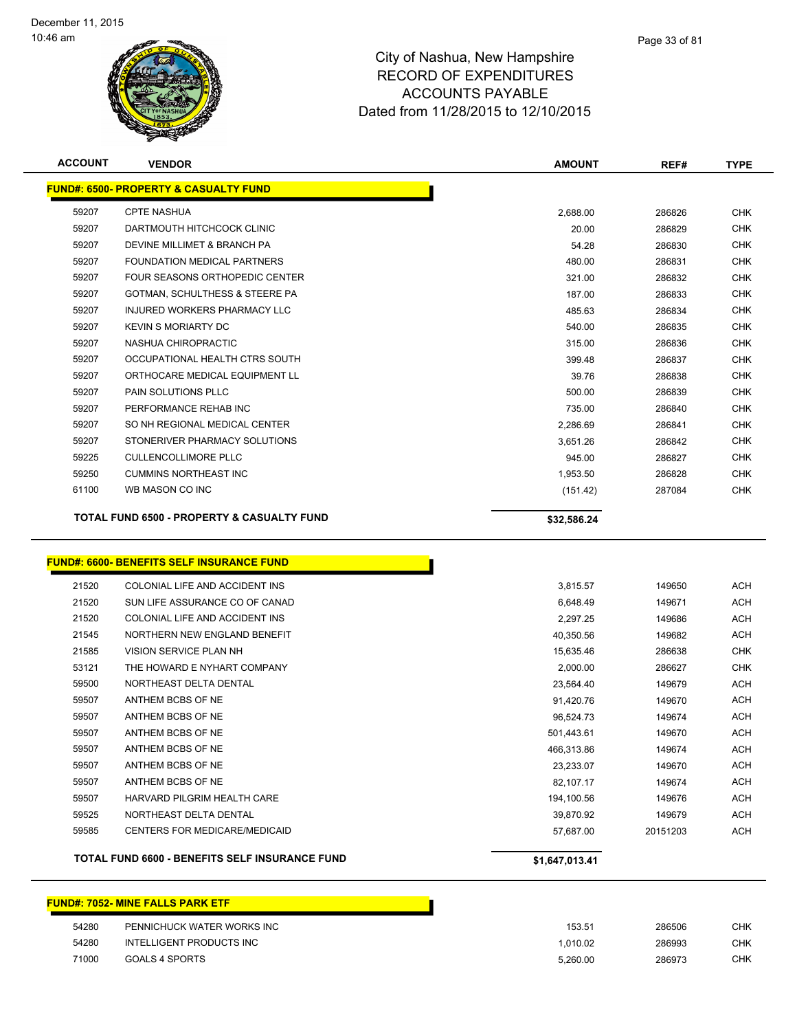# City of Nashua, New Hampshire
## RECORD OF EXPENDITURES
## ACCOUNTS PAYABLE
## Dated from 11/28/2015 to 12/10/2015

December 11, 2015
10:46 am

| ACCOUNT | VENDOR | AMOUNT | REF# | TYPE |
|---|---|---|---|---|
| **FUND#: 6500- PROPERTY & CASUALTY FUND** | | | | |
| 59207 | CPTE NASHUA | 2,688.00 | 286826 | CHK |
| 59207 | DARTMOUTH HITCHCOCK CLINIC | 20.00 | 286829 | CHK |
| 59207 | DEVINE MILLIMET & BRANCH PA | 54.28 | 286830 | CHK |
| 59207 | FOUNDATION MEDICAL PARTNERS | 480.00 | 286831 | CHK |
| 59207 | FOUR SEASONS ORTHOPEDIC CENTER | 321.00 | 286832 | CHK |
| 59207 | GOTMAN, SCHULTHESS & STEERE PA | 187.00 | 286833 | CHK |
| 59207 | INJURED WORKERS PHARMACY LLC | 485.63 | 286834 | CHK |
| 59207 | KEVIN S MORIARTY DC | 540.00 | 286835 | CHK |
| 59207 | NASHUA CHIROPRACTIC | 315.00 | 286836 | CHK |
| 59207 | OCCUPATIONAL HEALTH CTRS SOUTH | 399.48 | 286837 | CHK |
| 59207 | ORTHOCARE MEDICAL EQUIPMENT LL | 39.76 | 286838 | CHK |
| 59207 | PAIN SOLUTIONS PLLC | 500.00 | 286839 | CHK |
| 59207 | PERFORMANCE REHAB INC | 735.00 | 286840 | CHK |
| 59207 | SO NH REGIONAL MEDICAL CENTER | 2,286.69 | 286841 | CHK |
| 59207 | STONERIVER PHARMACY SOLUTIONS | 3,651.26 | 286842 | CHK |
| 59225 | CULLENCOLLIMORE PLLC | 945.00 | 286827 | CHK |
| 59250 | CUMMINS NORTHEAST INC | 1,953.50 | 286828 | CHK |
| 61100 | WB MASON CO INC | (151.42) | 287084 | CHK |
| | **TOTAL FUND 6500 - PROPERTY & CASUALTY FUND** | **$32,586.24** | | |

| ACCOUNT | VENDOR | AMOUNT | REF# | TYPE |
|---|---|---|---|---|
| **FUND#: 6600- BENEFITS SELF INSURANCE FUND** | | | | |
| 21520 | COLONIAL LIFE AND ACCIDENT INS | 3,815.57 | 149650 | ACH |
| 21520 | SUN LIFE ASSURANCE CO OF CANAD | 6,648.49 | 149671 | ACH |
| 21520 | COLONIAL LIFE AND ACCIDENT INS | 2,297.25 | 149686 | ACH |
| 21545 | NORTHERN NEW ENGLAND BENEFIT | 40,350.56 | 149682 | ACH |
| 21585 | VISION SERVICE PLAN NH | 15,635.46 | 286638 | CHK |
| 53121 | THE HOWARD E NYHART COMPANY | 2,000.00 | 286627 | CHK |
| 59500 | NORTHEAST DELTA DENTAL | 23,564.40 | 149679 | ACH |
| 59507 | ANTHEM BCBS OF NE | 91,420.76 | 149670 | ACH |
| 59507 | ANTHEM BCBS OF NE | 96,524.73 | 149674 | ACH |
| 59507 | ANTHEM BCBS OF NE | 501,443.61 | 149670 | ACH |
| 59507 | ANTHEM BCBS OF NE | 466,313.86 | 149674 | ACH |
| 59507 | ANTHEM BCBS OF NE | 23,233.07 | 149670 | ACH |
| 59507 | ANTHEM BCBS OF NE | 82,107.17 | 149674 | ACH |
| 59507 | HARVARD PILGRIM HEALTH CARE | 194,100.56 | 149676 | ACH |
| 59525 | NORTHEAST DELTA DENTAL | 39,870.92 | 149679 | ACH |
| 59585 | CENTERS FOR MEDICARE/MEDICAID | 57,687.00 | 20151203 | ACH |
| | **TOTAL FUND 6600 - BENEFITS SELF INSURANCE FUND** | **$1,647,013.41** | | |

| ACCOUNT | VENDOR | AMOUNT | REF# | TYPE |
|---|---|---|---|---|
| **FUND#: 7052- MINE FALLS PARK ETF** | | | | |
| 54280 | PENNICHUCK WATER WORKS INC | 153.51 | 286506 | CHK |
| 54280 | INTELLIGENT PRODUCTS INC | 1,010.02 | 286993 | CHK |
| 71000 | GOALS 4 SPORTS | 5,260.00 | 286973 | CHK |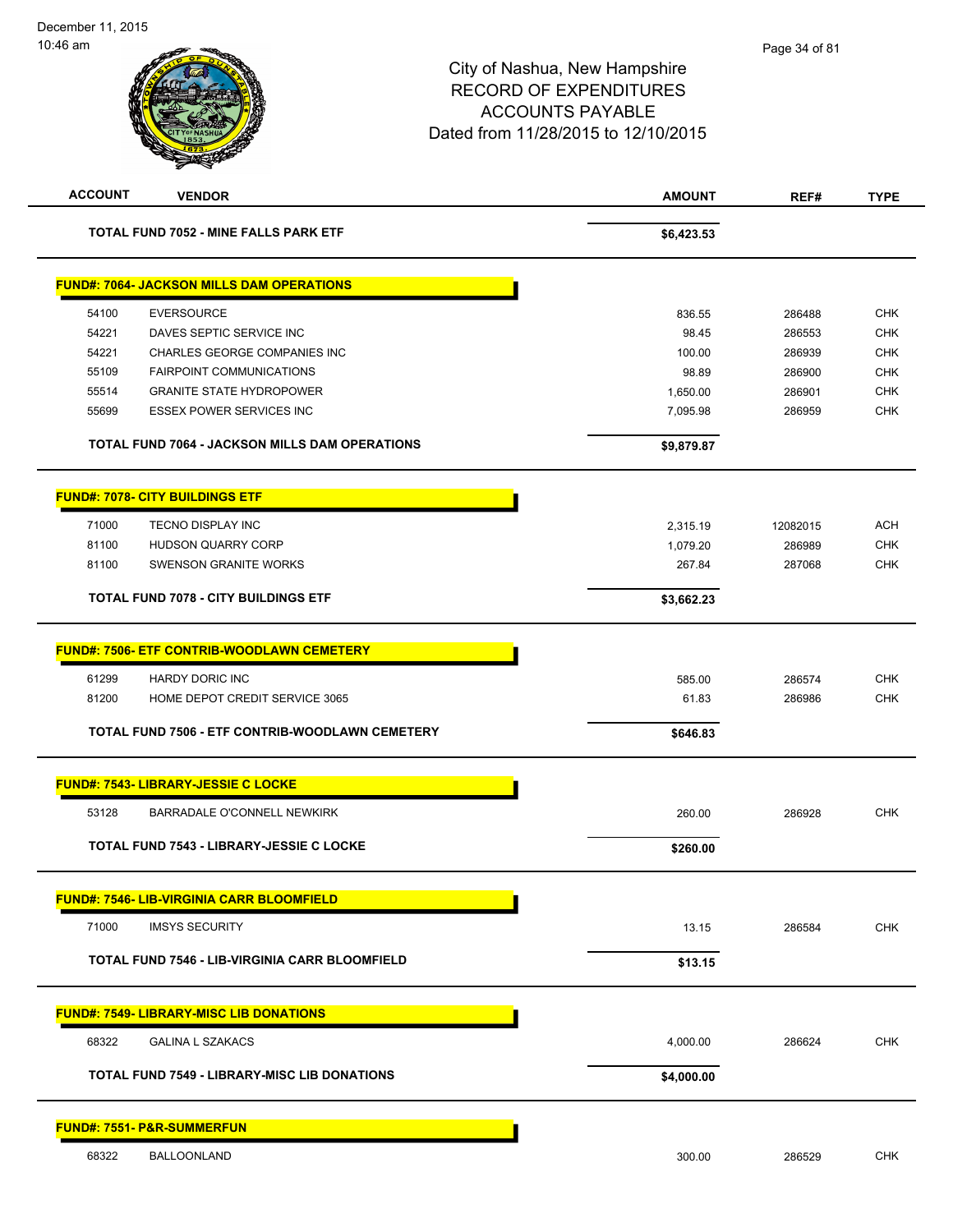City of Nashua, New Hampshire
RECORD OF EXPENDITURES
ACCOUNTS PAYABLE
Dated from 11/28/2015 to 12/10/2015

| ACCOUNT | VENDOR | AMOUNT | REF# | TYPE |
|---|---|---|---|---|
| | **TOTAL FUND 7052 - MINE FALLS PARK ETF** | **$6,423.53** | | |
| **FUND#: 7064- JACKSON MILLS DAM OPERATIONS** | | | | |
| 54100 | EVERSOURCE | 836.55 | 286488 | CHK |
| 54221 | DAVES SEPTIC SERVICE INC | 98.45 | 286553 | CHK |
| 54221 | CHARLES GEORGE COMPANIES INC | 100.00 | 286939 | CHK |
| 55109 | FAIRPOINT COMMUNICATIONS | 98.89 | 286900 | CHK |
| 55514 | GRANITE STATE HYDROPOWER | 1,650.00 | 286901 | CHK |
| 55699 | ESSEX POWER SERVICES INC | 7,095.98 | 286959 | CHK |
| | **TOTAL FUND 7064 - JACKSON MILLS DAM OPERATIONS** | **$9,879.87** | | |
| **FUND#: 7078- CITY BUILDINGS ETF** | | | | |
| 71000 | TECNO DISPLAY INC | 2,315.19 | 12082015 | ACH |
| 81100 | HUDSON QUARRY CORP | 1,079.20 | 286989 | CHK |
| 81100 | SWENSON GRANITE WORKS | 267.84 | 287068 | CHK |
| | **TOTAL FUND 7078 - CITY BUILDINGS ETF** | **$3,662.23** | | |
| **FUND#: 7506- ETF CONTRIB-WOODLAWN CEMETERY** | | | | |
| 61299 | HARDY DORIC INC | 585.00 | 286574 | CHK |
| 81200 | HOME DEPOT CREDIT SERVICE 3065 | 61.83 | 286986 | CHK |
| | **TOTAL FUND 7506 - ETF CONTRIB-WOODLAWN CEMETERY** | **$646.83** | | |
| **FUND#: 7543- LIBRARY-JESSIE C LOCKE** | | | | |
| 53128 | BARRADALE O'CONNELL NEWKIRK | 260.00 | 286928 | CHK |
| | **TOTAL FUND 7543 - LIBRARY-JESSIE C LOCKE** | **$260.00** | | |
| **FUND#: 7546- LIB-VIRGINIA CARR BLOOMFIELD** | | | | |
| 71000 | IMSYS SECURITY | 13.15 | 286584 | CHK |
| | **TOTAL FUND 7546 - LIB-VIRGINIA CARR BLOOMFIELD** | **$13.15** | | |
| **FUND#: 7549- LIBRARY-MISC LIB DONATIONS** | | | | |
| 68322 | GALINA L SZAKACS | 4,000.00 | 286624 | CHK |
| | **TOTAL FUND 7549 - LIBRARY-MISC LIB DONATIONS** | **$4,000.00** | | |
| **FUND#: 7551- P&R-SUMMERFUN** | | | | |
| 68322 | BALLOONLAND | 300.00 | 286529 | CHK |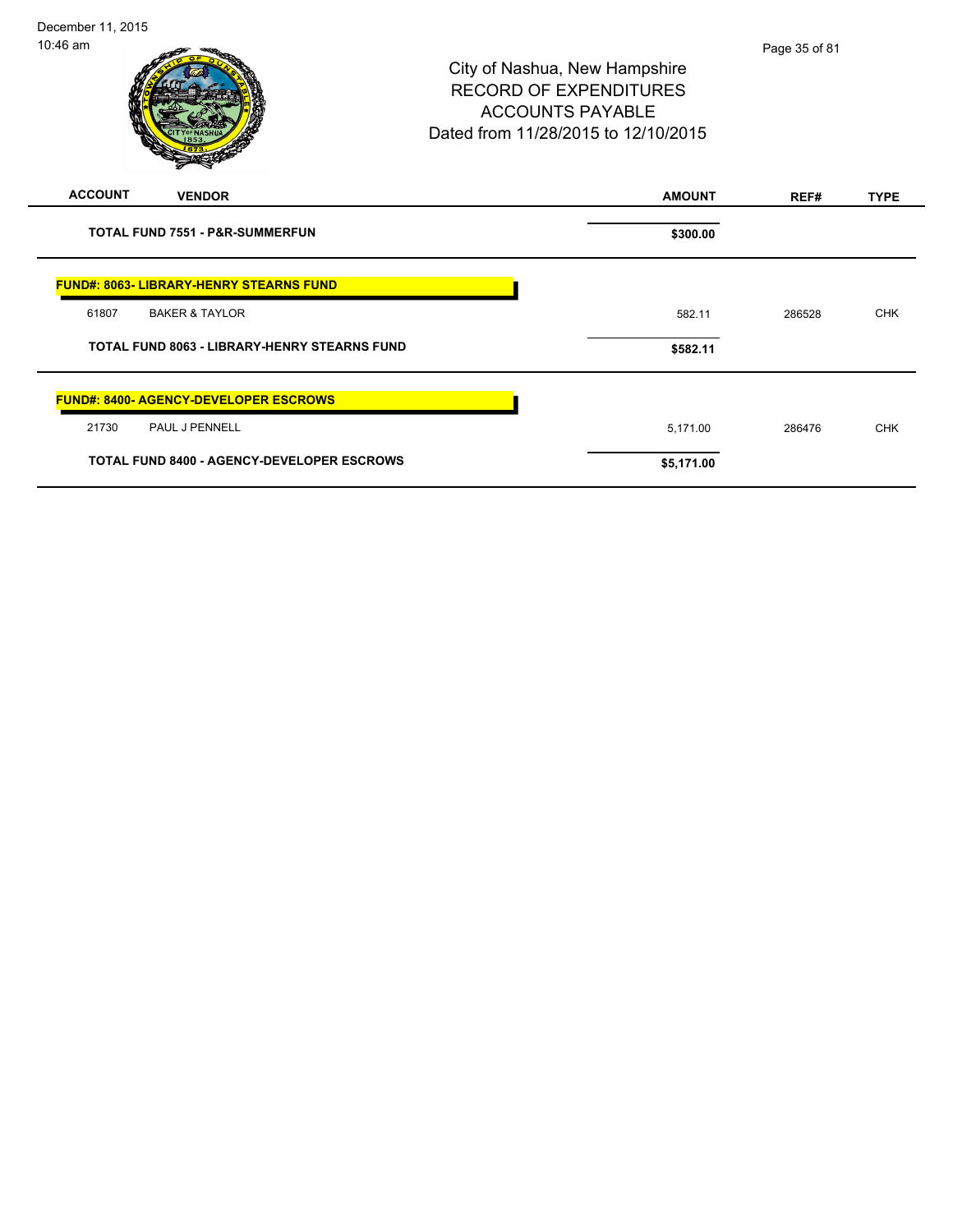City of Nashua, New Hampshire
RECORD OF EXPENDITURES
ACCOUNTS PAYABLE
Dated from 11/28/2015 to 12/10/2015

December 11, 2015
10:46 am

| ACCOUNT | VENDOR | AMOUNT | REF# | TYPE |
|---|---|---|---|---|
| | **TOTAL FUND 7551 - P&R-SUMMERFUN** | **$300.00** | | |
| | **FUND#: 8063- LIBRARY-HENRY STEARNS FUND** | | | |
| 61807 | BAKER & TAYLOR | 582.11 | 286528 | CHK |
| | **TOTAL FUND 8063 - LIBRARY-HENRY STEARNS FUND** | **$582.11** | | |
| | **FUND#: 8400- AGENCY-DEVELOPER ESCROWS** | | | |
| 21730 | PAUL J PENNELL | 5,171.00 | 286476 | CHK |
| | **TOTAL FUND 8400 - AGENCY-DEVELOPER ESCROWS** | **$5,171.00** | | |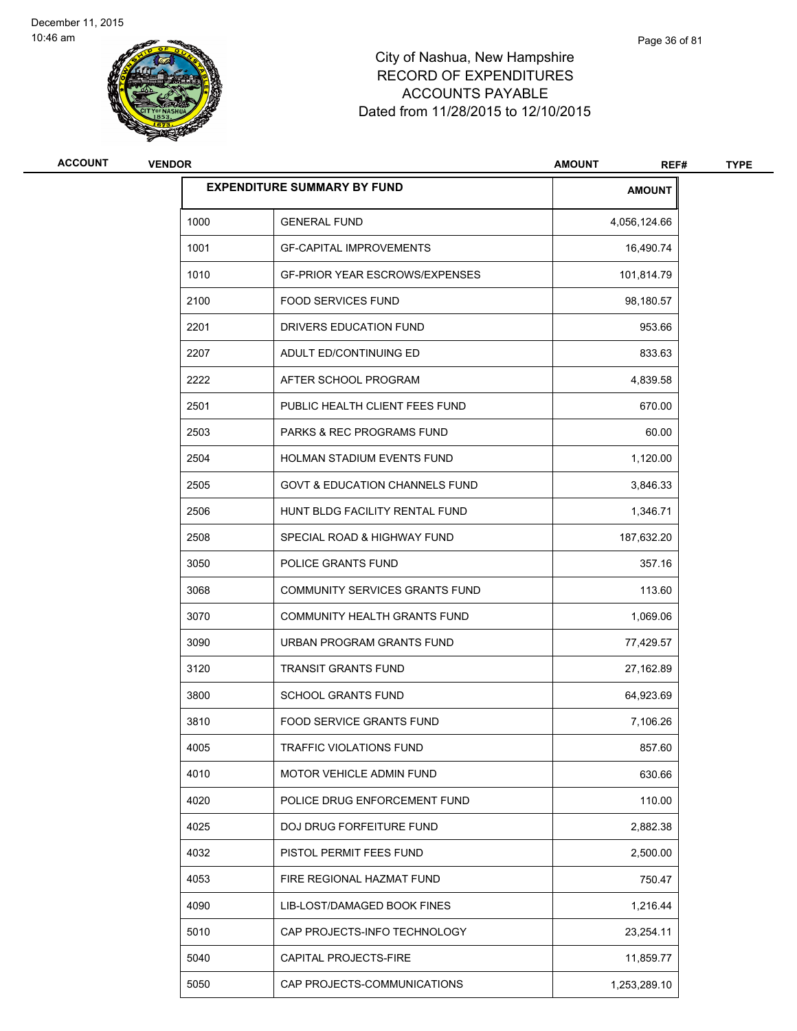December 11, 2015
10:46 am

# City of Nashua, New Hampshire
## RECORD OF EXPENDITURES
## ACCOUNTS PAYABLE
## Dated from 11/28/2015 to 12/10/2015

| ACCOUNT | VENDOR | AMOUNT | REF# | TYPE |
|---|---|---|---|---|

| EXPENDITURE SUMMARY BY FUND | | AMOUNT |
|---|---|---|
| 1000 | GENERAL FUND | 4,056,124.66 |
| 1001 | GF-CAPITAL IMPROVEMENTS | 16,490.74 |
| 1010 | GF-PRIOR YEAR ESCROWS/EXPENSES | 101,814.79 |
| 2100 | FOOD SERVICES FUND | 98,180.57 |
| 2201 | DRIVERS EDUCATION FUND | 953.66 |
| 2207 | ADULT ED/CONTINUING ED | 833.63 |
| 2222 | AFTER SCHOOL PROGRAM | 4,839.58 |
| 2501 | PUBLIC HEALTH CLIENT FEES FUND | 670.00 |
| 2503 | PARKS & REC PROGRAMS FUND | 60.00 |
| 2504 | HOLMAN STADIUM EVENTS FUND | 1,120.00 |
| 2505 | GOVT & EDUCATION CHANNELS FUND | 3,846.33 |
| 2506 | HUNT BLDG FACILITY RENTAL FUND | 1,346.71 |
| 2508 | SPECIAL ROAD & HIGHWAY FUND | 187,632.20 |
| 3050 | POLICE GRANTS FUND | 357.16 |
| 3068 | COMMUNITY SERVICES GRANTS FUND | 113.60 |
| 3070 | COMMUNITY HEALTH GRANTS FUND | 1,069.06 |
| 3090 | URBAN PROGRAM GRANTS FUND | 77,429.57 |
| 3120 | TRANSIT GRANTS FUND | 27,162.89 |
| 3800 | SCHOOL GRANTS FUND | 64,923.69 |
| 3810 | FOOD SERVICE GRANTS FUND | 7,106.26 |
| 4005 | TRAFFIC VIOLATIONS FUND | 857.60 |
| 4010 | MOTOR VEHICLE ADMIN FUND | 630.66 |
| 4020 | POLICE DRUG ENFORCEMENT FUND | 110.00 |
| 4025 | DOJ DRUG FORFEITURE FUND | 2,882.38 |
| 4032 | PISTOL PERMIT FEES FUND | 2,500.00 |
| 4053 | FIRE REGIONAL HAZMAT FUND | 750.47 |
| 4090 | LIB-LOST/DAMAGED BOOK FINES | 1,216.44 |
| 5010 | CAP PROJECTS-INFO TECHNOLOGY | 23,254.11 |
| 5040 | CAPITAL PROJECTS-FIRE | 11,859.77 |
| 5050 | CAP PROJECTS-COMMUNICATIONS | 1,253,289.10 |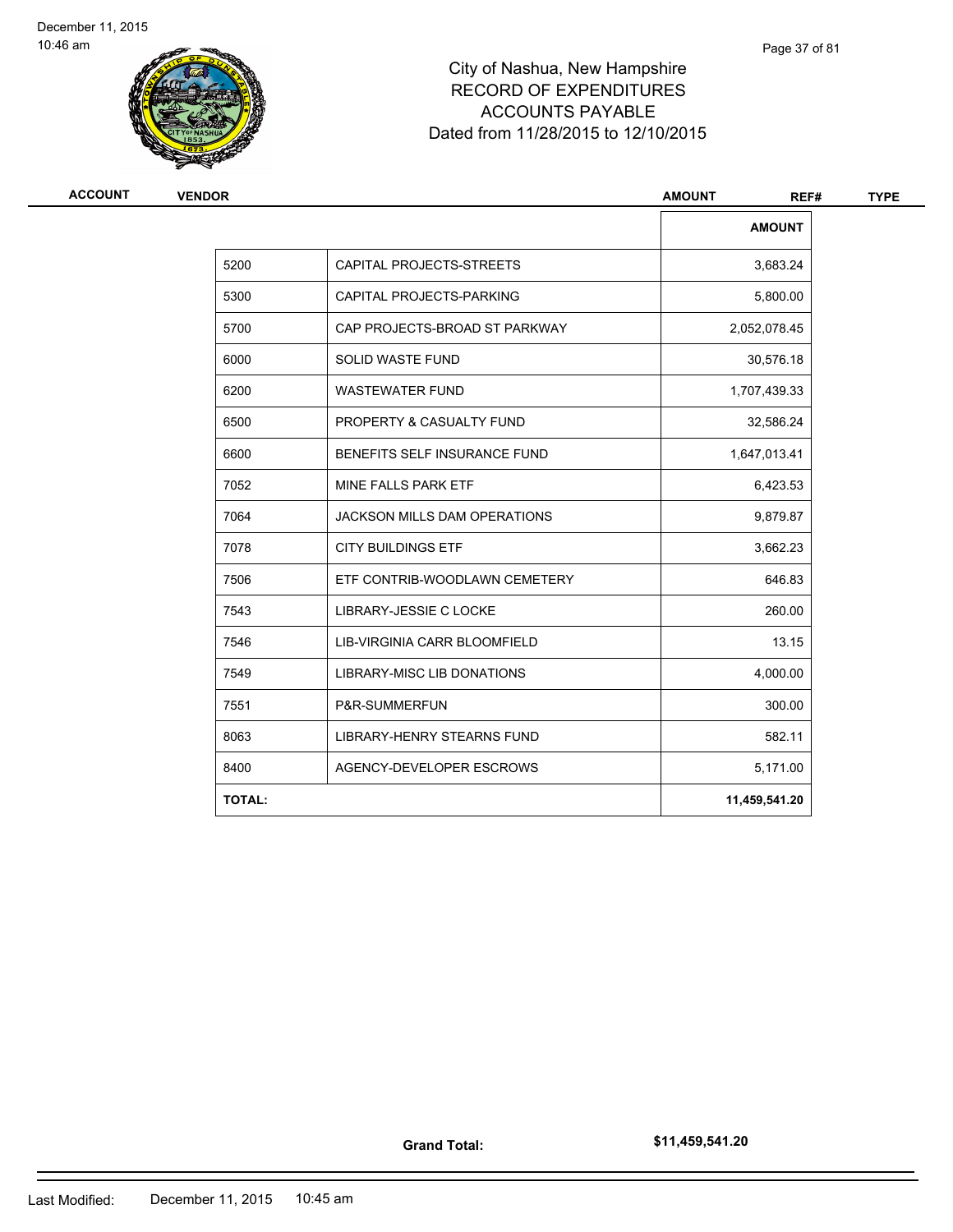# City of Nashua, New Hampshire
## RECORD OF EXPENDITURES
## ACCOUNTS PAYABLE
## Dated from 11/28/2015 to 12/10/2015

| ACCOUNT | VENDOR | AMOUNT | REF# | TYPE |
|---|---|---|---|---|

| | | AMOUNT |
|---|---|---|
| 5200 | CAPITAL PROJECTS-STREETS | 3,683.24 |
| 5300 | CAPITAL PROJECTS-PARKING | 5,800.00 |
| 5700 | CAP PROJECTS-BROAD ST PARKWAY | 2,052,078.45 |
| 6000 | SOLID WASTE FUND | 30,576.18 |
| 6200 | WASTEWATER FUND | 1,707,439.33 |
| 6500 | PROPERTY & CASUALTY FUND | 32,586.24 |
| 6600 | BENEFITS SELF INSURANCE FUND | 1,647,013.41 |
| 7052 | MINE FALLS PARK ETF | 6,423.53 |
| 7064 | JACKSON MILLS DAM OPERATIONS | 9,879.87 |
| 7078 | CITY BUILDINGS ETF | 3,662.23 |
| 7506 | ETF CONTRIB-WOODLAWN CEMETERY | 646.83 |
| 7543 | LIBRARY-JESSIE C LOCKE | 260.00 |
| 7546 | LIB-VIRGINIA CARR BLOOMFIELD | 13.15 |
| 7549 | LIBRARY-MISC LIB DONATIONS | 4,000.00 |
| 7551 | P&R-SUMMERFUN | 300.00 |
| 8063 | LIBRARY-HENRY STEARNS FUND | 582.11 |
| 8400 | AGENCY-DEVELOPER ESCROWS | 5,171.00 |
| **TOTAL:** | | **11,459,541.20** |

**Grand Total:** **$11,459,541.20**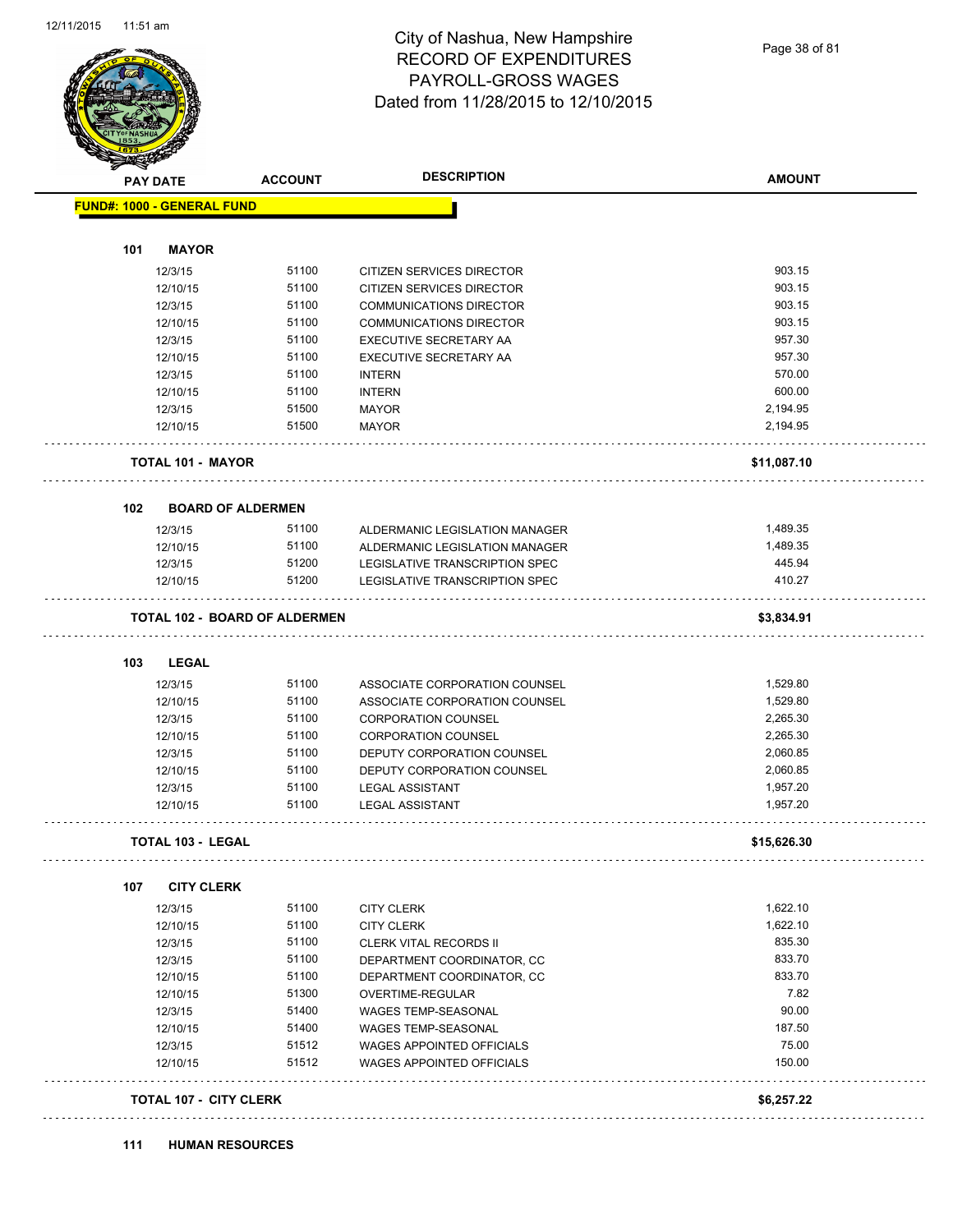# City of Nashua, New Hampshire
## RECORD OF EXPENDITURES
## PAYROLL-GROSS WAGES
## Dated from 11/28/2015 to 12/10/2015

| PAY DATE | ACCOUNT | DESCRIPTION | AMOUNT |
|---|---|---|---|
| **FUND#: 1000 - GENERAL FUND** | | | |
| **101 MAYOR** | | | |
| 12/3/15 | 51100 | CITIZEN SERVICES DIRECTOR | 903.15 |
| 12/10/15 | 51100 | CITIZEN SERVICES DIRECTOR | 903.15 |
| 12/3/15 | 51100 | COMMUNICATIONS DIRECTOR | 903.15 |
| 12/10/15 | 51100 | COMMUNICATIONS DIRECTOR | 903.15 |
| 12/3/15 | 51100 | EXECUTIVE SECRETARY AA | 957.30 |
| 12/10/15 | 51100 | EXECUTIVE SECRETARY AA | 957.30 |
| 12/3/15 | 51100 | INTERN | 570.00 |
| 12/10/15 | 51100 | INTERN | 600.00 |
| 12/3/15 | 51500 | MAYOR | 2,194.95 |
| 12/10/15 | 51500 | MAYOR | 2,194.95 |
| **TOTAL 101 - MAYOR** | | | **$11,087.10** |
| **102 BOARD OF ALDERMEN** | | | |
| 12/3/15 | 51100 | ALDERMANIC LEGISLATION MANAGER | 1,489.35 |
| 12/10/15 | 51100 | ALDERMANIC LEGISLATION MANAGER | 1,489.35 |
| 12/3/15 | 51200 | LEGISLATIVE TRANSCRIPTION SPEC | 445.94 |
| 12/10/15 | 51200 | LEGISLATIVE TRANSCRIPTION SPEC | 410.27 |
| **TOTAL 102 - BOARD OF ALDERMEN** | | | **$3,834.91** |
| **103 LEGAL** | | | |
| 12/3/15 | 51100 | ASSOCIATE CORPORATION COUNSEL | 1,529.80 |
| 12/10/15 | 51100 | ASSOCIATE CORPORATION COUNSEL | 1,529.80 |
| 12/3/15 | 51100 | CORPORATION COUNSEL | 2,265.30 |
| 12/10/15 | 51100 | CORPORATION COUNSEL | 2,265.30 |
| 12/3/15 | 51100 | DEPUTY CORPORATION COUNSEL | 2,060.85 |
| 12/10/15 | 51100 | DEPUTY CORPORATION COUNSEL | 2,060.85 |
| 12/3/15 | 51100 | LEGAL ASSISTANT | 1,957.20 |
| 12/10/15 | 51100 | LEGAL ASSISTANT | 1,957.20 |
| **TOTAL 103 - LEGAL** | | | **$15,626.30** |
| **107 CITY CLERK** | | | |
| 12/3/15 | 51100 | CITY CLERK | 1,622.10 |
| 12/10/15 | 51100 | CITY CLERK | 1,622.10 |
| 12/3/15 | 51100 | CLERK VITAL RECORDS II | 835.30 |
| 12/3/15 | 51100 | DEPARTMENT COORDINATOR, CC | 833.70 |
| 12/10/15 | 51100 | DEPARTMENT COORDINATOR, CC | 833.70 |
| 12/10/15 | 51300 | OVERTIME-REGULAR | 7.82 |
| 12/3/15 | 51400 | WAGES TEMP-SEASONAL | 90.00 |
| 12/10/15 | 51400 | WAGES TEMP-SEASONAL | 187.50 |
| 12/3/15 | 51512 | WAGES APPOINTED OFFICIALS | 75.00 |
| 12/10/15 | 51512 | WAGES APPOINTED OFFICIALS | 150.00 |
| **TOTAL 107 - CITY CLERK** | | | **$6,257.22** |
| **111 HUMAN RESOURCES** | | | |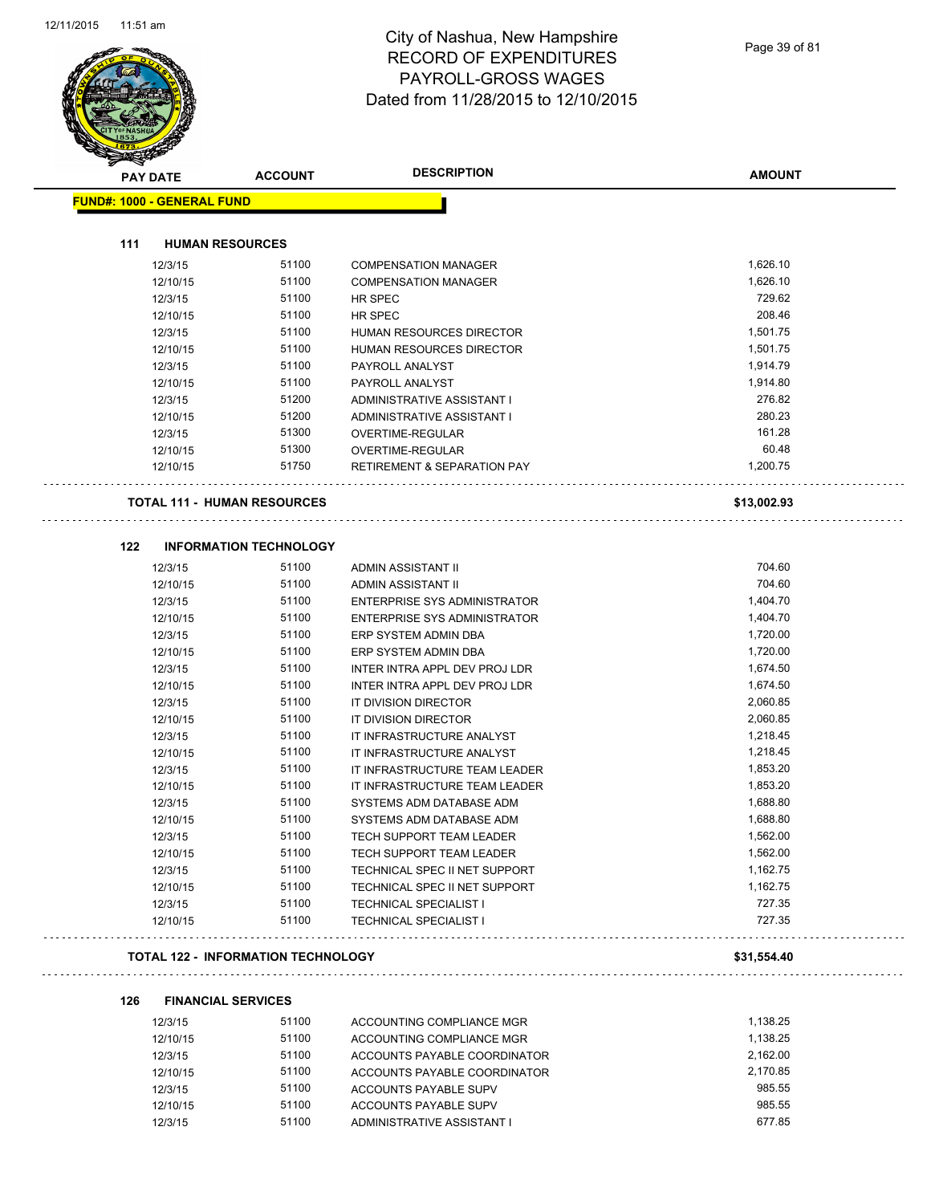# City of Nashua, New Hampshire
## RECORD OF EXPENDITURES
## PAYROLL-GROSS WAGES
## Dated from 11/28/2015 to 12/10/2015

**FUND#: 1000 - GENERAL FUND**

### 111 HUMAN RESOURCES

| PAY DATE | ACCOUNT | DESCRIPTION | AMOUNT |
|---|---|---|---|
| 12/3/15 | 51100 | COMPENSATION MANAGER | 1,626.10 |
| 12/10/15 | 51100 | COMPENSATION MANAGER | 1,626.10 |
| 12/3/15 | 51100 | HR SPEC | 729.62 |
| 12/10/15 | 51100 | HR SPEC | 208.46 |
| 12/3/15 | 51100 | HUMAN RESOURCES DIRECTOR | 1,501.75 |
| 12/10/15 | 51100 | HUMAN RESOURCES DIRECTOR | 1,501.75 |
| 12/3/15 | 51100 | PAYROLL ANALYST | 1,914.79 |
| 12/10/15 | 51100 | PAYROLL ANALYST | 1,914.80 |
| 12/3/15 | 51200 | ADMINISTRATIVE ASSISTANT I | 276.82 |
| 12/10/15 | 51200 | ADMINISTRATIVE ASSISTANT I | 280.23 |
| 12/3/15 | 51300 | OVERTIME-REGULAR | 161.28 |
| 12/10/15 | 51300 | OVERTIME-REGULAR | 60.48 |
| 12/10/15 | 51750 | RETIREMENT & SEPARATION PAY | 1,200.75 |

**TOTAL 111 - HUMAN RESOURCES** **$13,002.93**

### 122 INFORMATION TECHNOLOGY

| PAY DATE | ACCOUNT | DESCRIPTION | AMOUNT |
|---|---|---|---|
| 12/3/15 | 51100 | ADMIN ASSISTANT II | 704.60 |
| 12/10/15 | 51100 | ADMIN ASSISTANT II | 704.60 |
| 12/3/15 | 51100 | ENTERPRISE SYS ADMINISTRATOR | 1,404.70 |
| 12/10/15 | 51100 | ENTERPRISE SYS ADMINISTRATOR | 1,404.70 |
| 12/3/15 | 51100 | ERP SYSTEM ADMIN DBA | 1,720.00 |
| 12/10/15 | 51100 | ERP SYSTEM ADMIN DBA | 1,720.00 |
| 12/3/15 | 51100 | INTER INTRA APPL DEV PROJ LDR | 1,674.50 |
| 12/10/15 | 51100 | INTER INTRA APPL DEV PROJ LDR | 1,674.50 |
| 12/3/15 | 51100 | IT DIVISION DIRECTOR | 2,060.85 |
| 12/10/15 | 51100 | IT DIVISION DIRECTOR | 2,060.85 |
| 12/3/15 | 51100 | IT INFRASTRUCTURE ANALYST | 1,218.45 |
| 12/10/15 | 51100 | IT INFRASTRUCTURE ANALYST | 1,218.45 |
| 12/3/15 | 51100 | IT INFRASTRUCTURE TEAM LEADER | 1,853.20 |
| 12/10/15 | 51100 | IT INFRASTRUCTURE TEAM LEADER | 1,853.20 |
| 12/3/15 | 51100 | SYSTEMS ADM DATABASE ADM | 1,688.80 |
| 12/10/15 | 51100 | SYSTEMS ADM DATABASE ADM | 1,688.80 |
| 12/3/15 | 51100 | TECH SUPPORT TEAM LEADER | 1,562.00 |
| 12/10/15 | 51100 | TECH SUPPORT TEAM LEADER | 1,562.00 |
| 12/3/15 | 51100 | TECHNICAL SPEC II NET SUPPORT | 1,162.75 |
| 12/10/15 | 51100 | TECHNICAL SPEC II NET SUPPORT | 1,162.75 |
| 12/3/15 | 51100 | TECHNICAL SPECIALIST I | 727.35 |
| 12/10/15 | 51100 | TECHNICAL SPECIALIST I | 727.35 |

**TOTAL 122 - INFORMATION TECHNOLOGY** **$31,554.40**

### 126 FINANCIAL SERVICES

| PAY DATE | ACCOUNT | DESCRIPTION | AMOUNT |
|---|---|---|---|
| 12/3/15 | 51100 | ACCOUNTING COMPLIANCE MGR | 1,138.25 |
| 12/10/15 | 51100 | ACCOUNTING COMPLIANCE MGR | 1,138.25 |
| 12/3/15 | 51100 | ACCOUNTS PAYABLE COORDINATOR | 2,162.00 |
| 12/10/15 | 51100 | ACCOUNTS PAYABLE COORDINATOR | 2,170.85 |
| 12/3/15 | 51100 | ACCOUNTS PAYABLE SUPV | 985.55 |
| 12/10/15 | 51100 | ACCOUNTS PAYABLE SUPV | 985.55 |
| 12/3/15 | 51100 | ADMINISTRATIVE ASSISTANT I | 677.85 |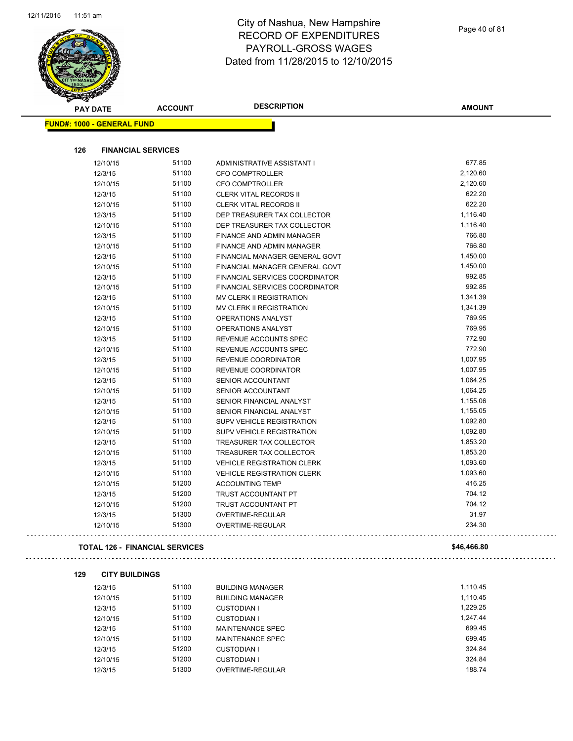# City of Nashua, New Hampshire
## RECORD OF EXPENDITURES
## PAYROLL-GROSS WAGES
## Dated from 11/28/2015 to 12/10/2015

**FUND#: 1000 - GENERAL FUND**

### 126 FINANCIAL SERVICES

| PAY DATE | ACCOUNT | DESCRIPTION | AMOUNT |
|---|---|---|---|
| 12/10/15 | 51100 | ADMINISTRATIVE ASSISTANT I | 677.85 |
| 12/3/15 | 51100 | CFO COMPTROLLER | 2,120.60 |
| 12/10/15 | 51100 | CFO COMPTROLLER | 2,120.60 |
| 12/3/15 | 51100 | CLERK VITAL RECORDS II | 622.20 |
| 12/10/15 | 51100 | CLERK VITAL RECORDS II | 622.20 |
| 12/3/15 | 51100 | DEP TREASURER TAX COLLECTOR | 1,116.40 |
| 12/10/15 | 51100 | DEP TREASURER TAX COLLECTOR | 1,116.40 |
| 12/3/15 | 51100 | FINANCE AND ADMIN MANAGER | 766.80 |
| 12/10/15 | 51100 | FINANCE AND ADMIN MANAGER | 766.80 |
| 12/3/15 | 51100 | FINANCIAL MANAGER GENERAL GOVT | 1,450.00 |
| 12/10/15 | 51100 | FINANCIAL MANAGER GENERAL GOVT | 1,450.00 |
| 12/3/15 | 51100 | FINANCIAL SERVICES COORDINATOR | 992.85 |
| 12/10/15 | 51100 | FINANCIAL SERVICES COORDINATOR | 992.85 |
| 12/3/15 | 51100 | MV CLERK II REGISTRATION | 1,341.39 |
| 12/10/15 | 51100 | MV CLERK II REGISTRATION | 1,341.39 |
| 12/3/15 | 51100 | OPERATIONS ANALYST | 769.95 |
| 12/10/15 | 51100 | OPERATIONS ANALYST | 769.95 |
| 12/3/15 | 51100 | REVENUE ACCOUNTS SPEC | 772.90 |
| 12/10/15 | 51100 | REVENUE ACCOUNTS SPEC | 772.90 |
| 12/3/15 | 51100 | REVENUE COORDINATOR | 1,007.95 |
| 12/10/15 | 51100 | REVENUE COORDINATOR | 1,007.95 |
| 12/3/15 | 51100 | SENIOR ACCOUNTANT | 1,064.25 |
| 12/10/15 | 51100 | SENIOR ACCOUNTANT | 1,064.25 |
| 12/3/15 | 51100 | SENIOR FINANCIAL ANALYST | 1,155.06 |
| 12/10/15 | 51100 | SENIOR FINANCIAL ANALYST | 1,155.05 |
| 12/3/15 | 51100 | SUPV VEHICLE REGISTRATION | 1,092.80 |
| 12/10/15 | 51100 | SUPV VEHICLE REGISTRATION | 1,092.80 |
| 12/3/15 | 51100 | TREASURER TAX COLLECTOR | 1,853.20 |
| 12/10/15 | 51100 | TREASURER TAX COLLECTOR | 1,853.20 |
| 12/3/15 | 51100 | VEHICLE REGISTRATION CLERK | 1,093.60 |
| 12/10/15 | 51100 | VEHICLE REGISTRATION CLERK | 1,093.60 |
| 12/10/15 | 51200 | ACCOUNTING TEMP | 416.25 |
| 12/3/15 | 51200 | TRUST ACCOUNTANT PT | 704.12 |
| 12/10/15 | 51200 | TRUST ACCOUNTANT PT | 704.12 |
| 12/3/15 | 51300 | OVERTIME-REGULAR | 31.97 |
| 12/10/15 | 51300 | OVERTIME-REGULAR | 234.30 |

**TOTAL 126 - FINANCIAL SERVICES** **$46,466.80**

### 129 CITY BUILDINGS

| PAY DATE | ACCOUNT | DESCRIPTION | AMOUNT |
|---|---|---|---|
| 12/3/15 | 51100 | BUILDING MANAGER | 1,110.45 |
| 12/10/15 | 51100 | BUILDING MANAGER | 1,110.45 |
| 12/3/15 | 51100 | CUSTODIAN I | 1,229.25 |
| 12/10/15 | 51100 | CUSTODIAN I | 1,247.44 |
| 12/3/15 | 51100 | MAINTENANCE SPEC | 699.45 |
| 12/10/15 | 51100 | MAINTENANCE SPEC | 699.45 |
| 12/3/15 | 51200 | CUSTODIAN I | 324.84 |
| 12/10/15 | 51200 | CUSTODIAN I | 324.84 |
| 12/3/15 | 51300 | OVERTIME-REGULAR | 188.74 |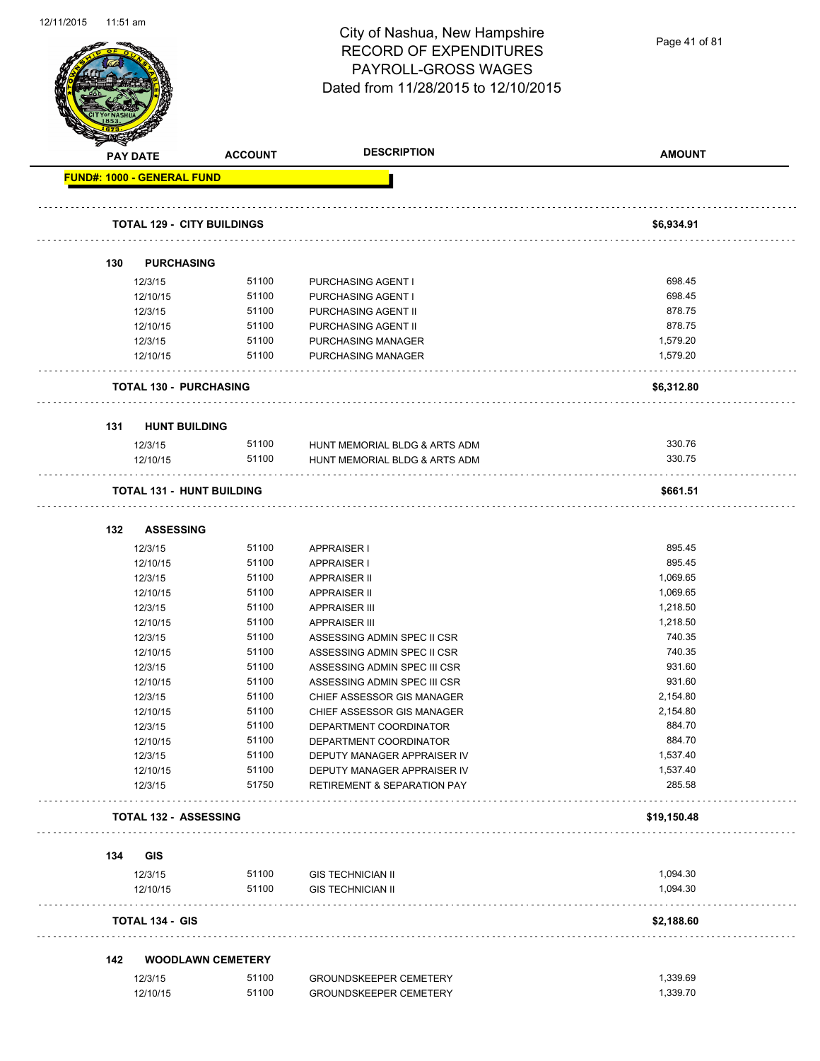# City of Nashua, New Hampshire
## RECORD OF EXPENDITURES
## PAYROLL-GROSS WAGES
## Dated from 11/28/2015 to 12/10/2015

| PAY DATE | ACCOUNT | DESCRIPTION | AMOUNT |
|---|---|---|---|
| **FUND#: 1000 - GENERAL FUND** | | | |
| **TOTAL 129 - CITY BUILDINGS** | | | **$6,934.91** |
| **130 PURCHASING** | | | |
| 12/3/15 | 51100 | PURCHASING AGENT I | 698.45 |
| 12/10/15 | 51100 | PURCHASING AGENT I | 698.45 |
| 12/3/15 | 51100 | PURCHASING AGENT II | 878.75 |
| 12/10/15 | 51100 | PURCHASING AGENT II | 878.75 |
| 12/3/15 | 51100 | PURCHASING MANAGER | 1,579.20 |
| 12/10/15 | 51100 | PURCHASING MANAGER | 1,579.20 |
| **TOTAL 130 - PURCHASING** | | | **$6,312.80** |
| **131 HUNT BUILDING** | | | |
| 12/3/15 | 51100 | HUNT MEMORIAL BLDG & ARTS ADM | 330.76 |
| 12/10/15 | 51100 | HUNT MEMORIAL BLDG & ARTS ADM | 330.75 |
| **TOTAL 131 - HUNT BUILDING** | | | **$661.51** |
| **132 ASSESSING** | | | |
| 12/3/15 | 51100 | APPRAISER I | 895.45 |
| 12/10/15 | 51100 | APPRAISER I | 895.45 |
| 12/3/15 | 51100 | APPRAISER II | 1,069.65 |
| 12/10/15 | 51100 | APPRAISER II | 1,069.65 |
| 12/3/15 | 51100 | APPRAISER III | 1,218.50 |
| 12/10/15 | 51100 | APPRAISER III | 1,218.50 |
| 12/3/15 | 51100 | ASSESSING ADMIN SPEC II CSR | 740.35 |
| 12/10/15 | 51100 | ASSESSING ADMIN SPEC II CSR | 740.35 |
| 12/3/15 | 51100 | ASSESSING ADMIN SPEC III CSR | 931.60 |
| 12/10/15 | 51100 | ASSESSING ADMIN SPEC III CSR | 931.60 |
| 12/3/15 | 51100 | CHIEF ASSESSOR GIS MANAGER | 2,154.80 |
| 12/10/15 | 51100 | CHIEF ASSESSOR GIS MANAGER | 2,154.80 |
| 12/3/15 | 51100 | DEPARTMENT COORDINATOR | 884.70 |
| 12/10/15 | 51100 | DEPARTMENT COORDINATOR | 884.70 |
| 12/3/15 | 51100 | DEPUTY MANAGER APPRAISER IV | 1,537.40 |
| 12/10/15 | 51100 | DEPUTY MANAGER APPRAISER IV | 1,537.40 |
| 12/3/15 | 51750 | RETIREMENT & SEPARATION PAY | 285.58 |
| **TOTAL 132 - ASSESSING** | | | **$19,150.48** |
| **134 GIS** | | | |
| 12/3/15 | 51100 | GIS TECHNICIAN II | 1,094.30 |
| 12/10/15 | 51100 | GIS TECHNICIAN II | 1,094.30 |
| **TOTAL 134 - GIS** | | | **$2,188.60** |
| **142 WOODLAWN CEMETERY** | | | |
| 12/3/15 | 51100 | GROUNDSKEEPER CEMETERY | 1,339.69 |
| 12/10/15 | 51100 | GROUNDSKEEPER CEMETERY | 1,339.70 |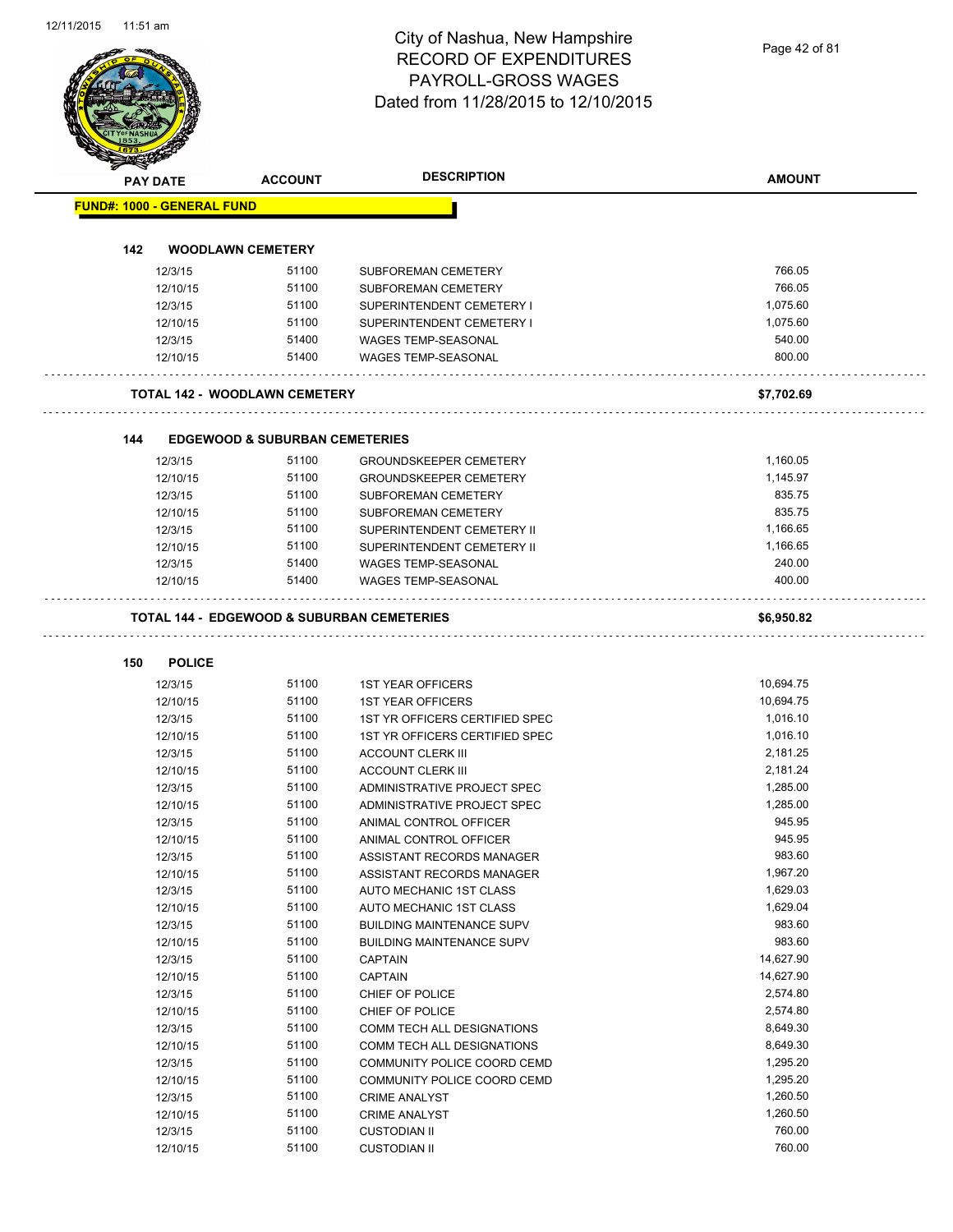# City of Nashua, New Hampshire
## RECORD OF EXPENDITURES
## PAYROLL-GROSS WAGES
## Dated from 11/28/2015 to 12/10/2015

| PAY DATE | ACCOUNT | DESCRIPTION | AMOUNT |
|---|---|---|---|
| **FUND#: 1000 - GENERAL FUND** | | | |
| **142 WOODLAWN CEMETERY** | | | |
| 12/3/15 | 51100 | SUBFOREMAN CEMETERY | 766.05 |
| 12/10/15 | 51100 | SUBFOREMAN CEMETERY | 766.05 |
| 12/3/15 | 51100 | SUPERINTENDENT CEMETERY I | 1,075.60 |
| 12/10/15 | 51100 | SUPERINTENDENT CEMETERY I | 1,075.60 |
| 12/3/15 | 51400 | WAGES TEMP-SEASONAL | 540.00 |
| 12/10/15 | 51400 | WAGES TEMP-SEASONAL | 800.00 |
| **TOTAL 142 - WOODLAWN CEMETERY** | | | **$7,702.69** |
| **144 EDGEWOOD & SUBURBAN CEMETERIES** | | | |
| 12/3/15 | 51100 | GROUNDSKEEPER CEMETERY | 1,160.05 |
| 12/10/15 | 51100 | GROUNDSKEEPER CEMETERY | 1,145.97 |
| 12/3/15 | 51100 | SUBFOREMAN CEMETERY | 835.75 |
| 12/10/15 | 51100 | SUBFOREMAN CEMETERY | 835.75 |
| 12/3/15 | 51100 | SUPERINTENDENT CEMETERY II | 1,166.65 |
| 12/10/15 | 51100 | SUPERINTENDENT CEMETERY II | 1,166.65 |
| 12/3/15 | 51400 | WAGES TEMP-SEASONAL | 240.00 |
| 12/10/15 | 51400 | WAGES TEMP-SEASONAL | 400.00 |
| **TOTAL 144 - EDGEWOOD & SUBURBAN CEMETERIES** | | | **$6,950.82** |
| **150 POLICE** | | | |
| 12/3/15 | 51100 | 1ST YEAR OFFICERS | 10,694.75 |
| 12/10/15 | 51100 | 1ST YEAR OFFICERS | 10,694.75 |
| 12/3/15 | 51100 | 1ST YR OFFICERS CERTIFIED SPEC | 1,016.10 |
| 12/10/15 | 51100 | 1ST YR OFFICERS CERTIFIED SPEC | 1,016.10 |
| 12/3/15 | 51100 | ACCOUNT CLERK III | 2,181.25 |
| 12/10/15 | 51100 | ACCOUNT CLERK III | 2,181.24 |
| 12/3/15 | 51100 | ADMINISTRATIVE PROJECT SPEC | 1,285.00 |
| 12/10/15 | 51100 | ADMINISTRATIVE PROJECT SPEC | 1,285.00 |
| 12/3/15 | 51100 | ANIMAL CONTROL OFFICER | 945.95 |
| 12/10/15 | 51100 | ANIMAL CONTROL OFFICER | 945.95 |
| 12/3/15 | 51100 | ASSISTANT RECORDS MANAGER | 983.60 |
| 12/10/15 | 51100 | ASSISTANT RECORDS MANAGER | 1,967.20 |
| 12/3/15 | 51100 | AUTO MECHANIC 1ST CLASS | 1,629.03 |
| 12/10/15 | 51100 | AUTO MECHANIC 1ST CLASS | 1,629.04 |
| 12/3/15 | 51100 | BUILDING MAINTENANCE SUPV | 983.60 |
| 12/10/15 | 51100 | BUILDING MAINTENANCE SUPV | 983.60 |
| 12/3/15 | 51100 | CAPTAIN | 14,627.90 |
| 12/10/15 | 51100 | CAPTAIN | 14,627.90 |
| 12/3/15 | 51100 | CHIEF OF POLICE | 2,574.80 |
| 12/10/15 | 51100 | CHIEF OF POLICE | 2,574.80 |
| 12/3/15 | 51100 | COMM TECH ALL DESIGNATIONS | 8,649.30 |
| 12/10/15 | 51100 | COMM TECH ALL DESIGNATIONS | 8,649.30 |
| 12/3/15 | 51100 | COMMUNITY POLICE COORD CEMD | 1,295.20 |
| 12/10/15 | 51100 | COMMUNITY POLICE COORD CEMD | 1,295.20 |
| 12/3/15 | 51100 | CRIME ANALYST | 1,260.50 |
| 12/10/15 | 51100 | CRIME ANALYST | 1,260.50 |
| 12/3/15 | 51100 | CUSTODIAN II | 760.00 |
| 12/10/15 | 51100 | CUSTODIAN II | 760.00 |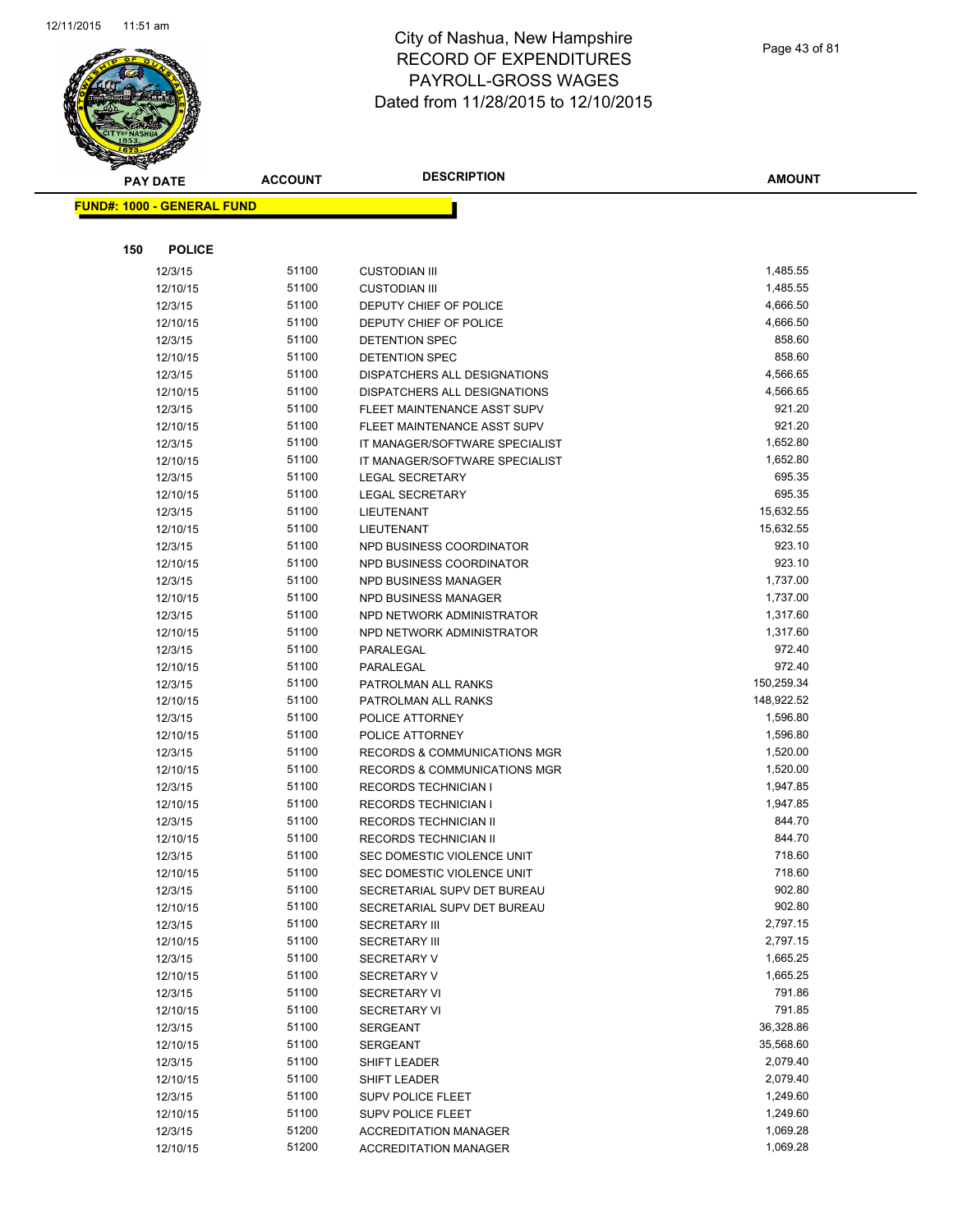# City of Nashua, New Hampshire
# RECORD OF EXPENDITURES
# PAYROLL-GROSS WAGES
# Dated from 11/28/2015 to 12/10/2015

**FUND#: 1000 - GENERAL FUND**

**150 POLICE**

| PAY DATE | ACCOUNT | DESCRIPTION | AMOUNT |
|---|---|---|---|
| 12/3/15 | 51100 | CUSTODIAN III | 1,485.55 |
| 12/10/15 | 51100 | CUSTODIAN III | 1,485.55 |
| 12/3/15 | 51100 | DEPUTY CHIEF OF POLICE | 4,666.50 |
| 12/10/15 | 51100 | DEPUTY CHIEF OF POLICE | 4,666.50 |
| 12/3/15 | 51100 | DETENTION SPEC | 858.60 |
| 12/10/15 | 51100 | DETENTION SPEC | 858.60 |
| 12/3/15 | 51100 | DISPATCHERS ALL DESIGNATIONS | 4,566.65 |
| 12/10/15 | 51100 | DISPATCHERS ALL DESIGNATIONS | 4,566.65 |
| 12/3/15 | 51100 | FLEET MAINTENANCE ASST SUPV | 921.20 |
| 12/10/15 | 51100 | FLEET MAINTENANCE ASST SUPV | 921.20 |
| 12/3/15 | 51100 | IT MANAGER/SOFTWARE SPECIALIST | 1,652.80 |
| 12/10/15 | 51100 | IT MANAGER/SOFTWARE SPECIALIST | 1,652.80 |
| 12/3/15 | 51100 | LEGAL SECRETARY | 695.35 |
| 12/10/15 | 51100 | LEGAL SECRETARY | 695.35 |
| 12/3/15 | 51100 | LIEUTENANT | 15,632.55 |
| 12/10/15 | 51100 | LIEUTENANT | 15,632.55 |
| 12/3/15 | 51100 | NPD BUSINESS COORDINATOR | 923.10 |
| 12/10/15 | 51100 | NPD BUSINESS COORDINATOR | 923.10 |
| 12/3/15 | 51100 | NPD BUSINESS MANAGER | 1,737.00 |
| 12/10/15 | 51100 | NPD BUSINESS MANAGER | 1,737.00 |
| 12/3/15 | 51100 | NPD NETWORK ADMINISTRATOR | 1,317.60 |
| 12/10/15 | 51100 | NPD NETWORK ADMINISTRATOR | 1,317.60 |
| 12/3/15 | 51100 | PARALEGAL | 972.40 |
| 12/10/15 | 51100 | PARALEGAL | 972.40 |
| 12/3/15 | 51100 | PATROLMAN ALL RANKS | 150,259.34 |
| 12/10/15 | 51100 | PATROLMAN ALL RANKS | 148,922.52 |
| 12/3/15 | 51100 | POLICE ATTORNEY | 1,596.80 |
| 12/10/15 | 51100 | POLICE ATTORNEY | 1,596.80 |
| 12/3/15 | 51100 | RECORDS & COMMUNICATIONS MGR | 1,520.00 |
| 12/10/15 | 51100 | RECORDS & COMMUNICATIONS MGR | 1,520.00 |
| 12/3/15 | 51100 | RECORDS TECHNICIAN I | 1,947.85 |
| 12/10/15 | 51100 | RECORDS TECHNICIAN I | 1,947.85 |
| 12/3/15 | 51100 | RECORDS TECHNICIAN II | 844.70 |
| 12/10/15 | 51100 | RECORDS TECHNICIAN II | 844.70 |
| 12/3/15 | 51100 | SEC DOMESTIC VIOLENCE UNIT | 718.60 |
| 12/10/15 | 51100 | SEC DOMESTIC VIOLENCE UNIT | 718.60 |
| 12/3/15 | 51100 | SECRETARIAL SUPV DET BUREAU | 902.80 |
| 12/10/15 | 51100 | SECRETARIAL SUPV DET BUREAU | 902.80 |
| 12/3/15 | 51100 | SECRETARY III | 2,797.15 |
| 12/10/15 | 51100 | SECRETARY III | 2,797.15 |
| 12/3/15 | 51100 | SECRETARY V | 1,665.25 |
| 12/10/15 | 51100 | SECRETARY V | 1,665.25 |
| 12/3/15 | 51100 | SECRETARY VI | 791.86 |
| 12/10/15 | 51100 | SECRETARY VI | 791.85 |
| 12/3/15 | 51100 | SERGEANT | 36,328.86 |
| 12/10/15 | 51100 | SERGEANT | 35,568.60 |
| 12/3/15 | 51100 | SHIFT LEADER | 2,079.40 |
| 12/10/15 | 51100 | SHIFT LEADER | 2,079.40 |
| 12/3/15 | 51100 | SUPV POLICE FLEET | 1,249.60 |
| 12/10/15 | 51100 | SUPV POLICE FLEET | 1,249.60 |
| 12/3/15 | 51200 | ACCREDITATION MANAGER | 1,069.28 |
| 12/10/15 | 51200 | ACCREDITATION MANAGER | 1,069.28 |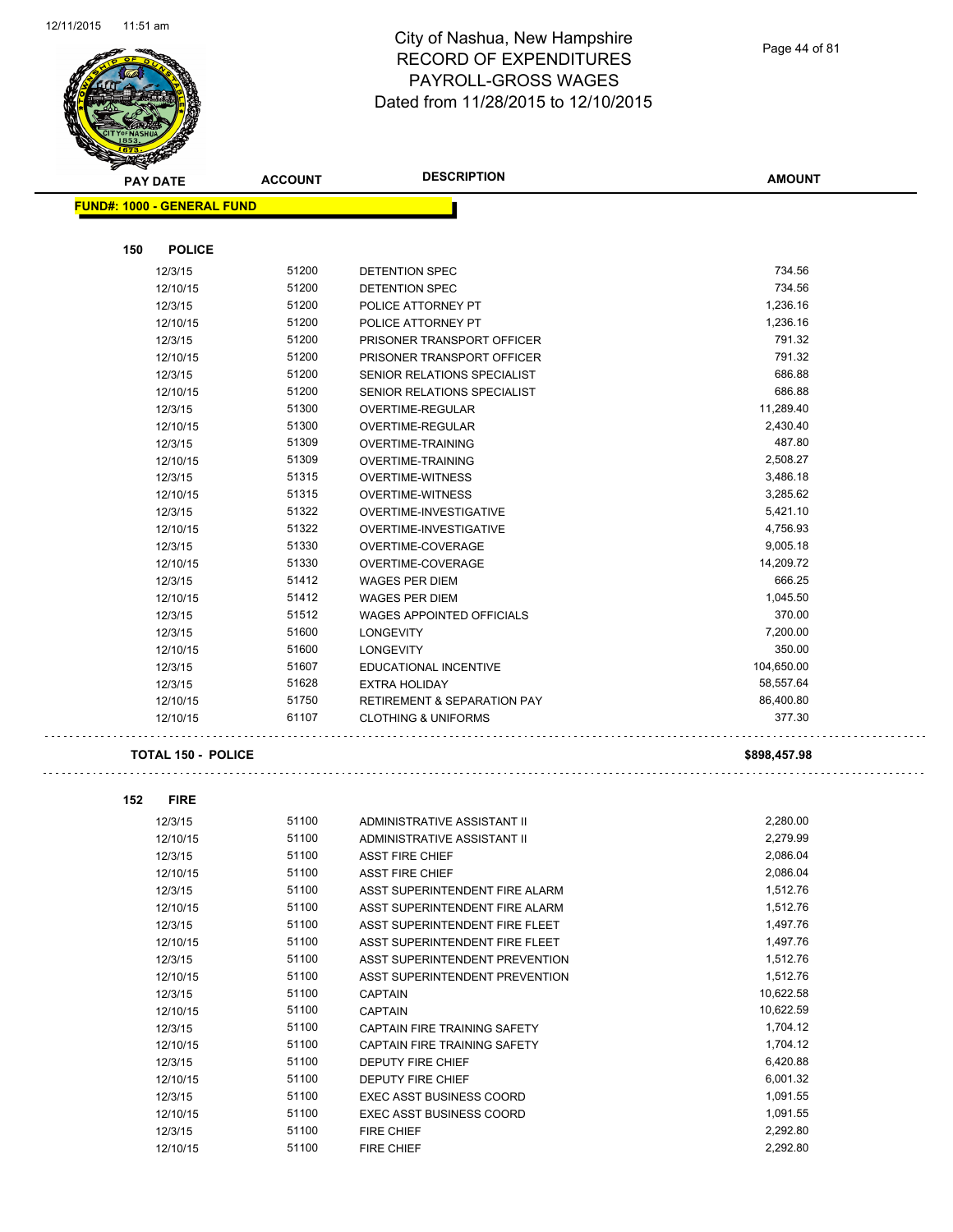# City of Nashua, New Hampshire
## RECORD OF EXPENDITURES
## PAYROLL-GROSS WAGES
## Dated from 11/28/2015 to 12/10/2015

**FUND#: 1000 - GENERAL FUND**

### 150 POLICE

| PAY DATE | ACCOUNT | DESCRIPTION | AMOUNT |
|---|---|---|---|
| 12/3/15 | 51200 | DETENTION SPEC | 734.56 |
| 12/10/15 | 51200 | DETENTION SPEC | 734.56 |
| 12/3/15 | 51200 | POLICE ATTORNEY PT | 1,236.16 |
| 12/10/15 | 51200 | POLICE ATTORNEY PT | 1,236.16 |
| 12/3/15 | 51200 | PRISONER TRANSPORT OFFICER | 791.32 |
| 12/10/15 | 51200 | PRISONER TRANSPORT OFFICER | 791.32 |
| 12/3/15 | 51200 | SENIOR RELATIONS SPECIALIST | 686.88 |
| 12/10/15 | 51200 | SENIOR RELATIONS SPECIALIST | 686.88 |
| 12/3/15 | 51300 | OVERTIME-REGULAR | 11,289.40 |
| 12/10/15 | 51300 | OVERTIME-REGULAR | 2,430.40 |
| 12/3/15 | 51309 | OVERTIME-TRAINING | 487.80 |
| 12/10/15 | 51309 | OVERTIME-TRAINING | 2,508.27 |
| 12/3/15 | 51315 | OVERTIME-WITNESS | 3,486.18 |
| 12/10/15 | 51315 | OVERTIME-WITNESS | 3,285.62 |
| 12/3/15 | 51322 | OVERTIME-INVESTIGATIVE | 5,421.10 |
| 12/10/15 | 51322 | OVERTIME-INVESTIGATIVE | 4,756.93 |
| 12/3/15 | 51330 | OVERTIME-COVERAGE | 9,005.18 |
| 12/10/15 | 51330 | OVERTIME-COVERAGE | 14,209.72 |
| 12/3/15 | 51412 | WAGES PER DIEM | 666.25 |
| 12/10/15 | 51412 | WAGES PER DIEM | 1,045.50 |
| 12/3/15 | 51512 | WAGES APPOINTED OFFICIALS | 370.00 |
| 12/3/15 | 51600 | LONGEVITY | 7,200.00 |
| 12/10/15 | 51600 | LONGEVITY | 350.00 |
| 12/3/15 | 51607 | EDUCATIONAL INCENTIVE | 104,650.00 |
| 12/3/15 | 51628 | EXTRA HOLIDAY | 58,557.64 |
| 12/10/15 | 51750 | RETIREMENT & SEPARATION PAY | 86,400.80 |
| 12/10/15 | 61107 | CLOTHING & UNIFORMS | 377.30 |

**TOTAL 150 - POLICE** **$898,457.98**

### 152 FIRE

| PAY DATE | ACCOUNT | DESCRIPTION | AMOUNT |
|---|---|---|---|
| 12/3/15 | 51100 | ADMINISTRATIVE ASSISTANT II | 2,280.00 |
| 12/10/15 | 51100 | ADMINISTRATIVE ASSISTANT II | 2,279.99 |
| 12/3/15 | 51100 | ASST FIRE CHIEF | 2,086.04 |
| 12/10/15 | 51100 | ASST FIRE CHIEF | 2,086.04 |
| 12/3/15 | 51100 | ASST SUPERINTENDENT FIRE ALARM | 1,512.76 |
| 12/10/15 | 51100 | ASST SUPERINTENDENT FIRE ALARM | 1,512.76 |
| 12/3/15 | 51100 | ASST SUPERINTENDENT FIRE FLEET | 1,497.76 |
| 12/10/15 | 51100 | ASST SUPERINTENDENT FIRE FLEET | 1,497.76 |
| 12/3/15 | 51100 | ASST SUPERINTENDENT PREVENTION | 1,512.76 |
| 12/10/15 | 51100 | ASST SUPERINTENDENT PREVENTION | 1,512.76 |
| 12/3/15 | 51100 | CAPTAIN | 10,622.58 |
| 12/10/15 | 51100 | CAPTAIN | 10,622.59 |
| 12/3/15 | 51100 | CAPTAIN FIRE TRAINING SAFETY | 1,704.12 |
| 12/10/15 | 51100 | CAPTAIN FIRE TRAINING SAFETY | 1,704.12 |
| 12/3/15 | 51100 | DEPUTY FIRE CHIEF | 6,420.88 |
| 12/10/15 | 51100 | DEPUTY FIRE CHIEF | 6,001.32 |
| 12/3/15 | 51100 | EXEC ASST BUSINESS COORD | 1,091.55 |
| 12/10/15 | 51100 | EXEC ASST BUSINESS COORD | 1,091.55 |
| 12/3/15 | 51100 | FIRE CHIEF | 2,292.80 |
| 12/10/15 | 51100 | FIRE CHIEF | 2,292.80 |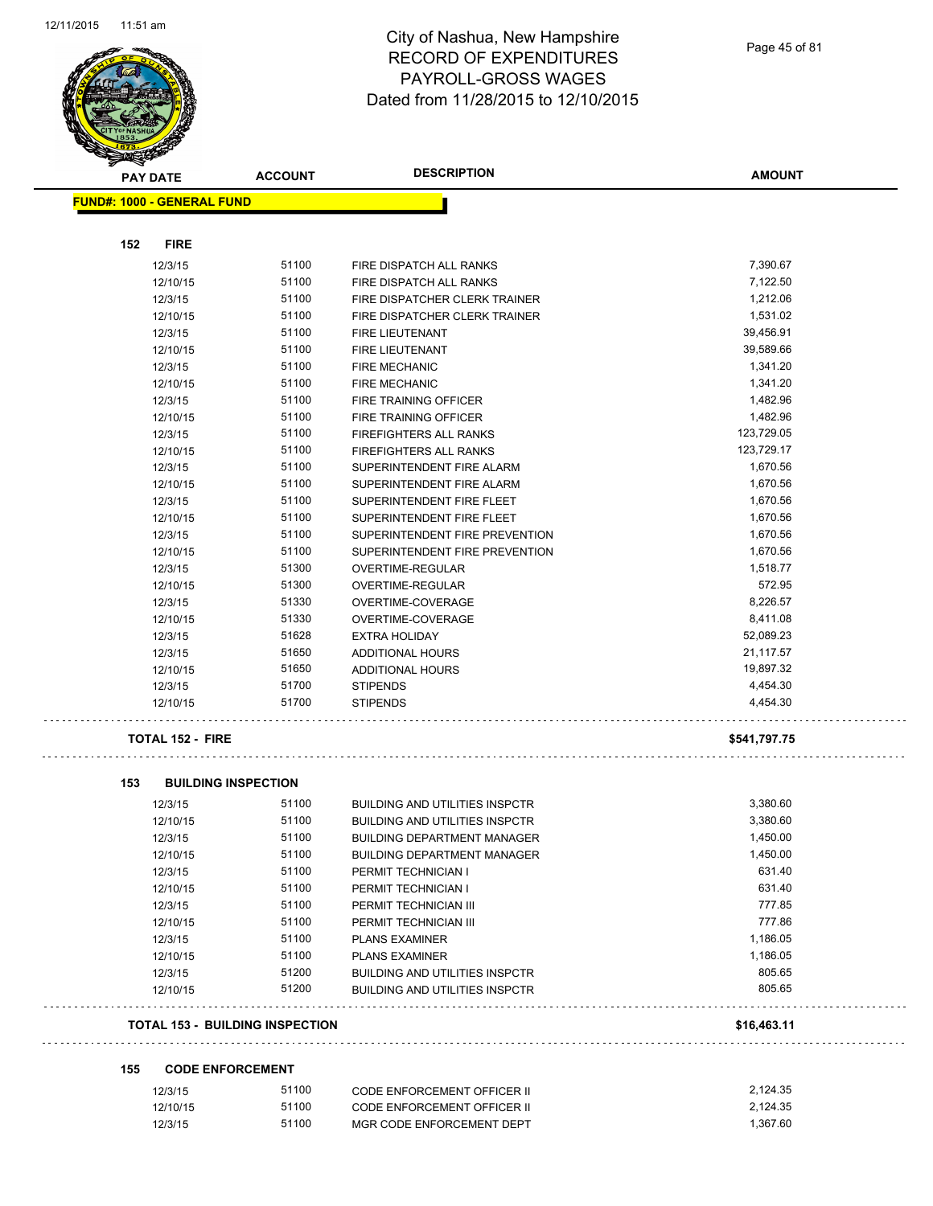# City of Nashua, New Hampshire
## RECORD OF EXPENDITURES
## PAYROLL-GROSS WAGES
## Dated from 11/28/2015 to 12/10/2015

**FUND#: 1000 - GENERAL FUND**

### 152 FIRE

| PAY DATE | ACCOUNT | DESCRIPTION | AMOUNT |
|---|---|---|---|
| 12/3/15 | 51100 | FIRE DISPATCH ALL RANKS | 7,390.67 |
| 12/10/15 | 51100 | FIRE DISPATCH ALL RANKS | 7,122.50 |
| 12/3/15 | 51100 | FIRE DISPATCHER CLERK TRAINER | 1,212.06 |
| 12/10/15 | 51100 | FIRE DISPATCHER CLERK TRAINER | 1,531.02 |
| 12/3/15 | 51100 | FIRE LIEUTENANT | 39,456.91 |
| 12/10/15 | 51100 | FIRE LIEUTENANT | 39,589.66 |
| 12/3/15 | 51100 | FIRE MECHANIC | 1,341.20 |
| 12/10/15 | 51100 | FIRE MECHANIC | 1,341.20 |
| 12/3/15 | 51100 | FIRE TRAINING OFFICER | 1,482.96 |
| 12/10/15 | 51100 | FIRE TRAINING OFFICER | 1,482.96 |
| 12/3/15 | 51100 | FIREFIGHTERS ALL RANKS | 123,729.05 |
| 12/10/15 | 51100 | FIREFIGHTERS ALL RANKS | 123,729.17 |
| 12/3/15 | 51100 | SUPERINTENDENT FIRE ALARM | 1,670.56 |
| 12/10/15 | 51100 | SUPERINTENDENT FIRE ALARM | 1,670.56 |
| 12/3/15 | 51100 | SUPERINTENDENT FIRE FLEET | 1,670.56 |
| 12/10/15 | 51100 | SUPERINTENDENT FIRE FLEET | 1,670.56 |
| 12/3/15 | 51100 | SUPERINTENDENT FIRE PREVENTION | 1,670.56 |
| 12/10/15 | 51100 | SUPERINTENDENT FIRE PREVENTION | 1,670.56 |
| 12/3/15 | 51300 | OVERTIME-REGULAR | 1,518.77 |
| 12/10/15 | 51300 | OVERTIME-REGULAR | 572.95 |
| 12/3/15 | 51330 | OVERTIME-COVERAGE | 8,226.57 |
| 12/10/15 | 51330 | OVERTIME-COVERAGE | 8,411.08 |
| 12/3/15 | 51628 | EXTRA HOLIDAY | 52,089.23 |
| 12/3/15 | 51650 | ADDITIONAL HOURS | 21,117.57 |
| 12/10/15 | 51650 | ADDITIONAL HOURS | 19,897.32 |
| 12/3/15 | 51700 | STIPENDS | 4,454.30 |
| 12/10/15 | 51700 | STIPENDS | 4,454.30 |

**TOTAL 152 - FIRE** **$541,797.75**

### 153 BUILDING INSPECTION

| PAY DATE | ACCOUNT | DESCRIPTION | AMOUNT |
|---|---|---|---|
| 12/3/15 | 51100 | BUILDING AND UTILITIES INSPCTR | 3,380.60 |
| 12/10/15 | 51100 | BUILDING AND UTILITIES INSPCTR | 3,380.60 |
| 12/3/15 | 51100 | BUILDING DEPARTMENT MANAGER | 1,450.00 |
| 12/10/15 | 51100 | BUILDING DEPARTMENT MANAGER | 1,450.00 |
| 12/3/15 | 51100 | PERMIT TECHNICIAN I | 631.40 |
| 12/10/15 | 51100 | PERMIT TECHNICIAN I | 631.40 |
| 12/3/15 | 51100 | PERMIT TECHNICIAN III | 777.85 |
| 12/10/15 | 51100 | PERMIT TECHNICIAN III | 777.86 |
| 12/3/15 | 51100 | PLANS EXAMINER | 1,186.05 |
| 12/10/15 | 51100 | PLANS EXAMINER | 1,186.05 |
| 12/3/15 | 51200 | BUILDING AND UTILITIES INSPCTR | 805.65 |
| 12/10/15 | 51200 | BUILDING AND UTILITIES INSPCTR | 805.65 |

**TOTAL 153 - BUILDING INSPECTION** **$16,463.11**

### 155 CODE ENFORCEMENT

| PAY DATE | ACCOUNT | DESCRIPTION | AMOUNT |
|---|---|---|---|
| 12/3/15 | 51100 | CODE ENFORCEMENT OFFICER II | 2,124.35 |
| 12/10/15 | 51100 | CODE ENFORCEMENT OFFICER II | 2,124.35 |
| 12/3/15 | 51100 | MGR CODE ENFORCEMENT DEPT | 1,367.60 |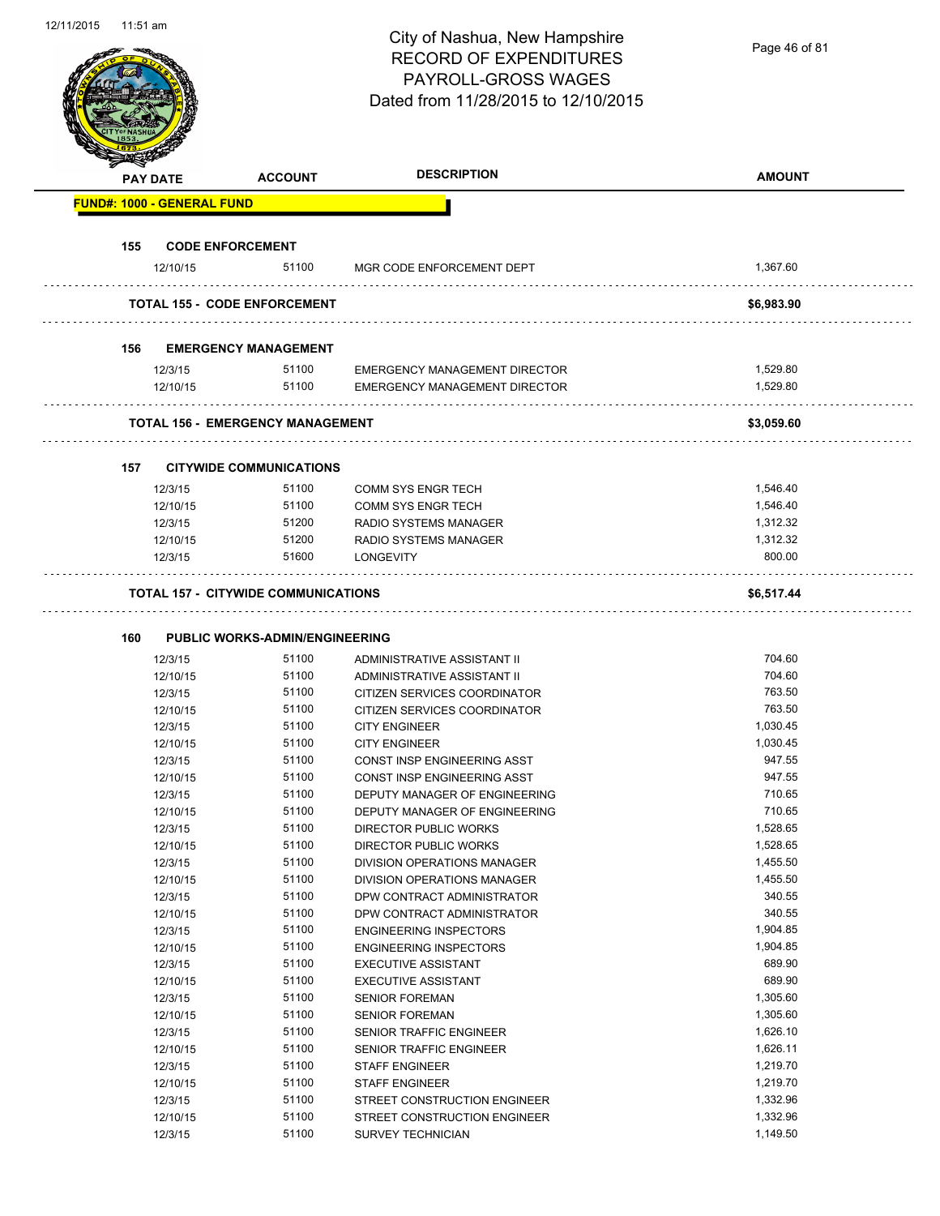# City of Nashua, New Hampshire
## RECORD OF EXPENDITURES
## PAYROLL-GROSS WAGES
## Dated from 11/28/2015 to 12/10/2015

| PAY DATE | ACCOUNT | DESCRIPTION | AMOUNT |
|---|---|---|---|
| **FUND#: 1000 - GENERAL FUND** | | | |
| **155 CODE ENFORCEMENT** | | | |
| 12/10/15 | 51100 | MGR CODE ENFORCEMENT DEPT | 1,367.60 |
| **TOTAL 155 - CODE ENFORCEMENT** | | | **$6,983.90** |
| **156 EMERGENCY MANAGEMENT** | | | |
| 12/3/15 | 51100 | EMERGENCY MANAGEMENT DIRECTOR | 1,529.80 |
| 12/10/15 | 51100 | EMERGENCY MANAGEMENT DIRECTOR | 1,529.80 |
| **TOTAL 156 - EMERGENCY MANAGEMENT** | | | **$3,059.60** |
| **157 CITYWIDE COMMUNICATIONS** | | | |
| 12/3/15 | 51100 | COMM SYS ENGR TECH | 1,546.40 |
| 12/10/15 | 51100 | COMM SYS ENGR TECH | 1,546.40 |
| 12/3/15 | 51200 | RADIO SYSTEMS MANAGER | 1,312.32 |
| 12/10/15 | 51200 | RADIO SYSTEMS MANAGER | 1,312.32 |
| 12/3/15 | 51600 | LONGEVITY | 800.00 |
| **TOTAL 157 - CITYWIDE COMMUNICATIONS** | | | **$6,517.44** |
| **160 PUBLIC WORKS-ADMIN/ENGINEERING** | | | |
| 12/3/15 | 51100 | ADMINISTRATIVE ASSISTANT II | 704.60 |
| 12/10/15 | 51100 | ADMINISTRATIVE ASSISTANT II | 704.60 |
| 12/3/15 | 51100 | CITIZEN SERVICES COORDINATOR | 763.50 |
| 12/10/15 | 51100 | CITIZEN SERVICES COORDINATOR | 763.50 |
| 12/3/15 | 51100 | CITY ENGINEER | 1,030.45 |
| 12/10/15 | 51100 | CITY ENGINEER | 1,030.45 |
| 12/3/15 | 51100 | CONST INSP ENGINEERING ASST | 947.55 |
| 12/10/15 | 51100 | CONST INSP ENGINEERING ASST | 947.55 |
| 12/3/15 | 51100 | DEPUTY MANAGER OF ENGINEERING | 710.65 |
| 12/10/15 | 51100 | DEPUTY MANAGER OF ENGINEERING | 710.65 |
| 12/3/15 | 51100 | DIRECTOR PUBLIC WORKS | 1,528.65 |
| 12/10/15 | 51100 | DIRECTOR PUBLIC WORKS | 1,528.65 |
| 12/3/15 | 51100 | DIVISION OPERATIONS MANAGER | 1,455.50 |
| 12/10/15 | 51100 | DIVISION OPERATIONS MANAGER | 1,455.50 |
| 12/3/15 | 51100 | DPW CONTRACT ADMINISTRATOR | 340.55 |
| 12/10/15 | 51100 | DPW CONTRACT ADMINISTRATOR | 340.55 |
| 12/3/15 | 51100 | ENGINEERING INSPECTORS | 1,904.85 |
| 12/10/15 | 51100 | ENGINEERING INSPECTORS | 1,904.85 |
| 12/3/15 | 51100 | EXECUTIVE ASSISTANT | 689.90 |
| 12/10/15 | 51100 | EXECUTIVE ASSISTANT | 689.90 |
| 12/3/15 | 51100 | SENIOR FOREMAN | 1,305.60 |
| 12/10/15 | 51100 | SENIOR FOREMAN | 1,305.60 |
| 12/3/15 | 51100 | SENIOR TRAFFIC ENGINEER | 1,626.10 |
| 12/10/15 | 51100 | SENIOR TRAFFIC ENGINEER | 1,626.11 |
| 12/3/15 | 51100 | STAFF ENGINEER | 1,219.70 |
| 12/10/15 | 51100 | STAFF ENGINEER | 1,219.70 |
| 12/3/15 | 51100 | STREET CONSTRUCTION ENGINEER | 1,332.96 |
| 12/10/15 | 51100 | STREET CONSTRUCTION ENGINEER | 1,332.96 |
| 12/3/15 | 51100 | SURVEY TECHNICIAN | 1,149.50 |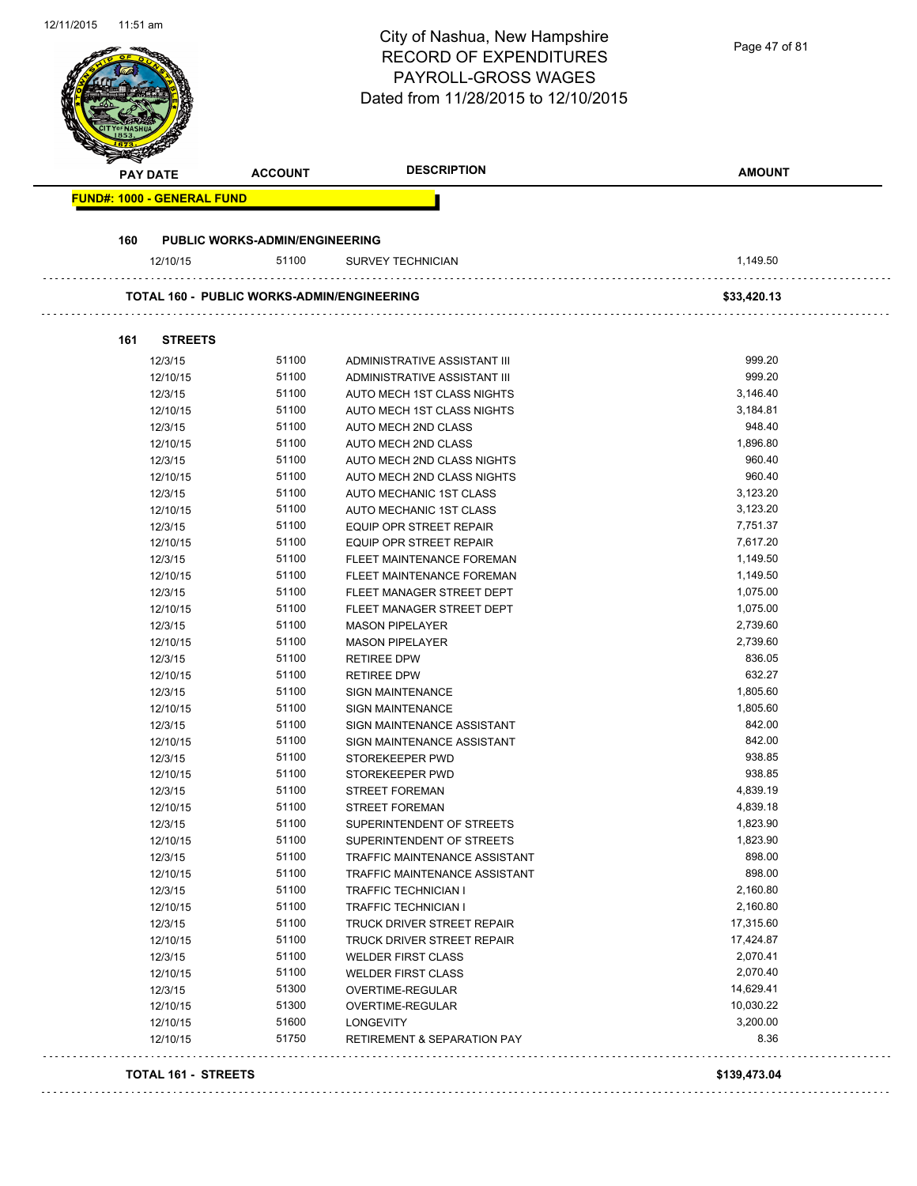# City of Nashua, New Hampshire
## RECORD OF EXPENDITURES
## PAYROLL-GROSS WAGES
## Dated from 11/28/2015 to 12/10/2015

| PAY DATE | ACCOUNT | DESCRIPTION | AMOUNT |
|---|---|---|---|

**FUND#: 1000 - GENERAL FUND**

**160 PUBLIC WORKS-ADMIN/ENGINEERING**

| PAY DATE | ACCOUNT | DESCRIPTION | AMOUNT |
|---|---|---|---|
| 12/10/15 | 51100 | SURVEY TECHNICIAN | 1,149.50 |
| **TOTAL 160 - PUBLIC WORKS-ADMIN/ENGINEERING** | | | **$33,420.13** |

**161 STREETS**

| PAY DATE | ACCOUNT | DESCRIPTION | AMOUNT |
|---|---|---|---|
| 12/3/15 | 51100 | ADMINISTRATIVE ASSISTANT III | 999.20 |
| 12/10/15 | 51100 | ADMINISTRATIVE ASSISTANT III | 999.20 |
| 12/3/15 | 51100 | AUTO MECH 1ST CLASS NIGHTS | 3,146.40 |
| 12/10/15 | 51100 | AUTO MECH 1ST CLASS NIGHTS | 3,184.81 |
| 12/3/15 | 51100 | AUTO MECH 2ND CLASS | 948.40 |
| 12/10/15 | 51100 | AUTO MECH 2ND CLASS | 1,896.80 |
| 12/3/15 | 51100 | AUTO MECH 2ND CLASS NIGHTS | 960.40 |
| 12/10/15 | 51100 | AUTO MECH 2ND CLASS NIGHTS | 960.40 |
| 12/3/15 | 51100 | AUTO MECHANIC 1ST CLASS | 3,123.20 |
| 12/10/15 | 51100 | AUTO MECHANIC 1ST CLASS | 3,123.20 |
| 12/3/15 | 51100 | EQUIP OPR STREET REPAIR | 7,751.37 |
| 12/10/15 | 51100 | EQUIP OPR STREET REPAIR | 7,617.20 |
| 12/3/15 | 51100 | FLEET MAINTENANCE FOREMAN | 1,149.50 |
| 12/10/15 | 51100 | FLEET MAINTENANCE FOREMAN | 1,149.50 |
| 12/3/15 | 51100 | FLEET MANAGER STREET DEPT | 1,075.00 |
| 12/10/15 | 51100 | FLEET MANAGER STREET DEPT | 1,075.00 |
| 12/3/15 | 51100 | MASON PIPELAYER | 2,739.60 |
| 12/10/15 | 51100 | MASON PIPELAYER | 2,739.60 |
| 12/3/15 | 51100 | RETIREE DPW | 836.05 |
| 12/10/15 | 51100 | RETIREE DPW | 632.27 |
| 12/3/15 | 51100 | SIGN MAINTENANCE | 1,805.60 |
| 12/10/15 | 51100 | SIGN MAINTENANCE | 1,805.60 |
| 12/3/15 | 51100 | SIGN MAINTENANCE ASSISTANT | 842.00 |
| 12/10/15 | 51100 | SIGN MAINTENANCE ASSISTANT | 842.00 |
| 12/3/15 | 51100 | STOREKEEPER PWD | 938.85 |
| 12/10/15 | 51100 | STOREKEEPER PWD | 938.85 |
| 12/3/15 | 51100 | STREET FOREMAN | 4,839.19 |
| 12/10/15 | 51100 | STREET FOREMAN | 4,839.18 |
| 12/3/15 | 51100 | SUPERINTENDENT OF STREETS | 1,823.90 |
| 12/10/15 | 51100 | SUPERINTENDENT OF STREETS | 1,823.90 |
| 12/3/15 | 51100 | TRAFFIC MAINTENANCE ASSISTANT | 898.00 |
| 12/10/15 | 51100 | TRAFFIC MAINTENANCE ASSISTANT | 898.00 |
| 12/3/15 | 51100 | TRAFFIC TECHNICIAN I | 2,160.80 |
| 12/10/15 | 51100 | TRAFFIC TECHNICIAN I | 2,160.80 |
| 12/3/15 | 51100 | TRUCK DRIVER STREET REPAIR | 17,315.60 |
| 12/10/15 | 51100 | TRUCK DRIVER STREET REPAIR | 17,424.87 |
| 12/3/15 | 51100 | WELDER FIRST CLASS | 2,070.41 |
| 12/10/15 | 51100 | WELDER FIRST CLASS | 2,070.40 |
| 12/3/15 | 51300 | OVERTIME-REGULAR | 14,629.41 |
| 12/10/15 | 51300 | OVERTIME-REGULAR | 10,030.22 |
| 12/10/15 | 51600 | LONGEVITY | 3,200.00 |
| 12/10/15 | 51750 | RETIREMENT & SEPARATION PAY | 8.36 |
| **TOTAL 161 - STREETS** | | | **$139,473.04** |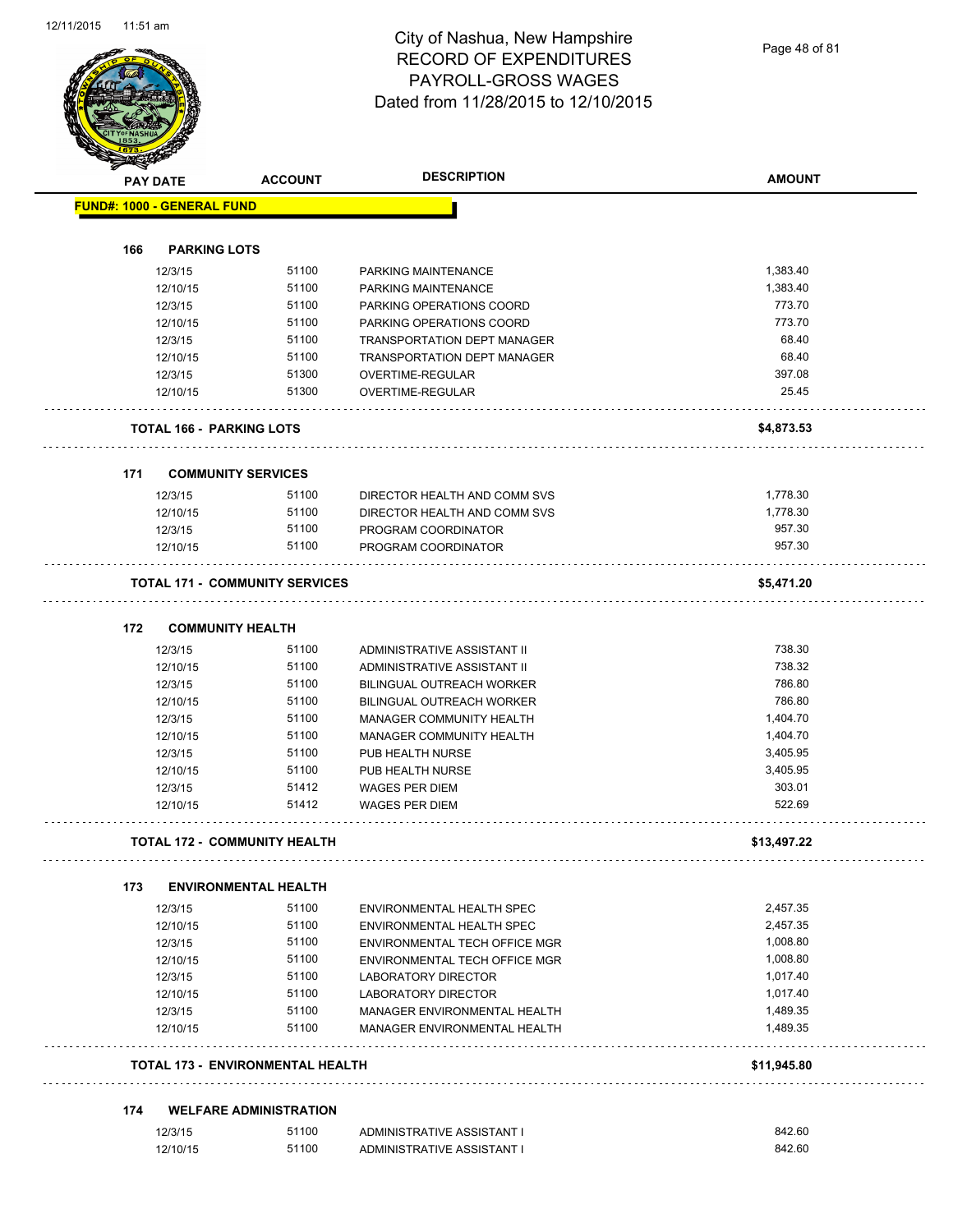# City of Nashua, New Hampshire
## RECORD OF EXPENDITURES
## PAYROLL-GROSS WAGES
## Dated from 11/28/2015 to 12/10/2015

| PAY DATE | ACCOUNT | DESCRIPTION | AMOUNT |
|---|---|---|---|
| **FUND#: 1000 - GENERAL FUND** | | | |
| **166 PARKING LOTS** | | | |
| 12/3/15 | 51100 | PARKING MAINTENANCE | 1,383.40 |
| 12/10/15 | 51100 | PARKING MAINTENANCE | 1,383.40 |
| 12/3/15 | 51100 | PARKING OPERATIONS COORD | 773.70 |
| 12/10/15 | 51100 | PARKING OPERATIONS COORD | 773.70 |
| 12/3/15 | 51100 | TRANSPORTATION DEPT MANAGER | 68.40 |
| 12/10/15 | 51100 | TRANSPORTATION DEPT MANAGER | 68.40 |
| 12/3/15 | 51300 | OVERTIME-REGULAR | 397.08 |
| 12/10/15 | 51300 | OVERTIME-REGULAR | 25.45 |
| **TOTAL 166 - PARKING LOTS** | | | **$4,873.53** |
| **171 COMMUNITY SERVICES** | | | |
| 12/3/15 | 51100 | DIRECTOR HEALTH AND COMM SVS | 1,778.30 |
| 12/10/15 | 51100 | DIRECTOR HEALTH AND COMM SVS | 1,778.30 |
| 12/3/15 | 51100 | PROGRAM COORDINATOR | 957.30 |
| 12/10/15 | 51100 | PROGRAM COORDINATOR | 957.30 |
| **TOTAL 171 - COMMUNITY SERVICES** | | | **$5,471.20** |
| **172 COMMUNITY HEALTH** | | | |
| 12/3/15 | 51100 | ADMINISTRATIVE ASSISTANT II | 738.30 |
| 12/10/15 | 51100 | ADMINISTRATIVE ASSISTANT II | 738.32 |
| 12/3/15 | 51100 | BILINGUAL OUTREACH WORKER | 786.80 |
| 12/10/15 | 51100 | BILINGUAL OUTREACH WORKER | 786.80 |
| 12/3/15 | 51100 | MANAGER COMMUNITY HEALTH | 1,404.70 |
| 12/10/15 | 51100 | MANAGER COMMUNITY HEALTH | 1,404.70 |
| 12/3/15 | 51100 | PUB HEALTH NURSE | 3,405.95 |
| 12/10/15 | 51100 | PUB HEALTH NURSE | 3,405.95 |
| 12/3/15 | 51412 | WAGES PER DIEM | 303.01 |
| 12/10/15 | 51412 | WAGES PER DIEM | 522.69 |
| **TOTAL 172 - COMMUNITY HEALTH** | | | **$13,497.22** |
| **173 ENVIRONMENTAL HEALTH** | | | |
| 12/3/15 | 51100 | ENVIRONMENTAL HEALTH SPEC | 2,457.35 |
| 12/10/15 | 51100 | ENVIRONMENTAL HEALTH SPEC | 2,457.35 |
| 12/3/15 | 51100 | ENVIRONMENTAL TECH OFFICE MGR | 1,008.80 |
| 12/10/15 | 51100 | ENVIRONMENTAL TECH OFFICE MGR | 1,008.80 |
| 12/3/15 | 51100 | LABORATORY DIRECTOR | 1,017.40 |
| 12/10/15 | 51100 | LABORATORY DIRECTOR | 1,017.40 |
| 12/3/15 | 51100 | MANAGER ENVIRONMENTAL HEALTH | 1,489.35 |
| 12/10/15 | 51100 | MANAGER ENVIRONMENTAL HEALTH | 1,489.35 |
| **TOTAL 173 - ENVIRONMENTAL HEALTH** | | | **$11,945.80** |
| **174 WELFARE ADMINISTRATION** | | | |
| 12/3/15 | 51100 | ADMINISTRATIVE ASSISTANT I | 842.60 |
| 12/10/15 | 51100 | ADMINISTRATIVE ASSISTANT I | 842.60 |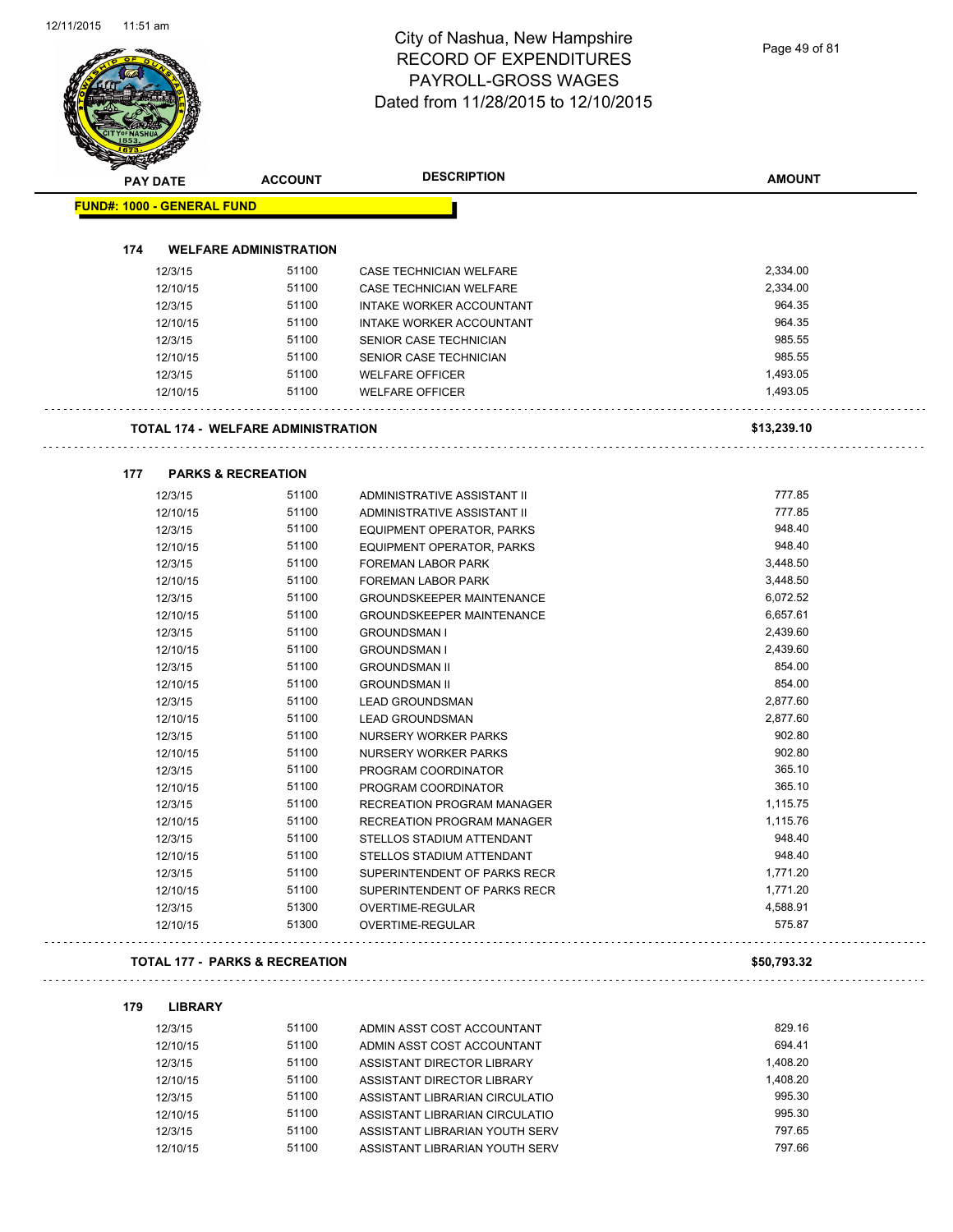# City of Nashua, New Hampshire
## RECORD OF EXPENDITURES
## PAYROLL-GROSS WAGES
## Dated from 11/28/2015 to 12/10/2015

**FUND#: 1000 - GENERAL FUND**

### 174 WELFARE ADMINISTRATION

| PAY DATE | ACCOUNT | DESCRIPTION | AMOUNT |
|---|---|---|---|
| 12/3/15 | 51100 | CASE TECHNICIAN WELFARE | 2,334.00 |
| 12/10/15 | 51100 | CASE TECHNICIAN WELFARE | 2,334.00 |
| 12/3/15 | 51100 | INTAKE WORKER ACCOUNTANT | 964.35 |
| 12/10/15 | 51100 | INTAKE WORKER ACCOUNTANT | 964.35 |
| 12/3/15 | 51100 | SENIOR CASE TECHNICIAN | 985.55 |
| 12/10/15 | 51100 | SENIOR CASE TECHNICIAN | 985.55 |
| 12/3/15 | 51100 | WELFARE OFFICER | 1,493.05 |
| 12/10/15 | 51100 | WELFARE OFFICER | 1,493.05 |

**TOTAL 174 - WELFARE ADMINISTRATION** **$13,239.10**

### 177 PARKS & RECREATION

| PAY DATE | ACCOUNT | DESCRIPTION | AMOUNT |
|---|---|---|---|
| 12/3/15 | 51100 | ADMINISTRATIVE ASSISTANT II | 777.85 |
| 12/10/15 | 51100 | ADMINISTRATIVE ASSISTANT II | 777.85 |
| 12/3/15 | 51100 | EQUIPMENT OPERATOR, PARKS | 948.40 |
| 12/10/15 | 51100 | EQUIPMENT OPERATOR, PARKS | 948.40 |
| 12/3/15 | 51100 | FOREMAN LABOR PARK | 3,448.50 |
| 12/10/15 | 51100 | FOREMAN LABOR PARK | 3,448.50 |
| 12/3/15 | 51100 | GROUNDSKEEPER MAINTENANCE | 6,072.52 |
| 12/10/15 | 51100 | GROUNDSKEEPER MAINTENANCE | 6,657.61 |
| 12/3/15 | 51100 | GROUNDSMAN I | 2,439.60 |
| 12/10/15 | 51100 | GROUNDSMAN I | 2,439.60 |
| 12/3/15 | 51100 | GROUNDSMAN II | 854.00 |
| 12/10/15 | 51100 | GROUNDSMAN II | 854.00 |
| 12/3/15 | 51100 | LEAD GROUNDSMAN | 2,877.60 |
| 12/10/15 | 51100 | LEAD GROUNDSMAN | 2,877.60 |
| 12/3/15 | 51100 | NURSERY WORKER PARKS | 902.80 |
| 12/10/15 | 51100 | NURSERY WORKER PARKS | 902.80 |
| 12/3/15 | 51100 | PROGRAM COORDINATOR | 365.10 |
| 12/10/15 | 51100 | PROGRAM COORDINATOR | 365.10 |
| 12/3/15 | 51100 | RECREATION PROGRAM MANAGER | 1,115.75 |
| 12/10/15 | 51100 | RECREATION PROGRAM MANAGER | 1,115.76 |
| 12/3/15 | 51100 | STELLOS STADIUM ATTENDANT | 948.40 |
| 12/10/15 | 51100 | STELLOS STADIUM ATTENDANT | 948.40 |
| 12/3/15 | 51100 | SUPERINTENDENT OF PARKS RECR | 1,771.20 |
| 12/10/15 | 51100 | SUPERINTENDENT OF PARKS RECR | 1,771.20 |
| 12/3/15 | 51300 | OVERTIME-REGULAR | 4,588.91 |
| 12/10/15 | 51300 | OVERTIME-REGULAR | 575.87 |

**TOTAL 177 - PARKS & RECREATION** **$50,793.32**

### 179 LIBRARY

| PAY DATE | ACCOUNT | DESCRIPTION | AMOUNT |
|---|---|---|---|
| 12/3/15 | 51100 | ADMIN ASST COST ACCOUNTANT | 829.16 |
| 12/10/15 | 51100 | ADMIN ASST COST ACCOUNTANT | 694.41 |
| 12/3/15 | 51100 | ASSISTANT DIRECTOR LIBRARY | 1,408.20 |
| 12/10/15 | 51100 | ASSISTANT DIRECTOR LIBRARY | 1,408.20 |
| 12/3/15 | 51100 | ASSISTANT LIBRARIAN CIRCULATIO | 995.30 |
| 12/10/15 | 51100 | ASSISTANT LIBRARIAN CIRCULATIO | 995.30 |
| 12/3/15 | 51100 | ASSISTANT LIBRARIAN YOUTH SERV | 797.65 |
| 12/10/15 | 51100 | ASSISTANT LIBRARIAN YOUTH SERV | 797.66 |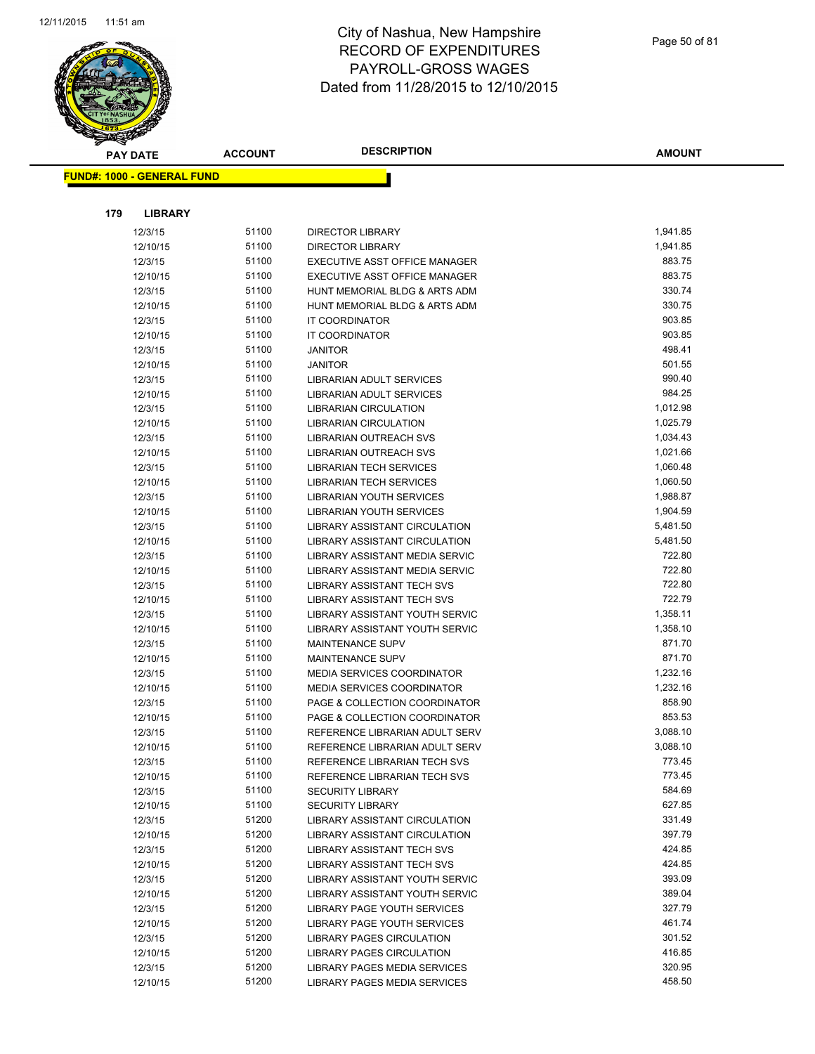# City of Nashua, New Hampshire
# RECORD OF EXPENDITURES
# PAYROLL-GROSS WAGES
# Dated from 11/28/2015 to 12/10/2015

**FUND#: 1000 - GENERAL FUND**

### 179 LIBRARY

| PAY DATE | ACCOUNT | DESCRIPTION | AMOUNT |
|---|---|---|---|
| 12/3/15 | 51100 | DIRECTOR LIBRARY | 1,941.85 |
| 12/10/15 | 51100 | DIRECTOR LIBRARY | 1,941.85 |
| 12/3/15 | 51100 | EXECUTIVE ASST OFFICE MANAGER | 883.75 |
| 12/10/15 | 51100 | EXECUTIVE ASST OFFICE MANAGER | 883.75 |
| 12/3/15 | 51100 | HUNT MEMORIAL BLDG & ARTS ADM | 330.74 |
| 12/10/15 | 51100 | HUNT MEMORIAL BLDG & ARTS ADM | 330.75 |
| 12/3/15 | 51100 | IT COORDINATOR | 903.85 |
| 12/10/15 | 51100 | IT COORDINATOR | 903.85 |
| 12/3/15 | 51100 | JANITOR | 498.41 |
| 12/10/15 | 51100 | JANITOR | 501.55 |
| 12/3/15 | 51100 | LIBRARIAN ADULT SERVICES | 990.40 |
| 12/10/15 | 51100 | LIBRARIAN ADULT SERVICES | 984.25 |
| 12/3/15 | 51100 | LIBRARIAN CIRCULATION | 1,012.98 |
| 12/10/15 | 51100 | LIBRARIAN CIRCULATION | 1,025.79 |
| 12/3/15 | 51100 | LIBRARIAN OUTREACH SVS | 1,034.43 |
| 12/10/15 | 51100 | LIBRARIAN OUTREACH SVS | 1,021.66 |
| 12/3/15 | 51100 | LIBRARIAN TECH SERVICES | 1,060.48 |
| 12/10/15 | 51100 | LIBRARIAN TECH SERVICES | 1,060.50 |
| 12/3/15 | 51100 | LIBRARIAN YOUTH SERVICES | 1,988.87 |
| 12/10/15 | 51100 | LIBRARIAN YOUTH SERVICES | 1,904.59 |
| 12/3/15 | 51100 | LIBRARY ASSISTANT CIRCULATION | 5,481.50 |
| 12/10/15 | 51100 | LIBRARY ASSISTANT CIRCULATION | 5,481.50 |
| 12/3/15 | 51100 | LIBRARY ASSISTANT MEDIA SERVIC | 722.80 |
| 12/10/15 | 51100 | LIBRARY ASSISTANT MEDIA SERVIC | 722.80 |
| 12/3/15 | 51100 | LIBRARY ASSISTANT TECH SVS | 722.80 |
| 12/10/15 | 51100 | LIBRARY ASSISTANT TECH SVS | 722.79 |
| 12/3/15 | 51100 | LIBRARY ASSISTANT YOUTH SERVIC | 1,358.11 |
| 12/10/15 | 51100 | LIBRARY ASSISTANT YOUTH SERVIC | 1,358.10 |
| 12/3/15 | 51100 | MAINTENANCE SUPV | 871.70 |
| 12/10/15 | 51100 | MAINTENANCE SUPV | 871.70 |
| 12/3/15 | 51100 | MEDIA SERVICES COORDINATOR | 1,232.16 |
| 12/10/15 | 51100 | MEDIA SERVICES COORDINATOR | 1,232.16 |
| 12/3/15 | 51100 | PAGE & COLLECTION COORDINATOR | 858.90 |
| 12/10/15 | 51100 | PAGE & COLLECTION COORDINATOR | 853.53 |
| 12/3/15 | 51100 | REFERENCE LIBRARIAN ADULT SERV | 3,088.10 |
| 12/10/15 | 51100 | REFERENCE LIBRARIAN ADULT SERV | 3,088.10 |
| 12/3/15 | 51100 | REFERENCE LIBRARIAN TECH SVS | 773.45 |
| 12/10/15 | 51100 | REFERENCE LIBRARIAN TECH SVS | 773.45 |
| 12/3/15 | 51100 | SECURITY LIBRARY | 584.69 |
| 12/10/15 | 51100 | SECURITY LIBRARY | 627.85 |
| 12/3/15 | 51200 | LIBRARY ASSISTANT CIRCULATION | 331.49 |
| 12/10/15 | 51200 | LIBRARY ASSISTANT CIRCULATION | 397.79 |
| 12/3/15 | 51200 | LIBRARY ASSISTANT TECH SVS | 424.85 |
| 12/10/15 | 51200 | LIBRARY ASSISTANT TECH SVS | 424.85 |
| 12/3/15 | 51200 | LIBRARY ASSISTANT YOUTH SERVIC | 393.09 |
| 12/10/15 | 51200 | LIBRARY ASSISTANT YOUTH SERVIC | 389.04 |
| 12/3/15 | 51200 | LIBRARY PAGE YOUTH SERVICES | 327.79 |
| 12/10/15 | 51200 | LIBRARY PAGE YOUTH SERVICES | 461.74 |
| 12/3/15 | 51200 | LIBRARY PAGES CIRCULATION | 301.52 |
| 12/10/15 | 51200 | LIBRARY PAGES CIRCULATION | 416.85 |
| 12/3/15 | 51200 | LIBRARY PAGES MEDIA SERVICES | 320.95 |
| 12/10/15 | 51200 | LIBRARY PAGES MEDIA SERVICES | 458.50 |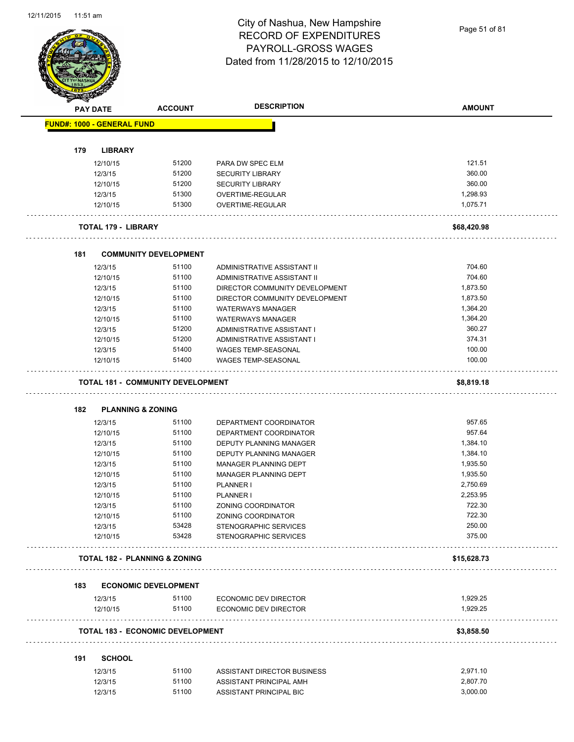# City of Nashua, New Hampshire
# RECORD OF EXPENDITURES
# PAYROLL-GROSS WAGES
# Dated from 11/28/2015 to 12/10/2015

**FUND#: 1000 - GENERAL FUND**

| PAY DATE | ACCOUNT | DESCRIPTION | AMOUNT |
|---|---|---|---|
| **179 LIBRARY** | | | |
| 12/10/15 | 51200 | PARA DW SPEC ELM | 121.51 |
| 12/3/15 | 51200 | SECURITY LIBRARY | 360.00 |
| 12/10/15 | 51200 | SECURITY LIBRARY | 360.00 |
| 12/3/15 | 51300 | OVERTIME-REGULAR | 1,298.93 |
| 12/10/15 | 51300 | OVERTIME-REGULAR | 1,075.71 |
| **TOTAL 179 - LIBRARY** | | | **$68,420.98** |
| **181 COMMUNITY DEVELOPMENT** | | | |
| 12/3/15 | 51100 | ADMINISTRATIVE ASSISTANT II | 704.60 |
| 12/10/15 | 51100 | ADMINISTRATIVE ASSISTANT II | 704.60 |
| 12/3/15 | 51100 | DIRECTOR COMMUNITY DEVELOPMENT | 1,873.50 |
| 12/10/15 | 51100 | DIRECTOR COMMUNITY DEVELOPMENT | 1,873.50 |
| 12/3/15 | 51100 | WATERWAYS MANAGER | 1,364.20 |
| 12/10/15 | 51100 | WATERWAYS MANAGER | 1,364.20 |
| 12/3/15 | 51200 | ADMINISTRATIVE ASSISTANT I | 360.27 |
| 12/10/15 | 51200 | ADMINISTRATIVE ASSISTANT I | 374.31 |
| 12/3/15 | 51400 | WAGES TEMP-SEASONAL | 100.00 |
| 12/10/15 | 51400 | WAGES TEMP-SEASONAL | 100.00 |
| **TOTAL 181 - COMMUNITY DEVELOPMENT** | | | **$8,819.18** |
| **182 PLANNING & ZONING** | | | |
| 12/3/15 | 51100 | DEPARTMENT COORDINATOR | 957.65 |
| 12/10/15 | 51100 | DEPARTMENT COORDINATOR | 957.64 |
| 12/3/15 | 51100 | DEPUTY PLANNING MANAGER | 1,384.10 |
| 12/10/15 | 51100 | DEPUTY PLANNING MANAGER | 1,384.10 |
| 12/3/15 | 51100 | MANAGER PLANNING DEPT | 1,935.50 |
| 12/10/15 | 51100 | MANAGER PLANNING DEPT | 1,935.50 |
| 12/3/15 | 51100 | PLANNER I | 2,750.69 |
| 12/10/15 | 51100 | PLANNER I | 2,253.95 |
| 12/3/15 | 51100 | ZONING COORDINATOR | 722.30 |
| 12/10/15 | 51100 | ZONING COORDINATOR | 722.30 |
| 12/3/15 | 53428 | STENOGRAPHIC SERVICES | 250.00 |
| 12/10/15 | 53428 | STENOGRAPHIC SERVICES | 375.00 |
| **TOTAL 182 - PLANNING & ZONING** | | | **$15,628.73** |
| **183 ECONOMIC DEVELOPMENT** | | | |
| 12/3/15 | 51100 | ECONOMIC DEV DIRECTOR | 1,929.25 |
| 12/10/15 | 51100 | ECONOMIC DEV DIRECTOR | 1,929.25 |
| **TOTAL 183 - ECONOMIC DEVELOPMENT** | | | **$3,858.50** |
| **191 SCHOOL** | | | |
| 12/3/15 | 51100 | ASSISTANT DIRECTOR BUSINESS | 2,971.10 |
| 12/3/15 | 51100 | ASSISTANT PRINCIPAL AMH | 2,807.70 |
| 12/3/15 | 51100 | ASSISTANT PRINCIPAL BIC | 3,000.00 |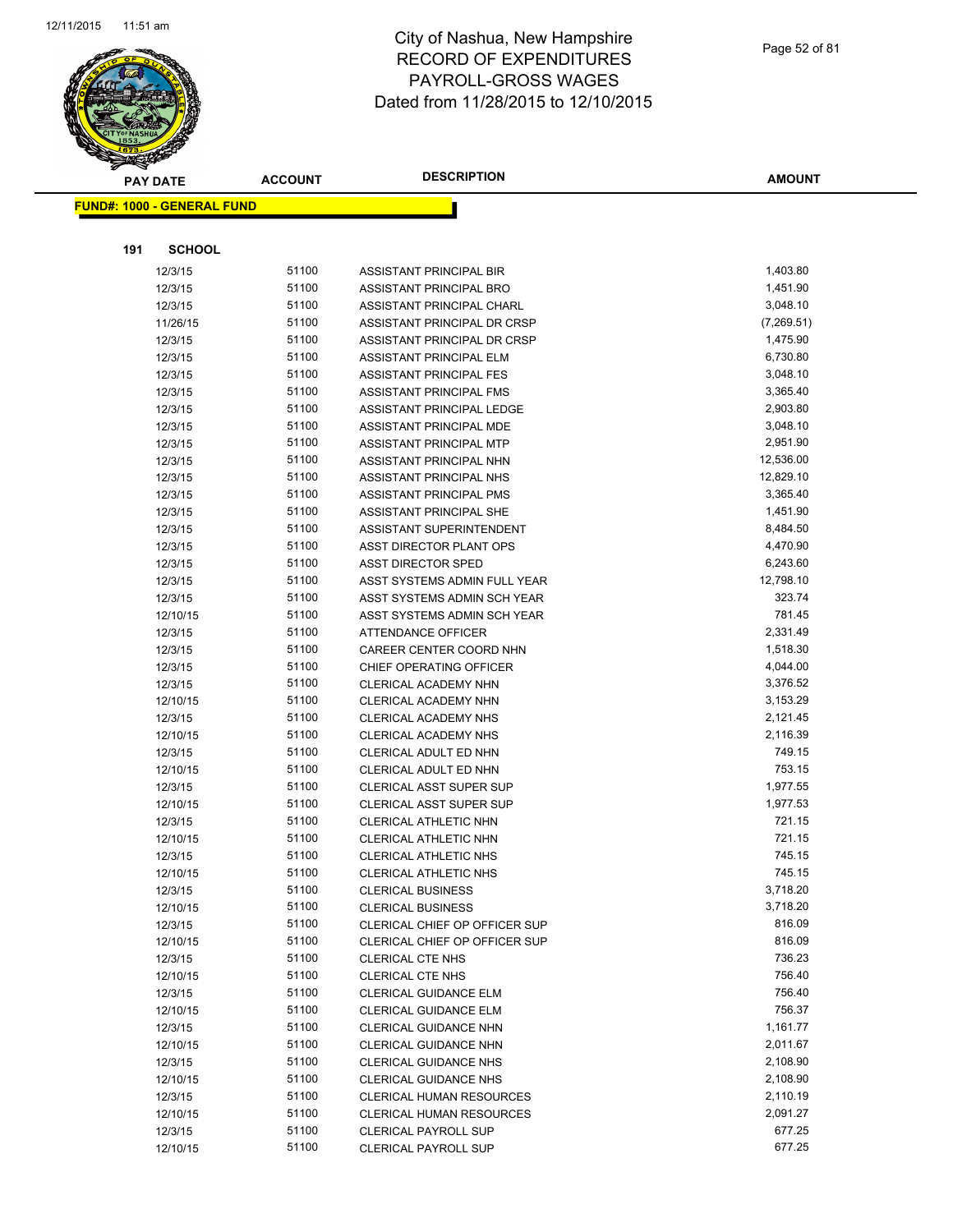# City of Nashua, New Hampshire
## RECORD OF EXPENDITURES
## PAYROLL-GROSS WAGES
## Dated from 11/28/2015 to 12/10/2015

**FUND#: 1000 - GENERAL FUND**

**191 SCHOOL**

| PAY DATE | ACCOUNT | DESCRIPTION | AMOUNT |
|---|---|---|---|
| 12/3/15 | 51100 | ASSISTANT PRINCIPAL BIR | 1,403.80 |
| 12/3/15 | 51100 | ASSISTANT PRINCIPAL BRO | 1,451.90 |
| 12/3/15 | 51100 | ASSISTANT PRINCIPAL CHARL | 3,048.10 |
| 11/26/15 | 51100 | ASSISTANT PRINCIPAL DR CRSP | (7,269.51) |
| 12/3/15 | 51100 | ASSISTANT PRINCIPAL DR CRSP | 1,475.90 |
| 12/3/15 | 51100 | ASSISTANT PRINCIPAL ELM | 6,730.80 |
| 12/3/15 | 51100 | ASSISTANT PRINCIPAL FES | 3,048.10 |
| 12/3/15 | 51100 | ASSISTANT PRINCIPAL FMS | 3,365.40 |
| 12/3/15 | 51100 | ASSISTANT PRINCIPAL LEDGE | 2,903.80 |
| 12/3/15 | 51100 | ASSISTANT PRINCIPAL MDE | 3,048.10 |
| 12/3/15 | 51100 | ASSISTANT PRINCIPAL MTP | 2,951.90 |
| 12/3/15 | 51100 | ASSISTANT PRINCIPAL NHN | 12,536.00 |
| 12/3/15 | 51100 | ASSISTANT PRINCIPAL NHS | 12,829.10 |
| 12/3/15 | 51100 | ASSISTANT PRINCIPAL PMS | 3,365.40 |
| 12/3/15 | 51100 | ASSISTANT PRINCIPAL SHE | 1,451.90 |
| 12/3/15 | 51100 | ASSISTANT SUPERINTENDENT | 8,484.50 |
| 12/3/15 | 51100 | ASST DIRECTOR PLANT OPS | 4,470.90 |
| 12/3/15 | 51100 | ASST DIRECTOR SPED | 6,243.60 |
| 12/3/15 | 51100 | ASST SYSTEMS ADMIN FULL YEAR | 12,798.10 |
| 12/3/15 | 51100 | ASST SYSTEMS ADMIN SCH YEAR | 323.74 |
| 12/10/15 | 51100 | ASST SYSTEMS ADMIN SCH YEAR | 781.45 |
| 12/3/15 | 51100 | ATTENDANCE OFFICER | 2,331.49 |
| 12/3/15 | 51100 | CAREER CENTER COORD NHN | 1,518.30 |
| 12/3/15 | 51100 | CHIEF OPERATING OFFICER | 4,044.00 |
| 12/3/15 | 51100 | CLERICAL ACADEMY NHN | 3,376.52 |
| 12/10/15 | 51100 | CLERICAL ACADEMY NHN | 3,153.29 |
| 12/3/15 | 51100 | CLERICAL ACADEMY NHS | 2,121.45 |
| 12/10/15 | 51100 | CLERICAL ACADEMY NHS | 2,116.39 |
| 12/3/15 | 51100 | CLERICAL ADULT ED NHN | 749.15 |
| 12/10/15 | 51100 | CLERICAL ADULT ED NHN | 753.15 |
| 12/3/15 | 51100 | CLERICAL ASST SUPER SUP | 1,977.55 |
| 12/10/15 | 51100 | CLERICAL ASST SUPER SUP | 1,977.53 |
| 12/3/15 | 51100 | CLERICAL ATHLETIC NHN | 721.15 |
| 12/10/15 | 51100 | CLERICAL ATHLETIC NHN | 721.15 |
| 12/3/15 | 51100 | CLERICAL ATHLETIC NHS | 745.15 |
| 12/10/15 | 51100 | CLERICAL ATHLETIC NHS | 745.15 |
| 12/3/15 | 51100 | CLERICAL BUSINESS | 3,718.20 |
| 12/10/15 | 51100 | CLERICAL BUSINESS | 3,718.20 |
| 12/3/15 | 51100 | CLERICAL CHIEF OP OFFICER SUP | 816.09 |
| 12/10/15 | 51100 | CLERICAL CHIEF OP OFFICER SUP | 816.09 |
| 12/3/15 | 51100 | CLERICAL CTE NHS | 736.23 |
| 12/10/15 | 51100 | CLERICAL CTE NHS | 756.40 |
| 12/3/15 | 51100 | CLERICAL GUIDANCE ELM | 756.40 |
| 12/10/15 | 51100 | CLERICAL GUIDANCE ELM | 756.37 |
| 12/3/15 | 51100 | CLERICAL GUIDANCE NHN | 1,161.77 |
| 12/10/15 | 51100 | CLERICAL GUIDANCE NHN | 2,011.67 |
| 12/3/15 | 51100 | CLERICAL GUIDANCE NHS | 2,108.90 |
| 12/10/15 | 51100 | CLERICAL GUIDANCE NHS | 2,108.90 |
| 12/3/15 | 51100 | CLERICAL HUMAN RESOURCES | 2,110.19 |
| 12/10/15 | 51100 | CLERICAL HUMAN RESOURCES | 2,091.27 |
| 12/3/15 | 51100 | CLERICAL PAYROLL SUP | 677.25 |
| 12/10/15 | 51100 | CLERICAL PAYROLL SUP | 677.25 |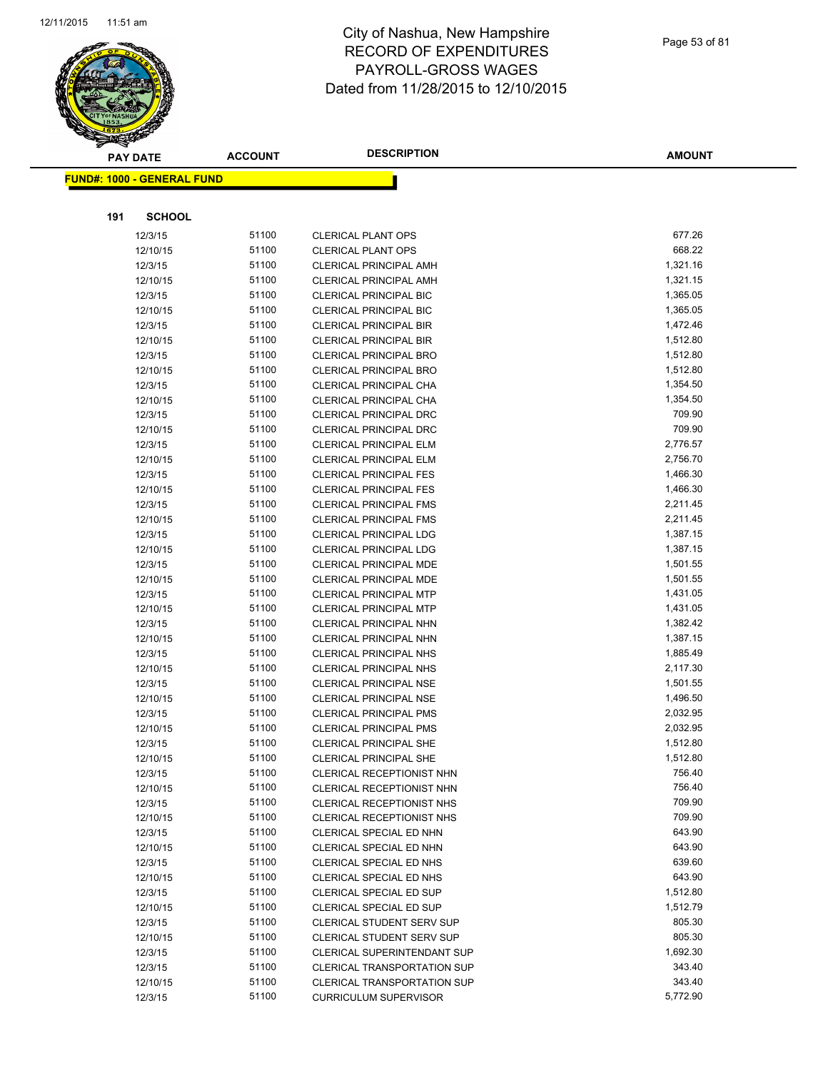# City of Nashua, New Hampshire
# RECORD OF EXPENDITURES
# PAYROLL-GROSS WAGES
## Dated from 11/28/2015 to 12/10/2015

**FUND#: 1000 - GENERAL FUND**

**191 SCHOOL**

| PAY DATE | ACCOUNT | DESCRIPTION | AMOUNT |
|---|---|---|---|
| 12/3/15 | 51100 | CLERICAL PLANT OPS | 677.26 |
| 12/10/15 | 51100 | CLERICAL PLANT OPS | 668.22 |
| 12/3/15 | 51100 | CLERICAL PRINCIPAL AMH | 1,321.16 |
| 12/10/15 | 51100 | CLERICAL PRINCIPAL AMH | 1,321.15 |
| 12/3/15 | 51100 | CLERICAL PRINCIPAL BIC | 1,365.05 |
| 12/10/15 | 51100 | CLERICAL PRINCIPAL BIC | 1,365.05 |
| 12/3/15 | 51100 | CLERICAL PRINCIPAL BIR | 1,472.46 |
| 12/10/15 | 51100 | CLERICAL PRINCIPAL BIR | 1,512.80 |
| 12/3/15 | 51100 | CLERICAL PRINCIPAL BRO | 1,512.80 |
| 12/10/15 | 51100 | CLERICAL PRINCIPAL BRO | 1,512.80 |
| 12/3/15 | 51100 | CLERICAL PRINCIPAL CHA | 1,354.50 |
| 12/10/15 | 51100 | CLERICAL PRINCIPAL CHA | 1,354.50 |
| 12/3/15 | 51100 | CLERICAL PRINCIPAL DRC | 709.90 |
| 12/10/15 | 51100 | CLERICAL PRINCIPAL DRC | 709.90 |
| 12/3/15 | 51100 | CLERICAL PRINCIPAL ELM | 2,776.57 |
| 12/10/15 | 51100 | CLERICAL PRINCIPAL ELM | 2,756.70 |
| 12/3/15 | 51100 | CLERICAL PRINCIPAL FES | 1,466.30 |
| 12/10/15 | 51100 | CLERICAL PRINCIPAL FES | 1,466.30 |
| 12/3/15 | 51100 | CLERICAL PRINCIPAL FMS | 2,211.45 |
| 12/10/15 | 51100 | CLERICAL PRINCIPAL FMS | 2,211.45 |
| 12/3/15 | 51100 | CLERICAL PRINCIPAL LDG | 1,387.15 |
| 12/10/15 | 51100 | CLERICAL PRINCIPAL LDG | 1,387.15 |
| 12/3/15 | 51100 | CLERICAL PRINCIPAL MDE | 1,501.55 |
| 12/10/15 | 51100 | CLERICAL PRINCIPAL MDE | 1,501.55 |
| 12/3/15 | 51100 | CLERICAL PRINCIPAL MTP | 1,431.05 |
| 12/10/15 | 51100 | CLERICAL PRINCIPAL MTP | 1,431.05 |
| 12/3/15 | 51100 | CLERICAL PRINCIPAL NHN | 1,382.42 |
| 12/10/15 | 51100 | CLERICAL PRINCIPAL NHN | 1,387.15 |
| 12/3/15 | 51100 | CLERICAL PRINCIPAL NHS | 1,885.49 |
| 12/10/15 | 51100 | CLERICAL PRINCIPAL NHS | 2,117.30 |
| 12/3/15 | 51100 | CLERICAL PRINCIPAL NSE | 1,501.55 |
| 12/10/15 | 51100 | CLERICAL PRINCIPAL NSE | 1,496.50 |
| 12/3/15 | 51100 | CLERICAL PRINCIPAL PMS | 2,032.95 |
| 12/10/15 | 51100 | CLERICAL PRINCIPAL PMS | 2,032.95 |
| 12/3/15 | 51100 | CLERICAL PRINCIPAL SHE | 1,512.80 |
| 12/10/15 | 51100 | CLERICAL PRINCIPAL SHE | 1,512.80 |
| 12/3/15 | 51100 | CLERICAL RECEPTIONIST NHN | 756.40 |
| 12/10/15 | 51100 | CLERICAL RECEPTIONIST NHN | 756.40 |
| 12/3/15 | 51100 | CLERICAL RECEPTIONIST NHS | 709.90 |
| 12/10/15 | 51100 | CLERICAL RECEPTIONIST NHS | 709.90 |
| 12/3/15 | 51100 | CLERICAL SPECIAL ED NHN | 643.90 |
| 12/10/15 | 51100 | CLERICAL SPECIAL ED NHN | 643.90 |
| 12/3/15 | 51100 | CLERICAL SPECIAL ED NHS | 639.60 |
| 12/10/15 | 51100 | CLERICAL SPECIAL ED NHS | 643.90 |
| 12/3/15 | 51100 | CLERICAL SPECIAL ED SUP | 1,512.80 |
| 12/10/15 | 51100 | CLERICAL SPECIAL ED SUP | 1,512.79 |
| 12/3/15 | 51100 | CLERICAL STUDENT SERV SUP | 805.30 |
| 12/10/15 | 51100 | CLERICAL STUDENT SERV SUP | 805.30 |
| 12/3/15 | 51100 | CLERICAL SUPERINTENDANT SUP | 1,692.30 |
| 12/3/15 | 51100 | CLERICAL TRANSPORTATION SUP | 343.40 |
| 12/10/15 | 51100 | CLERICAL TRANSPORTATION SUP | 343.40 |
| 12/3/15 | 51100 | CURRICULUM SUPERVISOR | 5,772.90 |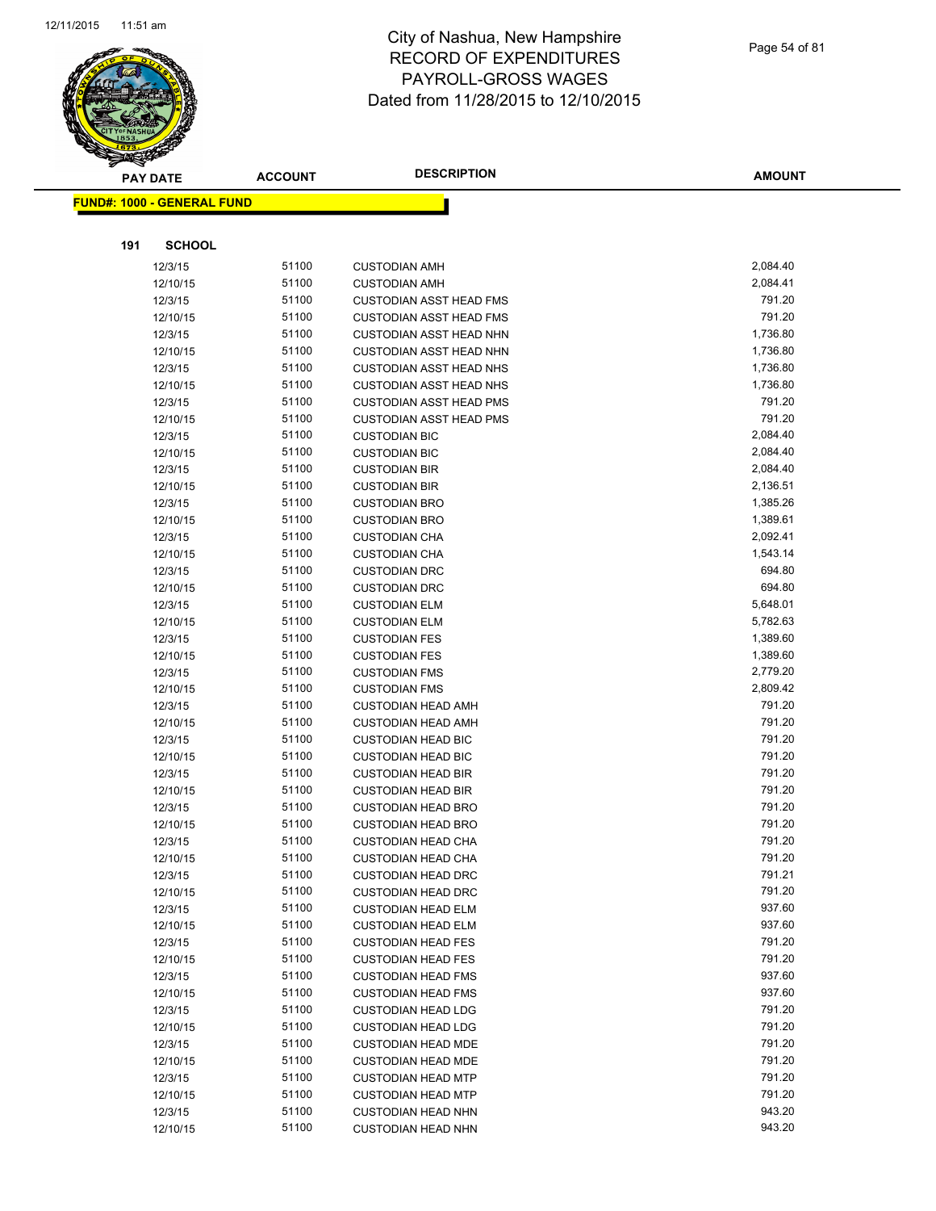# City of Nashua, New Hampshire
## RECORD OF EXPENDITURES
## PAYROLL-GROSS WAGES
## Dated from 11/28/2015 to 12/10/2015

**FUND#: 1000 - GENERAL FUND**

**191 SCHOOL**

| PAY DATE | ACCOUNT | DESCRIPTION | AMOUNT |
|---|---|---|---|
| 12/3/15 | 51100 | CUSTODIAN AMH | 2,084.40 |
| 12/10/15 | 51100 | CUSTODIAN AMH | 2,084.41 |
| 12/3/15 | 51100 | CUSTODIAN ASST HEAD FMS | 791.20 |
| 12/10/15 | 51100 | CUSTODIAN ASST HEAD FMS | 791.20 |
| 12/3/15 | 51100 | CUSTODIAN ASST HEAD NHN | 1,736.80 |
| 12/10/15 | 51100 | CUSTODIAN ASST HEAD NHN | 1,736.80 |
| 12/3/15 | 51100 | CUSTODIAN ASST HEAD NHS | 1,736.80 |
| 12/10/15 | 51100 | CUSTODIAN ASST HEAD NHS | 1,736.80 |
| 12/3/15 | 51100 | CUSTODIAN ASST HEAD PMS | 791.20 |
| 12/10/15 | 51100 | CUSTODIAN ASST HEAD PMS | 791.20 |
| 12/3/15 | 51100 | CUSTODIAN BIC | 2,084.40 |
| 12/10/15 | 51100 | CUSTODIAN BIC | 2,084.40 |
| 12/3/15 | 51100 | CUSTODIAN BIR | 2,084.40 |
| 12/10/15 | 51100 | CUSTODIAN BIR | 2,136.51 |
| 12/3/15 | 51100 | CUSTODIAN BRO | 1,385.26 |
| 12/10/15 | 51100 | CUSTODIAN BRO | 1,389.61 |
| 12/3/15 | 51100 | CUSTODIAN CHA | 2,092.41 |
| 12/10/15 | 51100 | CUSTODIAN CHA | 1,543.14 |
| 12/3/15 | 51100 | CUSTODIAN DRC | 694.80 |
| 12/10/15 | 51100 | CUSTODIAN DRC | 694.80 |
| 12/3/15 | 51100 | CUSTODIAN ELM | 5,648.01 |
| 12/10/15 | 51100 | CUSTODIAN ELM | 5,782.63 |
| 12/3/15 | 51100 | CUSTODIAN FES | 1,389.60 |
| 12/10/15 | 51100 | CUSTODIAN FES | 1,389.60 |
| 12/3/15 | 51100 | CUSTODIAN FMS | 2,779.20 |
| 12/10/15 | 51100 | CUSTODIAN FMS | 2,809.42 |
| 12/3/15 | 51100 | CUSTODIAN HEAD AMH | 791.20 |
| 12/10/15 | 51100 | CUSTODIAN HEAD AMH | 791.20 |
| 12/3/15 | 51100 | CUSTODIAN HEAD BIC | 791.20 |
| 12/10/15 | 51100 | CUSTODIAN HEAD BIC | 791.20 |
| 12/3/15 | 51100 | CUSTODIAN HEAD BIR | 791.20 |
| 12/10/15 | 51100 | CUSTODIAN HEAD BIR | 791.20 |
| 12/3/15 | 51100 | CUSTODIAN HEAD BRO | 791.20 |
| 12/10/15 | 51100 | CUSTODIAN HEAD BRO | 791.20 |
| 12/3/15 | 51100 | CUSTODIAN HEAD CHA | 791.20 |
| 12/10/15 | 51100 | CUSTODIAN HEAD CHA | 791.20 |
| 12/3/15 | 51100 | CUSTODIAN HEAD DRC | 791.21 |
| 12/10/15 | 51100 | CUSTODIAN HEAD DRC | 791.20 |
| 12/3/15 | 51100 | CUSTODIAN HEAD ELM | 937.60 |
| 12/10/15 | 51100 | CUSTODIAN HEAD ELM | 937.60 |
| 12/3/15 | 51100 | CUSTODIAN HEAD FES | 791.20 |
| 12/10/15 | 51100 | CUSTODIAN HEAD FES | 791.20 |
| 12/3/15 | 51100 | CUSTODIAN HEAD FMS | 937.60 |
| 12/10/15 | 51100 | CUSTODIAN HEAD FMS | 937.60 |
| 12/3/15 | 51100 | CUSTODIAN HEAD LDG | 791.20 |
| 12/10/15 | 51100 | CUSTODIAN HEAD LDG | 791.20 |
| 12/3/15 | 51100 | CUSTODIAN HEAD MDE | 791.20 |
| 12/10/15 | 51100 | CUSTODIAN HEAD MDE | 791.20 |
| 12/3/15 | 51100 | CUSTODIAN HEAD MTP | 791.20 |
| 12/10/15 | 51100 | CUSTODIAN HEAD MTP | 791.20 |
| 12/3/15 | 51100 | CUSTODIAN HEAD NHN | 943.20 |
| 12/10/15 | 51100 | CUSTODIAN HEAD NHN | 943.20 |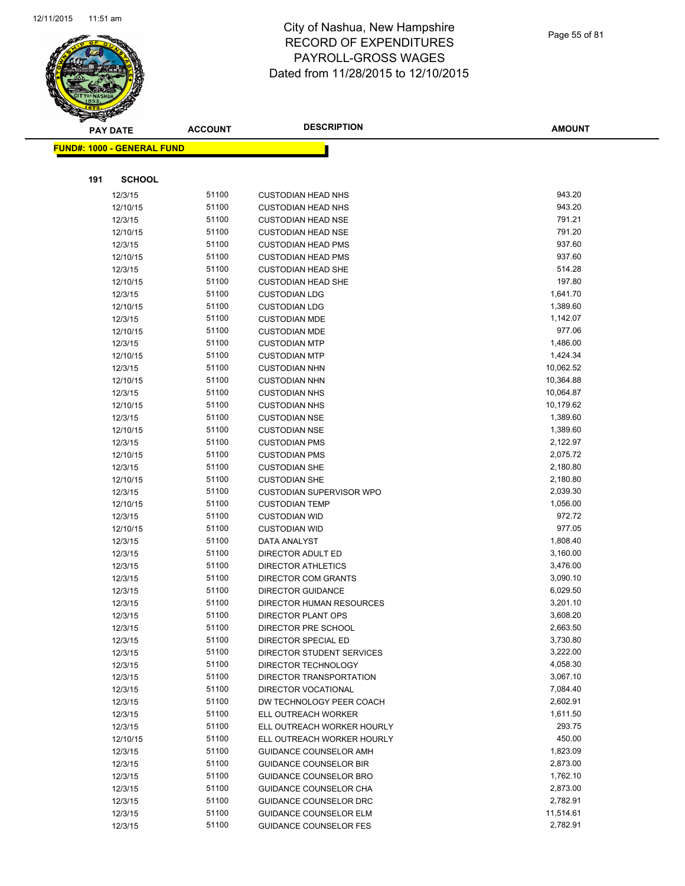# City of Nashua, New Hampshire
# RECORD OF EXPENDITURES
# PAYROLL-GROSS WAGES
# Dated from 11/28/2015 to 12/10/2015

**FUND#: 1000 - GENERAL FUND**

**191 SCHOOL**

| PAY DATE | ACCOUNT | DESCRIPTION | AMOUNT |
|---|---|---|---|
| 12/3/15 | 51100 | CUSTODIAN HEAD NHS | 943.20 |
| 12/10/15 | 51100 | CUSTODIAN HEAD NHS | 943.20 |
| 12/3/15 | 51100 | CUSTODIAN HEAD NSE | 791.21 |
| 12/10/15 | 51100 | CUSTODIAN HEAD NSE | 791.20 |
| 12/3/15 | 51100 | CUSTODIAN HEAD PMS | 937.60 |
| 12/10/15 | 51100 | CUSTODIAN HEAD PMS | 937.60 |
| 12/3/15 | 51100 | CUSTODIAN HEAD SHE | 514.28 |
| 12/10/15 | 51100 | CUSTODIAN HEAD SHE | 197.80 |
| 12/3/15 | 51100 | CUSTODIAN LDG | 1,641.70 |
| 12/10/15 | 51100 | CUSTODIAN LDG | 1,389.60 |
| 12/3/15 | 51100 | CUSTODIAN MDE | 1,142.07 |
| 12/10/15 | 51100 | CUSTODIAN MDE | 977.06 |
| 12/3/15 | 51100 | CUSTODIAN MTP | 1,486.00 |
| 12/10/15 | 51100 | CUSTODIAN MTP | 1,424.34 |
| 12/3/15 | 51100 | CUSTODIAN NHN | 10,062.52 |
| 12/10/15 | 51100 | CUSTODIAN NHN | 10,364.88 |
| 12/3/15 | 51100 | CUSTODIAN NHS | 10,064.87 |
| 12/10/15 | 51100 | CUSTODIAN NHS | 10,179.62 |
| 12/3/15 | 51100 | CUSTODIAN NSE | 1,389.60 |
| 12/10/15 | 51100 | CUSTODIAN NSE | 1,389.60 |
| 12/3/15 | 51100 | CUSTODIAN PMS | 2,122.97 |
| 12/10/15 | 51100 | CUSTODIAN PMS | 2,075.72 |
| 12/3/15 | 51100 | CUSTODIAN SHE | 2,180.80 |
| 12/10/15 | 51100 | CUSTODIAN SHE | 2,180.80 |
| 12/3/15 | 51100 | CUSTODIAN SUPERVISOR WPO | 2,039.30 |
| 12/10/15 | 51100 | CUSTODIAN TEMP | 1,056.00 |
| 12/3/15 | 51100 | CUSTODIAN WID | 972.72 |
| 12/10/15 | 51100 | CUSTODIAN WID | 977.05 |
| 12/3/15 | 51100 | DATA ANALYST | 1,808.40 |
| 12/3/15 | 51100 | DIRECTOR ADULT ED | 3,160.00 |
| 12/3/15 | 51100 | DIRECTOR ATHLETICS | 3,476.00 |
| 12/3/15 | 51100 | DIRECTOR COM GRANTS | 3,090.10 |
| 12/3/15 | 51100 | DIRECTOR GUIDANCE | 6,029.50 |
| 12/3/15 | 51100 | DIRECTOR HUMAN RESOURCES | 3,201.10 |
| 12/3/15 | 51100 | DIRECTOR PLANT OPS | 3,608.20 |
| 12/3/15 | 51100 | DIRECTOR PRE SCHOOL | 2,663.50 |
| 12/3/15 | 51100 | DIRECTOR SPECIAL ED | 3,730.80 |
| 12/3/15 | 51100 | DIRECTOR STUDENT SERVICES | 3,222.00 |
| 12/3/15 | 51100 | DIRECTOR TECHNOLOGY | 4,058.30 |
| 12/3/15 | 51100 | DIRECTOR TRANSPORTATION | 3,067.10 |
| 12/3/15 | 51100 | DIRECTOR VOCATIONAL | 7,084.40 |
| 12/3/15 | 51100 | DW TECHNOLOGY PEER COACH | 2,602.91 |
| 12/3/15 | 51100 | ELL OUTREACH WORKER | 1,611.50 |
| 12/3/15 | 51100 | ELL OUTREACH WORKER HOURLY | 293.75 |
| 12/10/15 | 51100 | ELL OUTREACH WORKER HOURLY | 450.00 |
| 12/3/15 | 51100 | GUIDANCE COUNSELOR AMH | 1,823.09 |
| 12/3/15 | 51100 | GUIDANCE COUNSELOR BIR | 2,873.00 |
| 12/3/15 | 51100 | GUIDANCE COUNSELOR BRO | 1,762.10 |
| 12/3/15 | 51100 | GUIDANCE COUNSELOR CHA | 2,873.00 |
| 12/3/15 | 51100 | GUIDANCE COUNSELOR DRC | 2,782.91 |
| 12/3/15 | 51100 | GUIDANCE COUNSELOR ELM | 11,514.61 |
| 12/3/15 | 51100 | GUIDANCE COUNSELOR FES | 2,782.91 |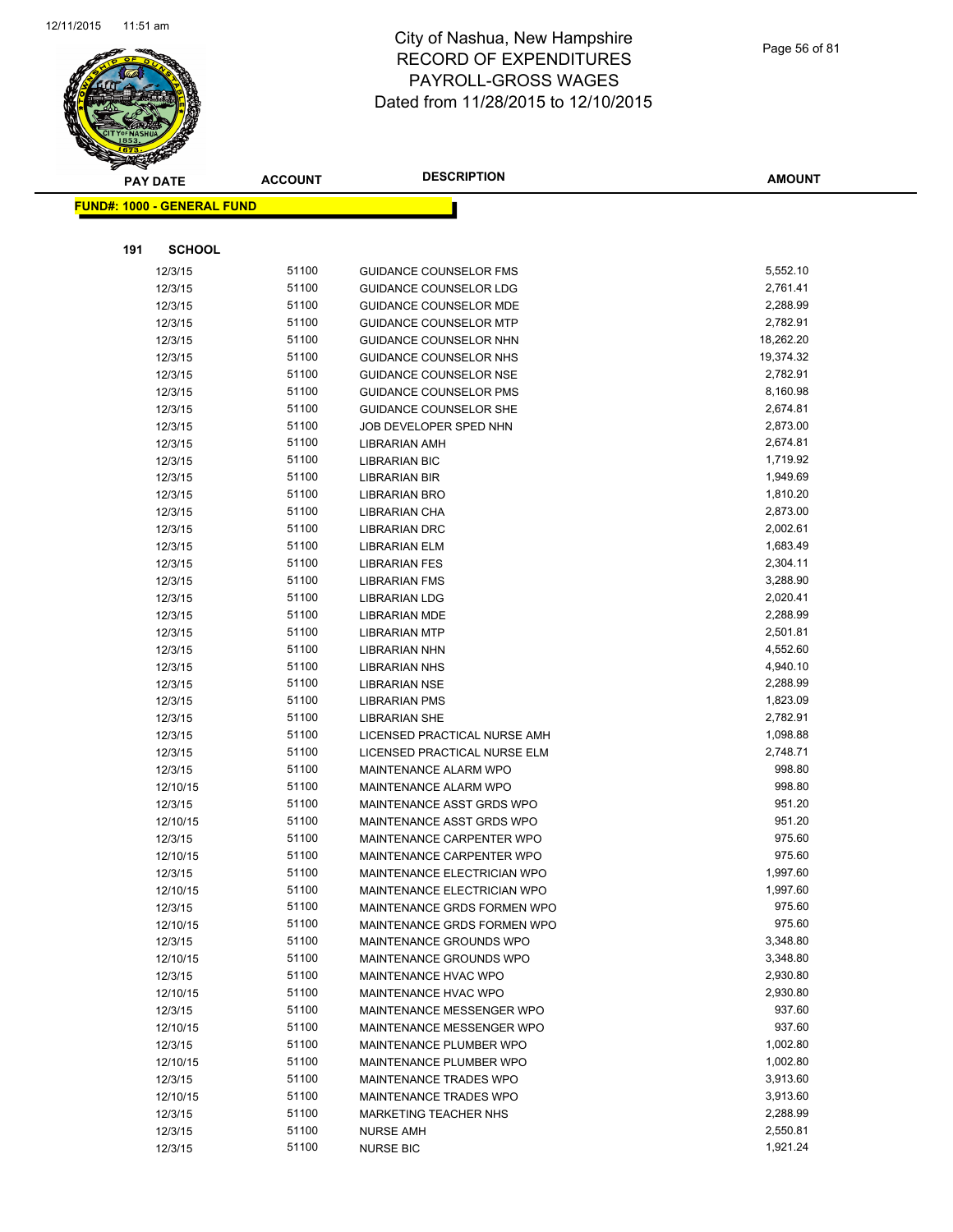# City of Nashua, New Hampshire
# RECORD OF EXPENDITURES
# PAYROLL-GROSS WAGES
# Dated from 11/28/2015 to 12/10/2015

**FUND#: 1000 - GENERAL FUND**

**191 SCHOOL**

| PAY DATE | ACCOUNT | DESCRIPTION | AMOUNT |
|---|---|---|---|
| 12/3/15 | 51100 | GUIDANCE COUNSELOR FMS | 5,552.10 |
| 12/3/15 | 51100 | GUIDANCE COUNSELOR LDG | 2,761.41 |
| 12/3/15 | 51100 | GUIDANCE COUNSELOR MDE | 2,288.99 |
| 12/3/15 | 51100 | GUIDANCE COUNSELOR MTP | 2,782.91 |
| 12/3/15 | 51100 | GUIDANCE COUNSELOR NHN | 18,262.20 |
| 12/3/15 | 51100 | GUIDANCE COUNSELOR NHS | 19,374.32 |
| 12/3/15 | 51100 | GUIDANCE COUNSELOR NSE | 2,782.91 |
| 12/3/15 | 51100 | GUIDANCE COUNSELOR PMS | 8,160.98 |
| 12/3/15 | 51100 | GUIDANCE COUNSELOR SHE | 2,674.81 |
| 12/3/15 | 51100 | JOB DEVELOPER SPED NHN | 2,873.00 |
| 12/3/15 | 51100 | LIBRARIAN AMH | 2,674.81 |
| 12/3/15 | 51100 | LIBRARIAN BIC | 1,719.92 |
| 12/3/15 | 51100 | LIBRARIAN BIR | 1,949.69 |
| 12/3/15 | 51100 | LIBRARIAN BRO | 1,810.20 |
| 12/3/15 | 51100 | LIBRARIAN CHA | 2,873.00 |
| 12/3/15 | 51100 | LIBRARIAN DRC | 2,002.61 |
| 12/3/15 | 51100 | LIBRARIAN ELM | 1,683.49 |
| 12/3/15 | 51100 | LIBRARIAN FES | 2,304.11 |
| 12/3/15 | 51100 | LIBRARIAN FMS | 3,288.90 |
| 12/3/15 | 51100 | LIBRARIAN LDG | 2,020.41 |
| 12/3/15 | 51100 | LIBRARIAN MDE | 2,288.99 |
| 12/3/15 | 51100 | LIBRARIAN MTP | 2,501.81 |
| 12/3/15 | 51100 | LIBRARIAN NHN | 4,552.60 |
| 12/3/15 | 51100 | LIBRARIAN NHS | 4,940.10 |
| 12/3/15 | 51100 | LIBRARIAN NSE | 2,288.99 |
| 12/3/15 | 51100 | LIBRARIAN PMS | 1,823.09 |
| 12/3/15 | 51100 | LIBRARIAN SHE | 2,782.91 |
| 12/3/15 | 51100 | LICENSED PRACTICAL NURSE AMH | 1,098.88 |
| 12/3/15 | 51100 | LICENSED PRACTICAL NURSE ELM | 2,748.71 |
| 12/3/15 | 51100 | MAINTENANCE ALARM WPO | 998.80 |
| 12/10/15 | 51100 | MAINTENANCE ALARM WPO | 998.80 |
| 12/3/15 | 51100 | MAINTENANCE ASST GRDS WPO | 951.20 |
| 12/10/15 | 51100 | MAINTENANCE ASST GRDS WPO | 951.20 |
| 12/3/15 | 51100 | MAINTENANCE CARPENTER WPO | 975.60 |
| 12/10/15 | 51100 | MAINTENANCE CARPENTER WPO | 975.60 |
| 12/3/15 | 51100 | MAINTENANCE ELECTRICIAN WPO | 1,997.60 |
| 12/10/15 | 51100 | MAINTENANCE ELECTRICIAN WPO | 1,997.60 |
| 12/3/15 | 51100 | MAINTENANCE GRDS FORMEN WPO | 975.60 |
| 12/10/15 | 51100 | MAINTENANCE GRDS FORMEN WPO | 975.60 |
| 12/3/15 | 51100 | MAINTENANCE GROUNDS WPO | 3,348.80 |
| 12/10/15 | 51100 | MAINTENANCE GROUNDS WPO | 3,348.80 |
| 12/3/15 | 51100 | MAINTENANCE HVAC WPO | 2,930.80 |
| 12/10/15 | 51100 | MAINTENANCE HVAC WPO | 2,930.80 |
| 12/3/15 | 51100 | MAINTENANCE MESSENGER WPO | 937.60 |
| 12/10/15 | 51100 | MAINTENANCE MESSENGER WPO | 937.60 |
| 12/3/15 | 51100 | MAINTENANCE PLUMBER WPO | 1,002.80 |
| 12/10/15 | 51100 | MAINTENANCE PLUMBER WPO | 1,002.80 |
| 12/3/15 | 51100 | MAINTENANCE TRADES WPO | 3,913.60 |
| 12/10/15 | 51100 | MAINTENANCE TRADES WPO | 3,913.60 |
| 12/3/15 | 51100 | MARKETING TEACHER NHS | 2,288.99 |
| 12/3/15 | 51100 | NURSE AMH | 2,550.81 |
| 12/3/15 | 51100 | NURSE BIC | 1,921.24 |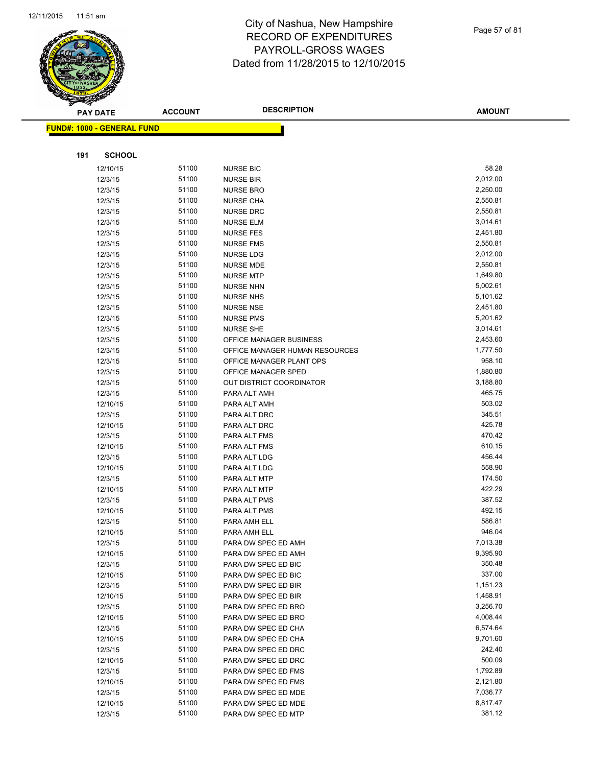# City of Nashua, New Hampshire
## RECORD OF EXPENDITURES
## PAYROLL-GROSS WAGES
## Dated from 11/28/2015 to 12/10/2015

**FUND#: 1000 - GENERAL FUND**

**191 SCHOOL**

| PAY DATE | ACCOUNT | DESCRIPTION | AMOUNT |
|---|---|---|---|
| 12/10/15 | 51100 | NURSE BIC | 58.28 |
| 12/3/15 | 51100 | NURSE BIR | 2,012.00 |
| 12/3/15 | 51100 | NURSE BRO | 2,250.00 |
| 12/3/15 | 51100 | NURSE CHA | 2,550.81 |
| 12/3/15 | 51100 | NURSE DRC | 2,550.81 |
| 12/3/15 | 51100 | NURSE ELM | 3,014.61 |
| 12/3/15 | 51100 | NURSE FES | 2,451.80 |
| 12/3/15 | 51100 | NURSE FMS | 2,550.81 |
| 12/3/15 | 51100 | NURSE LDG | 2,012.00 |
| 12/3/15 | 51100 | NURSE MDE | 2,550.81 |
| 12/3/15 | 51100 | NURSE MTP | 1,649.80 |
| 12/3/15 | 51100 | NURSE NHN | 5,002.61 |
| 12/3/15 | 51100 | NURSE NHS | 5,101.62 |
| 12/3/15 | 51100 | NURSE NSE | 2,451.80 |
| 12/3/15 | 51100 | NURSE PMS | 5,201.62 |
| 12/3/15 | 51100 | NURSE SHE | 3,014.61 |
| 12/3/15 | 51100 | OFFICE MANAGER BUSINESS | 2,453.60 |
| 12/3/15 | 51100 | OFFICE MANAGER HUMAN RESOURCES | 1,777.50 |
| 12/3/15 | 51100 | OFFICE MANAGER PLANT OPS | 958.10 |
| 12/3/15 | 51100 | OFFICE MANAGER SPED | 1,880.80 |
| 12/3/15 | 51100 | OUT DISTRICT COORDINATOR | 3,188.80 |
| 12/3/15 | 51100 | PARA ALT AMH | 465.75 |
| 12/10/15 | 51100 | PARA ALT AMH | 503.02 |
| 12/3/15 | 51100 | PARA ALT DRC | 345.51 |
| 12/10/15 | 51100 | PARA ALT DRC | 425.78 |
| 12/3/15 | 51100 | PARA ALT FMS | 470.42 |
| 12/10/15 | 51100 | PARA ALT FMS | 610.15 |
| 12/3/15 | 51100 | PARA ALT LDG | 456.44 |
| 12/10/15 | 51100 | PARA ALT LDG | 558.90 |
| 12/3/15 | 51100 | PARA ALT MTP | 174.50 |
| 12/10/15 | 51100 | PARA ALT MTP | 422.29 |
| 12/3/15 | 51100 | PARA ALT PMS | 387.52 |
| 12/10/15 | 51100 | PARA ALT PMS | 492.15 |
| 12/3/15 | 51100 | PARA AMH ELL | 586.81 |
| 12/10/15 | 51100 | PARA AMH ELL | 946.04 |
| 12/3/15 | 51100 | PARA DW SPEC ED AMH | 7,013.38 |
| 12/10/15 | 51100 | PARA DW SPEC ED AMH | 9,395.90 |
| 12/3/15 | 51100 | PARA DW SPEC ED BIC | 350.48 |
| 12/10/15 | 51100 | PARA DW SPEC ED BIC | 337.00 |
| 12/3/15 | 51100 | PARA DW SPEC ED BIR | 1,151.23 |
| 12/10/15 | 51100 | PARA DW SPEC ED BIR | 1,458.91 |
| 12/3/15 | 51100 | PARA DW SPEC ED BRO | 3,256.70 |
| 12/10/15 | 51100 | PARA DW SPEC ED BRO | 4,008.44 |
| 12/3/15 | 51100 | PARA DW SPEC ED CHA | 6,574.64 |
| 12/10/15 | 51100 | PARA DW SPEC ED CHA | 9,701.60 |
| 12/3/15 | 51100 | PARA DW SPEC ED DRC | 242.40 |
| 12/10/15 | 51100 | PARA DW SPEC ED DRC | 500.09 |
| 12/3/15 | 51100 | PARA DW SPEC ED FMS | 1,792.89 |
| 12/10/15 | 51100 | PARA DW SPEC ED FMS | 2,121.80 |
| 12/3/15 | 51100 | PARA DW SPEC ED MDE | 7,036.77 |
| 12/10/15 | 51100 | PARA DW SPEC ED MDE | 8,817.47 |
| 12/3/15 | 51100 | PARA DW SPEC ED MTP | 381.12 |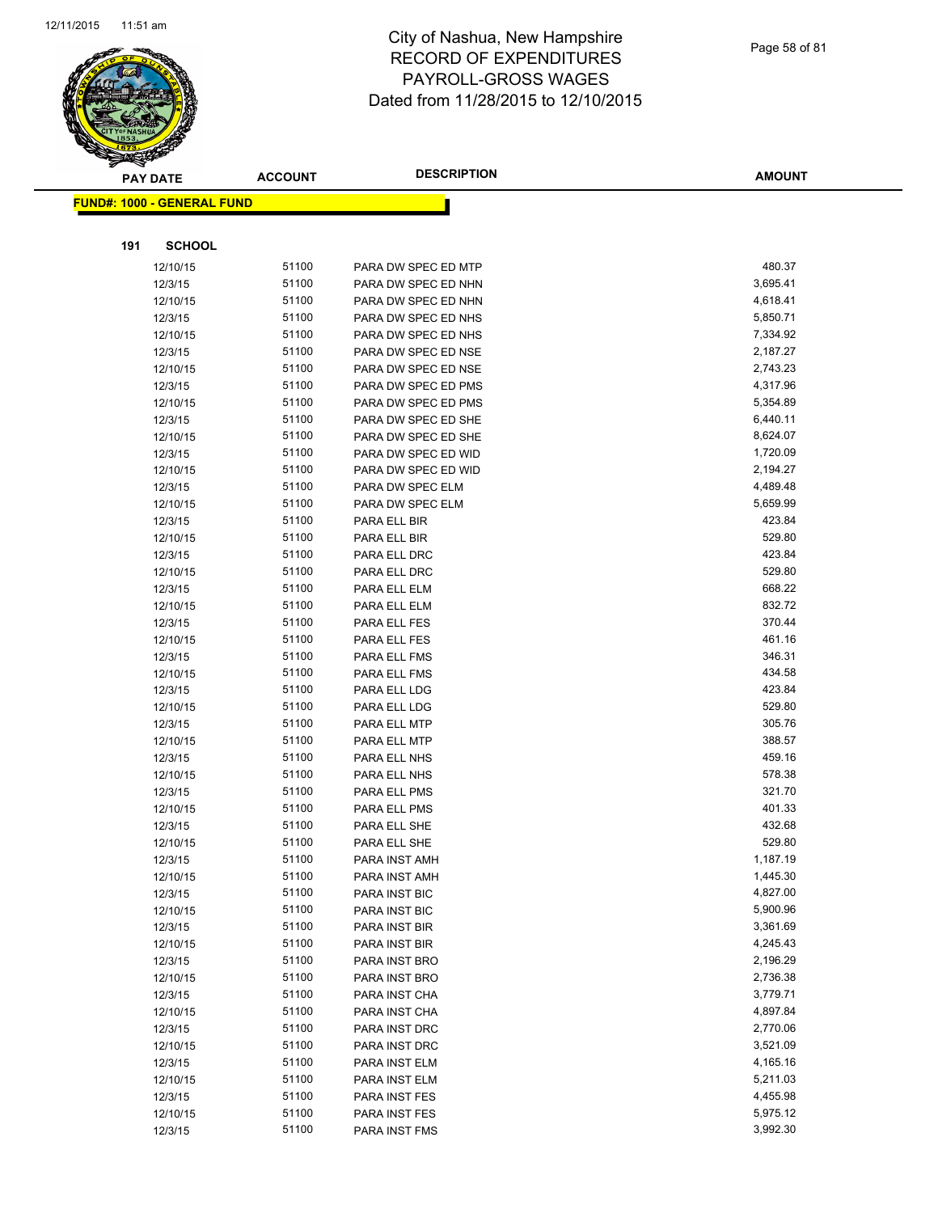# City of Nashua, New Hampshire
## RECORD OF EXPENDITURES
## PAYROLL-GROSS WAGES
## Dated from 11/28/2015 to 12/10/2015

**FUND#: 1000 - GENERAL FUND**

**191 SCHOOL**

| PAY DATE | ACCOUNT | DESCRIPTION | AMOUNT |
|---|---|---|---|
| 12/10/15 | 51100 | PARA DW SPEC ED MTP | 480.37 |
| 12/3/15 | 51100 | PARA DW SPEC ED NHN | 3,695.41 |
| 12/10/15 | 51100 | PARA DW SPEC ED NHN | 4,618.41 |
| 12/3/15 | 51100 | PARA DW SPEC ED NHS | 5,850.71 |
| 12/10/15 | 51100 | PARA DW SPEC ED NHS | 7,334.92 |
| 12/3/15 | 51100 | PARA DW SPEC ED NSE | 2,187.27 |
| 12/10/15 | 51100 | PARA DW SPEC ED NSE | 2,743.23 |
| 12/3/15 | 51100 | PARA DW SPEC ED PMS | 4,317.96 |
| 12/10/15 | 51100 | PARA DW SPEC ED PMS | 5,354.89 |
| 12/3/15 | 51100 | PARA DW SPEC ED SHE | 6,440.11 |
| 12/10/15 | 51100 | PARA DW SPEC ED SHE | 8,624.07 |
| 12/3/15 | 51100 | PARA DW SPEC ED WID | 1,720.09 |
| 12/10/15 | 51100 | PARA DW SPEC ED WID | 2,194.27 |
| 12/3/15 | 51100 | PARA DW SPEC ELM | 4,489.48 |
| 12/10/15 | 51100 | PARA DW SPEC ELM | 5,659.99 |
| 12/3/15 | 51100 | PARA ELL BIR | 423.84 |
| 12/10/15 | 51100 | PARA ELL BIR | 529.80 |
| 12/3/15 | 51100 | PARA ELL DRC | 423.84 |
| 12/10/15 | 51100 | PARA ELL DRC | 529.80 |
| 12/3/15 | 51100 | PARA ELL ELM | 668.22 |
| 12/10/15 | 51100 | PARA ELL ELM | 832.72 |
| 12/3/15 | 51100 | PARA ELL FES | 370.44 |
| 12/10/15 | 51100 | PARA ELL FES | 461.16 |
| 12/3/15 | 51100 | PARA ELL FMS | 346.31 |
| 12/10/15 | 51100 | PARA ELL FMS | 434.58 |
| 12/3/15 | 51100 | PARA ELL LDG | 423.84 |
| 12/10/15 | 51100 | PARA ELL LDG | 529.80 |
| 12/3/15 | 51100 | PARA ELL MTP | 305.76 |
| 12/10/15 | 51100 | PARA ELL MTP | 388.57 |
| 12/3/15 | 51100 | PARA ELL NHS | 459.16 |
| 12/10/15 | 51100 | PARA ELL NHS | 578.38 |
| 12/3/15 | 51100 | PARA ELL PMS | 321.70 |
| 12/10/15 | 51100 | PARA ELL PMS | 401.33 |
| 12/3/15 | 51100 | PARA ELL SHE | 432.68 |
| 12/10/15 | 51100 | PARA ELL SHE | 529.80 |
| 12/3/15 | 51100 | PARA INST AMH | 1,187.19 |
| 12/10/15 | 51100 | PARA INST AMH | 1,445.30 |
| 12/3/15 | 51100 | PARA INST BIC | 4,827.00 |
| 12/10/15 | 51100 | PARA INST BIC | 5,900.96 |
| 12/3/15 | 51100 | PARA INST BIR | 3,361.69 |
| 12/10/15 | 51100 | PARA INST BIR | 4,245.43 |
| 12/3/15 | 51100 | PARA INST BRO | 2,196.29 |
| 12/10/15 | 51100 | PARA INST BRO | 2,736.38 |
| 12/3/15 | 51100 | PARA INST CHA | 3,779.71 |
| 12/10/15 | 51100 | PARA INST CHA | 4,897.84 |
| 12/3/15 | 51100 | PARA INST DRC | 2,770.06 |
| 12/10/15 | 51100 | PARA INST DRC | 3,521.09 |
| 12/3/15 | 51100 | PARA INST ELM | 4,165.16 |
| 12/10/15 | 51100 | PARA INST ELM | 5,211.03 |
| 12/3/15 | 51100 | PARA INST FES | 4,455.98 |
| 12/10/15 | 51100 | PARA INST FES | 5,975.12 |
| 12/3/15 | 51100 | PARA INST FMS | 3,992.30 |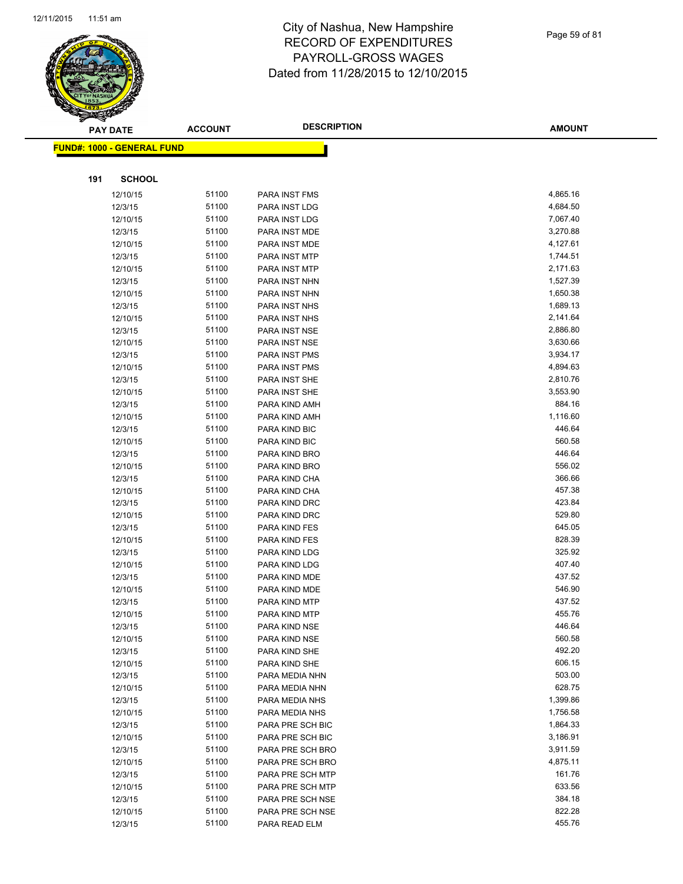# City of Nashua, New Hampshire
# RECORD OF EXPENDITURES
# PAYROLL-GROSS WAGES
# Dated from 11/28/2015 to 12/10/2015

**FUND#: 1000 - GENERAL FUND**

**191 SCHOOL**

| PAY DATE | ACCOUNT | DESCRIPTION | AMOUNT |
|---|---|---|---|
| 12/10/15 | 51100 | PARA INST FMS | 4,865.16 |
| 12/3/15 | 51100 | PARA INST LDG | 4,684.50 |
| 12/10/15 | 51100 | PARA INST LDG | 7,067.40 |
| 12/3/15 | 51100 | PARA INST MDE | 3,270.88 |
| 12/10/15 | 51100 | PARA INST MDE | 4,127.61 |
| 12/3/15 | 51100 | PARA INST MTP | 1,744.51 |
| 12/10/15 | 51100 | PARA INST MTP | 2,171.63 |
| 12/3/15 | 51100 | PARA INST NHN | 1,527.39 |
| 12/10/15 | 51100 | PARA INST NHN | 1,650.38 |
| 12/3/15 | 51100 | PARA INST NHS | 1,689.13 |
| 12/10/15 | 51100 | PARA INST NHS | 2,141.64 |
| 12/3/15 | 51100 | PARA INST NSE | 2,886.80 |
| 12/10/15 | 51100 | PARA INST NSE | 3,630.66 |
| 12/3/15 | 51100 | PARA INST PMS | 3,934.17 |
| 12/10/15 | 51100 | PARA INST PMS | 4,894.63 |
| 12/3/15 | 51100 | PARA INST SHE | 2,810.76 |
| 12/10/15 | 51100 | PARA INST SHE | 3,553.90 |
| 12/3/15 | 51100 | PARA KIND AMH | 884.16 |
| 12/10/15 | 51100 | PARA KIND AMH | 1,116.60 |
| 12/3/15 | 51100 | PARA KIND BIC | 446.64 |
| 12/10/15 | 51100 | PARA KIND BIC | 560.58 |
| 12/3/15 | 51100 | PARA KIND BRO | 446.64 |
| 12/10/15 | 51100 | PARA KIND BRO | 556.02 |
| 12/3/15 | 51100 | PARA KIND CHA | 366.66 |
| 12/10/15 | 51100 | PARA KIND CHA | 457.38 |
| 12/3/15 | 51100 | PARA KIND DRC | 423.84 |
| 12/10/15 | 51100 | PARA KIND DRC | 529.80 |
| 12/3/15 | 51100 | PARA KIND FES | 645.05 |
| 12/10/15 | 51100 | PARA KIND FES | 828.39 |
| 12/3/15 | 51100 | PARA KIND LDG | 325.92 |
| 12/10/15 | 51100 | PARA KIND LDG | 407.40 |
| 12/3/15 | 51100 | PARA KIND MDE | 437.52 |
| 12/10/15 | 51100 | PARA KIND MDE | 546.90 |
| 12/3/15 | 51100 | PARA KIND MTP | 437.52 |
| 12/10/15 | 51100 | PARA KIND MTP | 455.76 |
| 12/3/15 | 51100 | PARA KIND NSE | 446.64 |
| 12/10/15 | 51100 | PARA KIND NSE | 560.58 |
| 12/3/15 | 51100 | PARA KIND SHE | 492.20 |
| 12/10/15 | 51100 | PARA KIND SHE | 606.15 |
| 12/3/15 | 51100 | PARA MEDIA NHN | 503.00 |
| 12/10/15 | 51100 | PARA MEDIA NHN | 628.75 |
| 12/3/15 | 51100 | PARA MEDIA NHS | 1,399.86 |
| 12/10/15 | 51100 | PARA MEDIA NHS | 1,756.58 |
| 12/3/15 | 51100 | PARA PRE SCH BIC | 1,864.33 |
| 12/10/15 | 51100 | PARA PRE SCH BIC | 3,186.91 |
| 12/3/15 | 51100 | PARA PRE SCH BRO | 3,911.59 |
| 12/10/15 | 51100 | PARA PRE SCH BRO | 4,875.11 |
| 12/3/15 | 51100 | PARA PRE SCH MTP | 161.76 |
| 12/10/15 | 51100 | PARA PRE SCH MTP | 633.56 |
| 12/3/15 | 51100 | PARA PRE SCH NSE | 384.18 |
| 12/10/15 | 51100 | PARA PRE SCH NSE | 822.28 |
| 12/3/15 | 51100 | PARA READ ELM | 455.76 |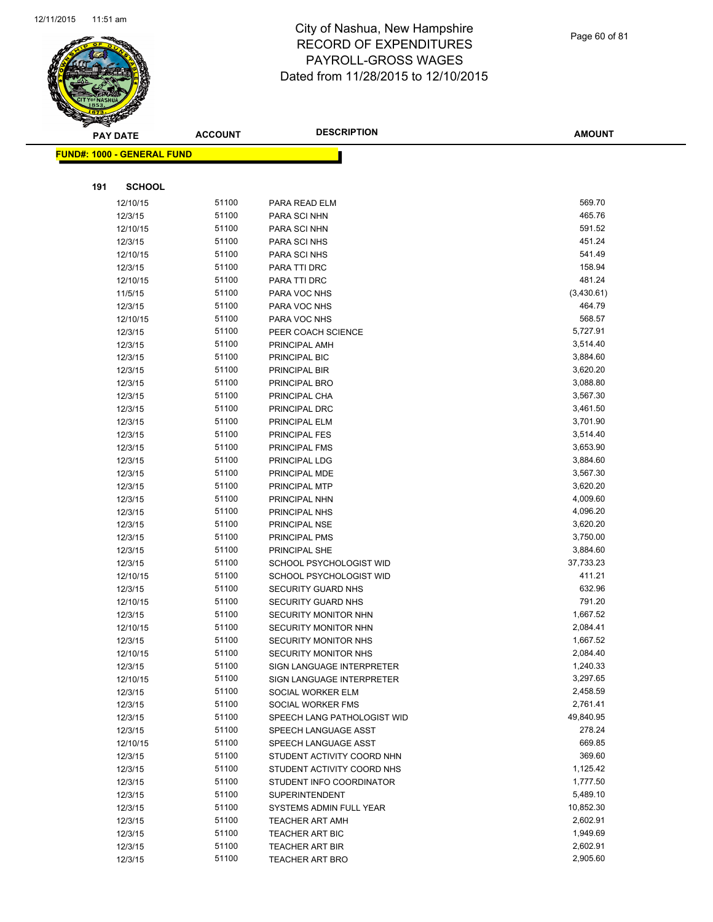# City of Nashua, New Hampshire
# RECORD OF EXPENDITURES
# PAYROLL-GROSS WAGES
# Dated from 11/28/2015 to 12/10/2015

**FUND#: 1000 - GENERAL FUND**

**191 SCHOOL**

| PAY DATE | ACCOUNT | DESCRIPTION | AMOUNT |
|---|---|---|---|
| 12/10/15 | 51100 | PARA READ ELM | 569.70 |
| 12/3/15 | 51100 | PARA SCI NHN | 465.76 |
| 12/10/15 | 51100 | PARA SCI NHN | 591.52 |
| 12/3/15 | 51100 | PARA SCI NHS | 451.24 |
| 12/10/15 | 51100 | PARA SCI NHS | 541.49 |
| 12/3/15 | 51100 | PARA TTI DRC | 158.94 |
| 12/10/15 | 51100 | PARA TTI DRC | 481.24 |
| 11/5/15 | 51100 | PARA VOC NHS | (3,430.61) |
| 12/3/15 | 51100 | PARA VOC NHS | 464.79 |
| 12/10/15 | 51100 | PARA VOC NHS | 568.57 |
| 12/3/15 | 51100 | PEER COACH SCIENCE | 5,727.91 |
| 12/3/15 | 51100 | PRINCIPAL AMH | 3,514.40 |
| 12/3/15 | 51100 | PRINCIPAL BIC | 3,884.60 |
| 12/3/15 | 51100 | PRINCIPAL BIR | 3,620.20 |
| 12/3/15 | 51100 | PRINCIPAL BRO | 3,088.80 |
| 12/3/15 | 51100 | PRINCIPAL CHA | 3,567.30 |
| 12/3/15 | 51100 | PRINCIPAL DRC | 3,461.50 |
| 12/3/15 | 51100 | PRINCIPAL ELM | 3,701.90 |
| 12/3/15 | 51100 | PRINCIPAL FES | 3,514.40 |
| 12/3/15 | 51100 | PRINCIPAL FMS | 3,653.90 |
| 12/3/15 | 51100 | PRINCIPAL LDG | 3,884.60 |
| 12/3/15 | 51100 | PRINCIPAL MDE | 3,567.30 |
| 12/3/15 | 51100 | PRINCIPAL MTP | 3,620.20 |
| 12/3/15 | 51100 | PRINCIPAL NHN | 4,009.60 |
| 12/3/15 | 51100 | PRINCIPAL NHS | 4,096.20 |
| 12/3/15 | 51100 | PRINCIPAL NSE | 3,620.20 |
| 12/3/15 | 51100 | PRINCIPAL PMS | 3,750.00 |
| 12/3/15 | 51100 | PRINCIPAL SHE | 3,884.60 |
| 12/3/15 | 51100 | SCHOOL PSYCHOLOGIST WID | 37,733.23 |
| 12/10/15 | 51100 | SCHOOL PSYCHOLOGIST WID | 411.21 |
| 12/3/15 | 51100 | SECURITY GUARD NHS | 632.96 |
| 12/10/15 | 51100 | SECURITY GUARD NHS | 791.20 |
| 12/3/15 | 51100 | SECURITY MONITOR NHN | 1,667.52 |
| 12/10/15 | 51100 | SECURITY MONITOR NHN | 2,084.41 |
| 12/3/15 | 51100 | SECURITY MONITOR NHS | 1,667.52 |
| 12/10/15 | 51100 | SECURITY MONITOR NHS | 2,084.40 |
| 12/3/15 | 51100 | SIGN LANGUAGE INTERPRETER | 1,240.33 |
| 12/10/15 | 51100 | SIGN LANGUAGE INTERPRETER | 3,297.65 |
| 12/3/15 | 51100 | SOCIAL WORKER ELM | 2,458.59 |
| 12/3/15 | 51100 | SOCIAL WORKER FMS | 2,761.41 |
| 12/3/15 | 51100 | SPEECH LANG PATHOLOGIST WID | 49,840.95 |
| 12/3/15 | 51100 | SPEECH LANGUAGE ASST | 278.24 |
| 12/10/15 | 51100 | SPEECH LANGUAGE ASST | 669.85 |
| 12/3/15 | 51100 | STUDENT ACTIVITY COORD NHN | 369.60 |
| 12/3/15 | 51100 | STUDENT ACTIVITY COORD NHS | 1,125.42 |
| 12/3/15 | 51100 | STUDENT INFO COORDINATOR | 1,777.50 |
| 12/3/15 | 51100 | SUPERINTENDENT | 5,489.10 |
| 12/3/15 | 51100 | SYSTEMS ADMIN FULL YEAR | 10,852.30 |
| 12/3/15 | 51100 | TEACHER ART AMH | 2,602.91 |
| 12/3/15 | 51100 | TEACHER ART BIC | 1,949.69 |
| 12/3/15 | 51100 | TEACHER ART BIR | 2,602.91 |
| 12/3/15 | 51100 | TEACHER ART BRO | 2,905.60 |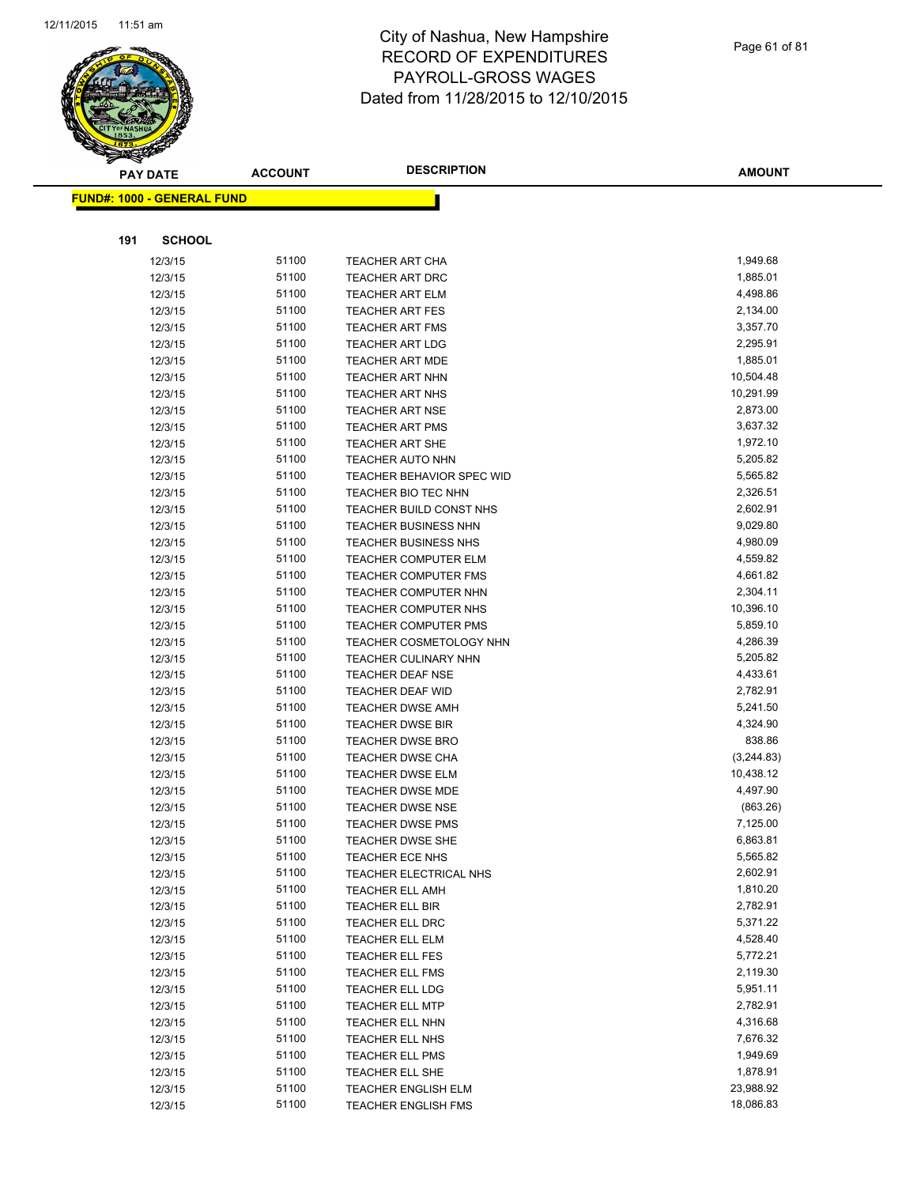# City of Nashua, New Hampshire
## RECORD OF EXPENDITURES
## PAYROLL-GROSS WAGES
## Dated from 11/28/2015 to 12/10/2015

**FUND#: 1000 - GENERAL FUND**

**191 SCHOOL**

| PAY DATE | ACCOUNT | DESCRIPTION | AMOUNT |
|---|---|---|---|
| 12/3/15 | 51100 | TEACHER ART CHA | 1,949.68 |
| 12/3/15 | 51100 | TEACHER ART DRC | 1,885.01 |
| 12/3/15 | 51100 | TEACHER ART ELM | 4,498.86 |
| 12/3/15 | 51100 | TEACHER ART FES | 2,134.00 |
| 12/3/15 | 51100 | TEACHER ART FMS | 3,357.70 |
| 12/3/15 | 51100 | TEACHER ART LDG | 2,295.91 |
| 12/3/15 | 51100 | TEACHER ART MDE | 1,885.01 |
| 12/3/15 | 51100 | TEACHER ART NHN | 10,504.48 |
| 12/3/15 | 51100 | TEACHER ART NHS | 10,291.99 |
| 12/3/15 | 51100 | TEACHER ART NSE | 2,873.00 |
| 12/3/15 | 51100 | TEACHER ART PMS | 3,637.32 |
| 12/3/15 | 51100 | TEACHER ART SHE | 1,972.10 |
| 12/3/15 | 51100 | TEACHER AUTO NHN | 5,205.82 |
| 12/3/15 | 51100 | TEACHER BEHAVIOR SPEC WID | 5,565.82 |
| 12/3/15 | 51100 | TEACHER BIO TEC NHN | 2,326.51 |
| 12/3/15 | 51100 | TEACHER BUILD CONST NHS | 2,602.91 |
| 12/3/15 | 51100 | TEACHER BUSINESS NHN | 9,029.80 |
| 12/3/15 | 51100 | TEACHER BUSINESS NHS | 4,980.09 |
| 12/3/15 | 51100 | TEACHER COMPUTER ELM | 4,559.82 |
| 12/3/15 | 51100 | TEACHER COMPUTER FMS | 4,661.82 |
| 12/3/15 | 51100 | TEACHER COMPUTER NHN | 2,304.11 |
| 12/3/15 | 51100 | TEACHER COMPUTER NHS | 10,396.10 |
| 12/3/15 | 51100 | TEACHER COMPUTER PMS | 5,859.10 |
| 12/3/15 | 51100 | TEACHER COSMETOLOGY NHN | 4,286.39 |
| 12/3/15 | 51100 | TEACHER CULINARY NHN | 5,205.82 |
| 12/3/15 | 51100 | TEACHER DEAF NSE | 4,433.61 |
| 12/3/15 | 51100 | TEACHER DEAF WID | 2,782.91 |
| 12/3/15 | 51100 | TEACHER DWSE AMH | 5,241.50 |
| 12/3/15 | 51100 | TEACHER DWSE BIR | 4,324.90 |
| 12/3/15 | 51100 | TEACHER DWSE BRO | 838.86 |
| 12/3/15 | 51100 | TEACHER DWSE CHA | (3,244.83) |
| 12/3/15 | 51100 | TEACHER DWSE ELM | 10,438.12 |
| 12/3/15 | 51100 | TEACHER DWSE MDE | 4,497.90 |
| 12/3/15 | 51100 | TEACHER DWSE NSE | (863.26) |
| 12/3/15 | 51100 | TEACHER DWSE PMS | 7,125.00 |
| 12/3/15 | 51100 | TEACHER DWSE SHE | 6,863.81 |
| 12/3/15 | 51100 | TEACHER ECE NHS | 5,565.82 |
| 12/3/15 | 51100 | TEACHER ELECTRICAL NHS | 2,602.91 |
| 12/3/15 | 51100 | TEACHER ELL AMH | 1,810.20 |
| 12/3/15 | 51100 | TEACHER ELL BIR | 2,782.91 |
| 12/3/15 | 51100 | TEACHER ELL DRC | 5,371.22 |
| 12/3/15 | 51100 | TEACHER ELL ELM | 4,528.40 |
| 12/3/15 | 51100 | TEACHER ELL FES | 5,772.21 |
| 12/3/15 | 51100 | TEACHER ELL FMS | 2,119.30 |
| 12/3/15 | 51100 | TEACHER ELL LDG | 5,951.11 |
| 12/3/15 | 51100 | TEACHER ELL MTP | 2,782.91 |
| 12/3/15 | 51100 | TEACHER ELL NHN | 4,316.68 |
| 12/3/15 | 51100 | TEACHER ELL NHS | 7,676.32 |
| 12/3/15 | 51100 | TEACHER ELL PMS | 1,949.69 |
| 12/3/15 | 51100 | TEACHER ELL SHE | 1,878.91 |
| 12/3/15 | 51100 | TEACHER ENGLISH ELM | 23,988.92 |
| 12/3/15 | 51100 | TEACHER ENGLISH FMS | 18,086.83 |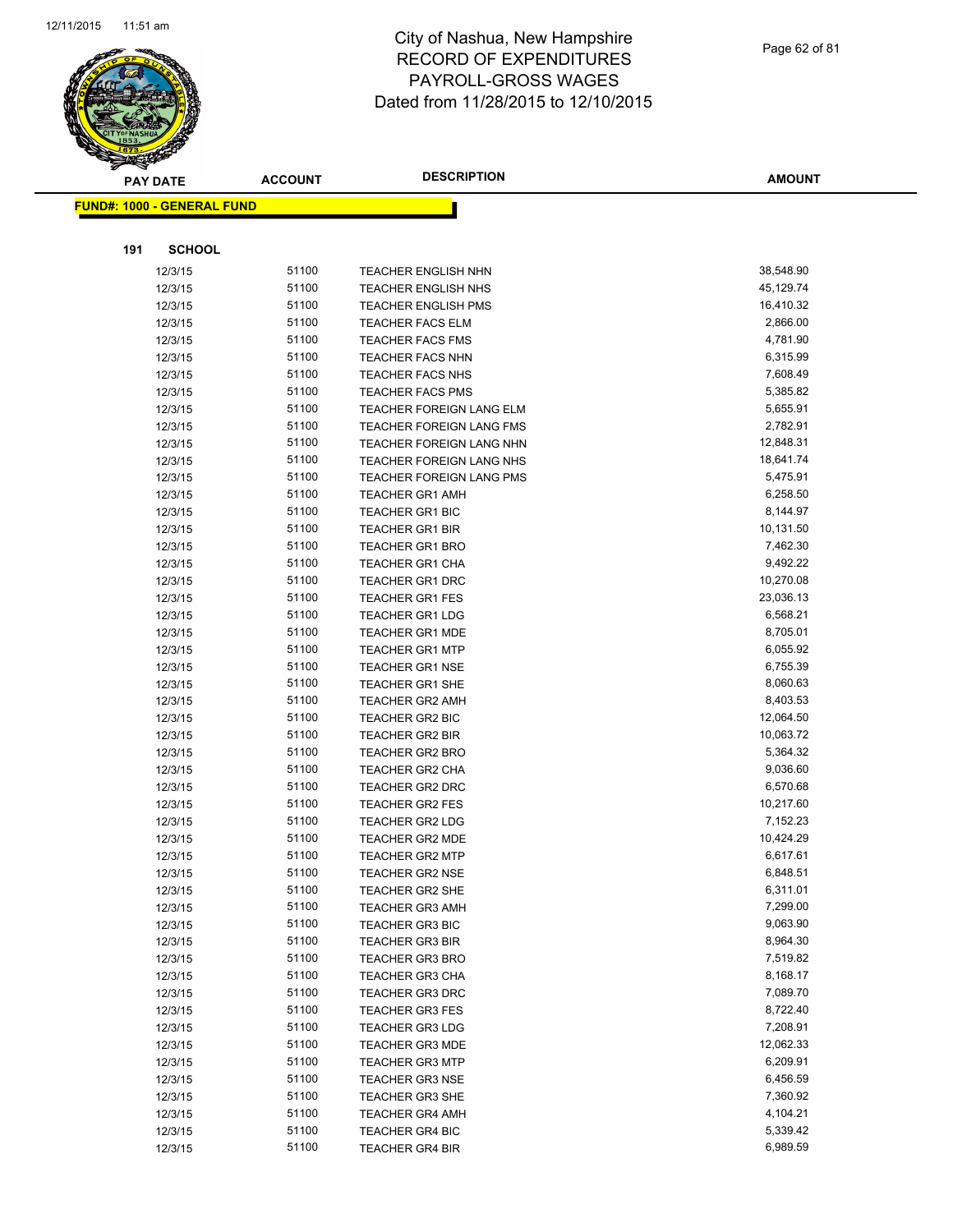# City of Nashua, New Hampshire
## RECORD OF EXPENDITURES
## PAYROLL-GROSS WAGES
## Dated from 11/28/2015 to 12/10/2015

**FUND#: 1000 - GENERAL FUND**

**191 SCHOOL**

| PAY DATE | ACCOUNT | DESCRIPTION | AMOUNT |
|---|---|---|---|
| 12/3/15 | 51100 | TEACHER ENGLISH NHN | 38,548.90 |
| 12/3/15 | 51100 | TEACHER ENGLISH NHS | 45,129.74 |
| 12/3/15 | 51100 | TEACHER ENGLISH PMS | 16,410.32 |
| 12/3/15 | 51100 | TEACHER FACS ELM | 2,866.00 |
| 12/3/15 | 51100 | TEACHER FACS FMS | 4,781.90 |
| 12/3/15 | 51100 | TEACHER FACS NHN | 6,315.99 |
| 12/3/15 | 51100 | TEACHER FACS NHS | 7,608.49 |
| 12/3/15 | 51100 | TEACHER FACS PMS | 5,385.82 |
| 12/3/15 | 51100 | TEACHER FOREIGN LANG ELM | 5,655.91 |
| 12/3/15 | 51100 | TEACHER FOREIGN LANG FMS | 2,782.91 |
| 12/3/15 | 51100 | TEACHER FOREIGN LANG NHN | 12,848.31 |
| 12/3/15 | 51100 | TEACHER FOREIGN LANG NHS | 18,641.74 |
| 12/3/15 | 51100 | TEACHER FOREIGN LANG PMS | 5,475.91 |
| 12/3/15 | 51100 | TEACHER GR1 AMH | 6,258.50 |
| 12/3/15 | 51100 | TEACHER GR1 BIC | 8,144.97 |
| 12/3/15 | 51100 | TEACHER GR1 BIR | 10,131.50 |
| 12/3/15 | 51100 | TEACHER GR1 BRO | 7,462.30 |
| 12/3/15 | 51100 | TEACHER GR1 CHA | 9,492.22 |
| 12/3/15 | 51100 | TEACHER GR1 DRC | 10,270.08 |
| 12/3/15 | 51100 | TEACHER GR1 FES | 23,036.13 |
| 12/3/15 | 51100 | TEACHER GR1 LDG | 6,568.21 |
| 12/3/15 | 51100 | TEACHER GR1 MDE | 8,705.01 |
| 12/3/15 | 51100 | TEACHER GR1 MTP | 6,055.92 |
| 12/3/15 | 51100 | TEACHER GR1 NSE | 6,755.39 |
| 12/3/15 | 51100 | TEACHER GR1 SHE | 8,060.63 |
| 12/3/15 | 51100 | TEACHER GR2 AMH | 8,403.53 |
| 12/3/15 | 51100 | TEACHER GR2 BIC | 12,064.50 |
| 12/3/15 | 51100 | TEACHER GR2 BIR | 10,063.72 |
| 12/3/15 | 51100 | TEACHER GR2 BRO | 5,364.32 |
| 12/3/15 | 51100 | TEACHER GR2 CHA | 9,036.60 |
| 12/3/15 | 51100 | TEACHER GR2 DRC | 6,570.68 |
| 12/3/15 | 51100 | TEACHER GR2 FES | 10,217.60 |
| 12/3/15 | 51100 | TEACHER GR2 LDG | 7,152.23 |
| 12/3/15 | 51100 | TEACHER GR2 MDE | 10,424.29 |
| 12/3/15 | 51100 | TEACHER GR2 MTP | 6,617.61 |
| 12/3/15 | 51100 | TEACHER GR2 NSE | 6,848.51 |
| 12/3/15 | 51100 | TEACHER GR2 SHE | 6,311.01 |
| 12/3/15 | 51100 | TEACHER GR3 AMH | 7,299.00 |
| 12/3/15 | 51100 | TEACHER GR3 BIC | 9,063.90 |
| 12/3/15 | 51100 | TEACHER GR3 BIR | 8,964.30 |
| 12/3/15 | 51100 | TEACHER GR3 BRO | 7,519.82 |
| 12/3/15 | 51100 | TEACHER GR3 CHA | 8,168.17 |
| 12/3/15 | 51100 | TEACHER GR3 DRC | 7,089.70 |
| 12/3/15 | 51100 | TEACHER GR3 FES | 8,722.40 |
| 12/3/15 | 51100 | TEACHER GR3 LDG | 7,208.91 |
| 12/3/15 | 51100 | TEACHER GR3 MDE | 12,062.33 |
| 12/3/15 | 51100 | TEACHER GR3 MTP | 6,209.91 |
| 12/3/15 | 51100 | TEACHER GR3 NSE | 6,456.59 |
| 12/3/15 | 51100 | TEACHER GR3 SHE | 7,360.92 |
| 12/3/15 | 51100 | TEACHER GR4 AMH | 4,104.21 |
| 12/3/15 | 51100 | TEACHER GR4 BIC | 5,339.42 |
| 12/3/15 | 51100 | TEACHER GR4 BIR | 6,989.59 |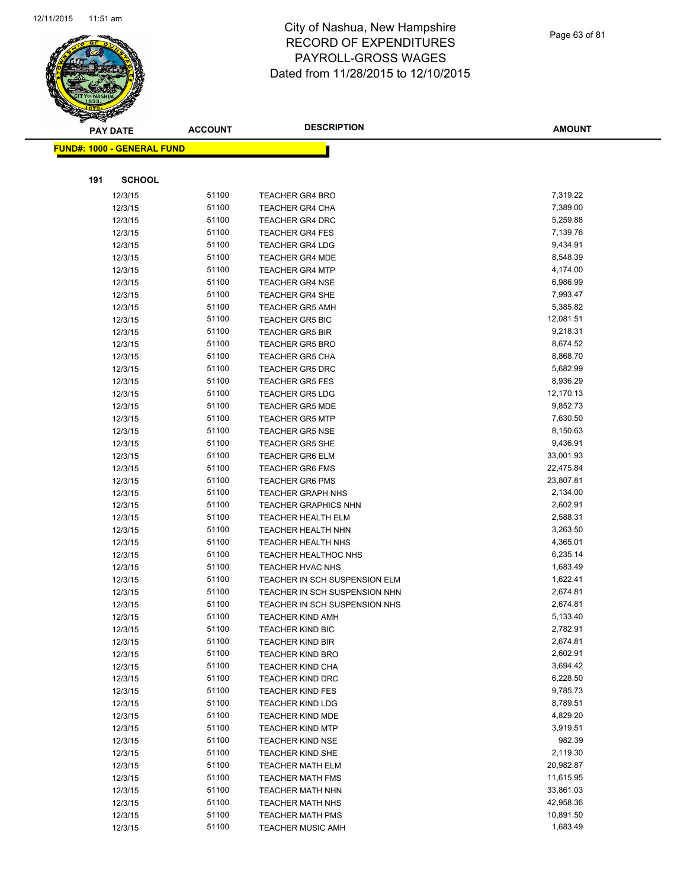# City of Nashua, New Hampshire
## RECORD OF EXPENDITURES
## PAYROLL-GROSS WAGES
## Dated from 11/28/2015 to 12/10/2015

**FUND#: 1000 - GENERAL FUND**

**191 SCHOOL**

| PAY DATE | ACCOUNT | DESCRIPTION | AMOUNT |
|---|---|---|---|
| 12/3/15 | 51100 | TEACHER GR4 BRO | 7,319.22 |
| 12/3/15 | 51100 | TEACHER GR4 CHA | 7,389.00 |
| 12/3/15 | 51100 | TEACHER GR4 DRC | 5,259.88 |
| 12/3/15 | 51100 | TEACHER GR4 FES | 7,139.76 |
| 12/3/15 | 51100 | TEACHER GR4 LDG | 9,434.91 |
| 12/3/15 | 51100 | TEACHER GR4 MDE | 8,548.39 |
| 12/3/15 | 51100 | TEACHER GR4 MTP | 4,174.00 |
| 12/3/15 | 51100 | TEACHER GR4 NSE | 6,986.99 |
| 12/3/15 | 51100 | TEACHER GR4 SHE | 7,993.47 |
| 12/3/15 | 51100 | TEACHER GR5 AMH | 5,385.82 |
| 12/3/15 | 51100 | TEACHER GR5 BIC | 12,081.51 |
| 12/3/15 | 51100 | TEACHER GR5 BIR | 9,218.31 |
| 12/3/15 | 51100 | TEACHER GR5 BRO | 8,674.52 |
| 12/3/15 | 51100 | TEACHER GR5 CHA | 8,868.70 |
| 12/3/15 | 51100 | TEACHER GR5 DRC | 5,682.99 |
| 12/3/15 | 51100 | TEACHER GR5 FES | 8,936.29 |
| 12/3/15 | 51100 | TEACHER GR5 LDG | 12,170.13 |
| 12/3/15 | 51100 | TEACHER GR5 MDE | 9,852.73 |
| 12/3/15 | 51100 | TEACHER GR5 MTP | 7,630.50 |
| 12/3/15 | 51100 | TEACHER GR5 NSE | 8,150.63 |
| 12/3/15 | 51100 | TEACHER GR5 SHE | 9,436.91 |
| 12/3/15 | 51100 | TEACHER GR6 ELM | 33,001.93 |
| 12/3/15 | 51100 | TEACHER GR6 FMS | 22,475.84 |
| 12/3/15 | 51100 | TEACHER GR6 PMS | 23,807.81 |
| 12/3/15 | 51100 | TEACHER GRAPH NHS | 2,134.00 |
| 12/3/15 | 51100 | TEACHER GRAPHICS NHN | 2,602.91 |
| 12/3/15 | 51100 | TEACHER HEALTH ELM | 2,588.31 |
| 12/3/15 | 51100 | TEACHER HEALTH NHN | 3,263.50 |
| 12/3/15 | 51100 | TEACHER HEALTH NHS | 4,365.01 |
| 12/3/15 | 51100 | TEACHER HEALTHOC NHS | 6,235.14 |
| 12/3/15 | 51100 | TEACHER HVAC NHS | 1,683.49 |
| 12/3/15 | 51100 | TEACHER IN SCH SUSPENSION ELM | 1,622.41 |
| 12/3/15 | 51100 | TEACHER IN SCH SUSPENSION NHN | 2,674.81 |
| 12/3/15 | 51100 | TEACHER IN SCH SUSPENSION NHS | 2,674.81 |
| 12/3/15 | 51100 | TEACHER KIND AMH | 5,133.40 |
| 12/3/15 | 51100 | TEACHER KIND BIC | 2,782.91 |
| 12/3/15 | 51100 | TEACHER KIND BIR | 2,674.81 |
| 12/3/15 | 51100 | TEACHER KIND BRO | 2,602.91 |
| 12/3/15 | 51100 | TEACHER KIND CHA | 3,694.42 |
| 12/3/15 | 51100 | TEACHER KIND DRC | 6,228.50 |
| 12/3/15 | 51100 | TEACHER KIND FES | 9,785.73 |
| 12/3/15 | 51100 | TEACHER KIND LDG | 8,789.51 |
| 12/3/15 | 51100 | TEACHER KIND MDE | 4,829.20 |
| 12/3/15 | 51100 | TEACHER KIND MTP | 3,919.51 |
| 12/3/15 | 51100 | TEACHER KIND NSE | 982.39 |
| 12/3/15 | 51100 | TEACHER KIND SHE | 2,119.30 |
| 12/3/15 | 51100 | TEACHER MATH ELM | 20,982.87 |
| 12/3/15 | 51100 | TEACHER MATH FMS | 11,615.95 |
| 12/3/15 | 51100 | TEACHER MATH NHN | 33,861.03 |
| 12/3/15 | 51100 | TEACHER MATH NHS | 42,958.36 |
| 12/3/15 | 51100 | TEACHER MATH PMS | 10,891.50 |
| 12/3/15 | 51100 | TEACHER MUSIC AMH | 1,683.49 |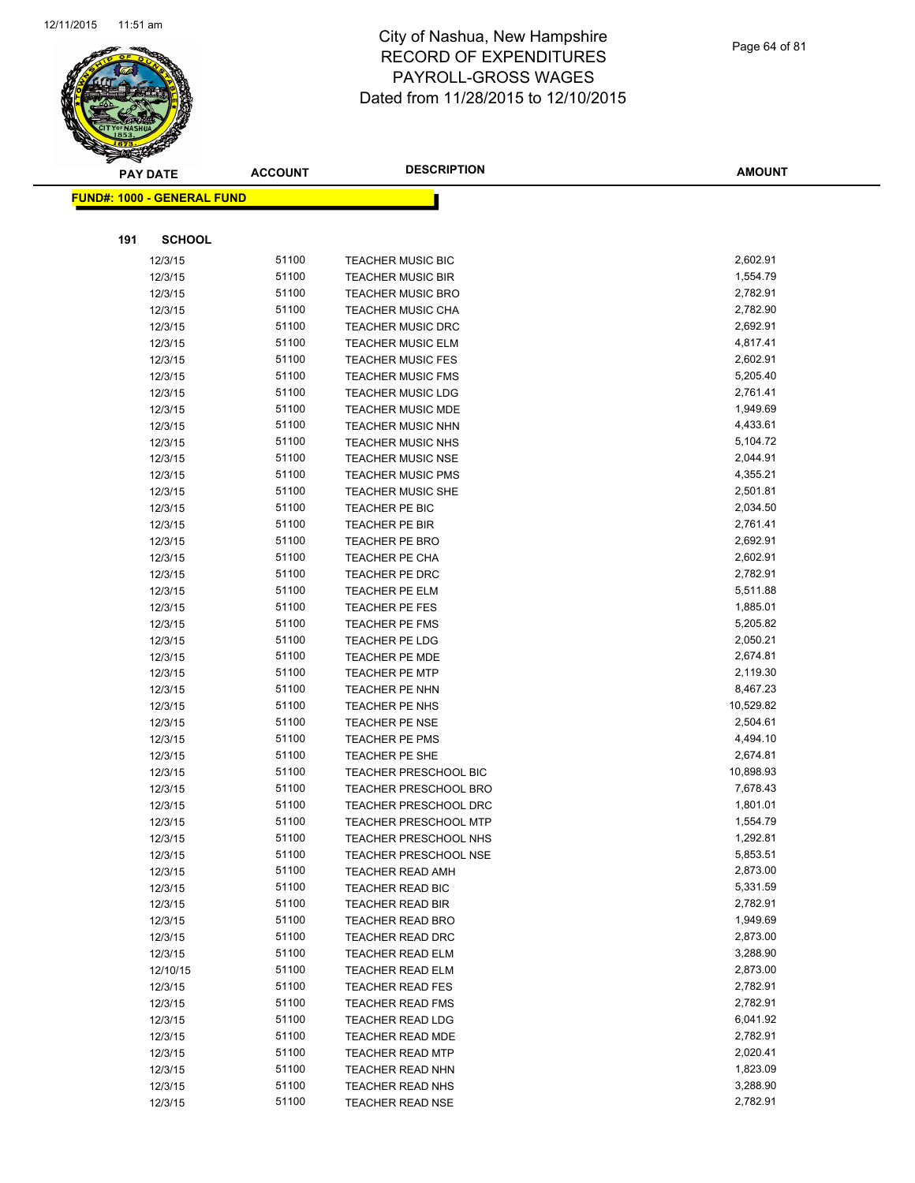# City of Nashua, New Hampshire
## RECORD OF EXPENDITURES
## PAYROLL-GROSS WAGES
## Dated from 11/28/2015 to 12/10/2015

**FUND#: 1000 - GENERAL FUND**

**191 SCHOOL**

| PAY DATE | ACCOUNT | DESCRIPTION | AMOUNT |
|---|---|---|---|
| 12/3/15 | 51100 | TEACHER MUSIC BIC | 2,602.91 |
| 12/3/15 | 51100 | TEACHER MUSIC BIR | 1,554.79 |
| 12/3/15 | 51100 | TEACHER MUSIC BRO | 2,782.91 |
| 12/3/15 | 51100 | TEACHER MUSIC CHA | 2,782.90 |
| 12/3/15 | 51100 | TEACHER MUSIC DRC | 2,692.91 |
| 12/3/15 | 51100 | TEACHER MUSIC ELM | 4,817.41 |
| 12/3/15 | 51100 | TEACHER MUSIC FES | 2,602.91 |
| 12/3/15 | 51100 | TEACHER MUSIC FMS | 5,205.40 |
| 12/3/15 | 51100 | TEACHER MUSIC LDG | 2,761.41 |
| 12/3/15 | 51100 | TEACHER MUSIC MDE | 1,949.69 |
| 12/3/15 | 51100 | TEACHER MUSIC NHN | 4,433.61 |
| 12/3/15 | 51100 | TEACHER MUSIC NHS | 5,104.72 |
| 12/3/15 | 51100 | TEACHER MUSIC NSE | 2,044.91 |
| 12/3/15 | 51100 | TEACHER MUSIC PMS | 4,355.21 |
| 12/3/15 | 51100 | TEACHER MUSIC SHE | 2,501.81 |
| 12/3/15 | 51100 | TEACHER PE BIC | 2,034.50 |
| 12/3/15 | 51100 | TEACHER PE BIR | 2,761.41 |
| 12/3/15 | 51100 | TEACHER PE BRO | 2,692.91 |
| 12/3/15 | 51100 | TEACHER PE CHA | 2,602.91 |
| 12/3/15 | 51100 | TEACHER PE DRC | 2,782.91 |
| 12/3/15 | 51100 | TEACHER PE ELM | 5,511.88 |
| 12/3/15 | 51100 | TEACHER PE FES | 1,885.01 |
| 12/3/15 | 51100 | TEACHER PE FMS | 5,205.82 |
| 12/3/15 | 51100 | TEACHER PE LDG | 2,050.21 |
| 12/3/15 | 51100 | TEACHER PE MDE | 2,674.81 |
| 12/3/15 | 51100 | TEACHER PE MTP | 2,119.30 |
| 12/3/15 | 51100 | TEACHER PE NHN | 8,467.23 |
| 12/3/15 | 51100 | TEACHER PE NHS | 10,529.82 |
| 12/3/15 | 51100 | TEACHER PE NSE | 2,504.61 |
| 12/3/15 | 51100 | TEACHER PE PMS | 4,494.10 |
| 12/3/15 | 51100 | TEACHER PE SHE | 2,674.81 |
| 12/3/15 | 51100 | TEACHER PRESCHOOL BIC | 10,898.93 |
| 12/3/15 | 51100 | TEACHER PRESCHOOL BRO | 7,678.43 |
| 12/3/15 | 51100 | TEACHER PRESCHOOL DRC | 1,801.01 |
| 12/3/15 | 51100 | TEACHER PRESCHOOL MTP | 1,554.79 |
| 12/3/15 | 51100 | TEACHER PRESCHOOL NHS | 1,292.81 |
| 12/3/15 | 51100 | TEACHER PRESCHOOL NSE | 5,853.51 |
| 12/3/15 | 51100 | TEACHER READ AMH | 2,873.00 |
| 12/3/15 | 51100 | TEACHER READ BIC | 5,331.59 |
| 12/3/15 | 51100 | TEACHER READ BIR | 2,782.91 |
| 12/3/15 | 51100 | TEACHER READ BRO | 1,949.69 |
| 12/3/15 | 51100 | TEACHER READ DRC | 2,873.00 |
| 12/3/15 | 51100 | TEACHER READ ELM | 3,288.90 |
| 12/10/15 | 51100 | TEACHER READ ELM | 2,873.00 |
| 12/3/15 | 51100 | TEACHER READ FES | 2,782.91 |
| 12/3/15 | 51100 | TEACHER READ FMS | 2,782.91 |
| 12/3/15 | 51100 | TEACHER READ LDG | 6,041.92 |
| 12/3/15 | 51100 | TEACHER READ MDE | 2,782.91 |
| 12/3/15 | 51100 | TEACHER READ MTP | 2,020.41 |
| 12/3/15 | 51100 | TEACHER READ NHN | 1,823.09 |
| 12/3/15 | 51100 | TEACHER READ NHS | 3,288.90 |
| 12/3/15 | 51100 | TEACHER READ NSE | 2,782.91 |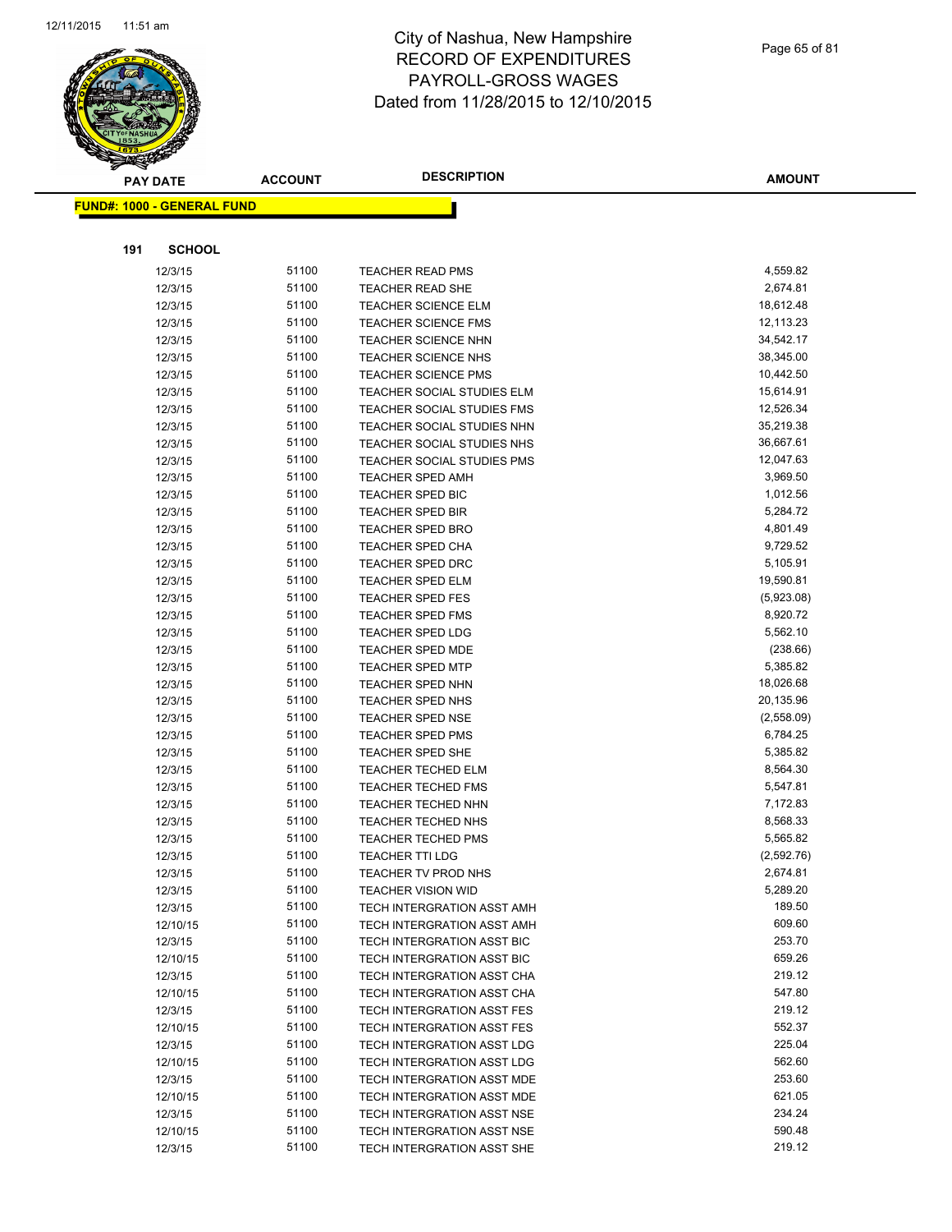# City of Nashua, New Hampshire
## RECORD OF EXPENDITURES
## PAYROLL-GROSS WAGES
## Dated from 11/28/2015 to 12/10/2015

**FUND#: 1000 - GENERAL FUND**

**191 SCHOOL**

| PAY DATE | ACCOUNT | DESCRIPTION | AMOUNT |
|---|---|---|---|
| 12/3/15 | 51100 | TEACHER READ PMS | 4,559.82 |
| 12/3/15 | 51100 | TEACHER READ SHE | 2,674.81 |
| 12/3/15 | 51100 | TEACHER SCIENCE ELM | 18,612.48 |
| 12/3/15 | 51100 | TEACHER SCIENCE FMS | 12,113.23 |
| 12/3/15 | 51100 | TEACHER SCIENCE NHN | 34,542.17 |
| 12/3/15 | 51100 | TEACHER SCIENCE NHS | 38,345.00 |
| 12/3/15 | 51100 | TEACHER SCIENCE PMS | 10,442.50 |
| 12/3/15 | 51100 | TEACHER SOCIAL STUDIES ELM | 15,614.91 |
| 12/3/15 | 51100 | TEACHER SOCIAL STUDIES FMS | 12,526.34 |
| 12/3/15 | 51100 | TEACHER SOCIAL STUDIES NHN | 35,219.38 |
| 12/3/15 | 51100 | TEACHER SOCIAL STUDIES NHS | 36,667.61 |
| 12/3/15 | 51100 | TEACHER SOCIAL STUDIES PMS | 12,047.63 |
| 12/3/15 | 51100 | TEACHER SPED AMH | 3,969.50 |
| 12/3/15 | 51100 | TEACHER SPED BIC | 1,012.56 |
| 12/3/15 | 51100 | TEACHER SPED BIR | 5,284.72 |
| 12/3/15 | 51100 | TEACHER SPED BRO | 4,801.49 |
| 12/3/15 | 51100 | TEACHER SPED CHA | 9,729.52 |
| 12/3/15 | 51100 | TEACHER SPED DRC | 5,105.91 |
| 12/3/15 | 51100 | TEACHER SPED ELM | 19,590.81 |
| 12/3/15 | 51100 | TEACHER SPED FES | (5,923.08) |
| 12/3/15 | 51100 | TEACHER SPED FMS | 8,920.72 |
| 12/3/15 | 51100 | TEACHER SPED LDG | 5,562.10 |
| 12/3/15 | 51100 | TEACHER SPED MDE | (238.66) |
| 12/3/15 | 51100 | TEACHER SPED MTP | 5,385.82 |
| 12/3/15 | 51100 | TEACHER SPED NHN | 18,026.68 |
| 12/3/15 | 51100 | TEACHER SPED NHS | 20,135.96 |
| 12/3/15 | 51100 | TEACHER SPED NSE | (2,558.09) |
| 12/3/15 | 51100 | TEACHER SPED PMS | 6,784.25 |
| 12/3/15 | 51100 | TEACHER SPED SHE | 5,385.82 |
| 12/3/15 | 51100 | TEACHER TECHED ELM | 8,564.30 |
| 12/3/15 | 51100 | TEACHER TECHED FMS | 5,547.81 |
| 12/3/15 | 51100 | TEACHER TECHED NHN | 7,172.83 |
| 12/3/15 | 51100 | TEACHER TECHED NHS | 8,568.33 |
| 12/3/15 | 51100 | TEACHER TECHED PMS | 5,565.82 |
| 12/3/15 | 51100 | TEACHER TTI LDG | (2,592.76) |
| 12/3/15 | 51100 | TEACHER TV PROD NHS | 2,674.81 |
| 12/3/15 | 51100 | TEACHER VISION WID | 5,289.20 |
| 12/3/15 | 51100 | TECH INTERGRATION ASST AMH | 189.50 |
| 12/10/15 | 51100 | TECH INTERGRATION ASST AMH | 609.60 |
| 12/3/15 | 51100 | TECH INTERGRATION ASST BIC | 253.70 |
| 12/10/15 | 51100 | TECH INTERGRATION ASST BIC | 659.26 |
| 12/3/15 | 51100 | TECH INTERGRATION ASST CHA | 219.12 |
| 12/10/15 | 51100 | TECH INTERGRATION ASST CHA | 547.80 |
| 12/3/15 | 51100 | TECH INTERGRATION ASST FES | 219.12 |
| 12/10/15 | 51100 | TECH INTERGRATION ASST FES | 552.37 |
| 12/3/15 | 51100 | TECH INTERGRATION ASST LDG | 225.04 |
| 12/10/15 | 51100 | TECH INTERGRATION ASST LDG | 562.60 |
| 12/3/15 | 51100 | TECH INTERGRATION ASST MDE | 253.60 |
| 12/10/15 | 51100 | TECH INTERGRATION ASST MDE | 621.05 |
| 12/3/15 | 51100 | TECH INTERGRATION ASST NSE | 234.24 |
| 12/10/15 | 51100 | TECH INTERGRATION ASST NSE | 590.48 |
| 12/3/15 | 51100 | TECH INTERGRATION ASST SHE | 219.12 |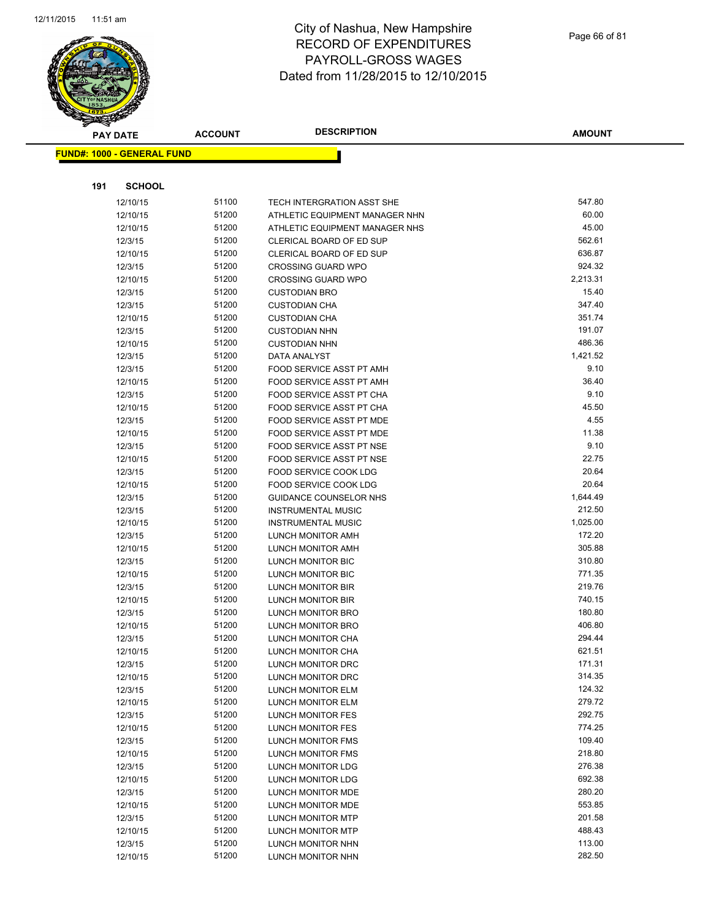# City of Nashua, New Hampshire
# RECORD OF EXPENDITURES
# PAYROLL-GROSS WAGES
# Dated from 11/28/2015 to 12/10/2015

**FUND#: 1000 - GENERAL FUND**

**191 SCHOOL**

| PAY DATE | ACCOUNT | DESCRIPTION | AMOUNT |
|---|---|---|---|
| 12/10/15 | 51100 | TECH INTERGRATION ASST SHE | 547.80 |
| 12/10/15 | 51200 | ATHLETIC EQUIPMENT MANAGER NHN | 60.00 |
| 12/10/15 | 51200 | ATHLETIC EQUIPMENT MANAGER NHS | 45.00 |
| 12/3/15 | 51200 | CLERICAL BOARD OF ED SUP | 562.61 |
| 12/10/15 | 51200 | CLERICAL BOARD OF ED SUP | 636.87 |
| 12/3/15 | 51200 | CROSSING GUARD WPO | 924.32 |
| 12/10/15 | 51200 | CROSSING GUARD WPO | 2,213.31 |
| 12/3/15 | 51200 | CUSTODIAN BRO | 15.40 |
| 12/3/15 | 51200 | CUSTODIAN CHA | 347.40 |
| 12/10/15 | 51200 | CUSTODIAN CHA | 351.74 |
| 12/3/15 | 51200 | CUSTODIAN NHN | 191.07 |
| 12/10/15 | 51200 | CUSTODIAN NHN | 486.36 |
| 12/3/15 | 51200 | DATA ANALYST | 1,421.52 |
| 12/3/15 | 51200 | FOOD SERVICE ASST PT AMH | 9.10 |
| 12/10/15 | 51200 | FOOD SERVICE ASST PT AMH | 36.40 |
| 12/3/15 | 51200 | FOOD SERVICE ASST PT CHA | 9.10 |
| 12/10/15 | 51200 | FOOD SERVICE ASST PT CHA | 45.50 |
| 12/3/15 | 51200 | FOOD SERVICE ASST PT MDE | 4.55 |
| 12/10/15 | 51200 | FOOD SERVICE ASST PT MDE | 11.38 |
| 12/3/15 | 51200 | FOOD SERVICE ASST PT NSE | 9.10 |
| 12/10/15 | 51200 | FOOD SERVICE ASST PT NSE | 22.75 |
| 12/3/15 | 51200 | FOOD SERVICE COOK LDG | 20.64 |
| 12/10/15 | 51200 | FOOD SERVICE COOK LDG | 20.64 |
| 12/3/15 | 51200 | GUIDANCE COUNSELOR NHS | 1,644.49 |
| 12/3/15 | 51200 | INSTRUMENTAL MUSIC | 212.50 |
| 12/10/15 | 51200 | INSTRUMENTAL MUSIC | 1,025.00 |
| 12/3/15 | 51200 | LUNCH MONITOR AMH | 172.20 |
| 12/10/15 | 51200 | LUNCH MONITOR AMH | 305.88 |
| 12/3/15 | 51200 | LUNCH MONITOR BIC | 310.80 |
| 12/10/15 | 51200 | LUNCH MONITOR BIC | 771.35 |
| 12/3/15 | 51200 | LUNCH MONITOR BIR | 219.76 |
| 12/10/15 | 51200 | LUNCH MONITOR BIR | 740.15 |
| 12/3/15 | 51200 | LUNCH MONITOR BRO | 180.80 |
| 12/10/15 | 51200 | LUNCH MONITOR BRO | 406.80 |
| 12/3/15 | 51200 | LUNCH MONITOR CHA | 294.44 |
| 12/10/15 | 51200 | LUNCH MONITOR CHA | 621.51 |
| 12/3/15 | 51200 | LUNCH MONITOR DRC | 171.31 |
| 12/10/15 | 51200 | LUNCH MONITOR DRC | 314.35 |
| 12/3/15 | 51200 | LUNCH MONITOR ELM | 124.32 |
| 12/10/15 | 51200 | LUNCH MONITOR ELM | 279.72 |
| 12/3/15 | 51200 | LUNCH MONITOR FES | 292.75 |
| 12/10/15 | 51200 | LUNCH MONITOR FES | 774.25 |
| 12/3/15 | 51200 | LUNCH MONITOR FMS | 109.40 |
| 12/10/15 | 51200 | LUNCH MONITOR FMS | 218.80 |
| 12/3/15 | 51200 | LUNCH MONITOR LDG | 276.38 |
| 12/10/15 | 51200 | LUNCH MONITOR LDG | 692.38 |
| 12/3/15 | 51200 | LUNCH MONITOR MDE | 280.20 |
| 12/10/15 | 51200 | LUNCH MONITOR MDE | 553.85 |
| 12/3/15 | 51200 | LUNCH MONITOR MTP | 201.58 |
| 12/10/15 | 51200 | LUNCH MONITOR MTP | 488.43 |
| 12/3/15 | 51200 | LUNCH MONITOR NHN | 113.00 |
| 12/10/15 | 51200 | LUNCH MONITOR NHN | 282.50 |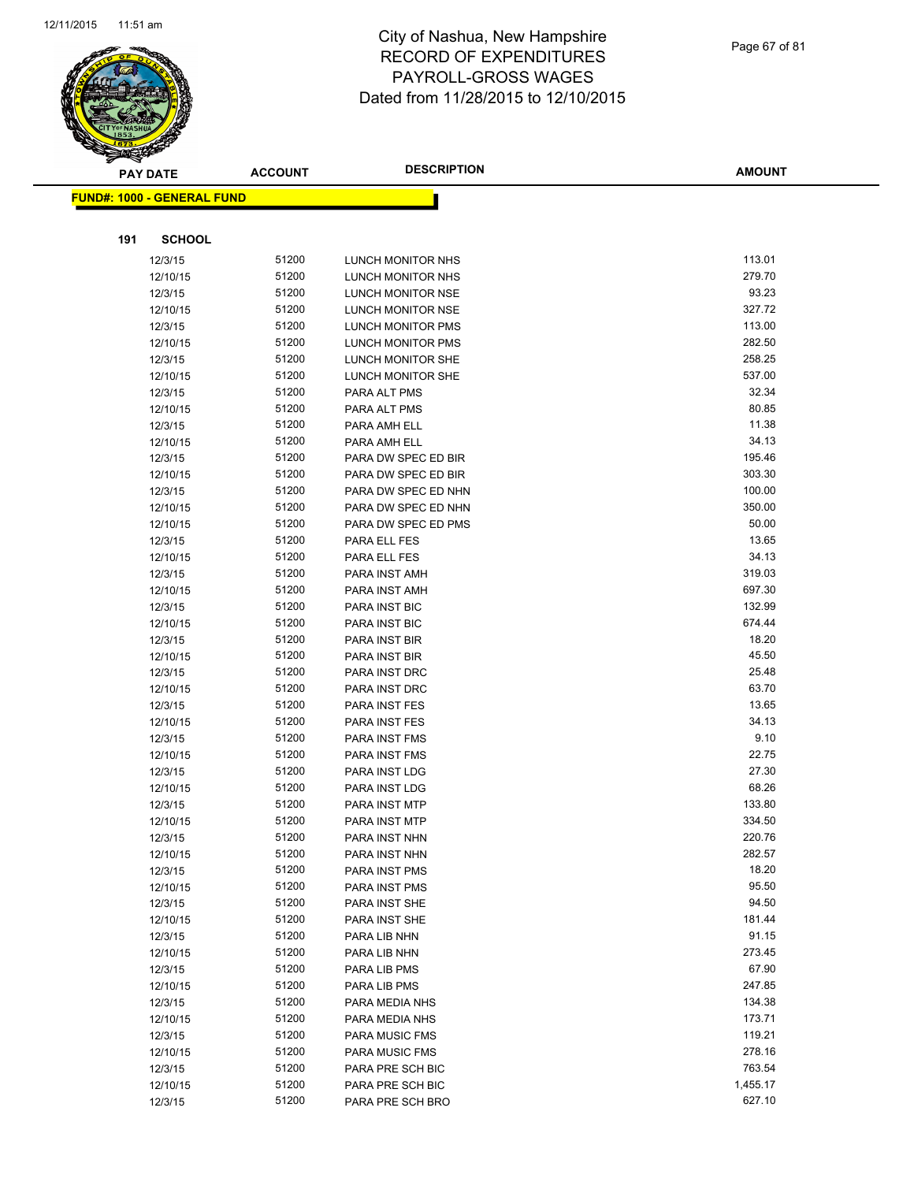# City of Nashua, New Hampshire
# RECORD OF EXPENDITURES
# PAYROLL-GROSS WAGES
# Dated from 11/28/2015 to 12/10/2015

| PAY DATE | ACCOUNT | DESCRIPTION | AMOUNT |
|---|---|---|---|

**FUND#: 1000 - GENERAL FUND**

**191 SCHOOL**

| PAY DATE | ACCOUNT | DESCRIPTION | AMOUNT |
|---|---|---|---|
| 12/3/15 | 51200 | LUNCH MONITOR NHS | 113.01 |
| 12/10/15 | 51200 | LUNCH MONITOR NHS | 279.70 |
| 12/3/15 | 51200 | LUNCH MONITOR NSE | 93.23 |
| 12/10/15 | 51200 | LUNCH MONITOR NSE | 327.72 |
| 12/3/15 | 51200 | LUNCH MONITOR PMS | 113.00 |
| 12/10/15 | 51200 | LUNCH MONITOR PMS | 282.50 |
| 12/3/15 | 51200 | LUNCH MONITOR SHE | 258.25 |
| 12/10/15 | 51200 | LUNCH MONITOR SHE | 537.00 |
| 12/3/15 | 51200 | PARA ALT PMS | 32.34 |
| 12/10/15 | 51200 | PARA ALT PMS | 80.85 |
| 12/3/15 | 51200 | PARA AMH ELL | 11.38 |
| 12/10/15 | 51200 | PARA AMH ELL | 34.13 |
| 12/3/15 | 51200 | PARA DW SPEC ED BIR | 195.46 |
| 12/10/15 | 51200 | PARA DW SPEC ED BIR | 303.30 |
| 12/3/15 | 51200 | PARA DW SPEC ED NHN | 100.00 |
| 12/10/15 | 51200 | PARA DW SPEC ED NHN | 350.00 |
| 12/10/15 | 51200 | PARA DW SPEC ED PMS | 50.00 |
| 12/3/15 | 51200 | PARA ELL FES | 13.65 |
| 12/10/15 | 51200 | PARA ELL FES | 34.13 |
| 12/3/15 | 51200 | PARA INST AMH | 319.03 |
| 12/10/15 | 51200 | PARA INST AMH | 697.30 |
| 12/3/15 | 51200 | PARA INST BIC | 132.99 |
| 12/10/15 | 51200 | PARA INST BIC | 674.44 |
| 12/3/15 | 51200 | PARA INST BIR | 18.20 |
| 12/10/15 | 51200 | PARA INST BIR | 45.50 |
| 12/3/15 | 51200 | PARA INST DRC | 25.48 |
| 12/10/15 | 51200 | PARA INST DRC | 63.70 |
| 12/3/15 | 51200 | PARA INST FES | 13.65 |
| 12/10/15 | 51200 | PARA INST FES | 34.13 |
| 12/3/15 | 51200 | PARA INST FMS | 9.10 |
| 12/10/15 | 51200 | PARA INST FMS | 22.75 |
| 12/3/15 | 51200 | PARA INST LDG | 27.30 |
| 12/10/15 | 51200 | PARA INST LDG | 68.26 |
| 12/3/15 | 51200 | PARA INST MTP | 133.80 |
| 12/10/15 | 51200 | PARA INST MTP | 334.50 |
| 12/3/15 | 51200 | PARA INST NHN | 220.76 |
| 12/10/15 | 51200 | PARA INST NHN | 282.57 |
| 12/3/15 | 51200 | PARA INST PMS | 18.20 |
| 12/10/15 | 51200 | PARA INST PMS | 95.50 |
| 12/3/15 | 51200 | PARA INST SHE | 94.50 |
| 12/10/15 | 51200 | PARA INST SHE | 181.44 |
| 12/3/15 | 51200 | PARA LIB NHN | 91.15 |
| 12/10/15 | 51200 | PARA LIB NHN | 273.45 |
| 12/3/15 | 51200 | PARA LIB PMS | 67.90 |
| 12/10/15 | 51200 | PARA LIB PMS | 247.85 |
| 12/3/15 | 51200 | PARA MEDIA NHS | 134.38 |
| 12/10/15 | 51200 | PARA MEDIA NHS | 173.71 |
| 12/3/15 | 51200 | PARA MUSIC FMS | 119.21 |
| 12/10/15 | 51200 | PARA MUSIC FMS | 278.16 |
| 12/3/15 | 51200 | PARA PRE SCH BIC | 763.54 |
| 12/10/15 | 51200 | PARA PRE SCH BIC | 1,455.17 |
| 12/3/15 | 51200 | PARA PRE SCH BRO | 627.10 |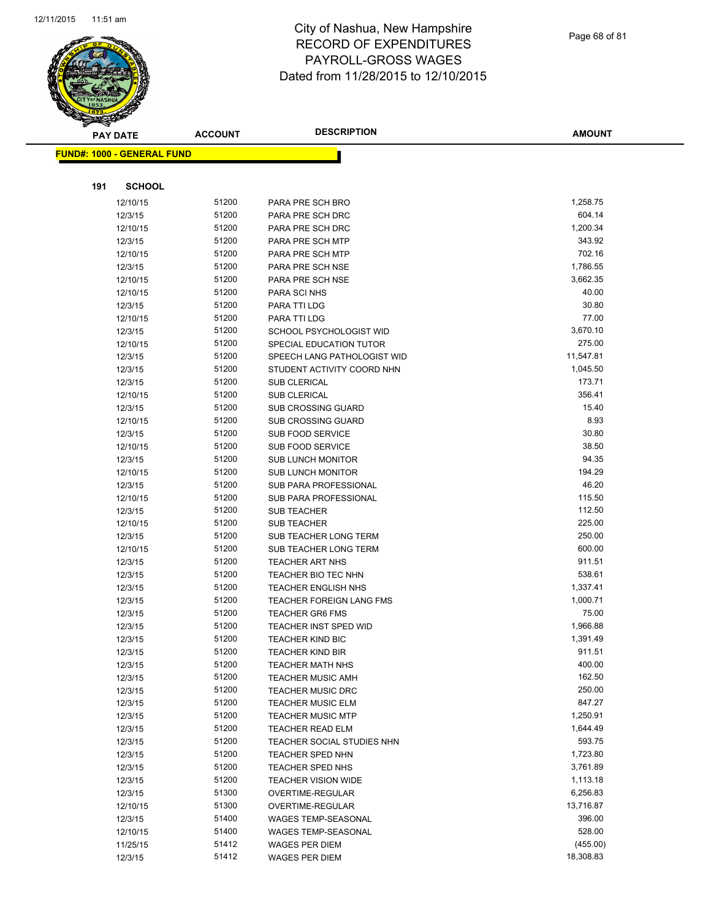# City of Nashua, New Hampshire
## RECORD OF EXPENDITURES
## PAYROLL-GROSS WAGES
## Dated from 11/28/2015 to 12/10/2015

**FUND#: 1000 - GENERAL FUND**

**191 SCHOOL**

| PAY DATE | ACCOUNT | DESCRIPTION | AMOUNT |
|---|---|---|---|
| 12/10/15 | 51200 | PARA PRE SCH BRO | 1,258.75 |
| 12/3/15 | 51200 | PARA PRE SCH DRC | 604.14 |
| 12/10/15 | 51200 | PARA PRE SCH DRC | 1,200.34 |
| 12/3/15 | 51200 | PARA PRE SCH MTP | 343.92 |
| 12/10/15 | 51200 | PARA PRE SCH MTP | 702.16 |
| 12/3/15 | 51200 | PARA PRE SCH NSE | 1,786.55 |
| 12/10/15 | 51200 | PARA PRE SCH NSE | 3,662.35 |
| 12/10/15 | 51200 | PARA SCI NHS | 40.00 |
| 12/3/15 | 51200 | PARA TTI LDG | 30.80 |
| 12/10/15 | 51200 | PARA TTI LDG | 77.00 |
| 12/3/15 | 51200 | SCHOOL PSYCHOLOGIST WID | 3,670.10 |
| 12/10/15 | 51200 | SPECIAL EDUCATION TUTOR | 275.00 |
| 12/3/15 | 51200 | SPEECH LANG PATHOLOGIST WID | 11,547.81 |
| 12/3/15 | 51200 | STUDENT ACTIVITY COORD NHN | 1,045.50 |
| 12/3/15 | 51200 | SUB CLERICAL | 173.71 |
| 12/10/15 | 51200 | SUB CLERICAL | 356.41 |
| 12/3/15 | 51200 | SUB CROSSING GUARD | 15.40 |
| 12/10/15 | 51200 | SUB CROSSING GUARD | 8.93 |
| 12/3/15 | 51200 | SUB FOOD SERVICE | 30.80 |
| 12/10/15 | 51200 | SUB FOOD SERVICE | 38.50 |
| 12/3/15 | 51200 | SUB LUNCH MONITOR | 94.35 |
| 12/10/15 | 51200 | SUB LUNCH MONITOR | 194.29 |
| 12/3/15 | 51200 | SUB PARA PROFESSIONAL | 46.20 |
| 12/10/15 | 51200 | SUB PARA PROFESSIONAL | 115.50 |
| 12/3/15 | 51200 | SUB TEACHER | 112.50 |
| 12/10/15 | 51200 | SUB TEACHER | 225.00 |
| 12/3/15 | 51200 | SUB TEACHER LONG TERM | 250.00 |
| 12/10/15 | 51200 | SUB TEACHER LONG TERM | 600.00 |
| 12/3/15 | 51200 | TEACHER ART NHS | 911.51 |
| 12/3/15 | 51200 | TEACHER BIO TEC NHN | 538.61 |
| 12/3/15 | 51200 | TEACHER ENGLISH NHS | 1,337.41 |
| 12/3/15 | 51200 | TEACHER FOREIGN LANG FMS | 1,000.71 |
| 12/3/15 | 51200 | TEACHER GR6 FMS | 75.00 |
| 12/3/15 | 51200 | TEACHER INST SPED WID | 1,966.88 |
| 12/3/15 | 51200 | TEACHER KIND BIC | 1,391.49 |
| 12/3/15 | 51200 | TEACHER KIND BIR | 911.51 |
| 12/3/15 | 51200 | TEACHER MATH NHS | 400.00 |
| 12/3/15 | 51200 | TEACHER MUSIC AMH | 162.50 |
| 12/3/15 | 51200 | TEACHER MUSIC DRC | 250.00 |
| 12/3/15 | 51200 | TEACHER MUSIC ELM | 847.27 |
| 12/3/15 | 51200 | TEACHER MUSIC MTP | 1,250.91 |
| 12/3/15 | 51200 | TEACHER READ ELM | 1,644.49 |
| 12/3/15 | 51200 | TEACHER SOCIAL STUDIES NHN | 593.75 |
| 12/3/15 | 51200 | TEACHER SPED NHN | 1,723.80 |
| 12/3/15 | 51200 | TEACHER SPED NHS | 3,761.89 |
| 12/3/15 | 51200 | TEACHER VISION WIDE | 1,113.18 |
| 12/3/15 | 51300 | OVERTIME-REGULAR | 6,256.83 |
| 12/10/15 | 51300 | OVERTIME-REGULAR | 13,716.87 |
| 12/3/15 | 51400 | WAGES TEMP-SEASONAL | 396.00 |
| 12/10/15 | 51400 | WAGES TEMP-SEASONAL | 528.00 |
| 11/25/15 | 51412 | WAGES PER DIEM | (455.00) |
| 12/3/15 | 51412 | WAGES PER DIEM | 18,308.83 |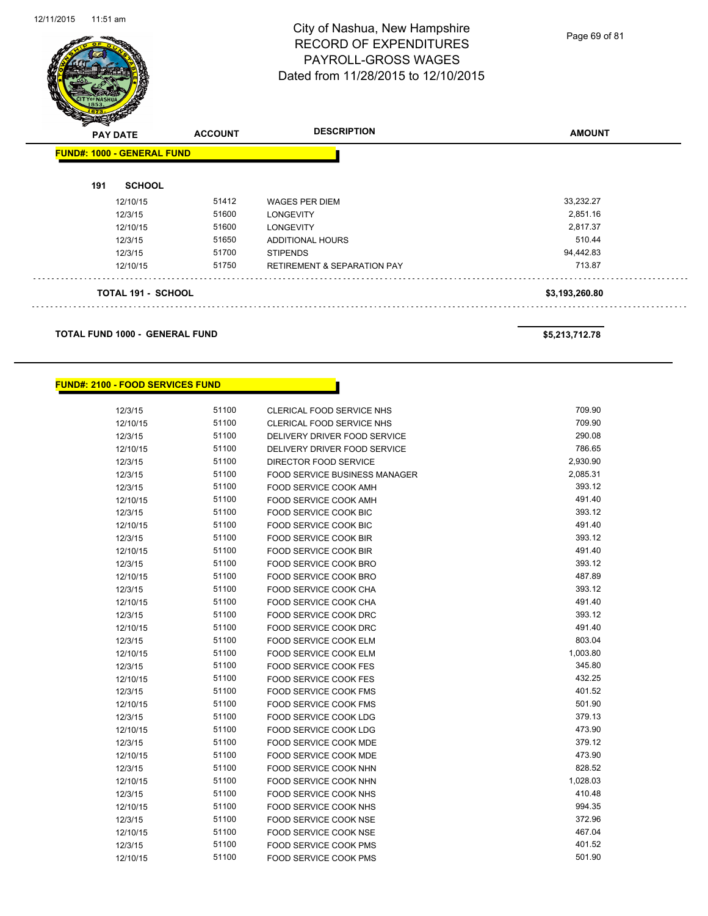# City of Nashua, New Hampshire
## RECORD OF EXPENDITURES
## PAYROLL-GROSS WAGES
## Dated from 11/28/2015 to 12/10/2015

| PAY DATE | ACCOUNT | DESCRIPTION | AMOUNT |
|---|---|---|---|

**FUND#: 1000 - GENERAL FUND**

**191 SCHOOL**

| PAY DATE | ACCOUNT | DESCRIPTION | AMOUNT |
|---|---|---|---|
| 12/10/15 | 51412 | WAGES PER DIEM | 33,232.27 |
| 12/3/15 | 51600 | LONGEVITY | 2,851.16 |
| 12/10/15 | 51600 | LONGEVITY | 2,817.37 |
| 12/3/15 | 51650 | ADDITIONAL HOURS | 510.44 |
| 12/3/15 | 51700 | STIPENDS | 94,442.83 |
| 12/10/15 | 51750 | RETIREMENT & SEPARATION PAY | 713.87 |

**TOTAL 191 - SCHOOL** **$3,193,260.80**

**TOTAL FUND 1000 - GENERAL FUND** **$5,213,712.78**

**FUND#: 2100 - FOOD SERVICES FUND**

| PAY DATE | ACCOUNT | DESCRIPTION | AMOUNT |
|---|---|---|---|
| 12/3/15 | 51100 | CLERICAL FOOD SERVICE NHS | 709.90 |
| 12/10/15 | 51100 | CLERICAL FOOD SERVICE NHS | 709.90 |
| 12/3/15 | 51100 | DELIVERY DRIVER FOOD SERVICE | 290.08 |
| 12/10/15 | 51100 | DELIVERY DRIVER FOOD SERVICE | 786.65 |
| 12/3/15 | 51100 | DIRECTOR FOOD SERVICE | 2,930.90 |
| 12/3/15 | 51100 | FOOD SERVICE BUSINESS MANAGER | 2,085.31 |
| 12/3/15 | 51100 | FOOD SERVICE COOK AMH | 393.12 |
| 12/10/15 | 51100 | FOOD SERVICE COOK AMH | 491.40 |
| 12/3/15 | 51100 | FOOD SERVICE COOK BIC | 393.12 |
| 12/10/15 | 51100 | FOOD SERVICE COOK BIC | 491.40 |
| 12/3/15 | 51100 | FOOD SERVICE COOK BIR | 393.12 |
| 12/10/15 | 51100 | FOOD SERVICE COOK BIR | 491.40 |
| 12/3/15 | 51100 | FOOD SERVICE COOK BRO | 393.12 |
| 12/10/15 | 51100 | FOOD SERVICE COOK BRO | 487.89 |
| 12/3/15 | 51100 | FOOD SERVICE COOK CHA | 393.12 |
| 12/10/15 | 51100 | FOOD SERVICE COOK CHA | 491.40 |
| 12/3/15 | 51100 | FOOD SERVICE COOK DRC | 393.12 |
| 12/10/15 | 51100 | FOOD SERVICE COOK DRC | 491.40 |
| 12/3/15 | 51100 | FOOD SERVICE COOK ELM | 803.04 |
| 12/10/15 | 51100 | FOOD SERVICE COOK ELM | 1,003.80 |
| 12/3/15 | 51100 | FOOD SERVICE COOK FES | 345.80 |
| 12/10/15 | 51100 | FOOD SERVICE COOK FES | 432.25 |
| 12/3/15 | 51100 | FOOD SERVICE COOK FMS | 401.52 |
| 12/10/15 | 51100 | FOOD SERVICE COOK FMS | 501.90 |
| 12/3/15 | 51100 | FOOD SERVICE COOK LDG | 379.13 |
| 12/10/15 | 51100 | FOOD SERVICE COOK LDG | 473.90 |
| 12/3/15 | 51100 | FOOD SERVICE COOK MDE | 379.12 |
| 12/10/15 | 51100 | FOOD SERVICE COOK MDE | 473.90 |
| 12/3/15 | 51100 | FOOD SERVICE COOK NHN | 828.52 |
| 12/10/15 | 51100 | FOOD SERVICE COOK NHN | 1,028.03 |
| 12/3/15 | 51100 | FOOD SERVICE COOK NHS | 410.48 |
| 12/10/15 | 51100 | FOOD SERVICE COOK NHS | 994.35 |
| 12/3/15 | 51100 | FOOD SERVICE COOK NSE | 372.96 |
| 12/10/15 | 51100 | FOOD SERVICE COOK NSE | 467.04 |
| 12/3/15 | 51100 | FOOD SERVICE COOK PMS | 401.52 |
| 12/10/15 | 51100 | FOOD SERVICE COOK PMS | 501.90 |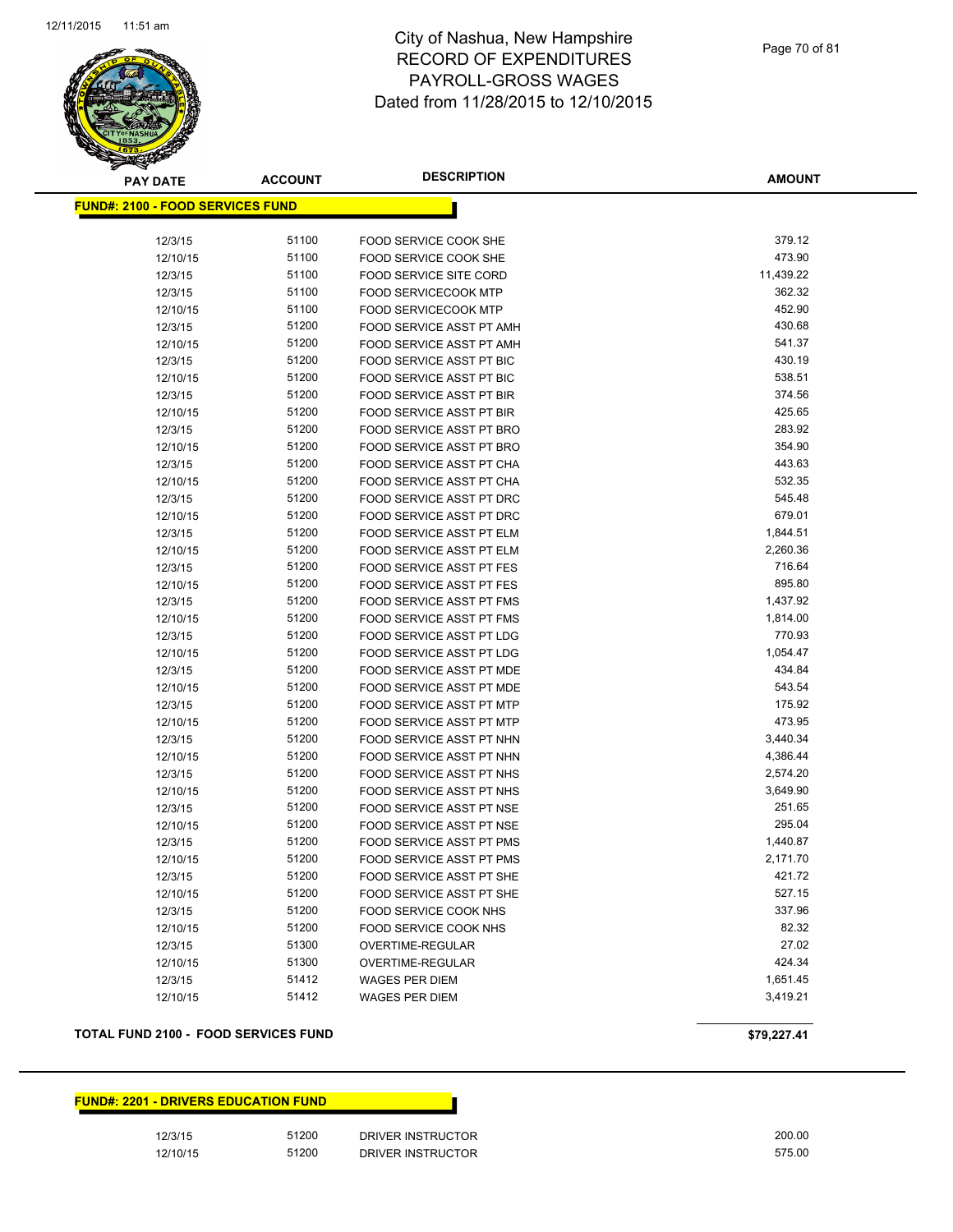# City of Nashua, New Hampshire
# RECORD OF EXPENDITURES
# PAYROLL-GROSS WAGES
# Dated from 11/28/2015 to 12/10/2015

| PAY DATE | ACCOUNT | DESCRIPTION | AMOUNT |
|---|---|---|---|

**FUND#: 2100 - FOOD SERVICES FUND**

| PAY DATE | ACCOUNT | DESCRIPTION | AMOUNT |
|---|---|---|---|
| 12/3/15 | 51100 | FOOD SERVICE COOK SHE | 379.12 |
| 12/10/15 | 51100 | FOOD SERVICE COOK SHE | 473.90 |
| 12/3/15 | 51100 | FOOD SERVICE SITE CORD | 11,439.22 |
| 12/3/15 | 51100 | FOOD SERVICECOOK MTP | 362.32 |
| 12/10/15 | 51100 | FOOD SERVICECOOK MTP | 452.90 |
| 12/3/15 | 51200 | FOOD SERVICE ASST PT AMH | 430.68 |
| 12/10/15 | 51200 | FOOD SERVICE ASST PT AMH | 541.37 |
| 12/3/15 | 51200 | FOOD SERVICE ASST PT BIC | 430.19 |
| 12/10/15 | 51200 | FOOD SERVICE ASST PT BIC | 538.51 |
| 12/3/15 | 51200 | FOOD SERVICE ASST PT BIR | 374.56 |
| 12/10/15 | 51200 | FOOD SERVICE ASST PT BIR | 425.65 |
| 12/3/15 | 51200 | FOOD SERVICE ASST PT BRO | 283.92 |
| 12/10/15 | 51200 | FOOD SERVICE ASST PT BRO | 354.90 |
| 12/3/15 | 51200 | FOOD SERVICE ASST PT CHA | 443.63 |
| 12/10/15 | 51200 | FOOD SERVICE ASST PT CHA | 532.35 |
| 12/3/15 | 51200 | FOOD SERVICE ASST PT DRC | 545.48 |
| 12/10/15 | 51200 | FOOD SERVICE ASST PT DRC | 679.01 |
| 12/3/15 | 51200 | FOOD SERVICE ASST PT ELM | 1,844.51 |
| 12/10/15 | 51200 | FOOD SERVICE ASST PT ELM | 2,260.36 |
| 12/3/15 | 51200 | FOOD SERVICE ASST PT FES | 716.64 |
| 12/10/15 | 51200 | FOOD SERVICE ASST PT FES | 895.80 |
| 12/3/15 | 51200 | FOOD SERVICE ASST PT FMS | 1,437.92 |
| 12/10/15 | 51200 | FOOD SERVICE ASST PT FMS | 1,814.00 |
| 12/3/15 | 51200 | FOOD SERVICE ASST PT LDG | 770.93 |
| 12/10/15 | 51200 | FOOD SERVICE ASST PT LDG | 1,054.47 |
| 12/3/15 | 51200 | FOOD SERVICE ASST PT MDE | 434.84 |
| 12/10/15 | 51200 | FOOD SERVICE ASST PT MDE | 543.54 |
| 12/3/15 | 51200 | FOOD SERVICE ASST PT MTP | 175.92 |
| 12/10/15 | 51200 | FOOD SERVICE ASST PT MTP | 473.95 |
| 12/3/15 | 51200 | FOOD SERVICE ASST PT NHN | 3,440.34 |
| 12/10/15 | 51200 | FOOD SERVICE ASST PT NHN | 4,386.44 |
| 12/3/15 | 51200 | FOOD SERVICE ASST PT NHS | 2,574.20 |
| 12/10/15 | 51200 | FOOD SERVICE ASST PT NHS | 3,649.90 |
| 12/3/15 | 51200 | FOOD SERVICE ASST PT NSE | 251.65 |
| 12/10/15 | 51200 | FOOD SERVICE ASST PT NSE | 295.04 |
| 12/3/15 | 51200 | FOOD SERVICE ASST PT PMS | 1,440.87 |
| 12/10/15 | 51200 | FOOD SERVICE ASST PT PMS | 2,171.70 |
| 12/3/15 | 51200 | FOOD SERVICE ASST PT SHE | 421.72 |
| 12/10/15 | 51200 | FOOD SERVICE ASST PT SHE | 527.15 |
| 12/3/15 | 51200 | FOOD SERVICE COOK NHS | 337.96 |
| 12/10/15 | 51200 | FOOD SERVICE COOK NHS | 82.32 |
| 12/3/15 | 51300 | OVERTIME-REGULAR | 27.02 |
| 12/10/15 | 51300 | OVERTIME-REGULAR | 424.34 |
| 12/3/15 | 51412 | WAGES PER DIEM | 1,651.45 |
| 12/10/15 | 51412 | WAGES PER DIEM | 3,419.21 |

**TOTAL FUND 2100 - FOOD SERVICES FUND** **$79,227.41**

**FUND#: 2201 - DRIVERS EDUCATION FUND**

| PAY DATE | ACCOUNT | DESCRIPTION | AMOUNT |
|---|---|---|---|
| 12/3/15 | 51200 | DRIVER INSTRUCTOR | 200.00 |
| 12/10/15 | 51200 | DRIVER INSTRUCTOR | 575.00 |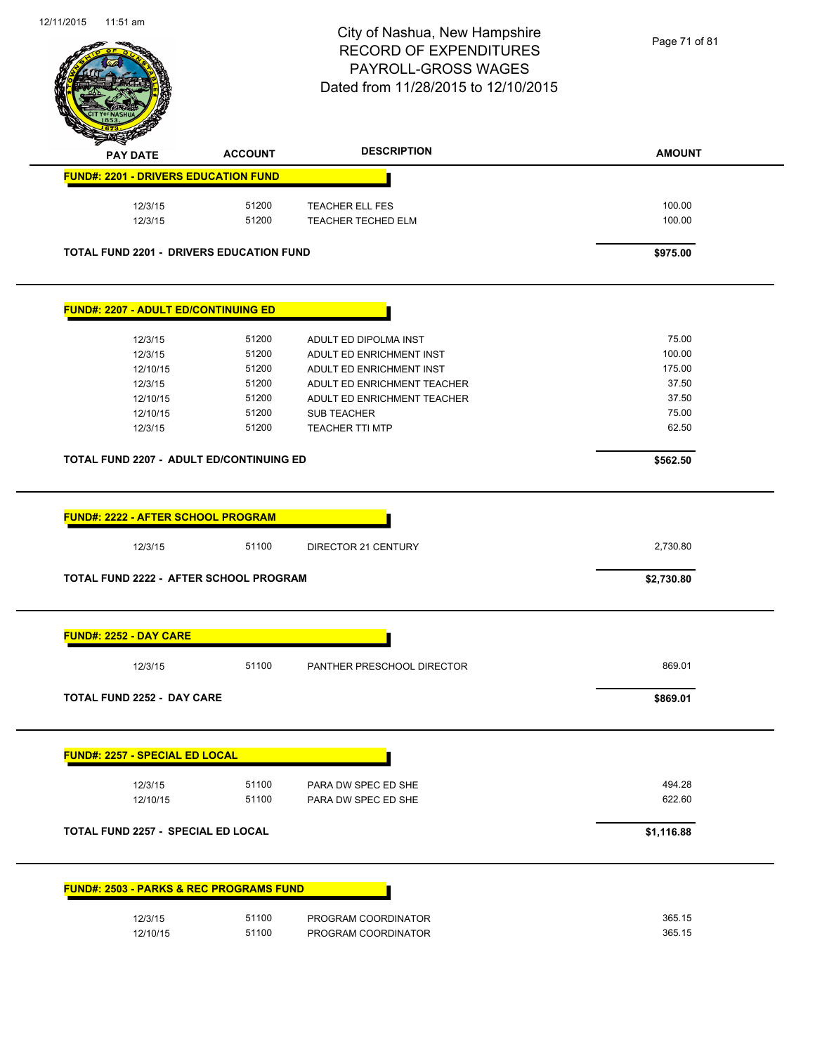# City of Nashua, New Hampshire
# RECORD OF EXPENDITURES
# PAYROLL-GROSS WAGES
# Dated from 11/28/2015 to 12/10/2015

12/11/2015 11:51 am

| PAY DATE | ACCOUNT | DESCRIPTION | AMOUNT |
|---|---|---|---|
| **FUND#: 2201 - DRIVERS EDUCATION FUND** | | | |
| 12/3/15 | 51200 | TEACHER ELL FES | 100.00 |
| 12/3/15 | 51200 | TEACHER TECHED ELM | 100.00 |
| **TOTAL FUND 2201 - DRIVERS EDUCATION FUND** | | | **$975.00** |
| **FUND#: 2207 - ADULT ED/CONTINUING ED** | | | |
| 12/3/15 | 51200 | ADULT ED DIPOLMA INST | 75.00 |
| 12/3/15 | 51200 | ADULT ED ENRICHMENT INST | 100.00 |
| 12/10/15 | 51200 | ADULT ED ENRICHMENT INST | 175.00 |
| 12/3/15 | 51200 | ADULT ED ENRICHMENT TEACHER | 37.50 |
| 12/10/15 | 51200 | ADULT ED ENRICHMENT TEACHER | 37.50 |
| 12/10/15 | 51200 | SUB TEACHER | 75.00 |
| 12/3/15 | 51200 | TEACHER TTI MTP | 62.50 |
| **TOTAL FUND 2207 - ADULT ED/CONTINUING ED** | | | **$562.50** |
| **FUND#: 2222 - AFTER SCHOOL PROGRAM** | | | |
| 12/3/15 | 51100 | DIRECTOR 21 CENTURY | 2,730.80 |
| **TOTAL FUND 2222 - AFTER SCHOOL PROGRAM** | | | **$2,730.80** |
| **FUND#: 2252 - DAY CARE** | | | |
| 12/3/15 | 51100 | PANTHER PRESCHOOL DIRECTOR | 869.01 |
| **TOTAL FUND 2252 - DAY CARE** | | | **$869.01** |
| **FUND#: 2257 - SPECIAL ED LOCAL** | | | |
| 12/3/15 | 51100 | PARA DW SPEC ED SHE | 494.28 |
| 12/10/15 | 51100 | PARA DW SPEC ED SHE | 622.60 |
| **TOTAL FUND 2257 - SPECIAL ED LOCAL** | | | **$1,116.88** |
| **FUND#: 2503 - PARKS & REC PROGRAMS FUND** | | | |
| 12/3/15 | 51100 | PROGRAM COORDINATOR | 365.15 |
| 12/10/15 | 51100 | PROGRAM COORDINATOR | 365.15 |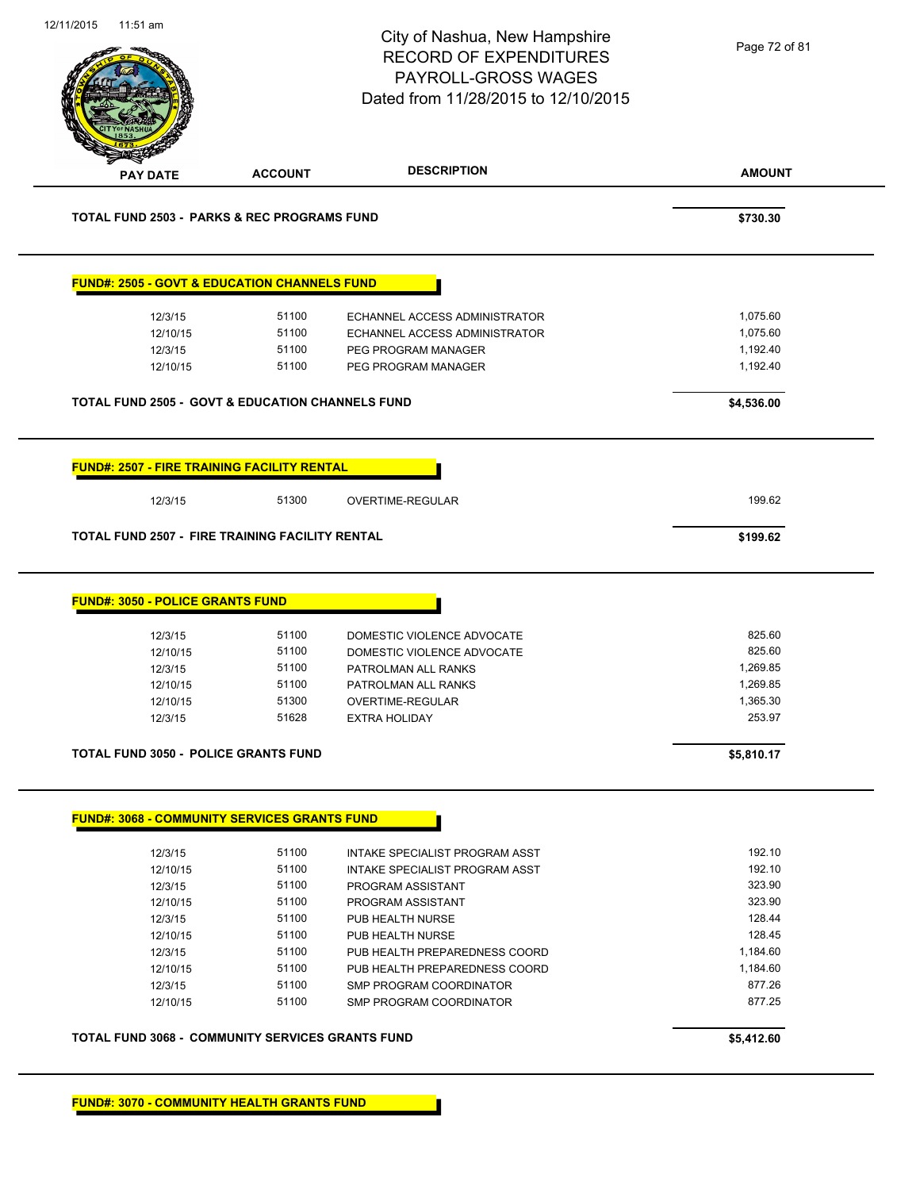# City of Nashua, New Hampshire
## RECORD OF EXPENDITURES
## PAYROLL-GROSS WAGES
## Dated from 11/28/2015 to 12/10/2015

| PAY DATE | ACCOUNT | DESCRIPTION | AMOUNT |
|---|---|---|---|
| **TOTAL FUND 2503 - PARKS & REC PROGRAMS FUND** | | | **$730.30** |

**FUND#: 2505 - GOVT & EDUCATION CHANNELS FUND**

| PAY DATE | ACCOUNT | DESCRIPTION | AMOUNT |
|---|---|---|---|
| 12/3/15 | 51100 | ECHANNEL ACCESS ADMINISTRATOR | 1,075.60 |
| 12/10/15 | 51100 | ECHANNEL ACCESS ADMINISTRATOR | 1,075.60 |
| 12/3/15 | 51100 | PEG PROGRAM MANAGER | 1,192.40 |
| 12/10/15 | 51100 | PEG PROGRAM MANAGER | 1,192.40 |
| **TOTAL FUND 2505 - GOVT & EDUCATION CHANNELS FUND** | | | **$4,536.00** |

**FUND#: 2507 - FIRE TRAINING FACILITY RENTAL**

| PAY DATE | ACCOUNT | DESCRIPTION | AMOUNT |
|---|---|---|---|
| 12/3/15 | 51300 | OVERTIME-REGULAR | 199.62 |
| **TOTAL FUND 2507 - FIRE TRAINING FACILITY RENTAL** | | | **$199.62** |

**FUND#: 3050 - POLICE GRANTS FUND**

| PAY DATE | ACCOUNT | DESCRIPTION | AMOUNT |
|---|---|---|---|
| 12/3/15 | 51100 | DOMESTIC VIOLENCE ADVOCATE | 825.60 |
| 12/10/15 | 51100 | DOMESTIC VIOLENCE ADVOCATE | 825.60 |
| 12/3/15 | 51100 | PATROLMAN ALL RANKS | 1,269.85 |
| 12/10/15 | 51100 | PATROLMAN ALL RANKS | 1,269.85 |
| 12/10/15 | 51300 | OVERTIME-REGULAR | 1,365.30 |
| 12/3/15 | 51628 | EXTRA HOLIDAY | 253.97 |
| **TOTAL FUND 3050 - POLICE GRANTS FUND** | | | **$5,810.17** |

**FUND#: 3068 - COMMUNITY SERVICES GRANTS FUND**

| PAY DATE | ACCOUNT | DESCRIPTION | AMOUNT |
|---|---|---|---|
| 12/3/15 | 51100 | INTAKE SPECIALIST PROGRAM ASST | 192.10 |
| 12/10/15 | 51100 | INTAKE SPECIALIST PROGRAM ASST | 192.10 |
| 12/3/15 | 51100 | PROGRAM ASSISTANT | 323.90 |
| 12/10/15 | 51100 | PROGRAM ASSISTANT | 323.90 |
| 12/3/15 | 51100 | PUB HEALTH NURSE | 128.44 |
| 12/10/15 | 51100 | PUB HEALTH NURSE | 128.45 |
| 12/3/15 | 51100 | PUB HEALTH PREPAREDNESS COORD | 1,184.60 |
| 12/10/15 | 51100 | PUB HEALTH PREPAREDNESS COORD | 1,184.60 |
| 12/3/15 | 51100 | SMP PROGRAM COORDINATOR | 877.26 |
| 12/10/15 | 51100 | SMP PROGRAM COORDINATOR | 877.25 |
| **TOTAL FUND 3068 - COMMUNITY SERVICES GRANTS FUND** | | | **$5,412.60** |

**FUND#: 3070 - COMMUNITY HEALTH GRANTS FUND**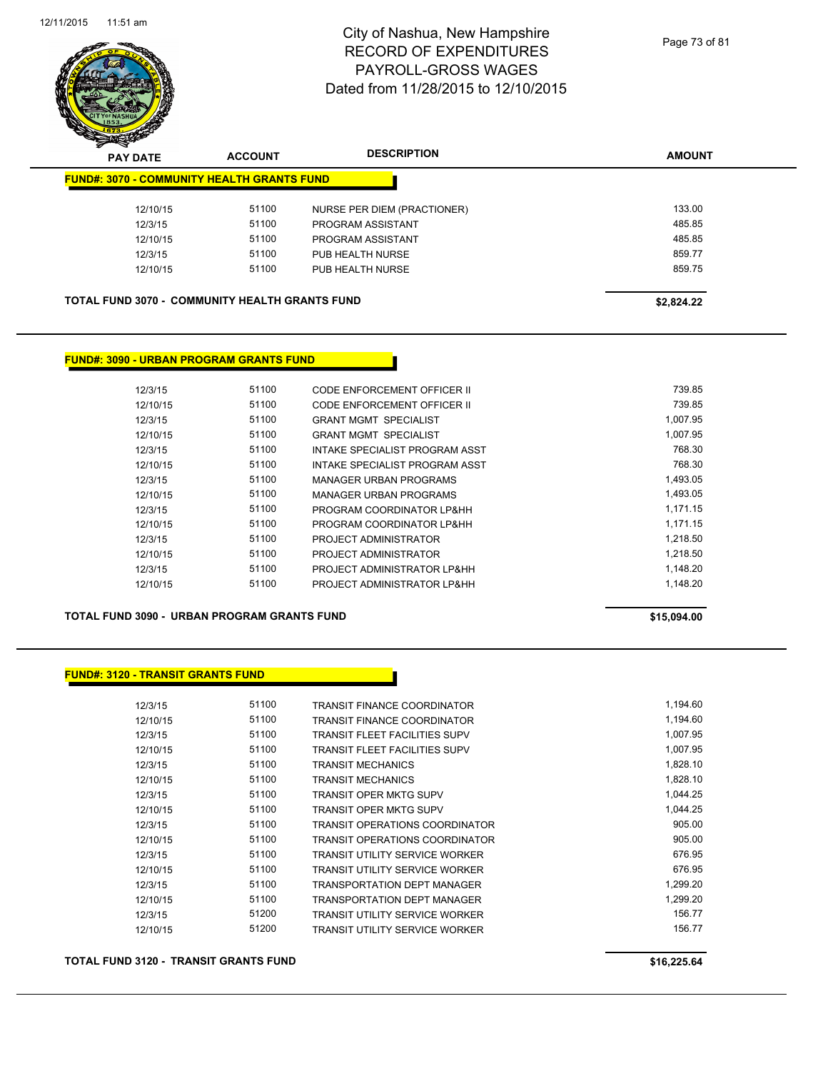# City of Nashua, New Hampshire
## RECORD OF EXPENDITURES
## PAYROLL-GROSS WAGES
## Dated from 11/28/2015 to 12/10/2015

### FUND#: 3070 - COMMUNITY HEALTH GRANTS FUND

| PAY DATE | ACCOUNT | DESCRIPTION | AMOUNT |
|---|---|---|---|
| 12/10/15 | 51100 | NURSE PER DIEM (PRACTIONER) | 133.00 |
| 12/3/15 | 51100 | PROGRAM ASSISTANT | 485.85 |
| 12/10/15 | 51100 | PROGRAM ASSISTANT | 485.85 |
| 12/3/15 | 51100 | PUB HEALTH NURSE | 859.77 |
| 12/10/15 | 51100 | PUB HEALTH NURSE | 859.75 |

**TOTAL FUND 3070 - COMMUNITY HEALTH GRANTS FUND** **$2,824.22**

### FUND#: 3090 - URBAN PROGRAM GRANTS FUND

| PAY DATE | ACCOUNT | DESCRIPTION | AMOUNT |
|---|---|---|---|
| 12/3/15 | 51100 | CODE ENFORCEMENT OFFICER II | 739.85 |
| 12/10/15 | 51100 | CODE ENFORCEMENT OFFICER II | 739.85 |
| 12/3/15 | 51100 | GRANT MGMT SPECIALIST | 1,007.95 |
| 12/10/15 | 51100 | GRANT MGMT SPECIALIST | 1,007.95 |
| 12/3/15 | 51100 | INTAKE SPECIALIST PROGRAM ASST | 768.30 |
| 12/10/15 | 51100 | INTAKE SPECIALIST PROGRAM ASST | 768.30 |
| 12/3/15 | 51100 | MANAGER URBAN PROGRAMS | 1,493.05 |
| 12/10/15 | 51100 | MANAGER URBAN PROGRAMS | 1,493.05 |
| 12/3/15 | 51100 | PROGRAM COORDINATOR LP&HH | 1,171.15 |
| 12/10/15 | 51100 | PROGRAM COORDINATOR LP&HH | 1,171.15 |
| 12/3/15 | 51100 | PROJECT ADMINISTRATOR | 1,218.50 |
| 12/10/15 | 51100 | PROJECT ADMINISTRATOR | 1,218.50 |
| 12/3/15 | 51100 | PROJECT ADMINISTRATOR LP&HH | 1,148.20 |
| 12/10/15 | 51100 | PROJECT ADMINISTRATOR LP&HH | 1,148.20 |

**TOTAL FUND 3090 - URBAN PROGRAM GRANTS FUND** **$15,094.00**

### FUND#: 3120 - TRANSIT GRANTS FUND

| PAY DATE | ACCOUNT | DESCRIPTION | AMOUNT |
|---|---|---|---|
| 12/3/15 | 51100 | TRANSIT FINANCE COORDINATOR | 1,194.60 |
| 12/10/15 | 51100 | TRANSIT FINANCE COORDINATOR | 1,194.60 |
| 12/3/15 | 51100 | TRANSIT FLEET FACILITIES SUPV | 1,007.95 |
| 12/10/15 | 51100 | TRANSIT FLEET FACILITIES SUPV | 1,007.95 |
| 12/3/15 | 51100 | TRANSIT MECHANICS | 1,828.10 |
| 12/10/15 | 51100 | TRANSIT MECHANICS | 1,828.10 |
| 12/3/15 | 51100 | TRANSIT OPER MKTG SUPV | 1,044.25 |
| 12/10/15 | 51100 | TRANSIT OPER MKTG SUPV | 1,044.25 |
| 12/3/15 | 51100 | TRANSIT OPERATIONS COORDINATOR | 905.00 |
| 12/10/15 | 51100 | TRANSIT OPERATIONS COORDINATOR | 905.00 |
| 12/3/15 | 51100 | TRANSIT UTILITY SERVICE WORKER | 676.95 |
| 12/10/15 | 51100 | TRANSIT UTILITY SERVICE WORKER | 676.95 |
| 12/3/15 | 51100 | TRANSPORTATION DEPT MANAGER | 1,299.20 |
| 12/10/15 | 51100 | TRANSPORTATION DEPT MANAGER | 1,299.20 |
| 12/3/15 | 51200 | TRANSIT UTILITY SERVICE WORKER | 156.77 |
| 12/10/15 | 51200 | TRANSIT UTILITY SERVICE WORKER | 156.77 |

**TOTAL FUND 3120 - TRANSIT GRANTS FUND** **$16,225.64**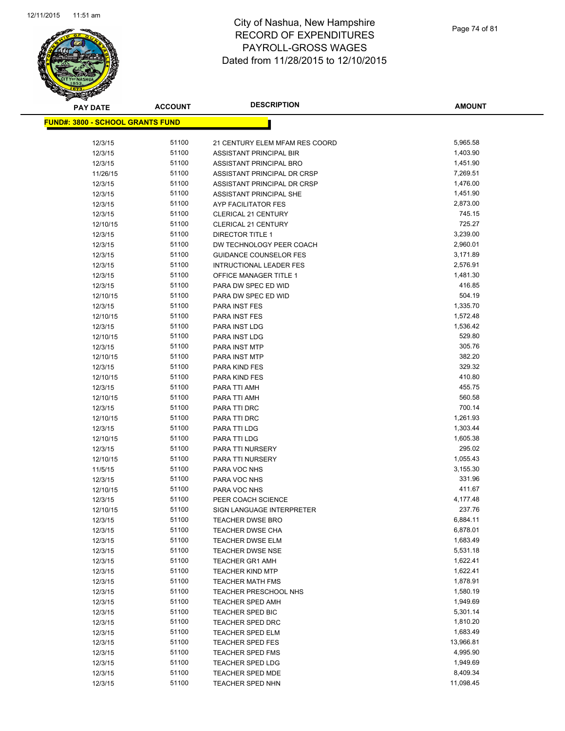# City of Nashua, New Hampshire
# RECORD OF EXPENDITURES
# PAYROLL-GROSS WAGES
# Dated from 11/28/2015 to 12/10/2015

**FUND#: 3800 - SCHOOL GRANTS FUND**

| PAY DATE | ACCOUNT | DESCRIPTION | AMOUNT |
|---|---|---|---|
| 12/3/15 | 51100 | 21 CENTURY ELEM MFAM RES COORD | 5,965.58 |
| 12/3/15 | 51100 | ASSISTANT PRINCIPAL BIR | 1,403.90 |
| 12/3/15 | 51100 | ASSISTANT PRINCIPAL BRO | 1,451.90 |
| 11/26/15 | 51100 | ASSISTANT PRINCIPAL DR CRSP | 7,269.51 |
| 12/3/15 | 51100 | ASSISTANT PRINCIPAL DR CRSP | 1,476.00 |
| 12/3/15 | 51100 | ASSISTANT PRINCIPAL SHE | 1,451.90 |
| 12/3/15 | 51100 | AYP FACILITATOR FES | 2,873.00 |
| 12/3/15 | 51100 | CLERICAL 21 CENTURY | 745.15 |
| 12/10/15 | 51100 | CLERICAL 21 CENTURY | 725.27 |
| 12/3/15 | 51100 | DIRECTOR TITLE 1 | 3,239.00 |
| 12/3/15 | 51100 | DW TECHNOLOGY PEER COACH | 2,960.01 |
| 12/3/15 | 51100 | GUIDANCE COUNSELOR FES | 3,171.89 |
| 12/3/15 | 51100 | INTRUCTIONAL LEADER FES | 2,576.91 |
| 12/3/15 | 51100 | OFFICE MANAGER TITLE 1 | 1,481.30 |
| 12/3/15 | 51100 | PARA DW SPEC ED WID | 416.85 |
| 12/10/15 | 51100 | PARA DW SPEC ED WID | 504.19 |
| 12/3/15 | 51100 | PARA INST FES | 1,335.70 |
| 12/10/15 | 51100 | PARA INST FES | 1,572.48 |
| 12/3/15 | 51100 | PARA INST LDG | 1,536.42 |
| 12/10/15 | 51100 | PARA INST LDG | 529.80 |
| 12/3/15 | 51100 | PARA INST MTP | 305.76 |
| 12/10/15 | 51100 | PARA INST MTP | 382.20 |
| 12/3/15 | 51100 | PARA KIND FES | 329.32 |
| 12/10/15 | 51100 | PARA KIND FES | 410.80 |
| 12/3/15 | 51100 | PARA TTI AMH | 455.75 |
| 12/10/15 | 51100 | PARA TTI AMH | 560.58 |
| 12/3/15 | 51100 | PARA TTI DRC | 700.14 |
| 12/10/15 | 51100 | PARA TTI DRC | 1,261.93 |
| 12/3/15 | 51100 | PARA TTI LDG | 1,303.44 |
| 12/10/15 | 51100 | PARA TTI LDG | 1,605.38 |
| 12/3/15 | 51100 | PARA TTI NURSERY | 295.02 |
| 12/10/15 | 51100 | PARA TTI NURSERY | 1,055.43 |
| 11/5/15 | 51100 | PARA VOC NHS | 3,155.30 |
| 12/3/15 | 51100 | PARA VOC NHS | 331.96 |
| 12/10/15 | 51100 | PARA VOC NHS | 411.67 |
| 12/3/15 | 51100 | PEER COACH SCIENCE | 4,177.48 |
| 12/10/15 | 51100 | SIGN LANGUAGE INTERPRETER | 237.76 |
| 12/3/15 | 51100 | TEACHER DWSE BRO | 6,884.11 |
| 12/3/15 | 51100 | TEACHER DWSE CHA | 6,878.01 |
| 12/3/15 | 51100 | TEACHER DWSE ELM | 1,683.49 |
| 12/3/15 | 51100 | TEACHER DWSE NSE | 5,531.18 |
| 12/3/15 | 51100 | TEACHER GR1 AMH | 1,622.41 |
| 12/3/15 | 51100 | TEACHER KIND MTP | 1,622.41 |
| 12/3/15 | 51100 | TEACHER MATH FMS | 1,878.91 |
| 12/3/15 | 51100 | TEACHER PRESCHOOL NHS | 1,580.19 |
| 12/3/15 | 51100 | TEACHER SPED AMH | 1,949.69 |
| 12/3/15 | 51100 | TEACHER SPED BIC | 5,301.14 |
| 12/3/15 | 51100 | TEACHER SPED DRC | 1,810.20 |
| 12/3/15 | 51100 | TEACHER SPED ELM | 1,683.49 |
| 12/3/15 | 51100 | TEACHER SPED FES | 13,966.81 |
| 12/3/15 | 51100 | TEACHER SPED FMS | 4,995.90 |
| 12/3/15 | 51100 | TEACHER SPED LDG | 1,949.69 |
| 12/3/15 | 51100 | TEACHER SPED MDE | 8,409.34 |
| 12/3/15 | 51100 | TEACHER SPED NHN | 11,098.45 |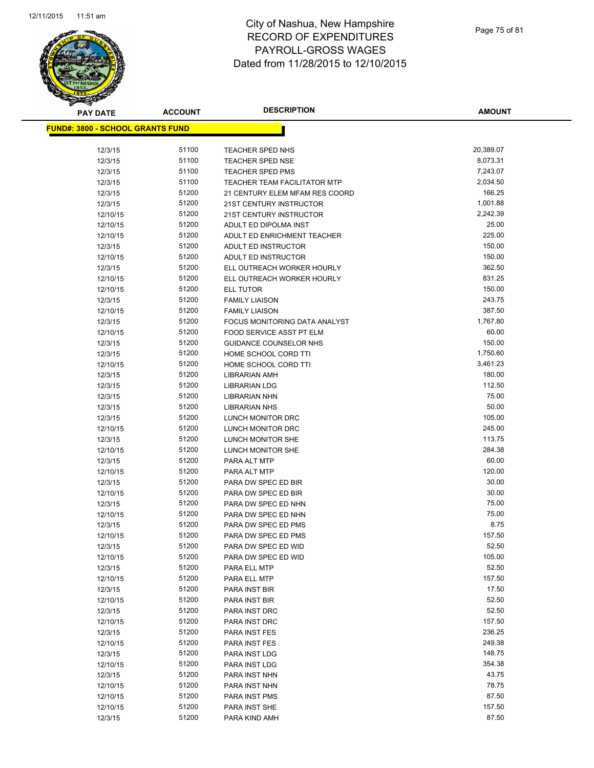# City of Nashua, New Hampshire
## RECORD OF EXPENDITURES
## PAYROLL-GROSS WAGES
## Dated from 11/28/2015 to 12/10/2015

**FUND#: 3800 - SCHOOL GRANTS FUND**

| PAY DATE | ACCOUNT | DESCRIPTION | AMOUNT |
|---|---|---|---|
| 12/3/15 | 51100 | TEACHER SPED NHS | 20,389.07 |
| 12/3/15 | 51100 | TEACHER SPED NSE | 8,073.31 |
| 12/3/15 | 51100 | TEACHER SPED PMS | 7,243.07 |
| 12/3/15 | 51100 | TEACHER TEAM FACILITATOR MTP | 2,034.50 |
| 12/3/15 | 51200 | 21 CENTURY ELEM MFAM RES COORD | 166.25 |
| 12/3/15 | 51200 | 21ST CENTURY INSTRUCTOR | 1,001.88 |
| 12/10/15 | 51200 | 21ST CENTURY INSTRUCTOR | 2,242.39 |
| 12/10/15 | 51200 | ADULT ED DIPOLMA INST | 25.00 |
| 12/10/15 | 51200 | ADULT ED ENRICHMENT TEACHER | 225.00 |
| 12/3/15 | 51200 | ADULT ED INSTRUCTOR | 150.00 |
| 12/10/15 | 51200 | ADULT ED INSTRUCTOR | 150.00 |
| 12/3/15 | 51200 | ELL OUTREACH WORKER HOURLY | 362.50 |
| 12/10/15 | 51200 | ELL OUTREACH WORKER HOURLY | 831.25 |
| 12/10/15 | 51200 | ELL TUTOR | 150.00 |
| 12/3/15 | 51200 | FAMILY LIAISON | 243.75 |
| 12/10/15 | 51200 | FAMILY LIAISON | 387.50 |
| 12/3/15 | 51200 | FOCUS MONITORING DATA ANALYST | 1,767.80 |
| 12/10/15 | 51200 | FOOD SERVICE ASST PT ELM | 60.00 |
| 12/3/15 | 51200 | GUIDANCE COUNSELOR NHS | 150.00 |
| 12/3/15 | 51200 | HOME SCHOOL CORD TTI | 1,750.60 |
| 12/10/15 | 51200 | HOME SCHOOL CORD TTI | 3,461.23 |
| 12/3/15 | 51200 | LIBRARIAN AMH | 180.00 |
| 12/3/15 | 51200 | LIBRARIAN LDG | 112.50 |
| 12/3/15 | 51200 | LIBRARIAN NHN | 75.00 |
| 12/3/15 | 51200 | LIBRARIAN NHS | 50.00 |
| 12/3/15 | 51200 | LUNCH MONITOR DRC | 105.00 |
| 12/10/15 | 51200 | LUNCH MONITOR DRC | 245.00 |
| 12/3/15 | 51200 | LUNCH MONITOR SHE | 113.75 |
| 12/10/15 | 51200 | LUNCH MONITOR SHE | 284.38 |
| 12/3/15 | 51200 | PARA ALT MTP | 60.00 |
| 12/10/15 | 51200 | PARA ALT MTP | 120.00 |
| 12/3/15 | 51200 | PARA DW SPEC ED BIR | 30.00 |
| 12/10/15 | 51200 | PARA DW SPEC ED BIR | 30.00 |
| 12/3/15 | 51200 | PARA DW SPEC ED NHN | 75.00 |
| 12/10/15 | 51200 | PARA DW SPEC ED NHN | 75.00 |
| 12/3/15 | 51200 | PARA DW SPEC ED PMS | 8.75 |
| 12/10/15 | 51200 | PARA DW SPEC ED PMS | 157.50 |
| 12/3/15 | 51200 | PARA DW SPEC ED WID | 52.50 |
| 12/10/15 | 51200 | PARA DW SPEC ED WID | 105.00 |
| 12/3/15 | 51200 | PARA ELL MTP | 52.50 |
| 12/10/15 | 51200 | PARA ELL MTP | 157.50 |
| 12/3/15 | 51200 | PARA INST BIR | 17.50 |
| 12/10/15 | 51200 | PARA INST BIR | 52.50 |
| 12/3/15 | 51200 | PARA INST DRC | 52.50 |
| 12/10/15 | 51200 | PARA INST DRC | 157.50 |
| 12/3/15 | 51200 | PARA INST FES | 236.25 |
| 12/10/15 | 51200 | PARA INST FES | 249.38 |
| 12/3/15 | 51200 | PARA INST LDG | 148.75 |
| 12/10/15 | 51200 | PARA INST LDG | 354.38 |
| 12/3/15 | 51200 | PARA INST NHN | 43.75 |
| 12/10/15 | 51200 | PARA INST NHN | 78.75 |
| 12/10/15 | 51200 | PARA INST PMS | 87.50 |
| 12/10/15 | 51200 | PARA INST SHE | 157.50 |
| 12/3/15 | 51200 | PARA KIND AMH | 87.50 |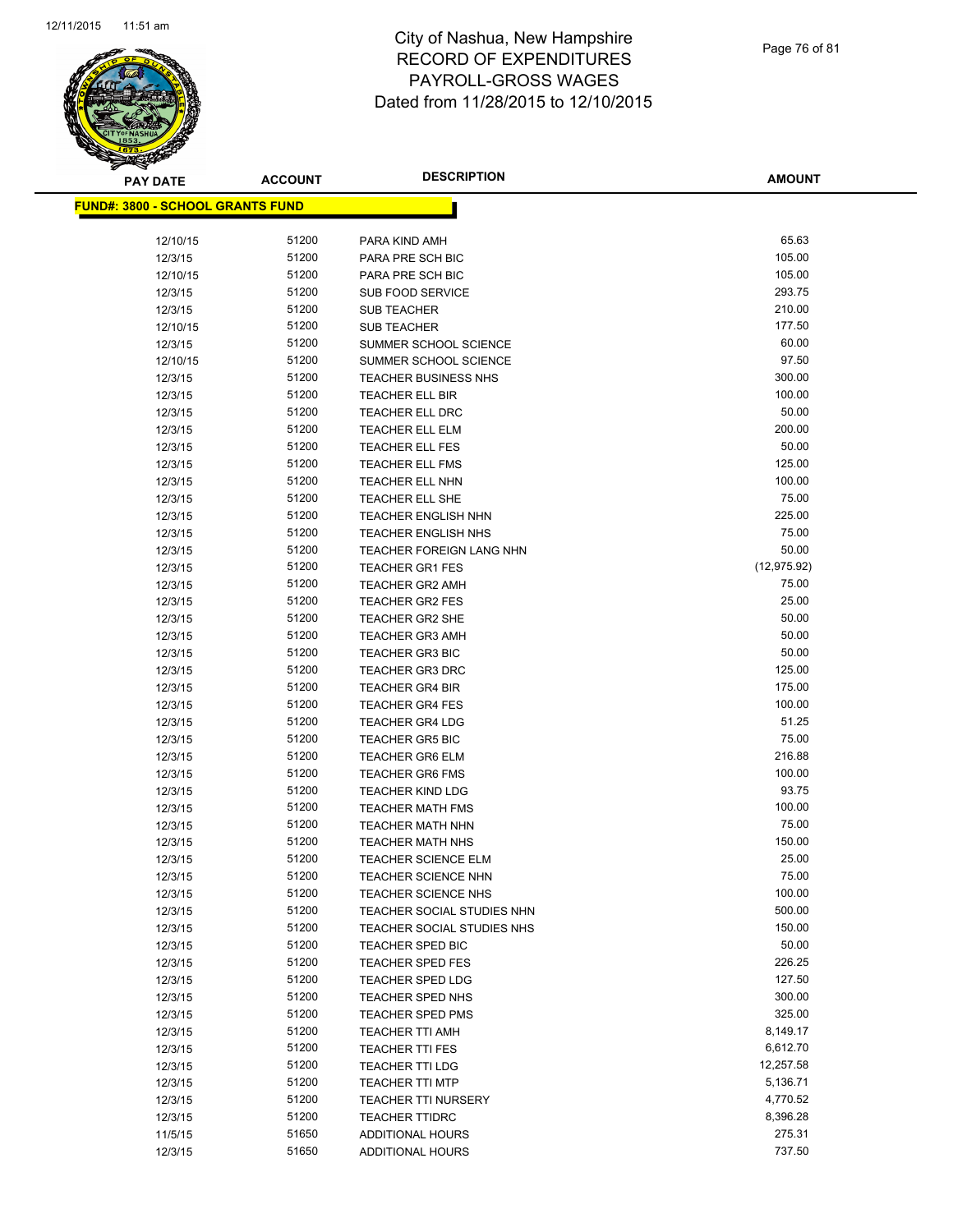# City of Nashua, New Hampshire
## RECORD OF EXPENDITURES
## PAYROLL-GROSS WAGES
## Dated from 11/28/2015 to 12/10/2015

| PAY DATE | ACCOUNT | DESCRIPTION | AMOUNT |
|---|---|---|---|
| **FUND#: 3800 - SCHOOL GRANTS FUND** | | | |
| 12/10/15 | 51200 | PARA KIND AMH | 65.63 |
| 12/3/15 | 51200 | PARA PRE SCH BIC | 105.00 |
| 12/10/15 | 51200 | PARA PRE SCH BIC | 105.00 |
| 12/3/15 | 51200 | SUB FOOD SERVICE | 293.75 |
| 12/3/15 | 51200 | SUB TEACHER | 210.00 |
| 12/10/15 | 51200 | SUB TEACHER | 177.50 |
| 12/3/15 | 51200 | SUMMER SCHOOL SCIENCE | 60.00 |
| 12/10/15 | 51200 | SUMMER SCHOOL SCIENCE | 97.50 |
| 12/3/15 | 51200 | TEACHER BUSINESS NHS | 300.00 |
| 12/3/15 | 51200 | TEACHER ELL BIR | 100.00 |
| 12/3/15 | 51200 | TEACHER ELL DRC | 50.00 |
| 12/3/15 | 51200 | TEACHER ELL ELM | 200.00 |
| 12/3/15 | 51200 | TEACHER ELL FES | 50.00 |
| 12/3/15 | 51200 | TEACHER ELL FMS | 125.00 |
| 12/3/15 | 51200 | TEACHER ELL NHN | 100.00 |
| 12/3/15 | 51200 | TEACHER ELL SHE | 75.00 |
| 12/3/15 | 51200 | TEACHER ENGLISH NHN | 225.00 |
| 12/3/15 | 51200 | TEACHER ENGLISH NHS | 75.00 |
| 12/3/15 | 51200 | TEACHER FOREIGN LANG NHN | 50.00 |
| 12/3/15 | 51200 | TEACHER GR1 FES | (12,975.92) |
| 12/3/15 | 51200 | TEACHER GR2 AMH | 75.00 |
| 12/3/15 | 51200 | TEACHER GR2 FES | 25.00 |
| 12/3/15 | 51200 | TEACHER GR2 SHE | 50.00 |
| 12/3/15 | 51200 | TEACHER GR3 AMH | 50.00 |
| 12/3/15 | 51200 | TEACHER GR3 BIC | 50.00 |
| 12/3/15 | 51200 | TEACHER GR3 DRC | 125.00 |
| 12/3/15 | 51200 | TEACHER GR4 BIR | 175.00 |
| 12/3/15 | 51200 | TEACHER GR4 FES | 100.00 |
| 12/3/15 | 51200 | TEACHER GR4 LDG | 51.25 |
| 12/3/15 | 51200 | TEACHER GR5 BIC | 75.00 |
| 12/3/15 | 51200 | TEACHER GR6 ELM | 216.88 |
| 12/3/15 | 51200 | TEACHER GR6 FMS | 100.00 |
| 12/3/15 | 51200 | TEACHER KIND LDG | 93.75 |
| 12/3/15 | 51200 | TEACHER MATH FMS | 100.00 |
| 12/3/15 | 51200 | TEACHER MATH NHN | 75.00 |
| 12/3/15 | 51200 | TEACHER MATH NHS | 150.00 |
| 12/3/15 | 51200 | TEACHER SCIENCE ELM | 25.00 |
| 12/3/15 | 51200 | TEACHER SCIENCE NHN | 75.00 |
| 12/3/15 | 51200 | TEACHER SCIENCE NHS | 100.00 |
| 12/3/15 | 51200 | TEACHER SOCIAL STUDIES NHN | 500.00 |
| 12/3/15 | 51200 | TEACHER SOCIAL STUDIES NHS | 150.00 |
| 12/3/15 | 51200 | TEACHER SPED BIC | 50.00 |
| 12/3/15 | 51200 | TEACHER SPED FES | 226.25 |
| 12/3/15 | 51200 | TEACHER SPED LDG | 127.50 |
| 12/3/15 | 51200 | TEACHER SPED NHS | 300.00 |
| 12/3/15 | 51200 | TEACHER SPED PMS | 325.00 |
| 12/3/15 | 51200 | TEACHER TTI AMH | 8,149.17 |
| 12/3/15 | 51200 | TEACHER TTI FES | 6,612.70 |
| 12/3/15 | 51200 | TEACHER TTI LDG | 12,257.58 |
| 12/3/15 | 51200 | TEACHER TTI MTP | 5,136.71 |
| 12/3/15 | 51200 | TEACHER TTI NURSERY | 4,770.52 |
| 12/3/15 | 51200 | TEACHER TTIDRC | 8,396.28 |
| 11/5/15 | 51650 | ADDITIONAL HOURS | 275.31 |
| 12/3/15 | 51650 | ADDITIONAL HOURS | 737.50 |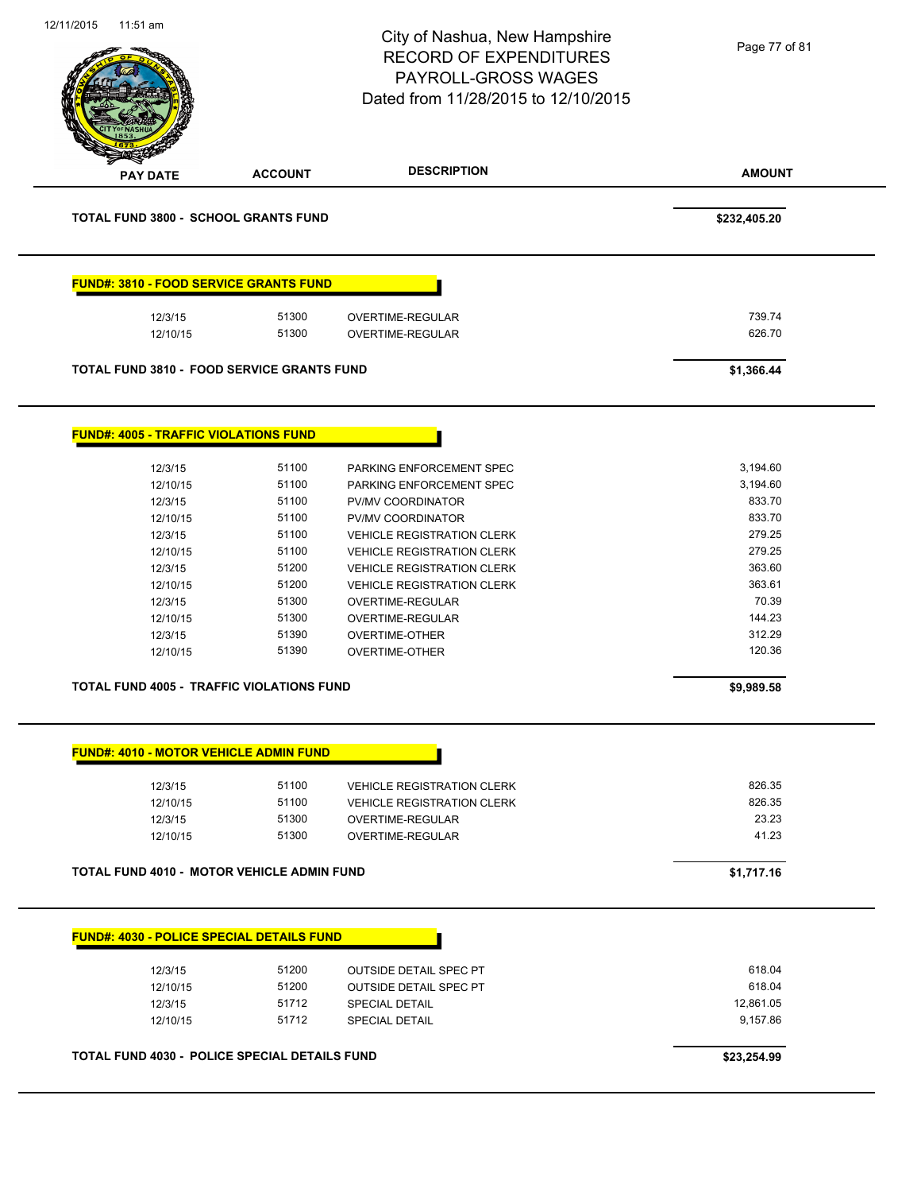City of Nashua, New Hampshire
RECORD OF EXPENDITURES
PAYROLL-GROSS WAGES
Dated from 11/28/2015 to 12/10/2015

| PAY DATE | ACCOUNT | DESCRIPTION | AMOUNT |
|---|---|---|---|
| **TOTAL FUND 3800 - SCHOOL GRANTS FUND** | | | **$232,405.20** |

**FUND#: 3810 - FOOD SERVICE GRANTS FUND**

| PAY DATE | ACCOUNT | DESCRIPTION | AMOUNT |
|---|---|---|---|
| 12/3/15 | 51300 | OVERTIME-REGULAR | 739.74 |
| 12/10/15 | 51300 | OVERTIME-REGULAR | 626.70 |
| **TOTAL FUND 3810 - FOOD SERVICE GRANTS FUND** | | | **$1,366.44** |

**FUND#: 4005 - TRAFFIC VIOLATIONS FUND**

| PAY DATE | ACCOUNT | DESCRIPTION | AMOUNT |
|---|---|---|---|
| 12/3/15 | 51100 | PARKING ENFORCEMENT SPEC | 3,194.60 |
| 12/10/15 | 51100 | PARKING ENFORCEMENT SPEC | 3,194.60 |
| 12/3/15 | 51100 | PV/MV COORDINATOR | 833.70 |
| 12/10/15 | 51100 | PV/MV COORDINATOR | 833.70 |
| 12/3/15 | 51100 | VEHICLE REGISTRATION CLERK | 279.25 |
| 12/10/15 | 51100 | VEHICLE REGISTRATION CLERK | 279.25 |
| 12/3/15 | 51200 | VEHICLE REGISTRATION CLERK | 363.60 |
| 12/10/15 | 51200 | VEHICLE REGISTRATION CLERK | 363.61 |
| 12/3/15 | 51300 | OVERTIME-REGULAR | 70.39 |
| 12/10/15 | 51300 | OVERTIME-REGULAR | 144.23 |
| 12/3/15 | 51390 | OVERTIME-OTHER | 312.29 |
| 12/10/15 | 51390 | OVERTIME-OTHER | 120.36 |
| **TOTAL FUND 4005 - TRAFFIC VIOLATIONS FUND** | | | **$9,989.58** |

**FUND#: 4010 - MOTOR VEHICLE ADMIN FUND**

| PAY DATE | ACCOUNT | DESCRIPTION | AMOUNT |
|---|---|---|---|
| 12/3/15 | 51100 | VEHICLE REGISTRATION CLERK | 826.35 |
| 12/10/15 | 51100 | VEHICLE REGISTRATION CLERK | 826.35 |
| 12/3/15 | 51300 | OVERTIME-REGULAR | 23.23 |
| 12/10/15 | 51300 | OVERTIME-REGULAR | 41.23 |
| **TOTAL FUND 4010 - MOTOR VEHICLE ADMIN FUND** | | | **$1,717.16** |

**FUND#: 4030 - POLICE SPECIAL DETAILS FUND**

| PAY DATE | ACCOUNT | DESCRIPTION | AMOUNT |
|---|---|---|---|
| 12/3/15 | 51200 | OUTSIDE DETAIL SPEC PT | 618.04 |
| 12/10/15 | 51200 | OUTSIDE DETAIL SPEC PT | 618.04 |
| 12/3/15 | 51712 | SPECIAL DETAIL | 12,861.05 |
| 12/10/15 | 51712 | SPECIAL DETAIL | 9,157.86 |
| **TOTAL FUND 4030 - POLICE SPECIAL DETAILS FUND** | | | **$23,254.99** |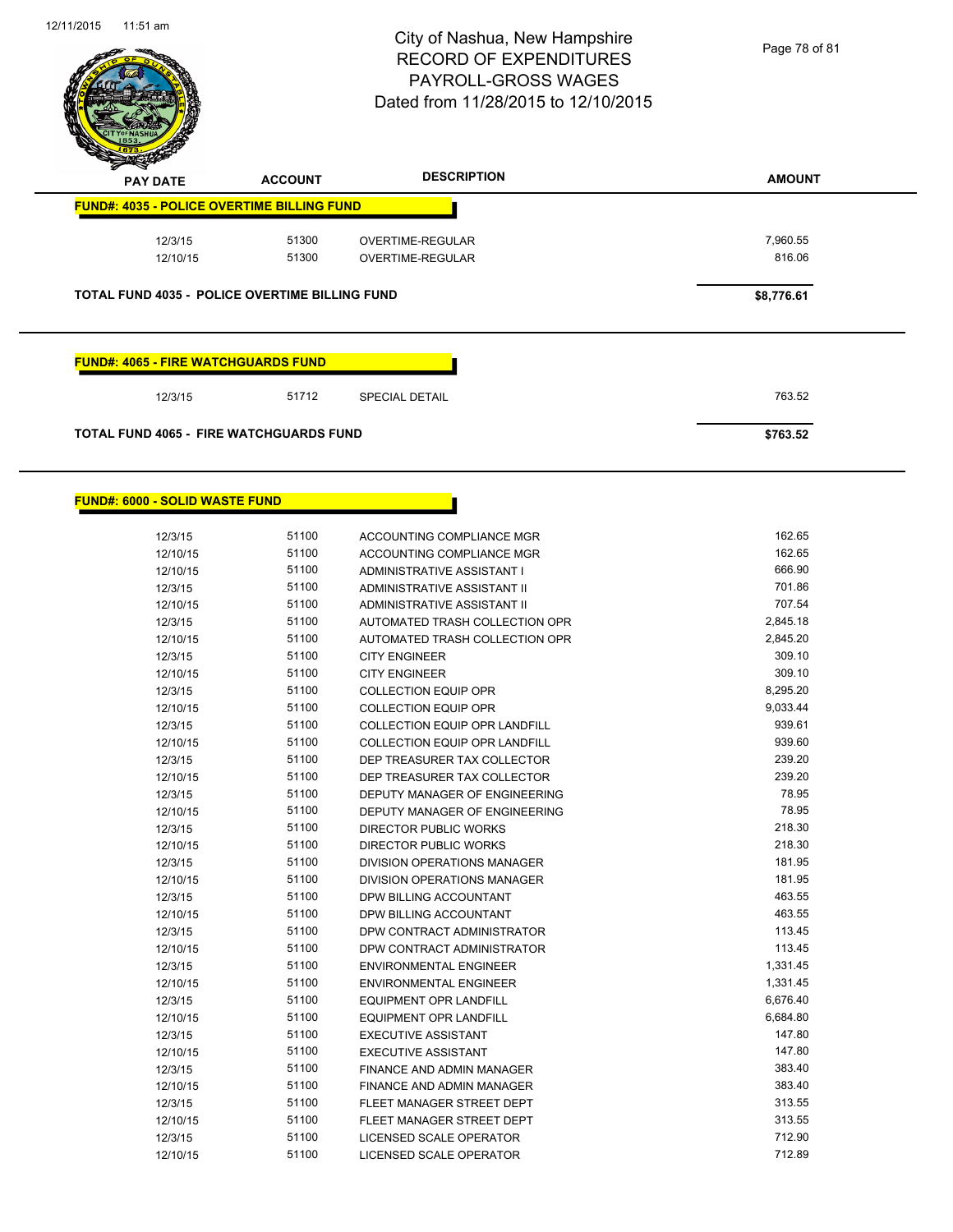# City of Nashua, New Hampshire
## RECORD OF EXPENDITURES
## PAYROLL-GROSS WAGES
## Dated from 11/28/2015 to 12/10/2015

| PAY DATE | ACCOUNT | DESCRIPTION | AMOUNT |
|---|---|---|---|

**FUND#: 4035 - POLICE OVERTIME BILLING FUND**

| PAY DATE | ACCOUNT | DESCRIPTION | AMOUNT |
|---|---|---|---|
| 12/3/15 | 51300 | OVERTIME-REGULAR | 7,960.55 |
| 12/10/15 | 51300 | OVERTIME-REGULAR | 816.06 |

**TOTAL FUND 4035 - POLICE OVERTIME BILLING FUND** **$8,776.61**

**FUND#: 4065 - FIRE WATCHGUARDS FUND**

| PAY DATE | ACCOUNT | DESCRIPTION | AMOUNT |
|---|---|---|---|
| 12/3/15 | 51712 | SPECIAL DETAIL | 763.52 |

**TOTAL FUND 4065 - FIRE WATCHGUARDS FUND** **$763.52**

**FUND#: 6000 - SOLID WASTE FUND**

| PAY DATE | ACCOUNT | DESCRIPTION | AMOUNT |
|---|---|---|---|
| 12/3/15 | 51100 | ACCOUNTING COMPLIANCE MGR | 162.65 |
| 12/10/15 | 51100 | ACCOUNTING COMPLIANCE MGR | 162.65 |
| 12/10/15 | 51100 | ADMINISTRATIVE ASSISTANT I | 666.90 |
| 12/3/15 | 51100 | ADMINISTRATIVE ASSISTANT II | 701.86 |
| 12/10/15 | 51100 | ADMINISTRATIVE ASSISTANT II | 707.54 |
| 12/3/15 | 51100 | AUTOMATED TRASH COLLECTION OPR | 2,845.18 |
| 12/10/15 | 51100 | AUTOMATED TRASH COLLECTION OPR | 2,845.20 |
| 12/3/15 | 51100 | CITY ENGINEER | 309.10 |
| 12/10/15 | 51100 | CITY ENGINEER | 309.10 |
| 12/3/15 | 51100 | COLLECTION EQUIP OPR | 8,295.20 |
| 12/10/15 | 51100 | COLLECTION EQUIP OPR | 9,033.44 |
| 12/3/15 | 51100 | COLLECTION EQUIP OPR LANDFILL | 939.61 |
| 12/10/15 | 51100 | COLLECTION EQUIP OPR LANDFILL | 939.60 |
| 12/3/15 | 51100 | DEP TREASURER TAX COLLECTOR | 239.20 |
| 12/10/15 | 51100 | DEP TREASURER TAX COLLECTOR | 239.20 |
| 12/3/15 | 51100 | DEPUTY MANAGER OF ENGINEERING | 78.95 |
| 12/10/15 | 51100 | DEPUTY MANAGER OF ENGINEERING | 78.95 |
| 12/3/15 | 51100 | DIRECTOR PUBLIC WORKS | 218.30 |
| 12/10/15 | 51100 | DIRECTOR PUBLIC WORKS | 218.30 |
| 12/3/15 | 51100 | DIVISION OPERATIONS MANAGER | 181.95 |
| 12/10/15 | 51100 | DIVISION OPERATIONS MANAGER | 181.95 |
| 12/3/15 | 51100 | DPW BILLING ACCOUNTANT | 463.55 |
| 12/10/15 | 51100 | DPW BILLING ACCOUNTANT | 463.55 |
| 12/3/15 | 51100 | DPW CONTRACT ADMINISTRATOR | 113.45 |
| 12/10/15 | 51100 | DPW CONTRACT ADMINISTRATOR | 113.45 |
| 12/3/15 | 51100 | ENVIRONMENTAL ENGINEER | 1,331.45 |
| 12/10/15 | 51100 | ENVIRONMENTAL ENGINEER | 1,331.45 |
| 12/3/15 | 51100 | EQUIPMENT OPR LANDFILL | 6,676.40 |
| 12/10/15 | 51100 | EQUIPMENT OPR LANDFILL | 6,684.80 |
| 12/3/15 | 51100 | EXECUTIVE ASSISTANT | 147.80 |
| 12/10/15 | 51100 | EXECUTIVE ASSISTANT | 147.80 |
| 12/3/15 | 51100 | FINANCE AND ADMIN MANAGER | 383.40 |
| 12/10/15 | 51100 | FINANCE AND ADMIN MANAGER | 383.40 |
| 12/3/15 | 51100 | FLEET MANAGER STREET DEPT | 313.55 |
| 12/10/15 | 51100 | FLEET MANAGER STREET DEPT | 313.55 |
| 12/3/15 | 51100 | LICENSED SCALE OPERATOR | 712.90 |
| 12/10/15 | 51100 | LICENSED SCALE OPERATOR | 712.89 |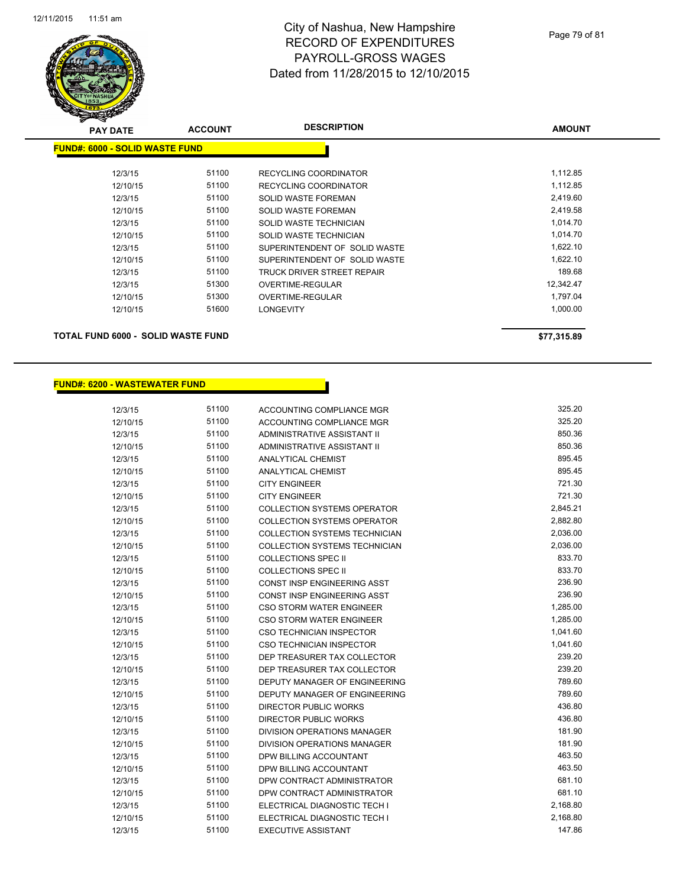| PAY DATE | ACCOUNT | DESCRIPTION | AMOUNT |
|---|---|---|---|

**FUND#: 6000 - SOLID WASTE FUND**

| PAY DATE | ACCOUNT | DESCRIPTION | AMOUNT |
|---|---|---|---|
| 12/3/15 | 51100 | RECYCLING COORDINATOR | 1,112.85 |
| 12/10/15 | 51100 | RECYCLING COORDINATOR | 1,112.85 |
| 12/3/15 | 51100 | SOLID WASTE FOREMAN | 2,419.60 |
| 12/10/15 | 51100 | SOLID WASTE FOREMAN | 2,419.58 |
| 12/3/15 | 51100 | SOLID WASTE TECHNICIAN | 1,014.70 |
| 12/10/15 | 51100 | SOLID WASTE TECHNICIAN | 1,014.70 |
| 12/3/15 | 51100 | SUPERINTENDENT OF SOLID WASTE | 1,622.10 |
| 12/10/15 | 51100 | SUPERINTENDENT OF SOLID WASTE | 1,622.10 |
| 12/3/15 | 51100 | TRUCK DRIVER STREET REPAIR | 189.68 |
| 12/3/15 | 51300 | OVERTIME-REGULAR | 12,342.47 |
| 12/10/15 | 51300 | OVERTIME-REGULAR | 1,797.04 |
| 12/10/15 | 51600 | LONGEVITY | 1,000.00 |

**TOTAL FUND 6000 - SOLID WASTE FUND** **$77,315.89**

**FUND#: 6200 - WASTEWATER FUND**

| PAY DATE | ACCOUNT | DESCRIPTION | AMOUNT |
|---|---|---|---|
| 12/3/15 | 51100 | ACCOUNTING COMPLIANCE MGR | 325.20 |
| 12/10/15 | 51100 | ACCOUNTING COMPLIANCE MGR | 325.20 |
| 12/3/15 | 51100 | ADMINISTRATIVE ASSISTANT II | 850.36 |
| 12/10/15 | 51100 | ADMINISTRATIVE ASSISTANT II | 850.36 |
| 12/3/15 | 51100 | ANALYTICAL CHEMIST | 895.45 |
| 12/10/15 | 51100 | ANALYTICAL CHEMIST | 895.45 |
| 12/3/15 | 51100 | CITY ENGINEER | 721.30 |
| 12/10/15 | 51100 | CITY ENGINEER | 721.30 |
| 12/3/15 | 51100 | COLLECTION SYSTEMS OPERATOR | 2,845.21 |
| 12/10/15 | 51100 | COLLECTION SYSTEMS OPERATOR | 2,882.80 |
| 12/3/15 | 51100 | COLLECTION SYSTEMS TECHNICIAN | 2,036.00 |
| 12/10/15 | 51100 | COLLECTION SYSTEMS TECHNICIAN | 2,036.00 |
| 12/3/15 | 51100 | COLLECTIONS SPEC II | 833.70 |
| 12/10/15 | 51100 | COLLECTIONS SPEC II | 833.70 |
| 12/3/15 | 51100 | CONST INSP ENGINEERING ASST | 236.90 |
| 12/10/15 | 51100 | CONST INSP ENGINEERING ASST | 236.90 |
| 12/3/15 | 51100 | CSO STORM WATER ENGINEER | 1,285.00 |
| 12/10/15 | 51100 | CSO STORM WATER ENGINEER | 1,285.00 |
| 12/3/15 | 51100 | CSO TECHNICIAN INSPECTOR | 1,041.60 |
| 12/10/15 | 51100 | CSO TECHNICIAN INSPECTOR | 1,041.60 |
| 12/3/15 | 51100 | DEP TREASURER TAX COLLECTOR | 239.20 |
| 12/10/15 | 51100 | DEP TREASURER TAX COLLECTOR | 239.20 |
| 12/3/15 | 51100 | DEPUTY MANAGER OF ENGINEERING | 789.60 |
| 12/10/15 | 51100 | DEPUTY MANAGER OF ENGINEERING | 789.60 |
| 12/3/15 | 51100 | DIRECTOR PUBLIC WORKS | 436.80 |
| 12/10/15 | 51100 | DIRECTOR PUBLIC WORKS | 436.80 |
| 12/3/15 | 51100 | DIVISION OPERATIONS MANAGER | 181.90 |
| 12/10/15 | 51100 | DIVISION OPERATIONS MANAGER | 181.90 |
| 12/3/15 | 51100 | DPW BILLING ACCOUNTANT | 463.50 |
| 12/10/15 | 51100 | DPW BILLING ACCOUNTANT | 463.50 |
| 12/3/15 | 51100 | DPW CONTRACT ADMINISTRATOR | 681.10 |
| 12/10/15 | 51100 | DPW CONTRACT ADMINISTRATOR | 681.10 |
| 12/3/15 | 51100 | ELECTRICAL DIAGNOSTIC TECH I | 2,168.80 |
| 12/10/15 | 51100 | ELECTRICAL DIAGNOSTIC TECH I | 2,168.80 |
| 12/3/15 | 51100 | EXECUTIVE ASSISTANT | 147.86 |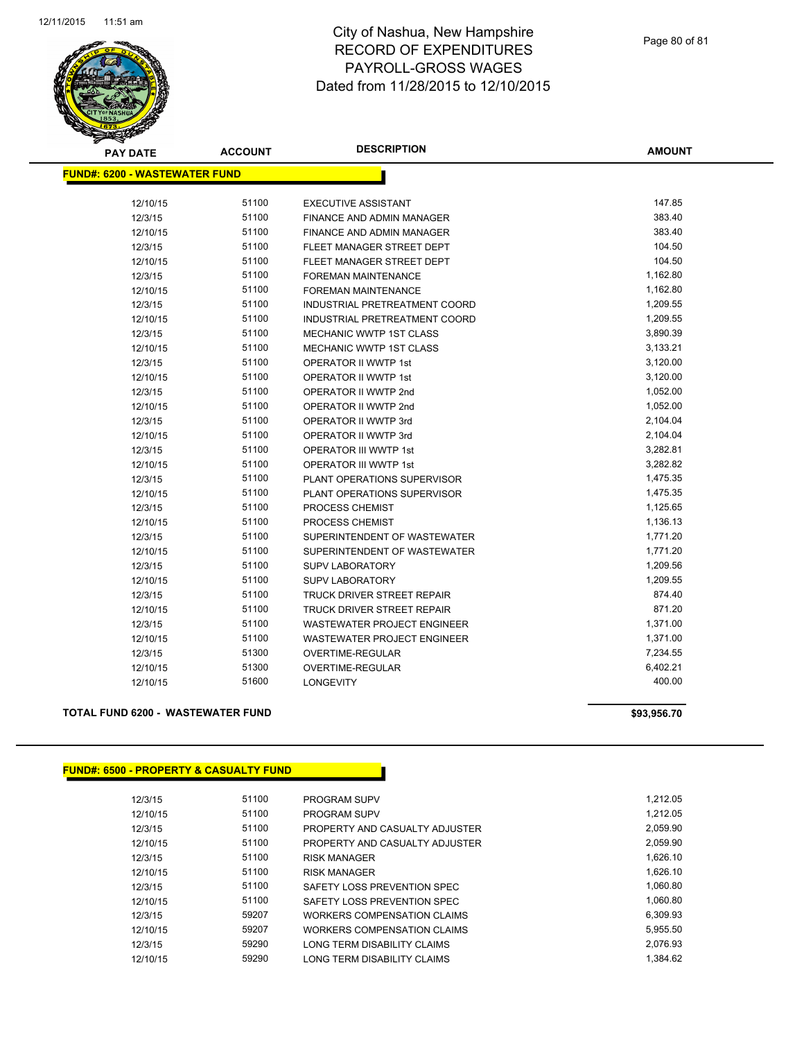# City of Nashua, New Hampshire
# RECORD OF EXPENDITURES
# PAYROLL-GROSS WAGES
# Dated from 11/28/2015 to 12/10/2015

**FUND#: 6200 - WASTEWATER FUND**

| PAY DATE | ACCOUNT | DESCRIPTION | AMOUNT |
|---|---|---|---|
| 12/10/15 | 51100 | EXECUTIVE ASSISTANT | 147.85 |
| 12/3/15 | 51100 | FINANCE AND ADMIN MANAGER | 383.40 |
| 12/10/15 | 51100 | FINANCE AND ADMIN MANAGER | 383.40 |
| 12/3/15 | 51100 | FLEET MANAGER STREET DEPT | 104.50 |
| 12/10/15 | 51100 | FLEET MANAGER STREET DEPT | 104.50 |
| 12/3/15 | 51100 | FOREMAN MAINTENANCE | 1,162.80 |
| 12/10/15 | 51100 | FOREMAN MAINTENANCE | 1,162.80 |
| 12/3/15 | 51100 | INDUSTRIAL PRETREATMENT COORD | 1,209.55 |
| 12/10/15 | 51100 | INDUSTRIAL PRETREATMENT COORD | 1,209.55 |
| 12/3/15 | 51100 | MECHANIC WWTP 1ST CLASS | 3,890.39 |
| 12/10/15 | 51100 | MECHANIC WWTP 1ST CLASS | 3,133.21 |
| 12/3/15 | 51100 | OPERATOR II WWTP 1st | 3,120.00 |
| 12/10/15 | 51100 | OPERATOR II WWTP 1st | 3,120.00 |
| 12/3/15 | 51100 | OPERATOR II WWTP 2nd | 1,052.00 |
| 12/10/15 | 51100 | OPERATOR II WWTP 2nd | 1,052.00 |
| 12/3/15 | 51100 | OPERATOR II WWTP 3rd | 2,104.04 |
| 12/10/15 | 51100 | OPERATOR II WWTP 3rd | 2,104.04 |
| 12/3/15 | 51100 | OPERATOR III WWTP 1st | 3,282.81 |
| 12/10/15 | 51100 | OPERATOR III WWTP 1st | 3,282.82 |
| 12/3/15 | 51100 | PLANT OPERATIONS SUPERVISOR | 1,475.35 |
| 12/10/15 | 51100 | PLANT OPERATIONS SUPERVISOR | 1,475.35 |
| 12/3/15 | 51100 | PROCESS CHEMIST | 1,125.65 |
| 12/10/15 | 51100 | PROCESS CHEMIST | 1,136.13 |
| 12/3/15 | 51100 | SUPERINTENDENT OF WASTEWATER | 1,771.20 |
| 12/10/15 | 51100 | SUPERINTENDENT OF WASTEWATER | 1,771.20 |
| 12/3/15 | 51100 | SUPV LABORATORY | 1,209.56 |
| 12/10/15 | 51100 | SUPV LABORATORY | 1,209.55 |
| 12/3/15 | 51100 | TRUCK DRIVER STREET REPAIR | 874.40 |
| 12/10/15 | 51100 | TRUCK DRIVER STREET REPAIR | 871.20 |
| 12/3/15 | 51100 | WASTEWATER PROJECT ENGINEER | 1,371.00 |
| 12/10/15 | 51100 | WASTEWATER PROJECT ENGINEER | 1,371.00 |
| 12/3/15 | 51300 | OVERTIME-REGULAR | 7,234.55 |
| 12/10/15 | 51300 | OVERTIME-REGULAR | 6,402.21 |
| 12/10/15 | 51600 | LONGEVITY | 400.00 |

**TOTAL FUND 6200 - WASTEWATER FUND** **$93,956.70**

**FUND#: 6500 - PROPERTY & CASUALTY FUND**

| PAY DATE | ACCOUNT | DESCRIPTION | AMOUNT |
|---|---|---|---|
| 12/3/15 | 51100 | PROGRAM SUPV | 1,212.05 |
| 12/10/15 | 51100 | PROGRAM SUPV | 1,212.05 |
| 12/3/15 | 51100 | PROPERTY AND CASUALTY ADJUSTER | 2,059.90 |
| 12/10/15 | 51100 | PROPERTY AND CASUALTY ADJUSTER | 2,059.90 |
| 12/3/15 | 51100 | RISK MANAGER | 1,626.10 |
| 12/10/15 | 51100 | RISK MANAGER | 1,626.10 |
| 12/3/15 | 51100 | SAFETY LOSS PREVENTION SPEC | 1,060.80 |
| 12/10/15 | 51100 | SAFETY LOSS PREVENTION SPEC | 1,060.80 |
| 12/3/15 | 59207 | WORKERS COMPENSATION CLAIMS | 6,309.93 |
| 12/10/15 | 59207 | WORKERS COMPENSATION CLAIMS | 5,955.50 |
| 12/3/15 | 59290 | LONG TERM DISABILITY CLAIMS | 2,076.93 |
| 12/10/15 | 59290 | LONG TERM DISABILITY CLAIMS | 1,384.62 |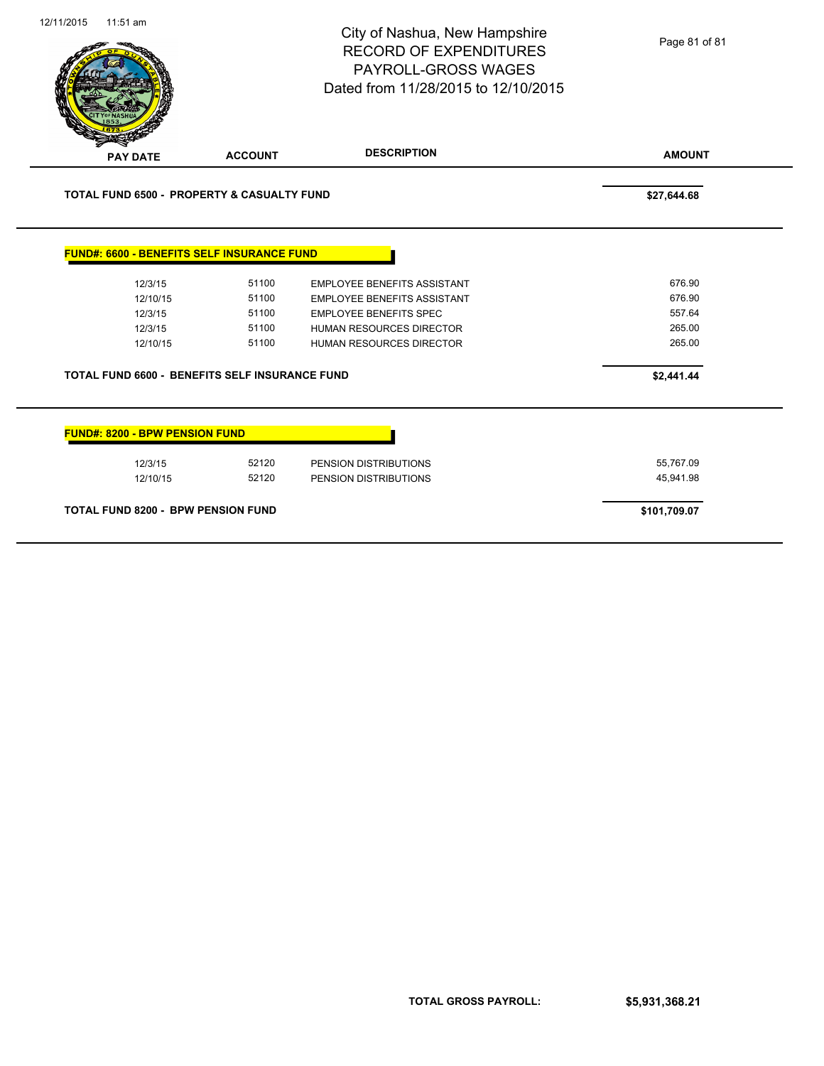City of Nashua, New Hampshire
RECORD OF EXPENDITURES
PAYROLL-GROSS WAGES
Dated from 11/28/2015 to 12/10/2015

| PAY DATE | ACCOUNT | DESCRIPTION | AMOUNT |
|---|---|---|---|
| **TOTAL FUND 6500 - PROPERTY & CASUALTY FUND** | | | **$27,644.68** |

**FUND#: 6600 - BENEFITS SELF INSURANCE FUND**

| PAY DATE | ACCOUNT | DESCRIPTION | AMOUNT |
|---|---|---|---|
| 12/3/15 | 51100 | EMPLOYEE BENEFITS ASSISTANT | 676.90 |
| 12/10/15 | 51100 | EMPLOYEE BENEFITS ASSISTANT | 676.90 |
| 12/3/15 | 51100 | EMPLOYEE BENEFITS SPEC | 557.64 |
| 12/3/15 | 51100 | HUMAN RESOURCES DIRECTOR | 265.00 |
| 12/10/15 | 51100 | HUMAN RESOURCES DIRECTOR | 265.00 |
| **TOTAL FUND 6600 - BENEFITS SELF INSURANCE FUND** | | | **$2,441.44** |

**FUND#: 8200 - BPW PENSION FUND**

| PAY DATE | ACCOUNT | DESCRIPTION | AMOUNT |
|---|---|---|---|
| 12/3/15 | 52120 | PENSION DISTRIBUTIONS | 55,767.09 |
| 12/10/15 | 52120 | PENSION DISTRIBUTIONS | 45,941.98 |
| **TOTAL FUND 8200 - BPW PENSION FUND** | | | **$101,709.07** |

**TOTAL GROSS PAYROLL: $5,931,368.21**